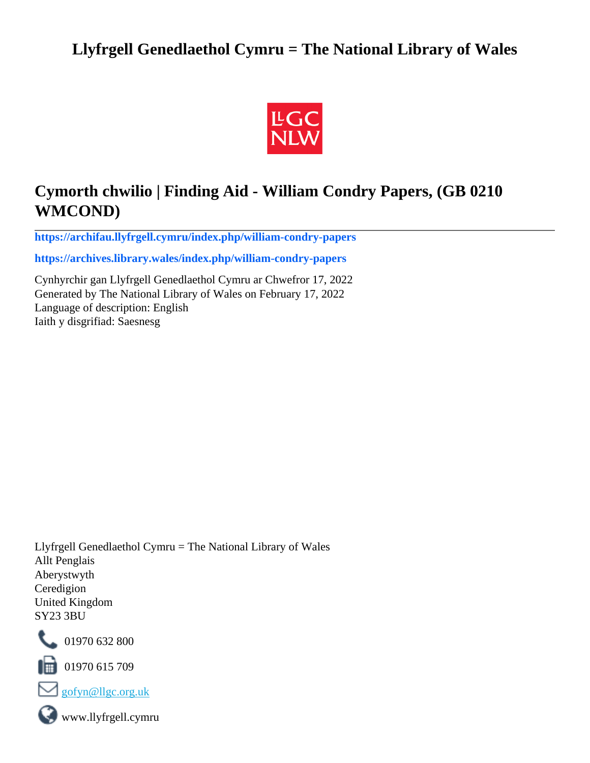# Llyfrgell Genedlaethol Cymru = The National Library of Wales

## Cymorth chwilio | Finding Aid - William Condry Papers, (GB 0210 WMCOND)

**https://archifau.llyfrgell.cymru/index.php/william-condry-papers**

**https://archives.library.wales/index.php/william-condry-papers**

Cynhyrchir gan Llyfrgell Genedlaethol Cymru ar Chwefror 17, 2022
Generated by The National Library of Wales on February 17, 2022
Language of description: English
Iaith y disgrifiad: Saesnesg

Llyfrgell Genedlaethol Cymru = The National Library of Wales
Allt Penglais
Aberystwyth
Ceredigion
United Kingdom
SY23 3BU

01970 632 800

01970 615 709

gofyn@llgc.org.uk

www.llyfrgell.cymru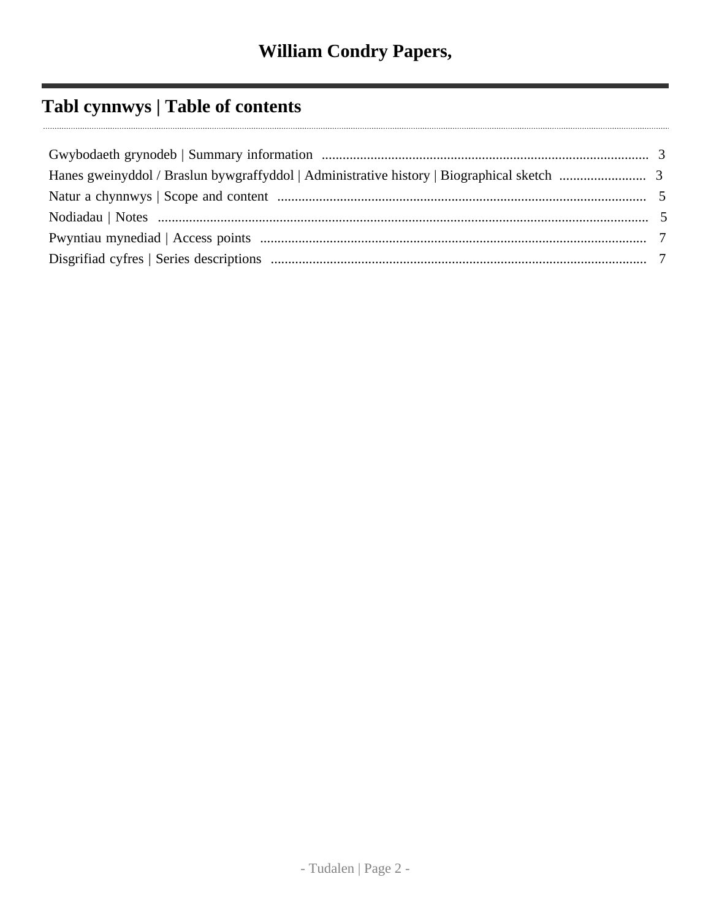# William Condry Papers,

## Tabl cynnwys | Table of contents

- Gwybodaeth grynodeb | Summary information ... 3
- Hanes gweinyddol / Braslun bywgraffyddol | Administrative history | Biographical sketch ... 3
- Natur a chynnwys | Scope and content ... 5
- Nodiadau | Notes ... 5
- Pwyntiau mynediad | Access points ... 7
- Disgrifiad cyfres | Series descriptions ... 7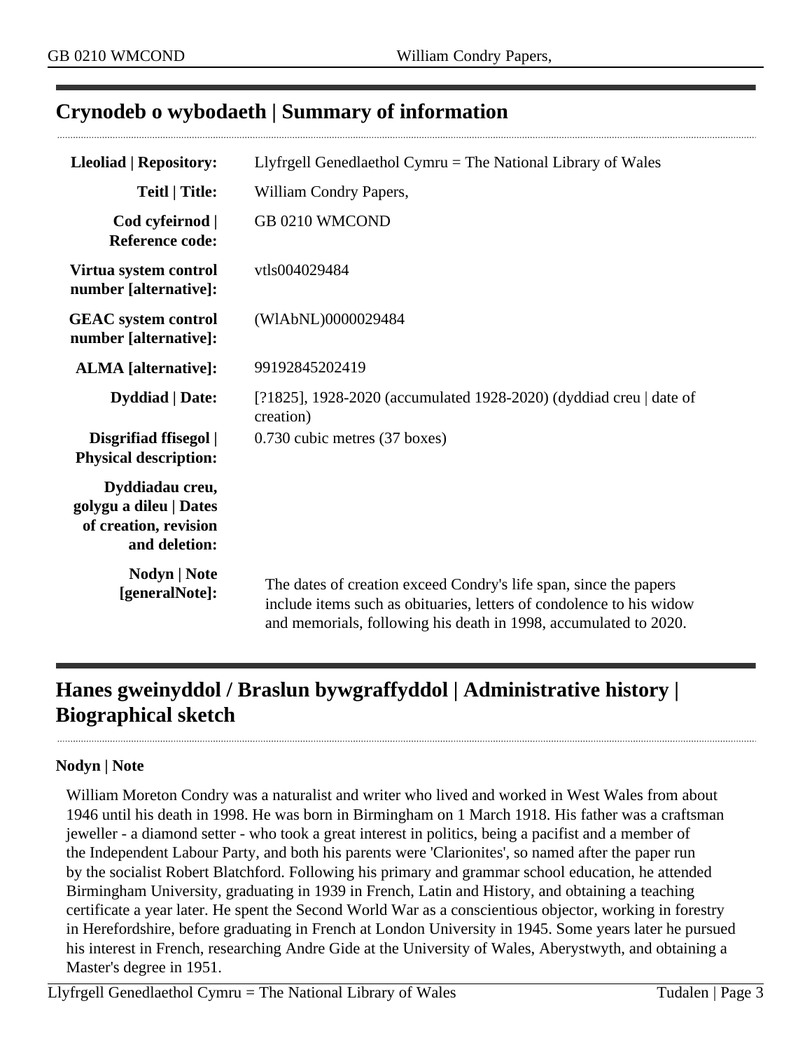## Crynodeb o wybodaeth | Summary of information

| | |
|---|---|
| **Lleoliad \| Repository:** | Llyfrgell Genedlaethol Cymru = The National Library of Wales |
| **Teitl \| Title:** | William Condry Papers, |
| **Cod cyfeirnod \| Reference code:** | GB 0210 WMCOND |
| **Virtua system control number [alternative]:** | vtls004029484 |
| **GEAC system control number [alternative]:** | (WlAbNL)0000029484 |
| **ALMA [alternative]:** | 99192845202419 |
| **Dyddiad \| Date:** | [?1825], 1928-2020 (accumulated 1928-2020) (dyddiad creu \| date of creation) |
| **Disgrifiad ffisegol \| Physical description:** | 0.730 cubic metres (37 boxes) |
| **Dyddiadau creu, golygu a dileu \| Dates of creation, revision and deletion:** | |
| **Nodyn \| Note [generalNote]:** | The dates of creation exceed Condry's life span, since the papers include items such as obituaries, letters of condolence to his widow and memorials, following his death in 1998, accumulated to 2020. |

## Hanes gweinyddol / Braslun bywgraffyddol | Administrative history | Biographical sketch

**Nodyn | Note**

William Moreton Condry was a naturalist and writer who lived and worked in West Wales from about 1946 until his death in 1998. He was born in Birmingham on 1 March 1918. His father was a craftsman jeweller - a diamond setter - who took a great interest in politics, being a pacifist and a member of the Independent Labour Party, and both his parents were 'Clarionites', so named after the paper run by the socialist Robert Blatchford. Following his primary and grammar school education, he attended Birmingham University, graduating in 1939 in French, Latin and History, and obtaining a teaching certificate a year later. He spent the Second World War as a conscientious objector, working in forestry in Herefordshire, before graduating in French at London University in 1945. Some years later he pursued his interest in French, researching Andre Gide at the University of Wales, Aberystwyth, and obtaining a Master's degree in 1951.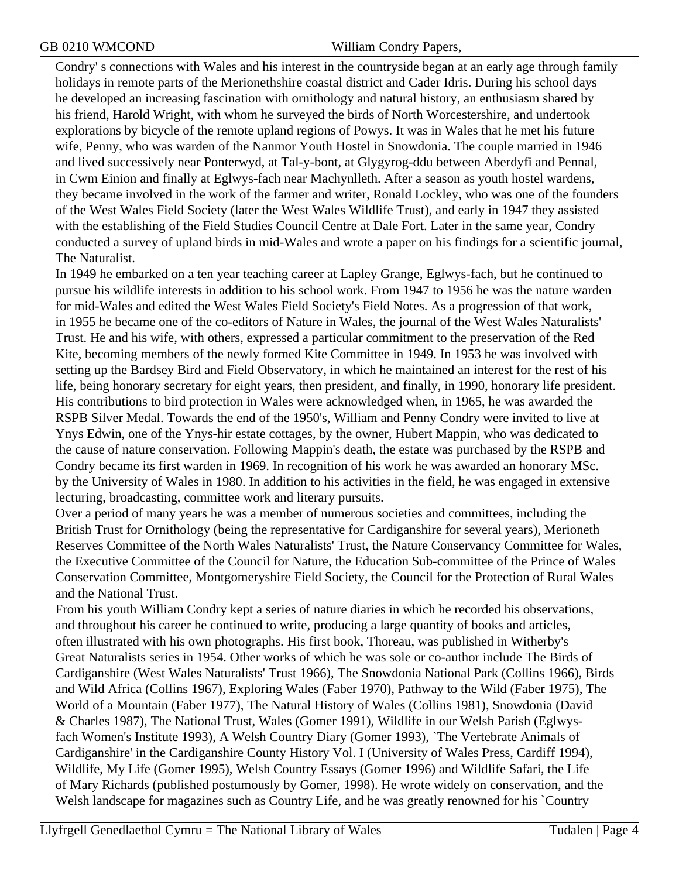Condry' s connections with Wales and his interest in the countryside began at an early age through family holidays in remote parts of the Merionethshire coastal district and Cader Idris. During his school days he developed an increasing fascination with ornithology and natural history, an enthusiasm shared by his friend, Harold Wright, with whom he surveyed the birds of North Worcestershire, and undertook explorations by bicycle of the remote upland regions of Powys. It was in Wales that he met his future wife, Penny, who was warden of the Nanmor Youth Hostel in Snowdonia. The couple married in 1946 and lived successively near Ponterwyd, at Tal-y-bont, at Glygyrog-ddu between Aberdyfi and Pennal, in Cwm Einion and finally at Eglwys-fach near Machynlleth. After a season as youth hostel wardens, they became involved in the work of the farmer and writer, Ronald Lockley, who was one of the founders of the West Wales Field Society (later the West Wales Wildlife Trust), and early in 1947 they assisted with the establishing of the Field Studies Council Centre at Dale Fort. Later in the same year, Condry conducted a survey of upland birds in mid-Wales and wrote a paper on his findings for a scientific journal, The Naturalist.

In 1949 he embarked on a ten year teaching career at Lapley Grange, Eglwys-fach, but he continued to pursue his wildlife interests in addition to his school work. From 1947 to 1956 he was the nature warden for mid-Wales and edited the West Wales Field Society's Field Notes. As a progression of that work, in 1955 he became one of the co-editors of Nature in Wales, the journal of the West Wales Naturalists' Trust. He and his wife, with others, expressed a particular commitment to the preservation of the Red Kite, becoming members of the newly formed Kite Committee in 1949. In 1953 he was involved with setting up the Bardsey Bird and Field Observatory, in which he maintained an interest for the rest of his life, being honorary secretary for eight years, then president, and finally, in 1990, honorary life president. His contributions to bird protection in Wales were acknowledged when, in 1965, he was awarded the RSPB Silver Medal. Towards the end of the 1950's, William and Penny Condry were invited to live at Ynys Edwin, one of the Ynys-hir estate cottages, by the owner, Hubert Mappin, who was dedicated to the cause of nature conservation. Following Mappin's death, the estate was purchased by the RSPB and Condry became its first warden in 1969. In recognition of his work he was awarded an honorary MSc. by the University of Wales in 1980. In addition to his activities in the field, he was engaged in extensive lecturing, broadcasting, committee work and literary pursuits.

Over a period of many years he was a member of numerous societies and committees, including the British Trust for Ornithology (being the representative for Cardiganshire for several years), Merioneth Reserves Committee of the North Wales Naturalists' Trust, the Nature Conservancy Committee for Wales, the Executive Committee of the Council for Nature, the Education Sub-committee of the Prince of Wales Conservation Committee, Montgomeryshire Field Society, the Council for the Protection of Rural Wales and the National Trust.

From his youth William Condry kept a series of nature diaries in which he recorded his observations, and throughout his career he continued to write, producing a large quantity of books and articles, often illustrated with his own photographs. His first book, Thoreau, was published in Witherby's Great Naturalists series in 1954. Other works of which he was sole or co-author include The Birds of Cardiganshire (West Wales Naturalists' Trust 1966), The Snowdonia National Park (Collins 1966), Birds and Wild Africa (Collins 1967), Exploring Wales (Faber 1970), Pathway to the Wild (Faber 1975), The World of a Mountain (Faber 1977), The Natural History of Wales (Collins 1981), Snowdonia (David & Charles 1987), The National Trust, Wales (Gomer 1991), Wildlife in our Welsh Parish (Eglwys-fach Women's Institute 1993), A Welsh Country Diary (Gomer 1993), `The Vertebrate Animals of Cardiganshire' in the Cardiganshire County History Vol. I (University of Wales Press, Cardiff 1994), Wildlife, My Life (Gomer 1995), Welsh Country Essays (Gomer 1996) and Wildlife Safari, the Life of Mary Richards (published postumously by Gomer, 1998). He wrote widely on conservation, and the Welsh landscape for magazines such as Country Life, and he was greatly renowned for his `Country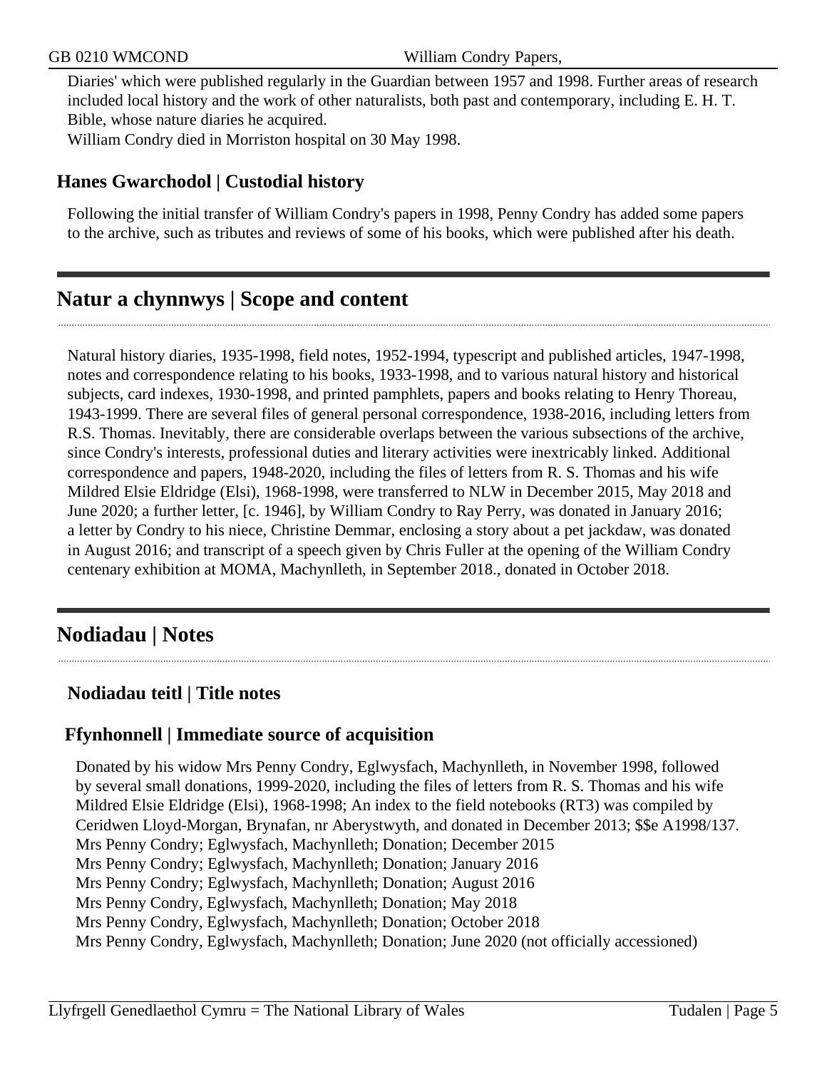Diaries' which were published regularly in the Guardian between 1957 and 1998. Further areas of research included local history and the work of other naturalists, both past and contemporary, including E. H. T. Bible, whose nature diaries he acquired.
William Condry died in Morriston hospital on 30 May 1998.

### Hanes Gwarchodol | Custodial history

Following the initial transfer of William Condry's papers in 1998, Penny Condry has added some papers to the archive, such as tributes and reviews of some of his books, which were published after his death.

## Natur a chynnwys | Scope and content

Natural history diaries, 1935-1998, field notes, 1952-1994, typescript and published articles, 1947-1998, notes and correspondence relating to his books, 1933-1998, and to various natural history and historical subjects, card indexes, 1930-1998, and printed pamphlets, papers and books relating to Henry Thoreau, 1943-1999. There are several files of general personal correspondence, 1938-2016, including letters from R.S. Thomas. Inevitably, there are considerable overlaps between the various subsections of the archive, since Condry's interests, professional duties and literary activities were inextricably linked. Additional correspondence and papers, 1948-2020, including the files of letters from R. S. Thomas and his wife Mildred Elsie Eldridge (Elsi), 1968-1998, were transferred to NLW in December 2015, May 2018 and June 2020; a further letter, [c. 1946], by William Condry to Ray Perry, was donated in January 2016; a letter by Condry to his niece, Christine Demmar, enclosing a story about a pet jackdaw, was donated in August 2016; and transcript of a speech given by Chris Fuller at the opening of the William Condry centenary exhibition at MOMA, Machynlleth, in September 2018., donated in October 2018.

## Nodiadau | Notes

### Nodiadau teitl | Title notes

### Ffynhonnell | Immediate source of acquisition

Donated by his widow Mrs Penny Condry, Eglwysfach, Machynlleth, in November 1998, followed by several small donations, 1999-2020, including the files of letters from R. S. Thomas and his wife Mildred Elsie Eldridge (Elsi), 1968-1998; An index to the field notebooks (RT3) was compiled by Ceridwen Lloyd-Morgan, Brynafan, nr Aberystwyth, and donated in December 2013; $$e A1998/137.
Mrs Penny Condry; Eglwysfach, Machynlleth; Donation; December 2015
Mrs Penny Condry; Eglwysfach, Machynlleth; Donation; January 2016
Mrs Penny Condry; Eglwysfach, Machynlleth; Donation; August 2016
Mrs Penny Condry, Eglwysfach, Machynlleth; Donation; May 2018
Mrs Penny Condry, Eglwysfach, Machynlleth; Donation; October 2018
Mrs Penny Condry, Eglwysfach, Machynlleth; Donation; June 2020 (not officially accessioned)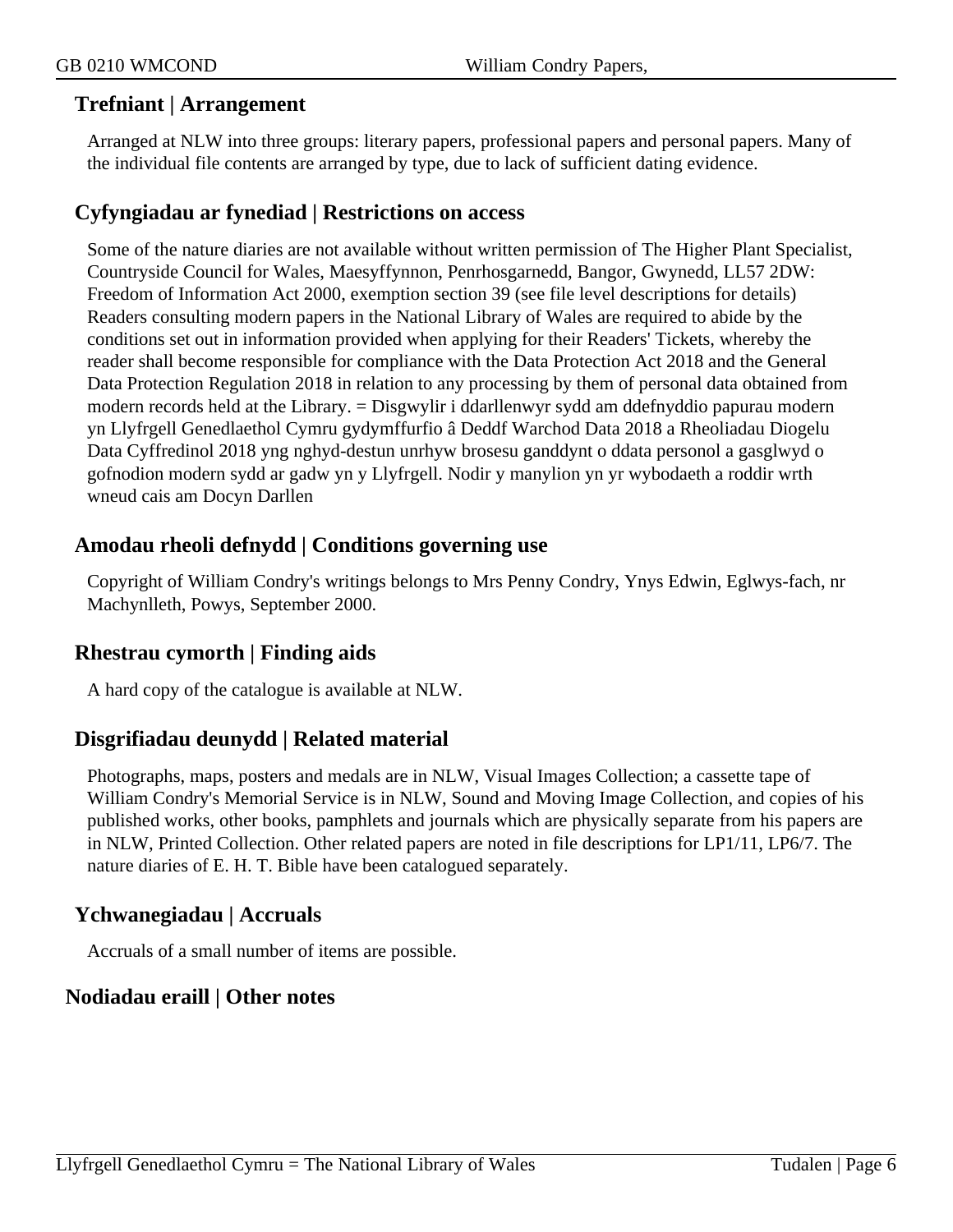## Trefniant | Arrangement

Arranged at NLW into three groups: literary papers, professional papers and personal papers. Many of the individual file contents are arranged by type, due to lack of sufficient dating evidence.

## Cyfyngiadau ar fynediad | Restrictions on access

Some of the nature diaries are not available without written permission of The Higher Plant Specialist, Countryside Council for Wales, Maesyffynnon, Penrhosgarnedd, Bangor, Gwynedd, LL57 2DW: Freedom of Information Act 2000, exemption section 39 (see file level descriptions for details) Readers consulting modern papers in the National Library of Wales are required to abide by the conditions set out in information provided when applying for their Readers' Tickets, whereby the reader shall become responsible for compliance with the Data Protection Act 2018 and the General Data Protection Regulation 2018 in relation to any processing by them of personal data obtained from modern records held at the Library. = Disgwylir i ddarllenwyr sydd am ddefnyddio papurau modern yn Llyfrgell Genedlaethol Cymru gydymffurfio â Deddf Warchod Data 2018 a Rheoliadau Diogelu Data Cyffredinol 2018 yng nghyd-destun unrhyw brosesu ganddynt o ddata personol a gasglwyd o gofnodion modern sydd ar gadw yn y Llyfrgell. Nodir y manylion yn yr wybodaeth a roddir wrth wneud cais am Docyn Darllen

## Amodau rheoli defnydd | Conditions governing use

Copyright of William Condry's writings belongs to Mrs Penny Condry, Ynys Edwin, Eglwys-fach, nr Machynlleth, Powys, September 2000.

## Rhestrau cymorth | Finding aids

A hard copy of the catalogue is available at NLW.

## Disgrifiadau deunydd | Related material

Photographs, maps, posters and medals are in NLW, Visual Images Collection; a cassette tape of William Condry's Memorial Service is in NLW, Sound and Moving Image Collection, and copies of his published works, other books, pamphlets and journals which are physically separate from his papers are in NLW, Printed Collection. Other related papers are noted in file descriptions for LP1/11, LP6/7. The nature diaries of E. H. T. Bible have been catalogued separately.

## Ychwanegiadau | Accruals

Accruals of a small number of items are possible.

## Nodiadau eraill | Other notes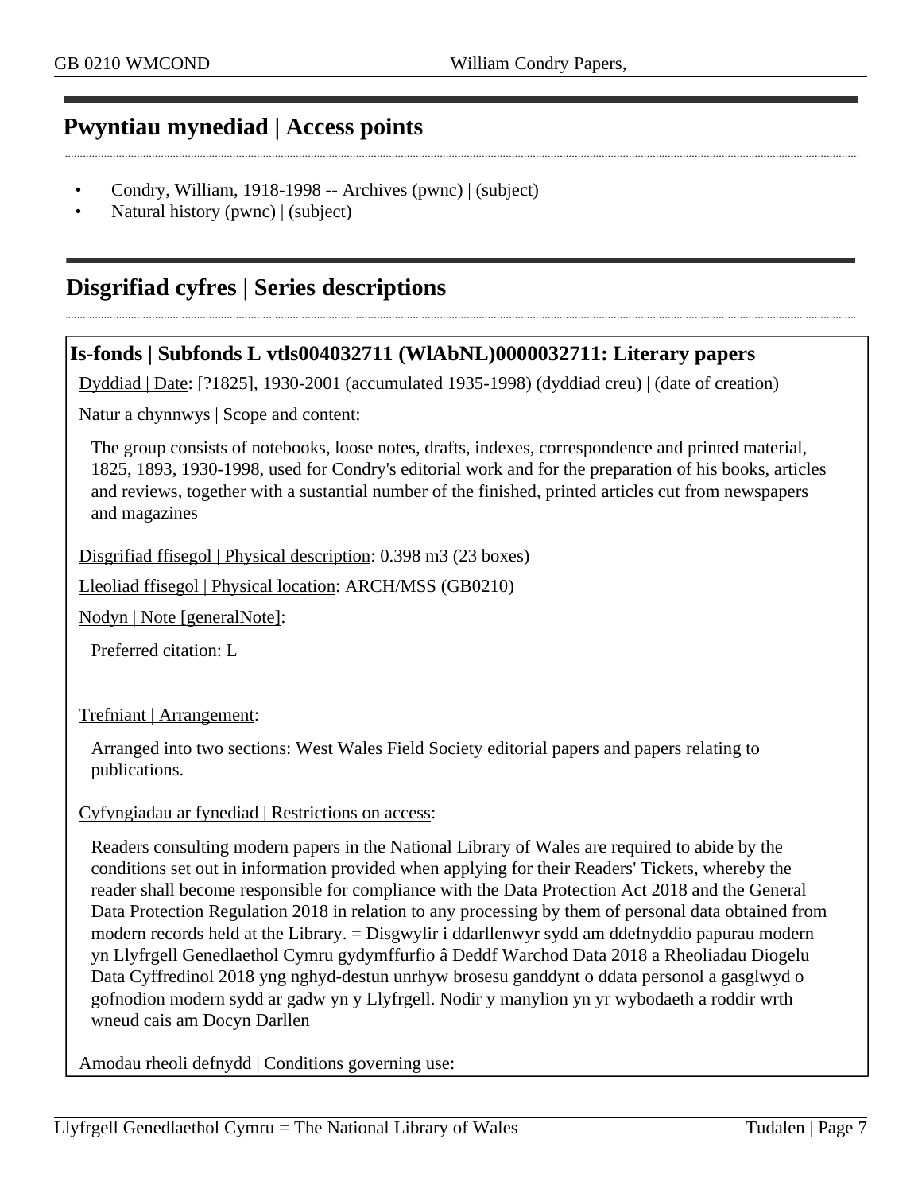## Pwyntiau mynediad | Access points

- Condry, William, 1918-1998 -- Archives (pwnc) | (subject)
- Natural history (pwnc) | (subject)

## Disgrifiad cyfres | Series descriptions

### Is-fonds | Subfonds L vtls004032711 (WlAbNL)0000032711: Literary papers

Dyddiad | Date: [?1825], 1930-2001 (accumulated 1935-1998) (dyddiad creu) | (date of creation)

Natur a chynnwys | Scope and content:

The group consists of notebooks, loose notes, drafts, indexes, correspondence and printed material, 1825, 1893, 1930-1998, used for Condry's editorial work and for the preparation of his books, articles and reviews, together with a sustantial number of the finished, printed articles cut from newspapers and magazines

Disgrifiad ffisegol | Physical description: 0.398 m3 (23 boxes)

Lleoliad ffisegol | Physical location: ARCH/MSS (GB0210)

Nodyn | Note [generalNote]:

Preferred citation: L

Trefniant | Arrangement:

Arranged into two sections: West Wales Field Society editorial papers and papers relating to publications.

Cyfyngiadau ar fynediad | Restrictions on access:

Readers consulting modern papers in the National Library of Wales are required to abide by the conditions set out in information provided when applying for their Readers' Tickets, whereby the reader shall become responsible for compliance with the Data Protection Act 2018 and the General Data Protection Regulation 2018 in relation to any processing by them of personal data obtained from modern records held at the Library. = Disgwylir i ddarllenwyr sydd am ddefnyddio papurau modern yn Llyfrgell Genedlaethol Cymru gydymffurfio â Deddf Warchod Data 2018 a Rheoliadau Diogelu Data Cyffredinol 2018 yng nghyd-destun unrhyw brosesu ganddynt o ddata personol a gasglwyd o gofnodion modern sydd ar gadw yn y Llyfrgell. Nodir y manylion yn yr wybodaeth a roddir wrth wneud cais am Docyn Darllen

Amodau rheoli defnydd | Conditions governing use: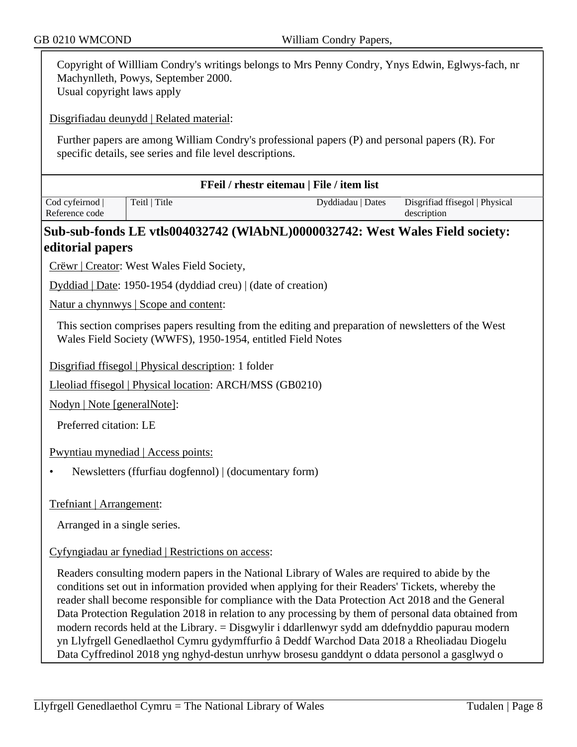Copyright of Willliam Condry's writings belongs to Mrs Penny Condry, Ynys Edwin, Eglwys-fach, nr Machynlleth, Powys, September 2000.
Usual copyright laws apply

Disgrifiadau deunydd | Related material:

Further papers are among William Condry's professional papers (P) and personal papers (R). For specific details, see series and file level descriptions.

**FFeil / rhestr eitemau | File / item list**

| Cod cyfeirnod \| Reference code | Teitl \| Title | Dyddiadau \| Dates | Disgrifiad ffisegol \| Physical description |
|---|---|---|---|

## Sub-sub-fonds LE vtls004032742 (WlAbNL)0000032742: West Wales Field society: editorial papers

Crëwr | Creator: West Wales Field Society,

Dyddiad | Date: 1950-1954 (dyddiad creu) | (date of creation)

Natur a chynnwys | Scope and content:

This section comprises papers resulting from the editing and preparation of newsletters of the West Wales Field Society (WWFS), 1950-1954, entitled Field Notes

Disgrifiad ffisegol | Physical description: 1 folder

Lleoliad ffisegol | Physical location: ARCH/MSS (GB0210)

Nodyn | Note [generalNote]:

Preferred citation: LE

Pwyntiau mynediad | Access points:

- Newsletters (ffurfiau dogfennol) | (documentary form)

Trefniant | Arrangement:

Arranged in a single series.

Cyfyngiadau ar fynediad | Restrictions on access:

Readers consulting modern papers in the National Library of Wales are required to abide by the conditions set out in information provided when applying for their Readers' Tickets, whereby the reader shall become responsible for compliance with the Data Protection Act 2018 and the General Data Protection Regulation 2018 in relation to any processing by them of personal data obtained from modern records held at the Library. = Disgwylir i ddarllenwyr sydd am ddefnyddio papurau modern yn Llyfrgell Genedlaethol Cymru gydymffurfio â Deddf Warchod Data 2018 a Rheoliadau Diogelu Data Cyffredinol 2018 yng nghyd-destun unrhyw brosesu ganddynt o ddata personol a gasglwyd o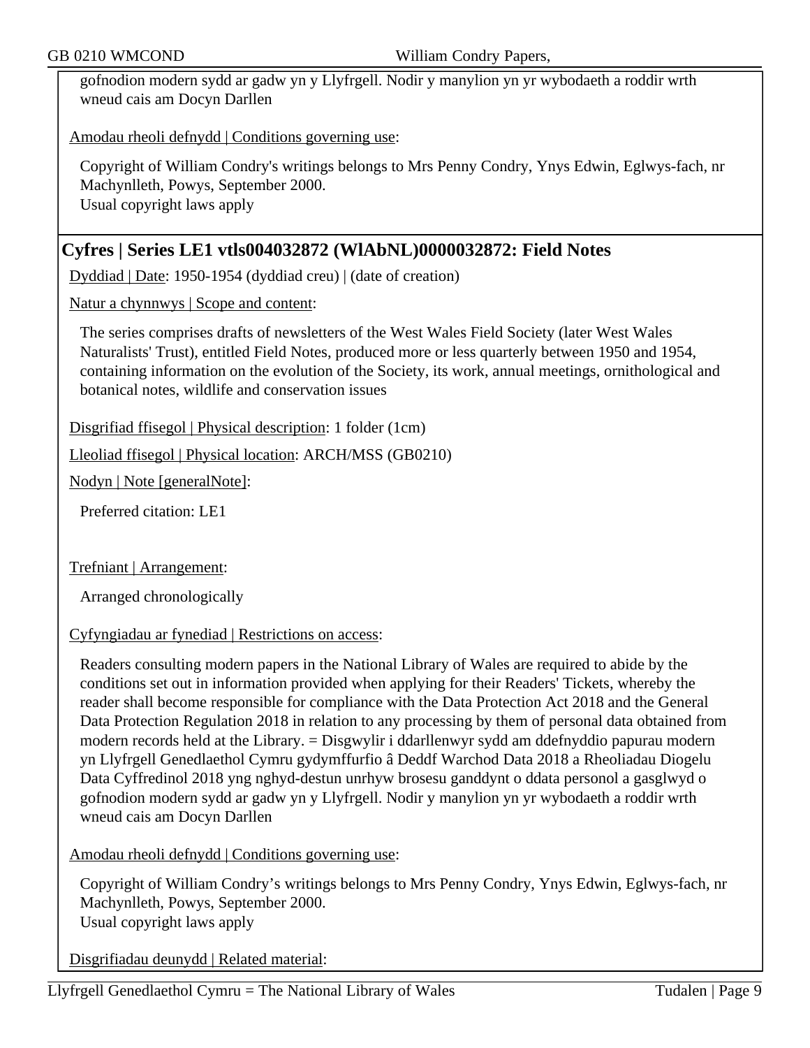gofnodion modern sydd ar gadw yn y Llyfrgell. Nodir y manylion yn yr wybodaeth a roddir wrth wneud cais am Docyn Darllen

Amodau rheoli defnydd | Conditions governing use:

Copyright of William Condry's writings belongs to Mrs Penny Condry, Ynys Edwin, Eglwys-fach, nr Machynlleth, Powys, September 2000.
Usual copyright laws apply

## Cyfres | Series LE1 vtls004032872 (WlAbNL)0000032872: Field Notes

Dyddiad | Date: 1950-1954 (dyddiad creu) | (date of creation)

Natur a chynnwys | Scope and content:

The series comprises drafts of newsletters of the West Wales Field Society (later West Wales Naturalists' Trust), entitled Field Notes, produced more or less quarterly between 1950 and 1954, containing information on the evolution of the Society, its work, annual meetings, ornithological and botanical notes, wildlife and conservation issues

Disgrifiad ffisegol | Physical description: 1 folder (1cm)

Lleoliad ffisegol | Physical location: ARCH/MSS (GB0210)

Nodyn | Note [generalNote]:

Preferred citation: LE1

Trefniant | Arrangement:

Arranged chronologically

Cyfyngiadau ar fynediad | Restrictions on access:

Readers consulting modern papers in the National Library of Wales are required to abide by the conditions set out in information provided when applying for their Readers' Tickets, whereby the reader shall become responsible for compliance with the Data Protection Act 2018 and the General Data Protection Regulation 2018 in relation to any processing by them of personal data obtained from modern records held at the Library. = Disgwylir i ddarllenwyr sydd am ddefnyddio papurau modern yn Llyfrgell Genedlaethol Cymru gydymffurfio â Deddf Warchod Data 2018 a Rheoliadau Diogelu Data Cyffredinol 2018 yng nghyd-destun unrhyw brosesu ganddynt o ddata personol a gasglwyd o gofnodion modern sydd ar gadw yn y Llyfrgell. Nodir y manylion yn yr wybodaeth a roddir wrth wneud cais am Docyn Darllen

Amodau rheoli defnydd | Conditions governing use:

Copyright of William Condry's writings belongs to Mrs Penny Condry, Ynys Edwin, Eglwys-fach, nr Machynlleth, Powys, September 2000.
Usual copyright laws apply

Disgrifiadau deunydd | Related material: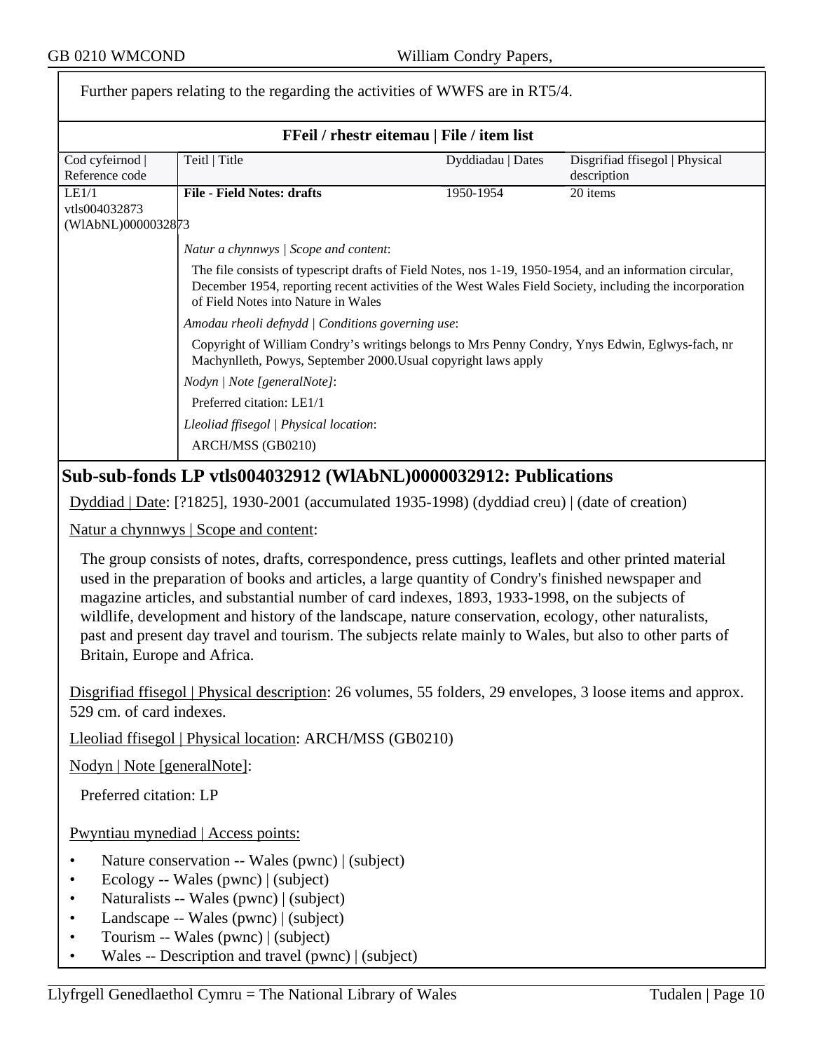Further papers relating to the regarding the activities of WWFS are in RT5/4.

**FFeil / rhestr eitemau | File / item list**

| Cod cyfeirnod \| Reference code | Teitl \| Title | Dyddiadau \| Dates | Disgrifiad ffisegol \| Physical description |
|---|---|---|---|
| LE1/1 vtls004032873 (WlAbNL)0000032873 | **File - Field Notes: drafts** | 1950-1954 | 20 items |

*Natur a chynnwys | Scope and content*:

The file consists of typescript drafts of Field Notes, nos 1-19, 1950-1954, and an information circular, December 1954, reporting recent activities of the West Wales Field Society, including the incorporation of Field Notes into Nature in Wales

*Amodau rheoli defnydd | Conditions governing use*:

Copyright of William Condry's writings belongs to Mrs Penny Condry, Ynys Edwin, Eglwys-fach, nr Machynlleth, Powys, September 2000.Usual copyright laws apply

*Nodyn | Note [generalNote]*:

Preferred citation: LE1/1

*Lleoliad ffisegol | Physical location*:

ARCH/MSS (GB0210)

## Sub-sub-fonds LP vtls004032912 (WlAbNL)0000032912: Publications

Dyddiad | Date: [?1825], 1930-2001 (accumulated 1935-1998) (dyddiad creu) | (date of creation)

Natur a chynnwys | Scope and content:

The group consists of notes, drafts, correspondence, press cuttings, leaflets and other printed material used in the preparation of books and articles, a large quantity of Condry's finished newspaper and magazine articles, and substantial number of card indexes, 1893, 1933-1998, on the subjects of wildlife, development and history of the landscape, nature conservation, ecology, other naturalists, past and present day travel and tourism. The subjects relate mainly to Wales, but also to other parts of Britain, Europe and Africa.

Disgrifiad ffisegol | Physical description: 26 volumes, 55 folders, 29 envelopes, 3 loose items and approx. 529 cm. of card indexes.

Lleoliad ffisegol | Physical location: ARCH/MSS (GB0210)

Nodyn | Note [generalNote]:

Preferred citation: LP

Pwyntiau mynediad | Access points:

- Nature conservation -- Wales (pwnc) | (subject)
- Ecology -- Wales (pwnc) | (subject)
- Naturalists -- Wales (pwnc) | (subject)
- Landscape -- Wales (pwnc) | (subject)
- Tourism -- Wales (pwnc) | (subject)
- Wales -- Description and travel (pwnc) | (subject)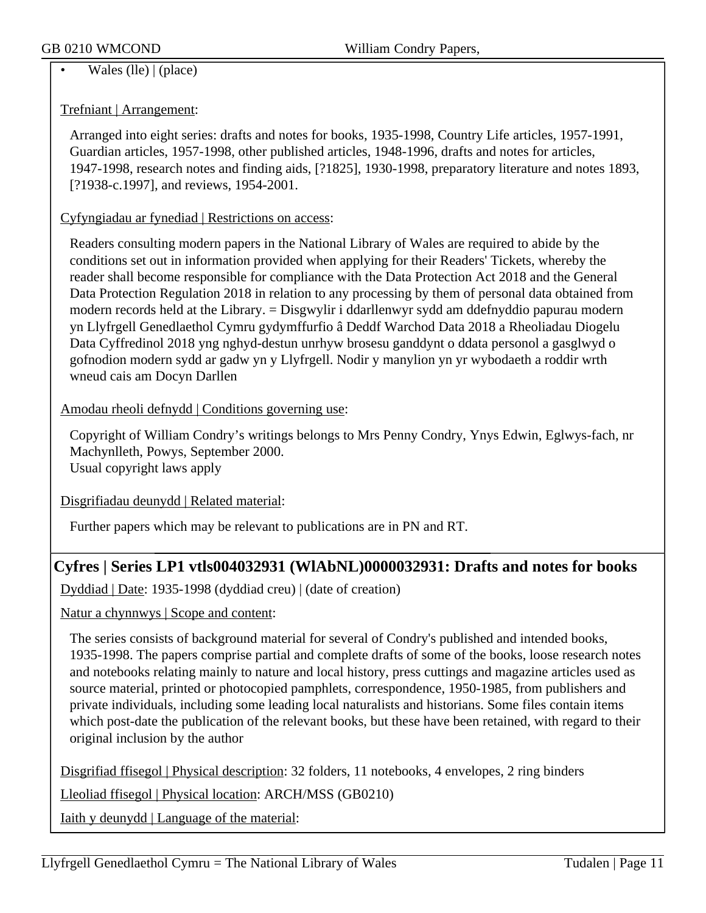- Wales (lle) | (place)

Trefniant | Arrangement:

Arranged into eight series: drafts and notes for books, 1935-1998, Country Life articles, 1957-1991, Guardian articles, 1957-1998, other published articles, 1948-1996, drafts and notes for articles, 1947-1998, research notes and finding aids, [?1825], 1930-1998, preparatory literature and notes 1893, [?1938-c.1997], and reviews, 1954-2001.

Cyfyngiadau ar fynediad | Restrictions on access:

Readers consulting modern papers in the National Library of Wales are required to abide by the conditions set out in information provided when applying for their Readers' Tickets, whereby the reader shall become responsible for compliance with the Data Protection Act 2018 and the General Data Protection Regulation 2018 in relation to any processing by them of personal data obtained from modern records held at the Library. = Disgwylir i ddarllenwyr sydd am ddefnyddio papurau modern yn Llyfrgell Genedlaethol Cymru gydymffurfio â Deddf Warchod Data 2018 a Rheoliadau Diogelu Data Cyffredinol 2018 yng nghyd-destun unrhyw brosesu ganddynt o ddata personol a gasglwyd o gofnodion modern sydd ar gadw yn y Llyfrgell. Nodir y manylion yn yr wybodaeth a roddir wrth wneud cais am Docyn Darllen

Amodau rheoli defnydd | Conditions governing use:

Copyright of William Condry's writings belongs to Mrs Penny Condry, Ynys Edwin, Eglwys-fach, nr Machynlleth, Powys, September 2000.
Usual copyright laws apply

Disgrifiadau deunydd | Related material:

Further papers which may be relevant to publications are in PN and RT.

## Cyfres | Series LP1 vtls004032931 (WlAbNL)0000032931: Drafts and notes for books

Dyddiad | Date: 1935-1998 (dyddiad creu) | (date of creation)

Natur a chynnwys | Scope and content:

The series consists of background material for several of Condry's published and intended books, 1935-1998. The papers comprise partial and complete drafts of some of the books, loose research notes and notebooks relating mainly to nature and local history, press cuttings and magazine articles used as source material, printed or photocopied pamphlets, correspondence, 1950-1985, from publishers and private individuals, including some leading local naturalists and historians. Some files contain items which post-date the publication of the relevant books, but these have been retained, with regard to their original inclusion by the author

Disgrifiad ffisegol | Physical description: 32 folders, 11 notebooks, 4 envelopes, 2 ring binders

Lleoliad ffisegol | Physical location: ARCH/MSS (GB0210)

Iaith y deunydd | Language of the material: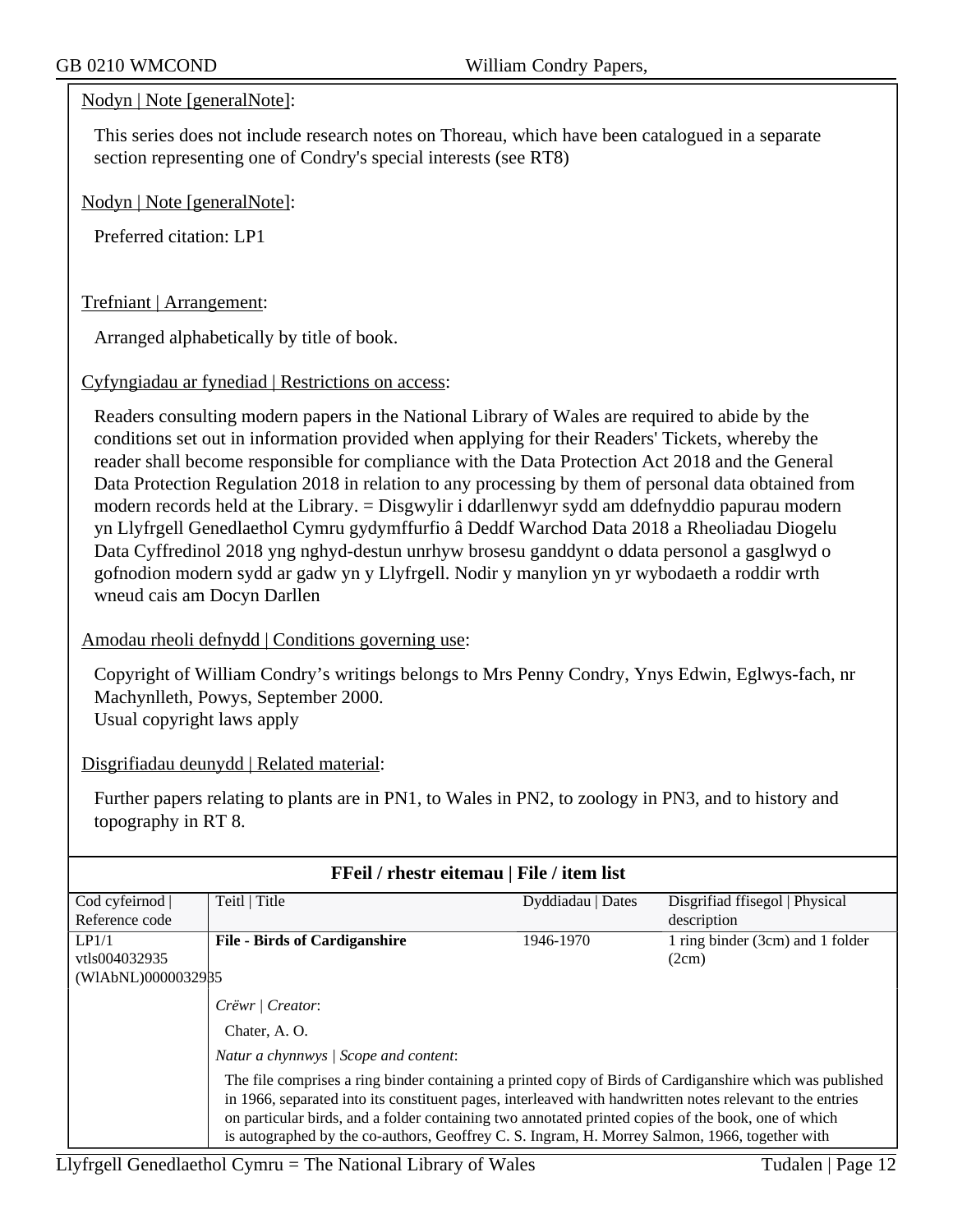Nodyn | Note [generalNote]:

This series does not include research notes on Thoreau, which have been catalogued in a separate section representing one of Condry's special interests (see RT8)

Nodyn | Note [generalNote]:

Preferred citation: LP1

Trefniant | Arrangement:

Arranged alphabetically by title of book.

Cyfyngiadau ar fynediad | Restrictions on access:

Readers consulting modern papers in the National Library of Wales are required to abide by the conditions set out in information provided when applying for their Readers' Tickets, whereby the reader shall become responsible for compliance with the Data Protection Act 2018 and the General Data Protection Regulation 2018 in relation to any processing by them of personal data obtained from modern records held at the Library. = Disgwylir i ddarllenwyr sydd am ddefnyddio papurau modern yn Llyfrgell Genedlaethol Cymru gydymffurfio â Deddf Warchod Data 2018 a Rheoliadau Diogelu Data Cyffredinol 2018 yng nghyd-destun unrhyw brosesu ganddynt o ddata personol a gasglwyd o gofnodion modern sydd ar gadw yn y Llyfrgell. Nodir y manylion yn yr wybodaeth a roddir wrth wneud cais am Docyn Darllen

Amodau rheoli defnydd | Conditions governing use:

Copyright of William Condry's writings belongs to Mrs Penny Condry, Ynys Edwin, Eglwys-fach, nr Machynlleth, Powys, September 2000.
Usual copyright laws apply

Disgrifiadau deunydd | Related material:

Further papers relating to plants are in PN1, to Wales in PN2, to zoology in PN3, and to history and topography in RT 8.

**FFeil / rhestr eitemau | File / item list**

| Cod cyfeirnod \| Reference code | Teitl \| Title | Dyddiadau \| Dates | Disgrifiad ffisegol \| Physical description |
|---|---|---|---|
| LP1/1<br>vtls004032935<br>(WlAbNL)0000032935 | **File - Birds of Cardiganshire** | 1946-1970 | 1 ring binder (3cm) and 1 folder (2cm) |

*Crëwr | Creator*:

Chater, A. O.

*Natur a chynnwys | Scope and content*:

The file comprises a ring binder containing a printed copy of Birds of Cardiganshire which was published in 1966, separated into its constituent pages, interleaved with handwritten notes relevant to the entries on particular birds, and a folder containing two annotated printed copies of the book, one of which is autographed by the co-authors, Geoffrey C. S. Ingram, H. Morrey Salmon, 1966, together with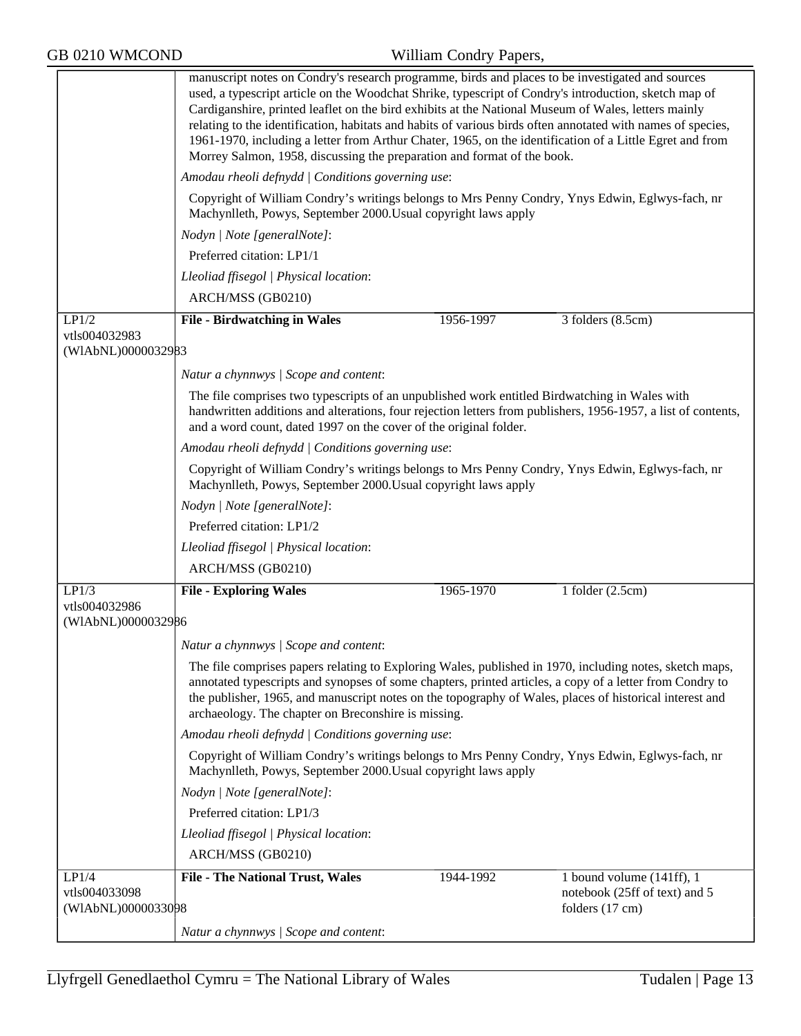manuscript notes on Condry's research programme, birds and places to be investigated and sources used, a typescript article on the Woodchat Shrike, typescript of Condry's introduction, sketch map of Cardiganshire, printed leaflet on the bird exhibits at the National Museum of Wales, letters mainly relating to the identification, habitats and habits of various birds often annotated with names of species, 1961-1970, including a letter from Arthur Chater, 1965, on the identification of a Little Egret and from Morrey Salmon, 1958, discussing the preparation and format of the book.

*Amodau rheoli defnydd | Conditions governing use*:

Copyright of William Condry's writings belongs to Mrs Penny Condry, Ynys Edwin, Eglwys-fach, nr Machynlleth, Powys, September 2000.Usual copyright laws apply

*Nodyn | Note [generalNote]*:

Preferred citation: LP1/1

*Lleoliad ffisegol | Physical location*:

ARCH/MSS (GB0210)

---

LP1/2
vtls004032983
(WlAbNL)0000032983

**File - Birdwatching in Wales** | 1956-1997 | 3 folders (8.5cm)

*Natur a chynnwys | Scope and content*:

The file comprises two typescripts of an unpublished work entitled Birdwatching in Wales with handwritten additions and alterations, four rejection letters from publishers, 1956-1957, a list of contents, and a word count, dated 1997 on the cover of the original folder.

*Amodau rheoli defnydd | Conditions governing use*:

Copyright of William Condry's writings belongs to Mrs Penny Condry, Ynys Edwin, Eglwys-fach, nr Machynlleth, Powys, September 2000.Usual copyright laws apply

*Nodyn | Note [generalNote]*:

Preferred citation: LP1/2

*Lleoliad ffisegol | Physical location*:

ARCH/MSS (GB0210)

---

LP1/3
vtls004032986
(WlAbNL)0000032986

**File - Exploring Wales** | 1965-1970 | 1 folder (2.5cm)

*Natur a chynnwys | Scope and content*:

The file comprises papers relating to Exploring Wales, published in 1970, including notes, sketch maps, annotated typescripts and synopses of some chapters, printed articles, a copy of a letter from Condry to the publisher, 1965, and manuscript notes on the topography of Wales, places of historical interest and archaeology. The chapter on Breconshire is missing.

*Amodau rheoli defnydd | Conditions governing use*:

Copyright of William Condry's writings belongs to Mrs Penny Condry, Ynys Edwin, Eglwys-fach, nr Machynlleth, Powys, September 2000.Usual copyright laws apply

*Nodyn | Note [generalNote]*:

Preferred citation: LP1/3

*Lleoliad ffisegol | Physical location*:

ARCH/MSS (GB0210)

---

LP1/4
vtls004033098
(WlAbNL)0000033098

**File - The National Trust, Wales** | 1944-1992 | 1 bound volume (141ff), 1 notebook (25ff of text) and 5 folders (17 cm)

*Natur a chynnwys | Scope and content*: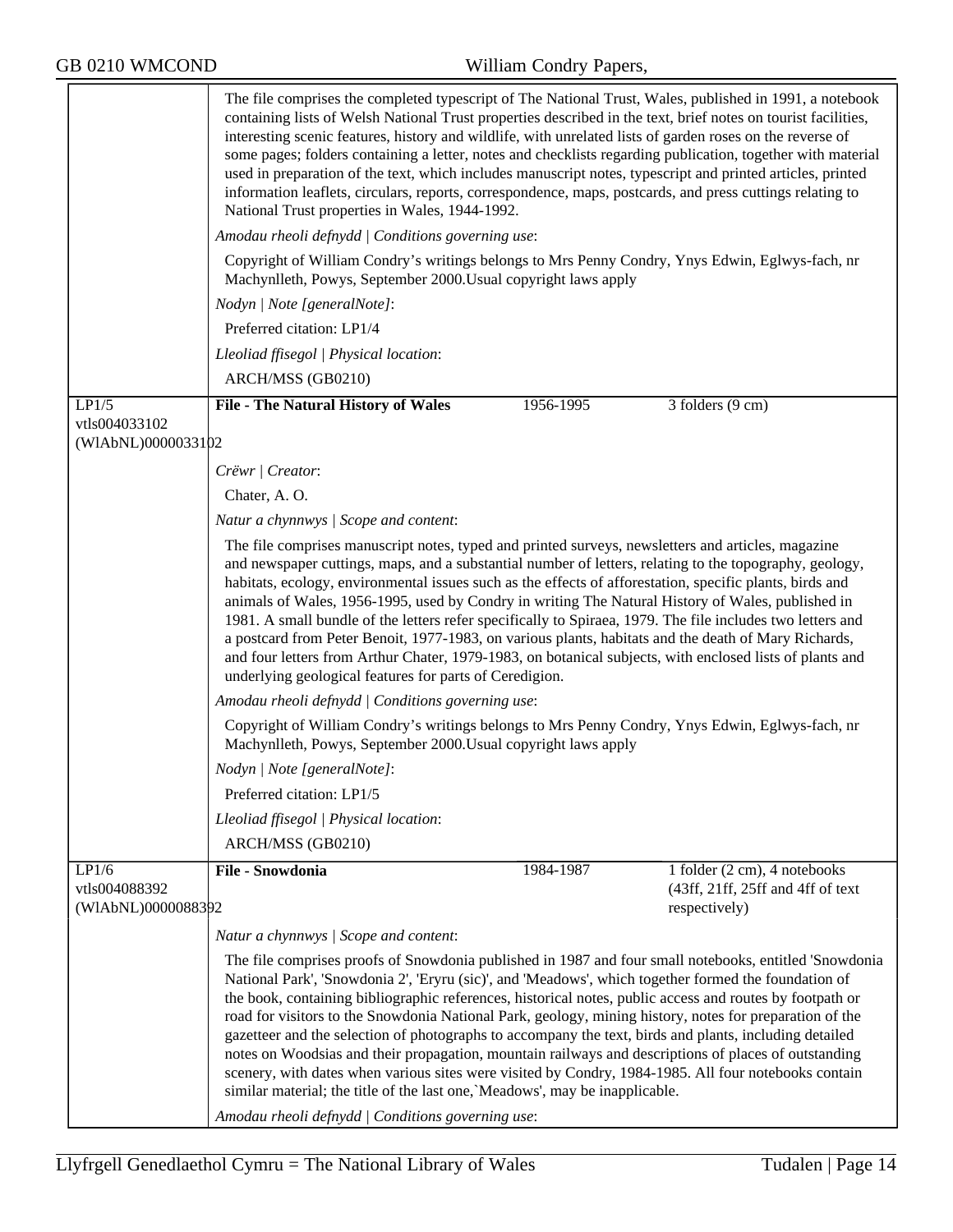The file comprises the completed typescript of The National Trust, Wales, published in 1991, a notebook containing lists of Welsh National Trust properties described in the text, brief notes on tourist facilities, interesting scenic features, history and wildlife, with unrelated lists of garden roses on the reverse of some pages; folders containing a letter, notes and checklists regarding publication, together with material used in preparation of the text, which includes manuscript notes, typescript and printed articles, printed information leaflets, circulars, reports, correspondence, maps, postcards, and press cuttings relating to National Trust properties in Wales, 1944-1992.

*Amodau rheoli defnydd | Conditions governing use*:

Copyright of William Condry's writings belongs to Mrs Penny Condry, Ynys Edwin, Eglwys-fach, nr Machynlleth, Powys, September 2000.Usual copyright laws apply

*Nodyn | Note [generalNote]*:

Preferred citation: LP1/4

*Lleoliad ffisegol | Physical location*:

ARCH/MSS (GB0210)

| LP1/5<br>vtls004033102<br>(WlAbNL)0000033102 | **File - The Natural History of Wales** | 1956-1995 | 3 folders (9 cm) |
|---|---|---|---|

*Crëwr | Creator*:

Chater, A. O.

*Natur a chynnwys | Scope and content*:

The file comprises manuscript notes, typed and printed surveys, newsletters and articles, magazine and newspaper cuttings, maps, and a substantial number of letters, relating to the topography, geology, habitats, ecology, environmental issues such as the effects of afforestation, specific plants, birds and animals of Wales, 1956-1995, used by Condry in writing The Natural History of Wales, published in 1981. A small bundle of the letters refer specifically to Spiraea, 1979. The file includes two letters and a postcard from Peter Benoit, 1977-1983, on various plants, habitats and the death of Mary Richards, and four letters from Arthur Chater, 1979-1983, on botanical subjects, with enclosed lists of plants and underlying geological features for parts of Ceredigion.

*Amodau rheoli defnydd | Conditions governing use*:

Copyright of William Condry's writings belongs to Mrs Penny Condry, Ynys Edwin, Eglwys-fach, nr Machynlleth, Powys, September 2000.Usual copyright laws apply

*Nodyn | Note [generalNote]*:

Preferred citation: LP1/5

*Lleoliad ffisegol | Physical location*:

ARCH/MSS (GB0210)

| LP1/6<br>vtls004088392<br>(WlAbNL)0000088392 | **File - Snowdonia** | 1984-1987 | 1 folder (2 cm), 4 notebooks (43ff, 21ff, 25ff and 4ff of text respectively) |
|---|---|---|---|

*Natur a chynnwys | Scope and content*:

The file comprises proofs of Snowdonia published in 1987 and four small notebooks, entitled 'Snowdonia National Park', 'Snowdonia 2', 'Eryru (sic)', and 'Meadows', which together formed the foundation of the book, containing bibliographic references, historical notes, public access and routes by footpath or road for visitors to the Snowdonia National Park, geology, mining history, notes for preparation of the gazetteer and the selection of photographs to accompany the text, birds and plants, including detailed notes on Woodsias and their propagation, mountain railways and descriptions of places of outstanding scenery, with dates when various sites were visited by Condry, 1984-1985. All four notebooks contain similar material; the title of the last one,`Meadows', may be inapplicable.

*Amodau rheoli defnydd | Conditions governing use*: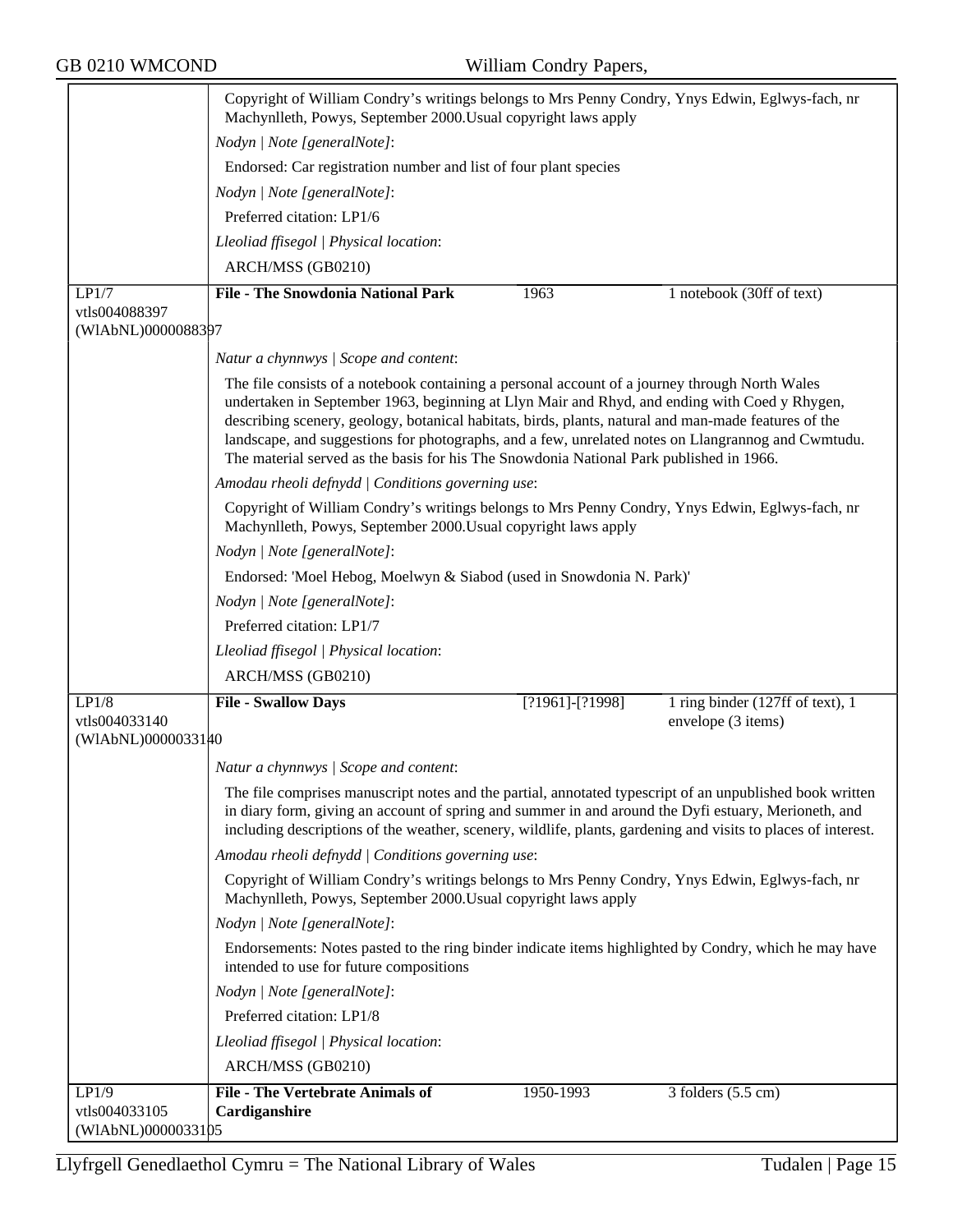Copyright of William Condry's writings belongs to Mrs Penny Condry, Ynys Edwin, Eglwys-fach, nr Machynlleth, Powys, September 2000.Usual copyright laws apply

*Nodyn | Note [generalNote]*:

Endorsed: Car registration number and list of four plant species

*Nodyn | Note [generalNote]*:

Preferred citation: LP1/6

*Lleoliad ffisegol | Physical location*:

ARCH/MSS (GB0210)

| LP1/7<br>vtls004088397<br>(WlAbNL)0000088397 | **File - The Snowdonia National Park** | 1963 | 1 notebook (30ff of text) |
|---|---|---|---|

*Natur a chynnwys | Scope and content*:

The file consists of a notebook containing a personal account of a journey through North Wales undertaken in September 1963, beginning at Llyn Mair and Rhyd, and ending with Coed y Rhygen, describing scenery, geology, botanical habitats, birds, plants, natural and man-made features of the landscape, and suggestions for photographs, and a few, unrelated notes on Llangrannog and Cwmtudu. The material served as the basis for his The Snowdonia National Park published in 1966.

*Amodau rheoli defnydd | Conditions governing use*:

Copyright of William Condry's writings belongs to Mrs Penny Condry, Ynys Edwin, Eglwys-fach, nr Machynlleth, Powys, September 2000.Usual copyright laws apply

*Nodyn | Note [generalNote]*:

Endorsed: 'Moel Hebog, Moelwyn & Siabod (used in Snowdonia N. Park)'

*Nodyn | Note [generalNote]*:

Preferred citation: LP1/7

*Lleoliad ffisegol | Physical location*:

ARCH/MSS (GB0210)

| LP1/8<br>vtls004033140<br>(WlAbNL)0000033140 | **File - Swallow Days** | [?1961]-[?1998] | 1 ring binder (127ff of text), 1 envelope (3 items) |
|---|---|---|---|

*Natur a chynnwys | Scope and content*:

The file comprises manuscript notes and the partial, annotated typescript of an unpublished book written in diary form, giving an account of spring and summer in and around the Dyfi estuary, Merioneth, and including descriptions of the weather, scenery, wildlife, plants, gardening and visits to places of interest.

*Amodau rheoli defnydd | Conditions governing use*:

Copyright of William Condry's writings belongs to Mrs Penny Condry, Ynys Edwin, Eglwys-fach, nr Machynlleth, Powys, September 2000.Usual copyright laws apply

*Nodyn | Note [generalNote]*:

Endorsements: Notes pasted to the ring binder indicate items highlighted by Condry, which he may have intended to use for future compositions

*Nodyn | Note [generalNote]*:

Preferred citation: LP1/8

*Lleoliad ffisegol | Physical location*:

ARCH/MSS (GB0210)

| LP1/9<br>vtls004033105<br>(WlAbNL)0000033105 | **File - The Vertebrate Animals of Cardiganshire** | 1950-1993 | 3 folders (5.5 cm) |
|---|---|---|---|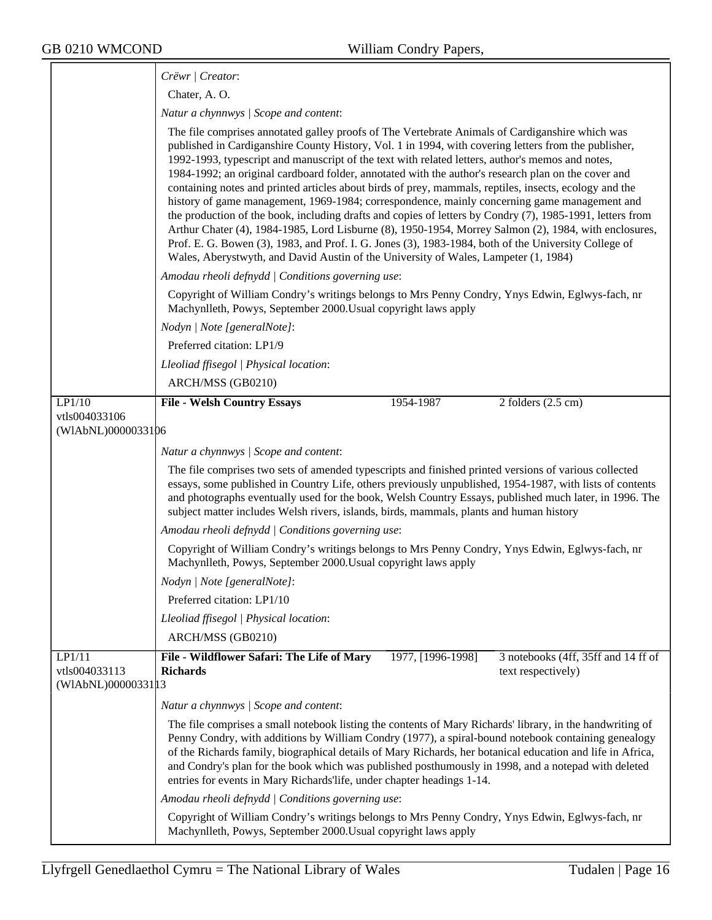*Crëwr | Creator*:

Chater, A. O.

*Natur a chynnwys | Scope and content*:

The file comprises annotated galley proofs of The Vertebrate Animals of Cardiganshire which was published in Cardiganshire County History, Vol. 1 in 1994, with covering letters from the publisher, 1992-1993, typescript and manuscript of the text with related letters, author's memos and notes, 1984-1992; an original cardboard folder, annotated with the author's research plan on the cover and containing notes and printed articles about birds of prey, mammals, reptiles, insects, ecology and the history of game management, 1969-1984; correspondence, mainly concerning game management and the production of the book, including drafts and copies of letters by Condry (7), 1985-1991, letters from Arthur Chater (4), 1984-1985, Lord Lisburne (8), 1950-1954, Morrey Salmon (2), 1984, with enclosures, Prof. E. G. Bowen (3), 1983, and Prof. I. G. Jones (3), 1983-1984, both of the University College of Wales, Aberystwyth, and David Austin of the University of Wales, Lampeter (1, 1984)

*Amodau rheoli defnydd | Conditions governing use*:

Copyright of William Condry's writings belongs to Mrs Penny Condry, Ynys Edwin, Eglwys-fach, nr Machynlleth, Powys, September 2000.Usual copyright laws apply

*Nodyn | Note [generalNote]*:

Preferred citation: LP1/9

*Lleoliad ffisegol | Physical location*:

ARCH/MSS (GB0210)

| LP1/10<br>vtls004033106<br>(WlAbNL)0000033106 | **File - Welsh Country Essays** | 1954-1987 | 2 folders (2.5 cm) |
|---|---|---|---|

*Natur a chynnwys | Scope and content*:

The file comprises two sets of amended typescripts and finished printed versions of various collected essays, some published in Country Life, others previously unpublished, 1954-1987, with lists of contents and photographs eventually used for the book, Welsh Country Essays, published much later, in 1996. The subject matter includes Welsh rivers, islands, birds, mammals, plants and human history

*Amodau rheoli defnydd | Conditions governing use*:

Copyright of William Condry's writings belongs to Mrs Penny Condry, Ynys Edwin, Eglwys-fach, nr Machynlleth, Powys, September 2000.Usual copyright laws apply

*Nodyn | Note [generalNote]*:

Preferred citation: LP1/10

*Lleoliad ffisegol | Physical location*:

ARCH/MSS (GB0210)

| LP1/11<br>vtls004033113<br>(WlAbNL)0000033113 | **File - Wildflower Safari: The Life of Mary Richards** | 1977, [1996-1998] | 3 notebooks (4ff, 35ff and 14 ff of text respectively) |
|---|---|---|---|

*Natur a chynnwys | Scope and content*:

The file comprises a small notebook listing the contents of Mary Richards' library, in the handwriting of Penny Condry, with additions by William Condry (1977), a spiral-bound notebook containing genealogy of the Richards family, biographical details of Mary Richards, her botanical education and life in Africa, and Condry's plan for the book which was published posthumously in 1998, and a notepad with deleted entries for events in Mary Richards'life, under chapter headings 1-14.

*Amodau rheoli defnydd | Conditions governing use*:

Copyright of William Condry's writings belongs to Mrs Penny Condry, Ynys Edwin, Eglwys-fach, nr Machynlleth, Powys, September 2000.Usual copyright laws apply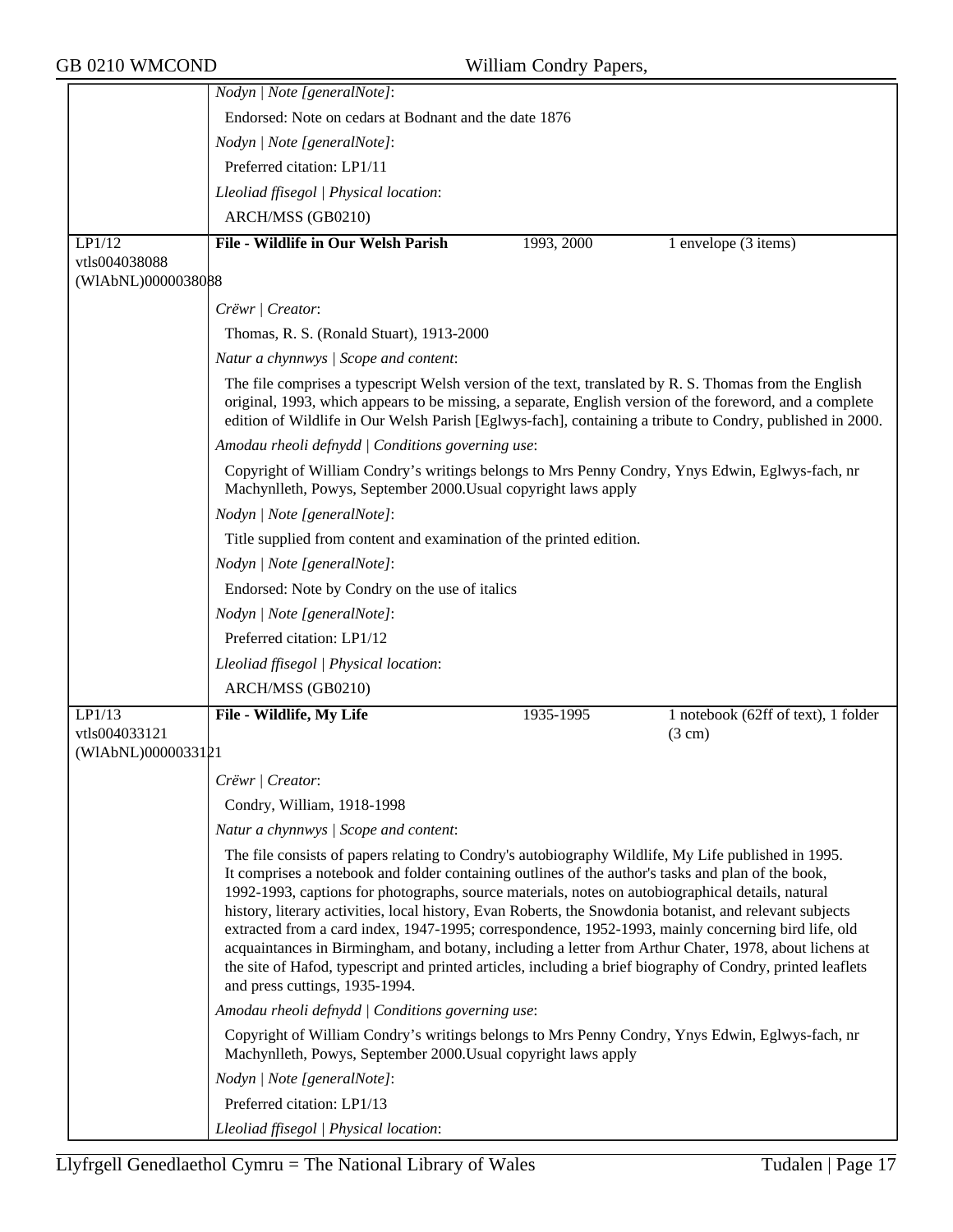*Nodyn | Note [generalNote]*:

Endorsed: Note on cedars at Bodnant and the date 1876

*Nodyn | Note [generalNote]*:

Preferred citation: LP1/11

*Lleoliad ffisegol | Physical location*:

ARCH/MSS (GB0210)

| LP1/12<br>vtls004038088<br>(WlAbNL)0000038088 | **File - Wildlife in Our Welsh Parish** | 1993, 2000 | 1 envelope (3 items) |
|---|---|---|---|

*Crëwr | Creator*:

Thomas, R. S. (Ronald Stuart), 1913-2000

*Natur a chynnwys | Scope and content*:

The file comprises a typescript Welsh version of the text, translated by R. S. Thomas from the English original, 1993, which appears to be missing, a separate, English version of the foreword, and a complete edition of Wildlife in Our Welsh Parish [Eglwys-fach], containing a tribute to Condry, published in 2000.

*Amodau rheoli defnydd | Conditions governing use*:

Copyright of William Condry's writings belongs to Mrs Penny Condry, Ynys Edwin, Eglwys-fach, nr Machynlleth, Powys, September 2000.Usual copyright laws apply

*Nodyn | Note [generalNote]*:

Title supplied from content and examination of the printed edition.

*Nodyn | Note [generalNote]*:

Endorsed: Note by Condry on the use of italics

*Nodyn | Note [generalNote]*:

Preferred citation: LP1/12

*Lleoliad ffisegol | Physical location*:

ARCH/MSS (GB0210)

| LP1/13<br>vtls004033121<br>(WlAbNL)0000033121 | **File - Wildlife, My Life** | 1935-1995 | 1 notebook (62ff of text), 1 folder (3 cm) |
|---|---|---|---|

*Crëwr | Creator*:

Condry, William, 1918-1998

*Natur a chynnwys | Scope and content*:

The file consists of papers relating to Condry's autobiography Wildlife, My Life published in 1995. It comprises a notebook and folder containing outlines of the author's tasks and plan of the book, 1992-1993, captions for photographs, source materials, notes on autobiographical details, natural history, literary activities, local history, Evan Roberts, the Snowdonia botanist, and relevant subjects extracted from a card index, 1947-1995; correspondence, 1952-1993, mainly concerning bird life, old acquaintances in Birmingham, and botany, including a letter from Arthur Chater, 1978, about lichens at the site of Hafod, typescript and printed articles, including a brief biography of Condry, printed leaflets and press cuttings, 1935-1994.

*Amodau rheoli defnydd | Conditions governing use*:

Copyright of William Condry's writings belongs to Mrs Penny Condry, Ynys Edwin, Eglwys-fach, nr Machynlleth, Powys, September 2000.Usual copyright laws apply

*Nodyn | Note [generalNote]*:

Preferred citation: LP1/13

*Lleoliad ffisegol | Physical location*: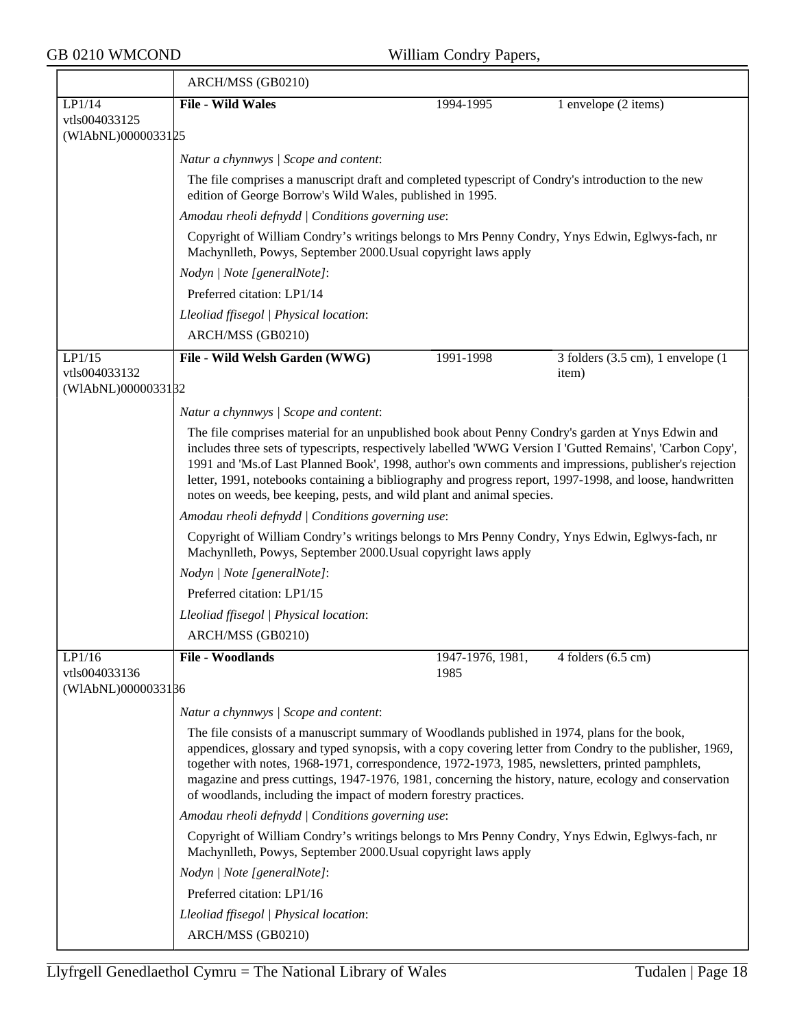| | ARCH/MSS (GB0210) | | |
|---|---|---|---|
| LP1/14 vtls004033125 (WlAbNL)0000033125 | **File - Wild Wales** | 1994-1995 | 1 envelope (2 items) |

*Natur a chynnwys | Scope and content*:

The file comprises a manuscript draft and completed typescript of Condry's introduction to the new edition of George Borrow's Wild Wales, published in 1995.

*Amodau rheoli defnydd | Conditions governing use*:

Copyright of William Condry's writings belongs to Mrs Penny Condry, Ynys Edwin, Eglwys-fach, nr Machynlleth, Powys, September 2000.Usual copyright laws apply

*Nodyn | Note [generalNote]*:

Preferred citation: LP1/14

*Lleoliad ffisegol | Physical location*:

ARCH/MSS (GB0210)

| LP1/15 vtls004033132 (WlAbNL)0000033132 | **File - Wild Welsh Garden (WWG)** | 1991-1998 | 3 folders (3.5 cm), 1 envelope (1 item) |
|---|---|---|---|

*Natur a chynnwys | Scope and content*:

The file comprises material for an unpublished book about Penny Condry's garden at Ynys Edwin and includes three sets of typescripts, respectively labelled 'WWG Version I 'Gutted Remains', 'Carbon Copy', 1991 and 'Ms.of Last Planned Book', 1998, author's own comments and impressions, publisher's rejection letter, 1991, notebooks containing a bibliography and progress report, 1997-1998, and loose, handwritten notes on weeds, bee keeping, pests, and wild plant and animal species.

*Amodau rheoli defnydd | Conditions governing use*:

Copyright of William Condry's writings belongs to Mrs Penny Condry, Ynys Edwin, Eglwys-fach, nr Machynlleth, Powys, September 2000.Usual copyright laws apply

*Nodyn | Note [generalNote]*:

Preferred citation: LP1/15

*Lleoliad ffisegol | Physical location*:

ARCH/MSS (GB0210)

| LP1/16 vtls004033136 (WlAbNL)0000033136 | **File - Woodlands** | 1947-1976, 1981, 1985 | 4 folders (6.5 cm) |
|---|---|---|---|

*Natur a chynnwys | Scope and content*:

The file consists of a manuscript summary of Woodlands published in 1974, plans for the book, appendices, glossary and typed synopsis, with a copy covering letter from Condry to the publisher, 1969, together with notes, 1968-1971, correspondence, 1972-1973, 1985, newsletters, printed pamphlets, magazine and press cuttings, 1947-1976, 1981, concerning the history, nature, ecology and conservation of woodlands, including the impact of modern forestry practices.

*Amodau rheoli defnydd | Conditions governing use*:

Copyright of William Condry's writings belongs to Mrs Penny Condry, Ynys Edwin, Eglwys-fach, nr Machynlleth, Powys, September 2000.Usual copyright laws apply

*Nodyn | Note [generalNote]*:

Preferred citation: LP1/16

*Lleoliad ffisegol | Physical location*:

ARCH/MSS (GB0210)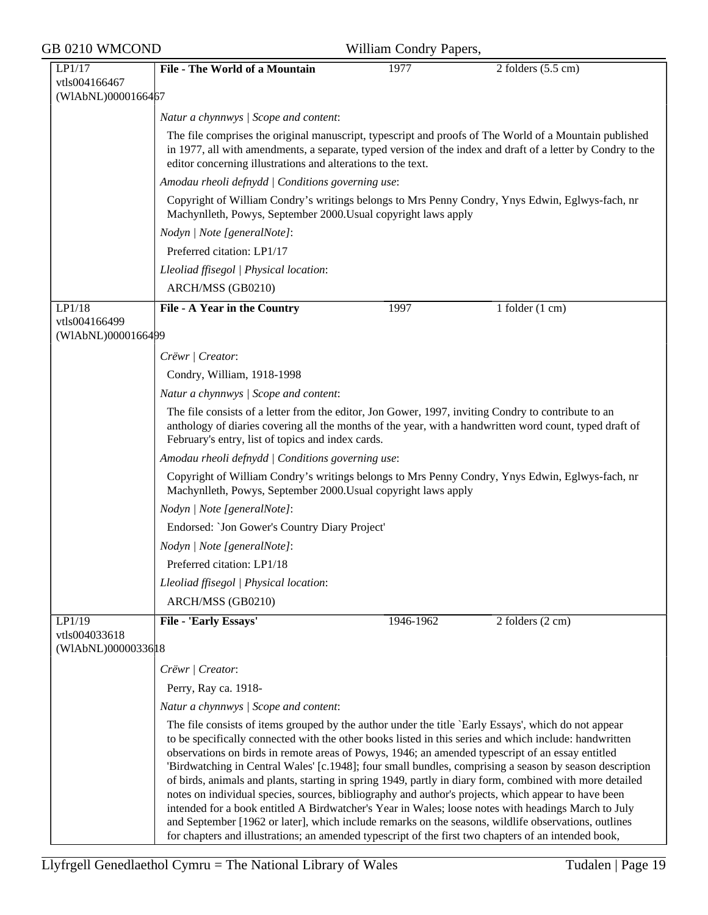| LP1/17<br>vtls004166467<br>(WlAbNL)0000166467 | **File - The World of a Mountain** | 1977 | 2 folders (5.5 cm) |
|---|---|---|---|

*Natur a chynnwys | Scope and content*:

The file comprises the original manuscript, typescript and proofs of The World of a Mountain published in 1977, all with amendments, a separate, typed version of the index and draft of a letter by Condry to the editor concerning illustrations and alterations to the text.

*Amodau rheoli defnydd | Conditions governing use*:

Copyright of William Condry's writings belongs to Mrs Penny Condry, Ynys Edwin, Eglwys-fach, nr Machynlleth, Powys, September 2000.Usual copyright laws apply

*Nodyn | Note [generalNote]*:

Preferred citation: LP1/17

*Lleoliad ffisegol | Physical location*:

ARCH/MSS (GB0210)

| LP1/18<br>vtls004166499<br>(WlAbNL)0000166499 | **File - A Year in the Country** | 1997 | 1 folder (1 cm) |
|---|---|---|---|

*Crëwr | Creator*:

Condry, William, 1918-1998

*Natur a chynnwys | Scope and content*:

The file consists of a letter from the editor, Jon Gower, 1997, inviting Condry to contribute to an anthology of diaries covering all the months of the year, with a handwritten word count, typed draft of February's entry, list of topics and index cards.

*Amodau rheoli defnydd | Conditions governing use*:

Copyright of William Condry's writings belongs to Mrs Penny Condry, Ynys Edwin, Eglwys-fach, nr Machynlleth, Powys, September 2000.Usual copyright laws apply

*Nodyn | Note [generalNote]*:

Endorsed: `Jon Gower's Country Diary Project'

*Nodyn | Note [generalNote]*:

Preferred citation: LP1/18

*Lleoliad ffisegol | Physical location*:

ARCH/MSS (GB0210)

| LP1/19<br>vtls004033618<br>(WlAbNL)0000033618 | **File - 'Early Essays'** | 1946-1962 | 2 folders (2 cm) |
|---|---|---|---|

*Crëwr | Creator*:

Perry, Ray ca. 1918-

*Natur a chynnwys | Scope and content*:

The file consists of items grouped by the author under the title `Early Essays', which do not appear to be specifically connected with the other books listed in this series and which include: handwritten observations on birds in remote areas of Powys, 1946; an amended typescript of an essay entitled 'Birdwatching in Central Wales' [c.1948]; four small bundles, comprising a season by season description of birds, animals and plants, starting in spring 1949, partly in diary form, combined with more detailed notes on individual species, sources, bibliography and author's projects, which appear to have been intended for a book entitled A Birdwatcher's Year in Wales; loose notes with headings March to July and September [1962 or later], which include remarks on the seasons, wildlife observations, outlines for chapters and illustrations; an amended typescript of the first two chapters of an intended book,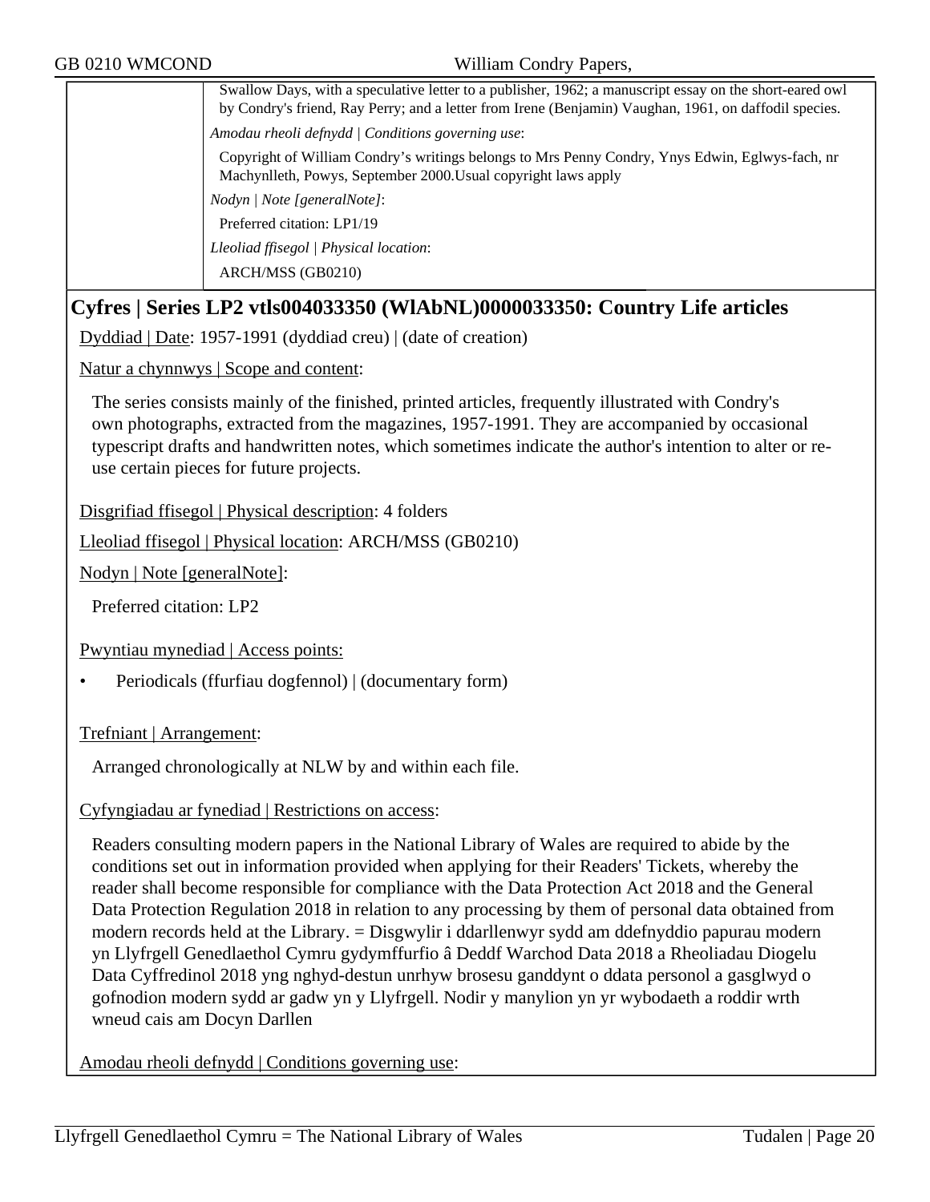Swallow Days, with a speculative letter to a publisher, 1962; a manuscript essay on the short-eared owl by Condry's friend, Ray Perry; and a letter from Irene (Benjamin) Vaughan, 1961, on daffodil species.

*Amodau rheoli defnydd | Conditions governing use*:

Copyright of William Condry's writings belongs to Mrs Penny Condry, Ynys Edwin, Eglwys-fach, nr Machynlleth, Powys, September 2000.Usual copyright laws apply

*Nodyn | Note [generalNote]*:

Preferred citation: LP1/19

*Lleoliad ffisegol | Physical location*:

ARCH/MSS (GB0210)

## Cyfres | Series LP2 vtls004033350 (WlAbNL)0000033350: Country Life articles

Dyddiad | Date: 1957-1991 (dyddiad creu) | (date of creation)

Natur a chynnwys | Scope and content:

The series consists mainly of the finished, printed articles, frequently illustrated with Condry's own photographs, extracted from the magazines, 1957-1991. They are accompanied by occasional typescript drafts and handwritten notes, which sometimes indicate the author's intention to alter or re-use certain pieces for future projects.

Disgrifiad ffisegol | Physical description: 4 folders

Lleoliad ffisegol | Physical location: ARCH/MSS (GB0210)

Nodyn | Note [generalNote]:

Preferred citation: LP2

Pwyntiau mynediad | Access points:

- Periodicals (ffurfiau dogfennol) | (documentary form)

Trefniant | Arrangement:

Arranged chronologically at NLW by and within each file.

Cyfyngiadau ar fynediad | Restrictions on access:

Readers consulting modern papers in the National Library of Wales are required to abide by the conditions set out in information provided when applying for their Readers' Tickets, whereby the reader shall become responsible for compliance with the Data Protection Act 2018 and the General Data Protection Regulation 2018 in relation to any processing by them of personal data obtained from modern records held at the Library. = Disgwylir i ddarllenwyr sydd am ddefnyddio papurau modern yn Llyfrgell Genedlaethol Cymru gydymffurfio â Deddf Warchod Data 2018 a Rheoliadau Diogelu Data Cyffredinol 2018 yng nghyd-destun unrhyw brosesu ganddynt o ddata personol a gasglwyd o gofnodion modern sydd ar gadw yn y Llyfrgell. Nodir y manylion yn yr wybodaeth a roddir wrth wneud cais am Docyn Darllen

Amodau rheoli defnydd | Conditions governing use: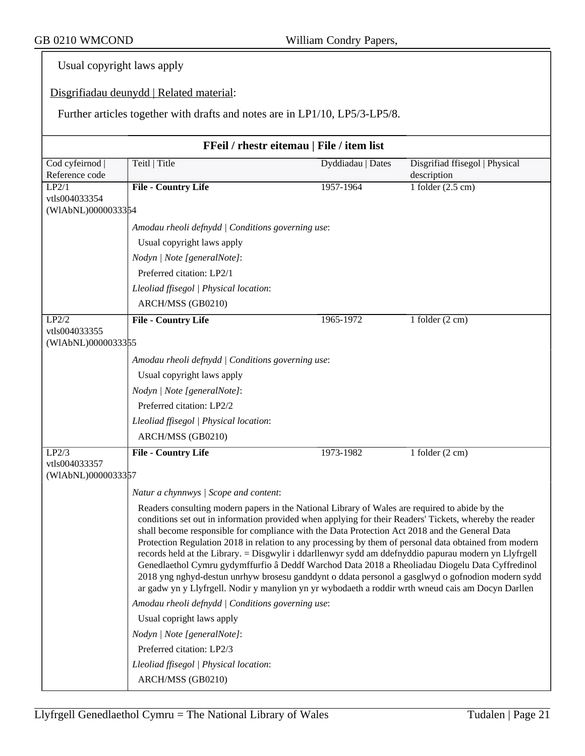Usual copyright laws apply

Disgrifiadau deunydd | Related material:

Further articles together with drafts and notes are in LP1/10, LP5/3-LP5/8.

## FFeil / rhestr eitemau | File / item list

| Cod cyfeirnod \| Reference code | Teitl \| Title | Dyddiadau \| Dates | Disgrifiad ffisegol \| Physical description |
|---|---|---|---|
| LP2/1 vtls004033354 (WlAbNL)0000033354 | **File - Country Life** | 1957-1964 | 1 folder (2.5 cm) |

*Amodau rheoli defnydd | Conditions governing use*:

Usual copyright laws apply

*Nodyn | Note [generalNote]*:

Preferred citation: LP2/1

*Lleoliad ffisegol | Physical location*:

ARCH/MSS (GB0210)

| Cod cyfeirnod \| Reference code | Teitl \| Title | Dyddiadau \| Dates | Disgrifiad ffisegol \| Physical description |
|---|---|---|---|
| LP2/2 vtls004033355 (WlAbNL)0000033355 | **File - Country Life** | 1965-1972 | 1 folder (2 cm) |

*Amodau rheoli defnydd | Conditions governing use*:

Usual copyright laws apply

*Nodyn | Note [generalNote]*:

Preferred citation: LP2/2

*Lleoliad ffisegol | Physical location*:

ARCH/MSS (GB0210)

| Cod cyfeirnod \| Reference code | Teitl \| Title | Dyddiadau \| Dates | Disgrifiad ffisegol \| Physical description |
|---|---|---|---|
| LP2/3 vtls004033357 (WlAbNL)0000033357 | **File - Country Life** | 1973-1982 | 1 folder (2 cm) |

*Natur a chynnwys | Scope and content*:

Readers consulting modern papers in the National Library of Wales are required to abide by the conditions set out in information provided when applying for their Readers' Tickets, whereby the reader shall become responsible for compliance with the Data Protection Act 2018 and the General Data Protection Regulation 2018 in relation to any processing by them of personal data obtained from modern records held at the Library. = Disgwylir i ddarllenwyr sydd am ddefnyddio papurau modern yn Llyfrgell Genedlaethol Cymru gydymffurfio â Deddf Warchod Data 2018 a Rheoliadau Diogelu Data Cyffredinol 2018 yng nghyd-destun unrhyw brosesu ganddynt o ddata personol a gasglwyd o gofnodion modern sydd ar gadw yn y Llyfrgell. Nodir y manylion yn yr wybodaeth a roddir wrth wneud cais am Docyn Darllen

*Amodau rheoli defnydd | Conditions governing use*:

Usual copright laws apply

*Nodyn | Note [generalNote]*:

Preferred citation: LP2/3

*Lleoliad ffisegol | Physical location*:

ARCH/MSS (GB0210)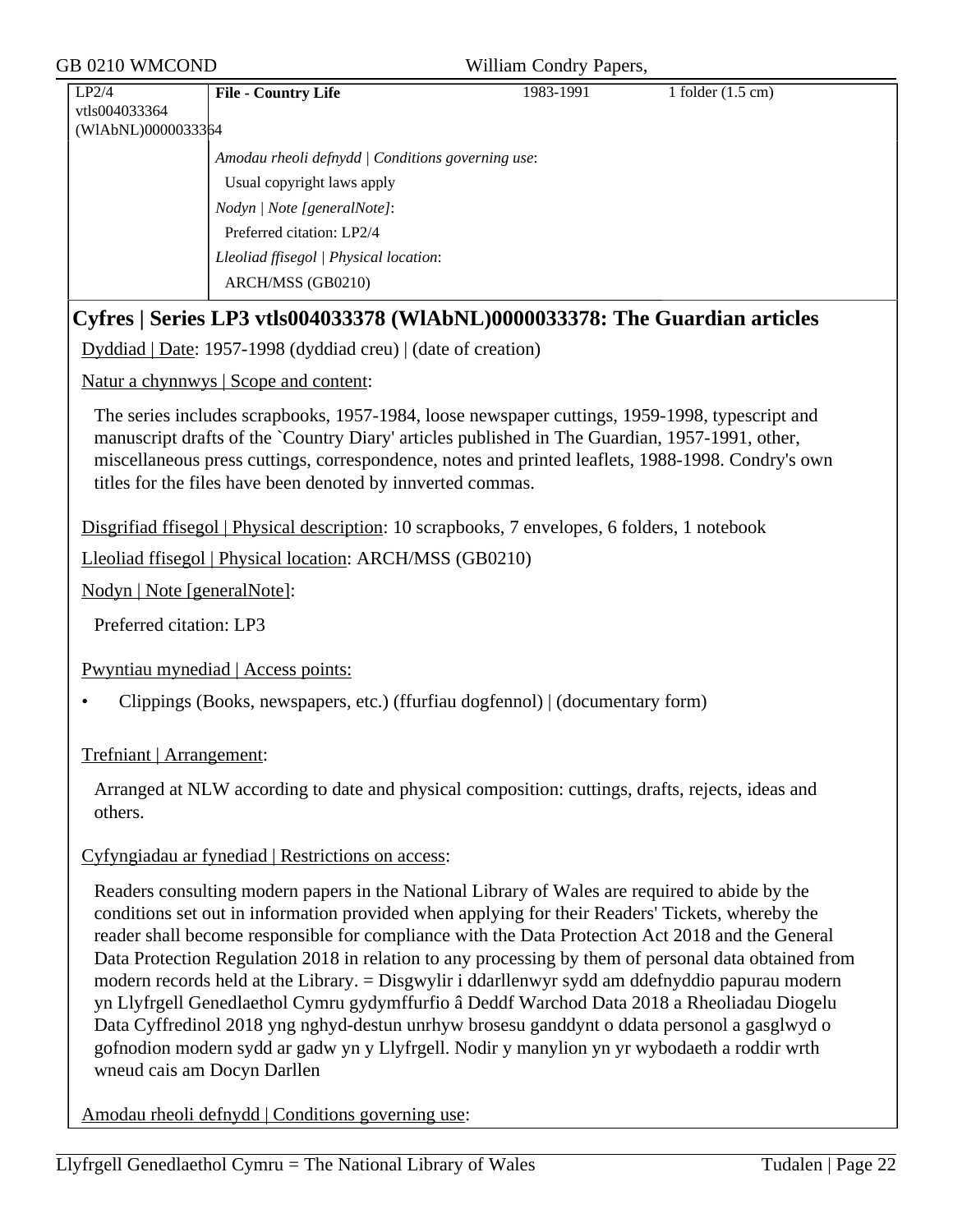| LP2/4 vtls004033364 (WlAbNL)0000033364 | **File - Country Life** | 1983-1991 | 1 folder (1.5 cm) |
|---|---|---|---|
| | *Amodau rheoli defnydd \| Conditions governing use*: Usual copyright laws apply | | |
| | *Nodyn \| Note [generalNote]*: Preferred citation: LP2/4 | | |
| | *Lleoliad ffisegol \| Physical location*: ARCH/MSS (GB0210) | | |

## Cyfres | Series LP3 vtls004033378 (WlAbNL)0000033378: The Guardian articles

Dyddiad | Date: 1957-1998 (dyddiad creu) | (date of creation)

Natur a chynnwys | Scope and content:

The series includes scrapbooks, 1957-1984, loose newspaper cuttings, 1959-1998, typescript and manuscript drafts of the `Country Diary' articles published in The Guardian, 1957-1991, other, miscellaneous press cuttings, correspondence, notes and printed leaflets, 1988-1998. Condry's own titles for the files have been denoted by innverted commas.

Disgrifiad ffisegol | Physical description: 10 scrapbooks, 7 envelopes, 6 folders, 1 notebook

Lleoliad ffisegol | Physical location: ARCH/MSS (GB0210)

Nodyn | Note [generalNote]:

Preferred citation: LP3

Pwyntiau mynediad | Access points:

- Clippings (Books, newspapers, etc.) (ffurfiau dogfennol) | (documentary form)

Trefniant | Arrangement:

Arranged at NLW according to date and physical composition: cuttings, drafts, rejects, ideas and others.

Cyfyngiadau ar fynediad | Restrictions on access:

Readers consulting modern papers in the National Library of Wales are required to abide by the conditions set out in information provided when applying for their Readers' Tickets, whereby the reader shall become responsible for compliance with the Data Protection Act 2018 and the General Data Protection Regulation 2018 in relation to any processing by them of personal data obtained from modern records held at the Library. = Disgwylir i ddarllenwyr sydd am ddefnyddio papurau modern yn Llyfrgell Genedlaethol Cymru gydymffurfio â Deddf Warchod Data 2018 a Rheoliadau Diogelu Data Cyffredinol 2018 yng nghyd-destun unrhyw brosesu ganddynt o ddata personol a gasglwyd o gofnodion modern sydd ar gadw yn y Llyfrgell. Nodir y manylion yn yr wybodaeth a roddir wrth wneud cais am Docyn Darllen

Amodau rheoli defnydd | Conditions governing use: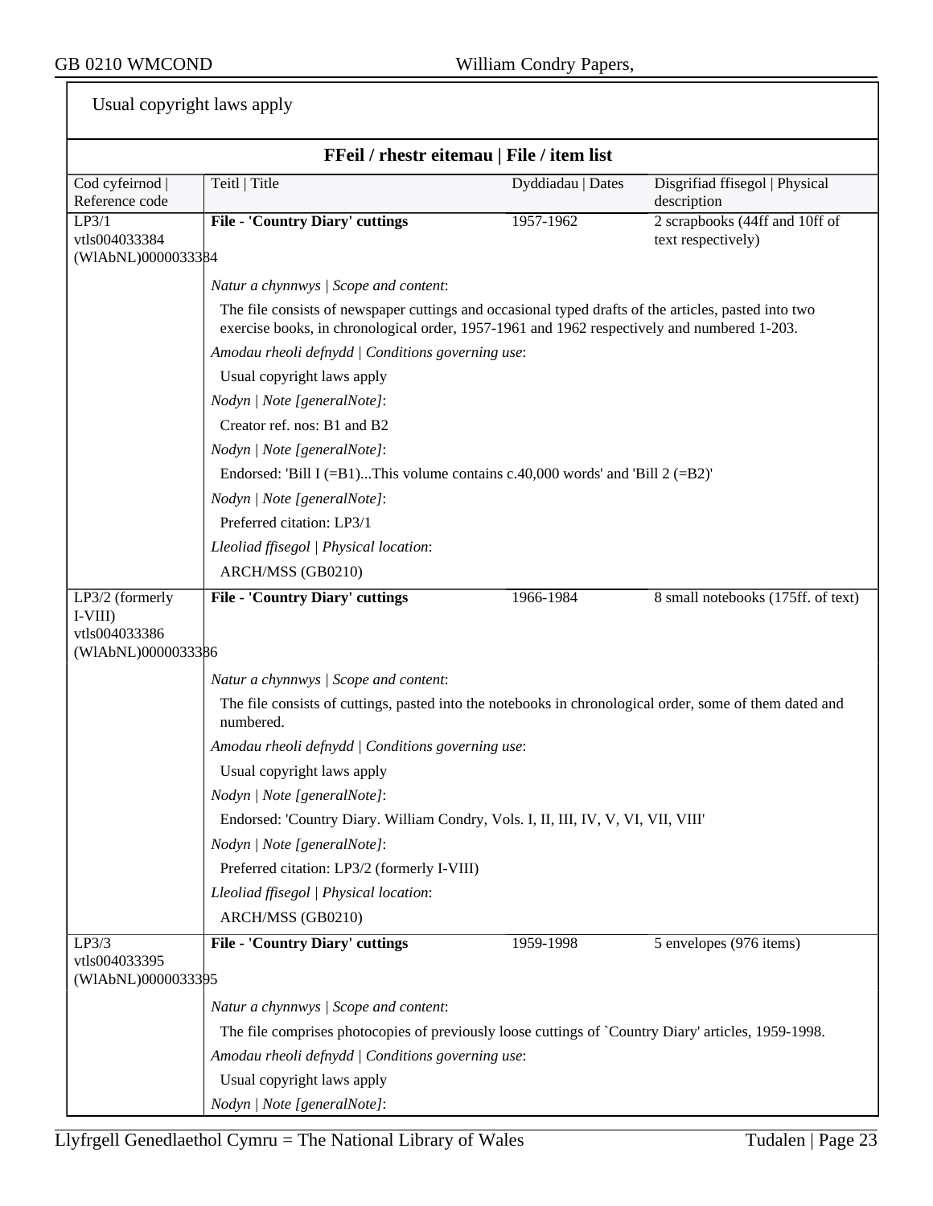Usual copyright laws apply

## FFeil / rhestr eitemau | File / item list

| Cod cyfeirnod \| Reference code | Teitl \| Title | Dyddiadau \| Dates | Disgrifiad ffisegol \| Physical description |
|---|---|---|---|
| LP3/1 vtls004033384 (WlAbNL)0000033384 | **File - 'Country Diary' cuttings** | 1957-1962 | 2 scrapbooks (44ff and 10ff of text respectively) |

*Natur a chynnwys | Scope and content*:

The file consists of newspaper cuttings and occasional typed drafts of the articles, pasted into two exercise books, in chronological order, 1957-1961 and 1962 respectively and numbered 1-203.

*Amodau rheoli defnydd | Conditions governing use*:

Usual copyright laws apply

*Nodyn | Note [generalNote]*:

Creator ref. nos: B1 and B2

*Nodyn | Note [generalNote]*:

Endorsed: 'Bill I (=B1)...This volume contains c.40,000 words' and 'Bill 2 (=B2)'

*Nodyn | Note [generalNote]*:

Preferred citation: LP3/1

*Lleoliad ffisegol | Physical location*:

ARCH/MSS (GB0210)

| Cod cyfeirnod \| Reference code | Teitl \| Title | Dyddiadau \| Dates | Disgrifiad ffisegol \| Physical description |
|---|---|---|---|
| LP3/2 (formerly I-VIII) vtls004033386 (WlAbNL)0000033386 | **File - 'Country Diary' cuttings** | 1966-1984 | 8 small notebooks (175ff. of text) |

*Natur a chynnwys | Scope and content*:

The file consists of cuttings, pasted into the notebooks in chronological order, some of them dated and numbered.

*Amodau rheoli defnydd | Conditions governing use*:

Usual copyright laws apply

*Nodyn | Note [generalNote]*:

Endorsed: 'Country Diary. William Condry, Vols. I, II, III, IV, V, VI, VII, VIII'

*Nodyn | Note [generalNote]*:

Preferred citation: LP3/2 (formerly I-VIII)

*Lleoliad ffisegol | Physical location*:

ARCH/MSS (GB0210)

| Cod cyfeirnod \| Reference code | Teitl \| Title | Dyddiadau \| Dates | Disgrifiad ffisegol \| Physical description |
|---|---|---|---|
| LP3/3 vtls004033395 (WlAbNL)0000033395 | **File - 'Country Diary' cuttings** | 1959-1998 | 5 envelopes (976 items) |

*Natur a chynnwys | Scope and content*:

The file comprises photocopies of previously loose cuttings of `Country Diary' articles, 1959-1998.

*Amodau rheoli defnydd | Conditions governing use*:

Usual copyright laws apply

*Nodyn | Note [generalNote]*: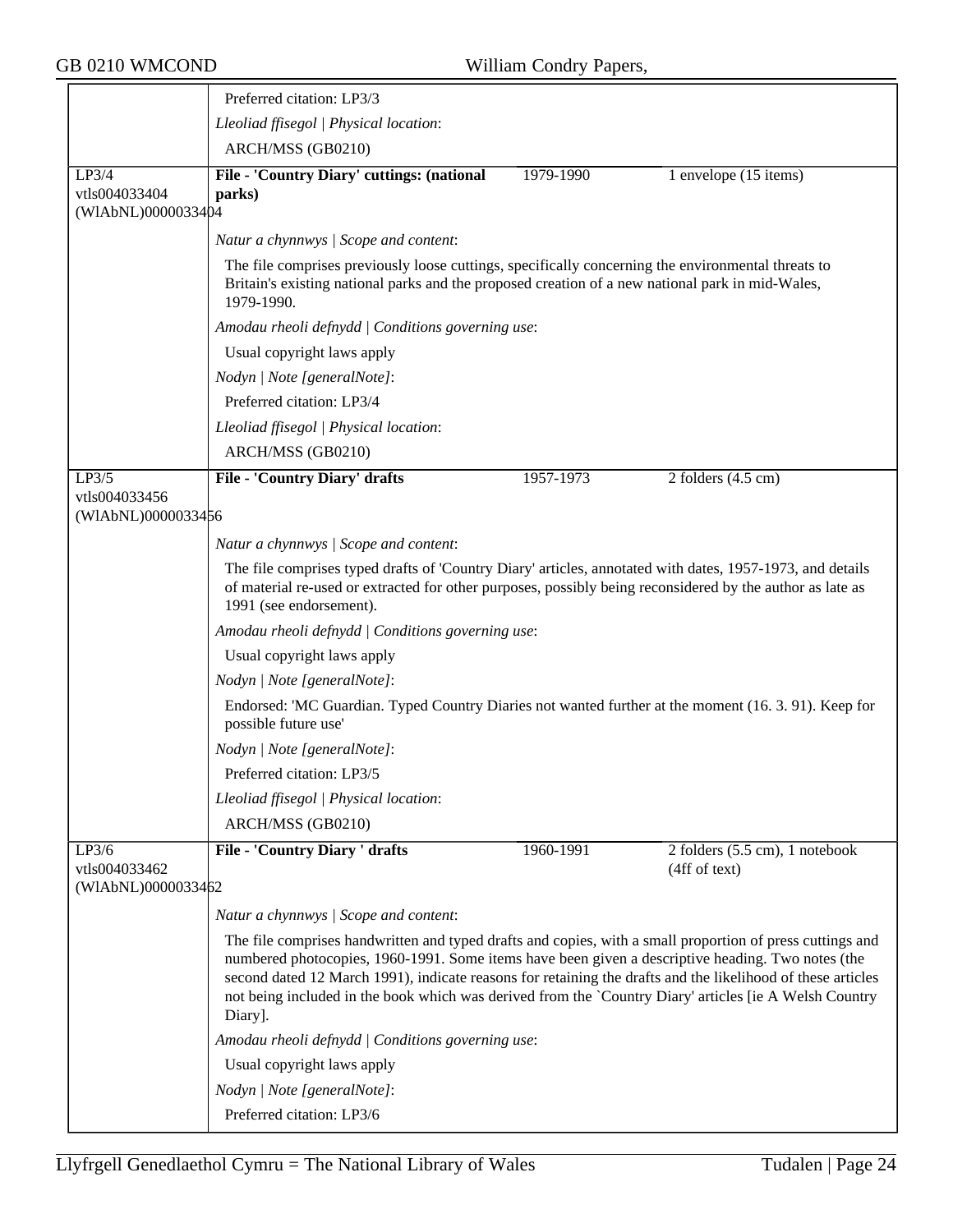Preferred citation: LP3/3

*Lleoliad ffisegol | Physical location*:

ARCH/MSS (GB0210)

---

LP3/4
vtls004033404
(WlAbNL)0000033404

**File - 'Country Diary' cuttings: (national parks)** | 1979-1990 | 1 envelope (15 items)

*Natur a chynnwys | Scope and content*:

The file comprises previously loose cuttings, specifically concerning the environmental threats to Britain's existing national parks and the proposed creation of a new national park in mid-Wales, 1979-1990.

*Amodau rheoli defnydd | Conditions governing use*:

Usual copyright laws apply

*Nodyn | Note [generalNote]*:

Preferred citation: LP3/4

*Lleoliad ffisegol | Physical location*:

ARCH/MSS (GB0210)

---

LP3/5
vtls004033456
(WlAbNL)0000033456

**File - 'Country Diary' drafts** | 1957-1973 | 2 folders (4.5 cm)

*Natur a chynnwys | Scope and content*:

The file comprises typed drafts of 'Country Diary' articles, annotated with dates, 1957-1973, and details of material re-used or extracted for other purposes, possibly being reconsidered by the author as late as 1991 (see endorsement).

*Amodau rheoli defnydd | Conditions governing use*:

Usual copyright laws apply

*Nodyn | Note [generalNote]*:

Endorsed: 'MC Guardian. Typed Country Diaries not wanted further at the moment (16. 3. 91). Keep for possible future use'

*Nodyn | Note [generalNote]*:

Preferred citation: LP3/5

*Lleoliad ffisegol | Physical location*:

ARCH/MSS (GB0210)

---

LP3/6
vtls004033462
(WlAbNL)0000033462

**File - 'Country Diary ' drafts** | 1960-1991 | 2 folders (5.5 cm), 1 notebook (4ff of text)

*Natur a chynnwys | Scope and content*:

The file comprises handwritten and typed drafts and copies, with a small proportion of press cuttings and numbered photocopies, 1960-1991. Some items have been given a descriptive heading. Two notes (the second dated 12 March 1991), indicate reasons for retaining the drafts and the likelihood of these articles not being included in the book which was derived from the `Country Diary' articles [ie A Welsh Country Diary].

*Amodau rheoli defnydd | Conditions governing use*:

Usual copyright laws apply

*Nodyn | Note [generalNote]*:

Preferred citation: LP3/6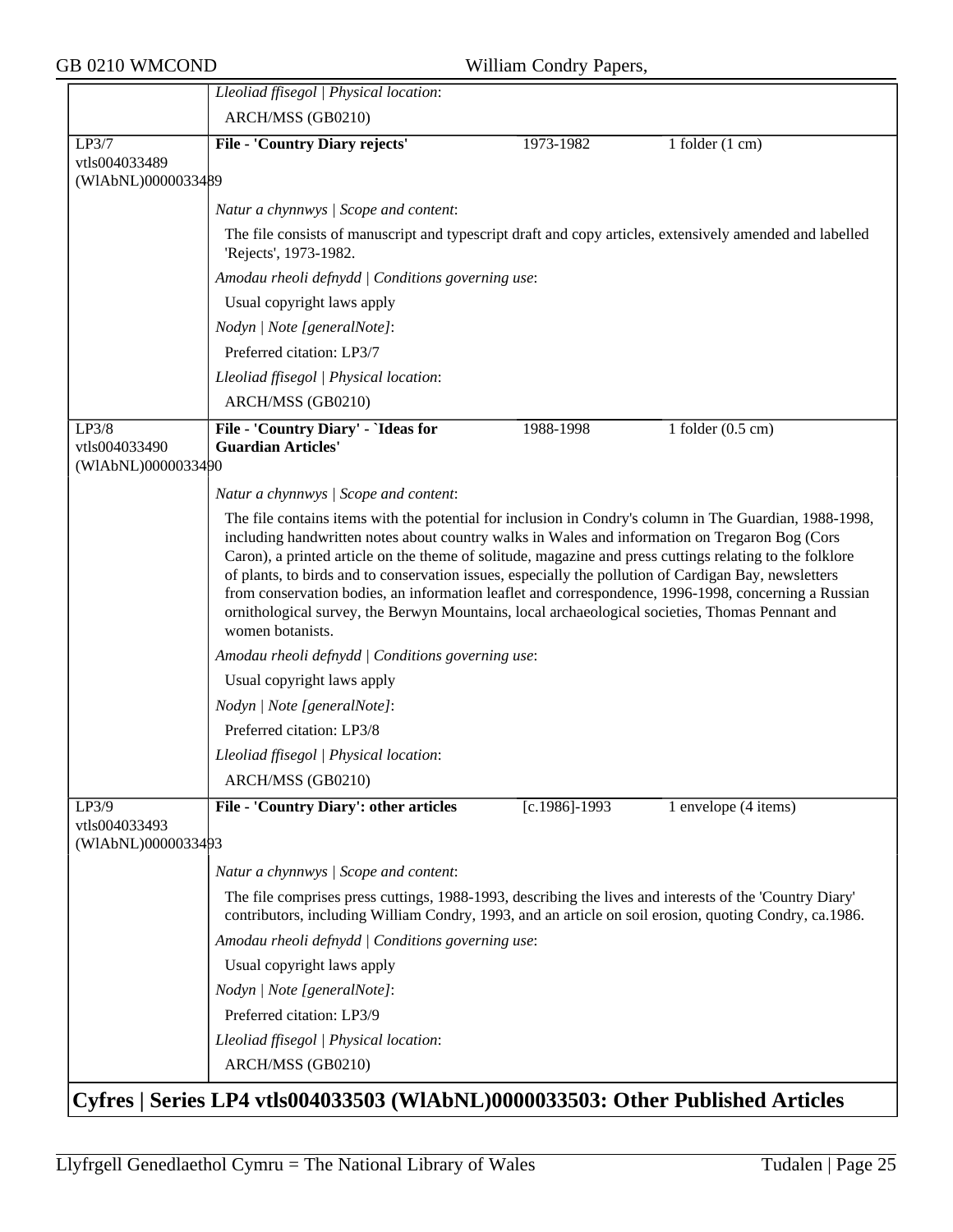*Lleoliad ffisegol | Physical location*:

ARCH/MSS (GB0210)

| LP3/7 vtls004033489 (WlAbNL)0000033489 | **File - 'Country Diary rejects'** | 1973-1982 | 1 folder (1 cm) |
|---|---|---|---|

*Natur a chynnwys | Scope and content*:

The file consists of manuscript and typescript draft and copy articles, extensively amended and labelled 'Rejects', 1973-1982.

*Amodau rheoli defnydd | Conditions governing use*:

Usual copyright laws apply

*Nodyn | Note [generalNote]*:

Preferred citation: LP3/7

*Lleoliad ffisegol | Physical location*:

ARCH/MSS (GB0210)

| LP3/8 vtls004033490 (WlAbNL)0000033490 | **File - 'Country Diary' - `Ideas for Guardian Articles'** | 1988-1998 | 1 folder (0.5 cm) |
|---|---|---|---|

*Natur a chynnwys | Scope and content*:

The file contains items with the potential for inclusion in Condry's column in The Guardian, 1988-1998, including handwritten notes about country walks in Wales and information on Tregaron Bog (Cors Caron), a printed article on the theme of solitude, magazine and press cuttings relating to the folklore of plants, to birds and to conservation issues, especially the pollution of Cardigan Bay, newsletters from conservation bodies, an information leaflet and correspondence, 1996-1998, concerning a Russian ornithological survey, the Berwyn Mountains, local archaeological societies, Thomas Pennant and women botanists.

*Amodau rheoli defnydd | Conditions governing use*:

Usual copyright laws apply

*Nodyn | Note [generalNote]*:

Preferred citation: LP3/8

*Lleoliad ffisegol | Physical location*:

ARCH/MSS (GB0210)

| LP3/9 vtls004033493 (WlAbNL)0000033493 | **File - 'Country Diary': other articles** | [c.1986]-1993 | 1 envelope (4 items) |
|---|---|---|---|

*Natur a chynnwys | Scope and content*:

The file comprises press cuttings, 1988-1993, describing the lives and interests of the 'Country Diary' contributors, including William Condry, 1993, and an article on soil erosion, quoting Condry, ca.1986.

*Amodau rheoli defnydd | Conditions governing use*:

Usual copyright laws apply

*Nodyn | Note [generalNote]*:

Preferred citation: LP3/9

*Lleoliad ffisegol | Physical location*:

ARCH/MSS (GB0210)

## Cyfres | Series LP4 vtls004033503 (WlAbNL)0000033503: Other Published Articles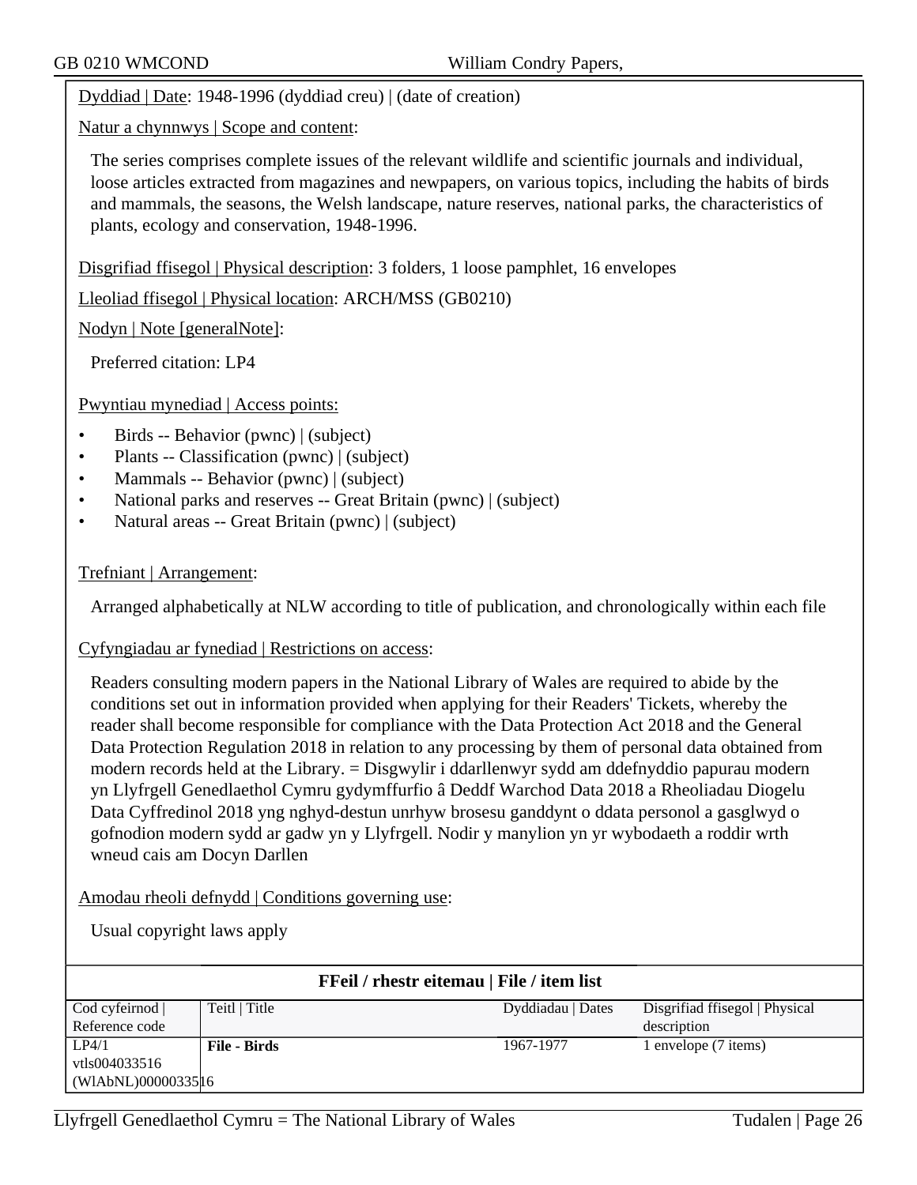Dyddiad | Date: 1948-1996 (dyddiad creu) | (date of creation)

Natur a chynnwys | Scope and content:

The series comprises complete issues of the relevant wildlife and scientific journals and individual, loose articles extracted from magazines and newpapers, on various topics, including the habits of birds and mammals, the seasons, the Welsh landscape, nature reserves, national parks, the characteristics of plants, ecology and conservation, 1948-1996.

Disgrifiad ffisegol | Physical description: 3 folders, 1 loose pamphlet, 16 envelopes

Lleoliad ffisegol | Physical location: ARCH/MSS (GB0210)

Nodyn | Note [generalNote]:

Preferred citation: LP4

Pwyntiau mynediad | Access points:

- Birds -- Behavior (pwnc) | (subject)
- Plants -- Classification (pwnc) | (subject)
- Mammals -- Behavior (pwnc) | (subject)
- National parks and reserves -- Great Britain (pwnc) | (subject)
- Natural areas -- Great Britain (pwnc) | (subject)

Trefniant | Arrangement:

Arranged alphabetically at NLW according to title of publication, and chronologically within each file

Cyfyngiadau ar fynediad | Restrictions on access:

Readers consulting modern papers in the National Library of Wales are required to abide by the conditions set out in information provided when applying for their Readers' Tickets, whereby the reader shall become responsible for compliance with the Data Protection Act 2018 and the General Data Protection Regulation 2018 in relation to any processing by them of personal data obtained from modern records held at the Library. = Disgwylir i ddarllenwyr sydd am ddefnyddio papurau modern yn Llyfrgell Genedlaethol Cymru gydymffurfio â Deddf Warchod Data 2018 a Rheoliadau Diogelu Data Cyffredinol 2018 yng nghyd-destun unrhyw brosesu ganddynt o ddata personol a gasglwyd o gofnodion modern sydd ar gadw yn y Llyfrgell. Nodir y manylion yn yr wybodaeth a roddir wrth wneud cais am Docyn Darllen

Amodau rheoli defnydd | Conditions governing use:

Usual copyright laws apply

**FFeil / rhestr eitemau | File / item list**

| Cod cyfeirnod \| Reference code | Teitl \| Title | Dyddiadau \| Dates | Disgrifiad ffisegol \| Physical description |
|---|---|---|---|
| LP4/1 vtls004033516 (WlAbNL)0000033516 | **File - Birds** | 1967-1977 | 1 envelope (7 items) |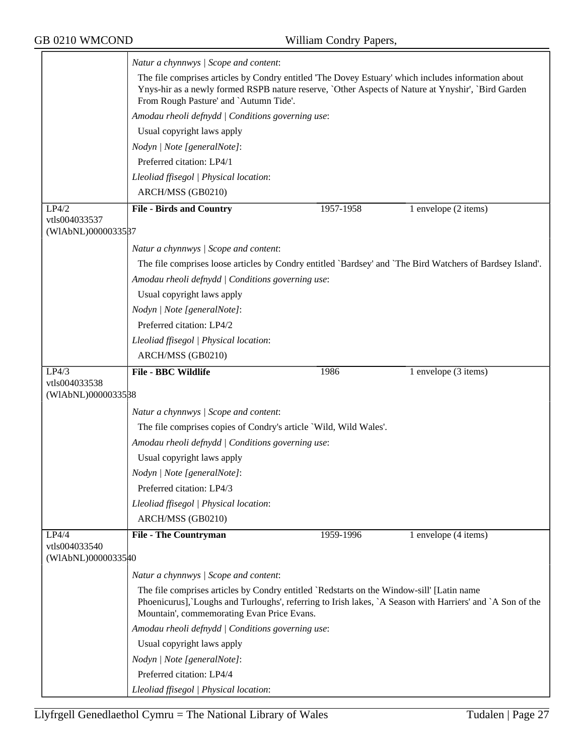*Natur a chynnwys | Scope and content*:

The file comprises articles by Condry entitled 'The Dovey Estuary' which includes information about Ynys-hir as a newly formed RSPB nature reserve, `Other Aspects of Nature at Ynyshir', `Bird Garden From Rough Pasture' and `Autumn Tide'.

*Amodau rheoli defnydd | Conditions governing use*:

Usual copyright laws apply

*Nodyn | Note [generalNote]*:

Preferred citation: LP4/1

*Lleoliad ffisegol | Physical location*:

ARCH/MSS (GB0210)

---

LP4/2
vtls004033537
(WlAbNL)0000033537

**File - Birds and Country** | 1957-1958 | 1 envelope (2 items)

*Natur a chynnwys | Scope and content*:

The file comprises loose articles by Condry entitled `Bardsey' and `The Bird Watchers of Bardsey Island'.

*Amodau rheoli defnydd | Conditions governing use*:

Usual copyright laws apply

*Nodyn | Note [generalNote]*:

Preferred citation: LP4/2

*Lleoliad ffisegol | Physical location*:

ARCH/MSS (GB0210)

---

LP4/3
vtls004033538
(WlAbNL)0000033538

**File - BBC Wildlife** | 1986 | 1 envelope (3 items)

*Natur a chynnwys | Scope and content*:

The file comprises copies of Condry's article `Wild, Wild Wales'.

*Amodau rheoli defnydd | Conditions governing use*:

Usual copyright laws apply

*Nodyn | Note [generalNote]*:

Preferred citation: LP4/3

*Lleoliad ffisegol | Physical location*:

ARCH/MSS (GB0210)

---

LP4/4
vtls004033540
(WlAbNL)0000033540

**File - The Countryman** | 1959-1996 | 1 envelope (4 items)

*Natur a chynnwys | Scope and content*:

The file comprises articles by Condry entitled `Redstarts on the Window-sill' [Latin name Phoenicurus],`Loughs and Turloughs', referring to Irish lakes, `A Season with Harriers' and `A Son of the Mountain', commemorating Evan Price Evans.

*Amodau rheoli defnydd | Conditions governing use*:

Usual copyright laws apply

*Nodyn | Note [generalNote]*:

Preferred citation: LP4/4

*Lleoliad ffisegol | Physical location*: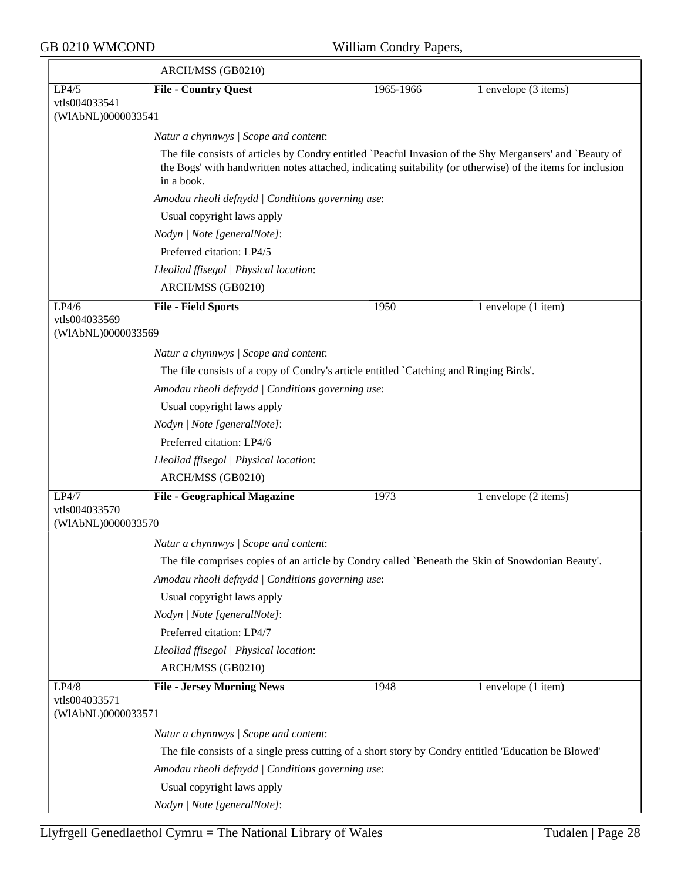ARCH/MSS (GB0210)

| LP4/5 vtls004033541 (WlAbNL)0000033541 | **File - Country Quest** | 1965-1966 | 1 envelope (3 items) |
|---|---|---|---|

*Natur a chynnwys | Scope and content*:

The file consists of articles by Condry entitled `Peacful Invasion of the Shy Mergansers' and `Beauty of the Bogs' with handwritten notes attached, indicating suitability (or otherwise) of the items for inclusion in a book.

*Amodau rheoli defnydd | Conditions governing use*:

Usual copyright laws apply

*Nodyn | Note [generalNote]*:

Preferred citation: LP4/5

*Lleoliad ffisegol | Physical location*:

ARCH/MSS (GB0210)

| LP4/6 vtls004033569 (WlAbNL)0000033569 | **File - Field Sports** | 1950 | 1 envelope (1 item) |
|---|---|---|---|

*Natur a chynnwys | Scope and content*:

The file consists of a copy of Condry's article entitled `Catching and Ringing Birds'.

*Amodau rheoli defnydd | Conditions governing use*:

Usual copyright laws apply

*Nodyn | Note [generalNote]*:

Preferred citation: LP4/6

*Lleoliad ffisegol | Physical location*:

ARCH/MSS (GB0210)

| LP4/7 vtls004033570 (WlAbNL)0000033570 | **File - Geographical Magazine** | 1973 | 1 envelope (2 items) |
|---|---|---|---|

*Natur a chynnwys | Scope and content*:

The file comprises copies of an article by Condry called `Beneath the Skin of Snowdonian Beauty'.

*Amodau rheoli defnydd | Conditions governing use*:

Usual copyright laws apply

*Nodyn | Note [generalNote]*:

Preferred citation: LP4/7

*Lleoliad ffisegol | Physical location*:

ARCH/MSS (GB0210)

| LP4/8 vtls004033571 (WlAbNL)0000033571 | **File - Jersey Morning News** | 1948 | 1 envelope (1 item) |
|---|---|---|---|

*Natur a chynnwys | Scope and content*:

The file consists of a single press cutting of a short story by Condry entitled 'Education be Blowed'

*Amodau rheoli defnydd | Conditions governing use*:

Usual copyright laws apply

*Nodyn | Note [generalNote]*: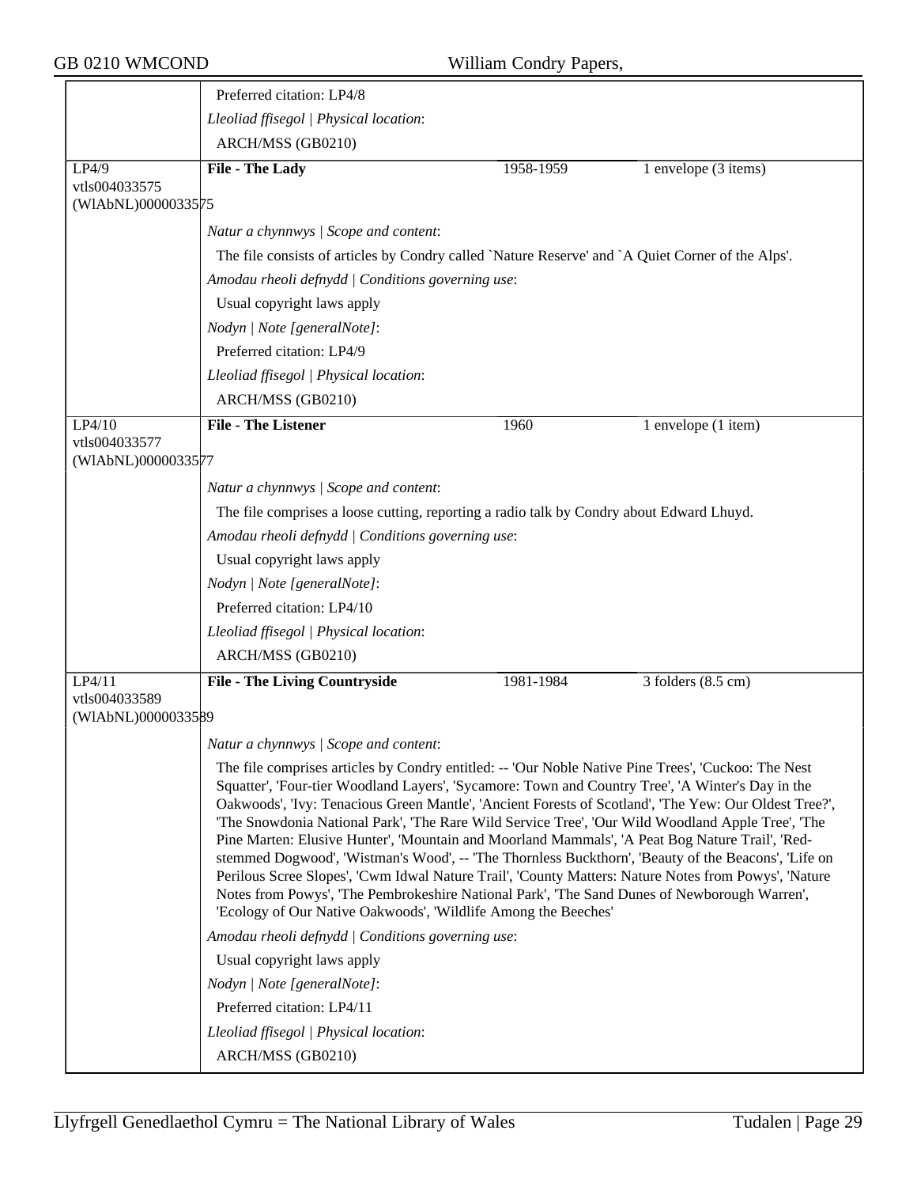Preferred citation: LP4/8

*Lleoliad ffisegol | Physical location*:

ARCH/MSS (GB0210)

| LP4/9 vtls004033575 (WlAbNL)0000033575 | **File - The Lady** | 1958-1959 | 1 envelope (3 items) |
|---|---|---|---|

*Natur a chynnwys | Scope and content*:

The file consists of articles by Condry called `Nature Reserve' and `A Quiet Corner of the Alps'.

*Amodau rheoli defnydd | Conditions governing use*:

Usual copyright laws apply

*Nodyn | Note [generalNote]*:

Preferred citation: LP4/9

*Lleoliad ffisegol | Physical location*:

ARCH/MSS (GB0210)

| LP4/10 vtls004033577 (WlAbNL)0000033577 | **File - The Listener** | 1960 | 1 envelope (1 item) |
|---|---|---|---|

*Natur a chynnwys | Scope and content*:

The file comprises a loose cutting, reporting a radio talk by Condry about Edward Lhuyd.

*Amodau rheoli defnydd | Conditions governing use*:

Usual copyright laws apply

*Nodyn | Note [generalNote]*:

Preferred citation: LP4/10

*Lleoliad ffisegol | Physical location*:

ARCH/MSS (GB0210)

| LP4/11 vtls004033589 (WlAbNL)0000033589 | **File - The Living Countryside** | 1981-1984 | 3 folders (8.5 cm) |
|---|---|---|---|

*Natur a chynnwys | Scope and content*:

The file comprises articles by Condry entitled: -- 'Our Noble Native Pine Trees', 'Cuckoo: The Nest Squatter', 'Four-tier Woodland Layers', 'Sycamore: Town and Country Tree', 'A Winter's Day in the Oakwoods', 'Ivy: Tenacious Green Mantle', 'Ancient Forests of Scotland', 'The Yew: Our Oldest Tree?', 'The Snowdonia National Park', 'The Rare Wild Service Tree', 'Our Wild Woodland Apple Tree', 'The Pine Marten: Elusive Hunter', 'Mountain and Moorland Mammals', 'A Peat Bog Nature Trail', 'Red-stemmed Dogwood', 'Wistman's Wood', -- 'The Thornless Buckthorn', 'Beauty of the Beacons', 'Life on Perilous Scree Slopes', 'Cwm Idwal Nature Trail', 'County Matters: Nature Notes from Powys', 'Nature Notes from Powys', 'The Pembrokeshire National Park', 'The Sand Dunes of Newborough Warren', 'Ecology of Our Native Oakwoods', 'Wildlife Among the Beeches'

*Amodau rheoli defnydd | Conditions governing use*:

Usual copyright laws apply

*Nodyn | Note [generalNote]*:

Preferred citation: LP4/11

*Lleoliad ffisegol | Physical location*:

ARCH/MSS (GB0210)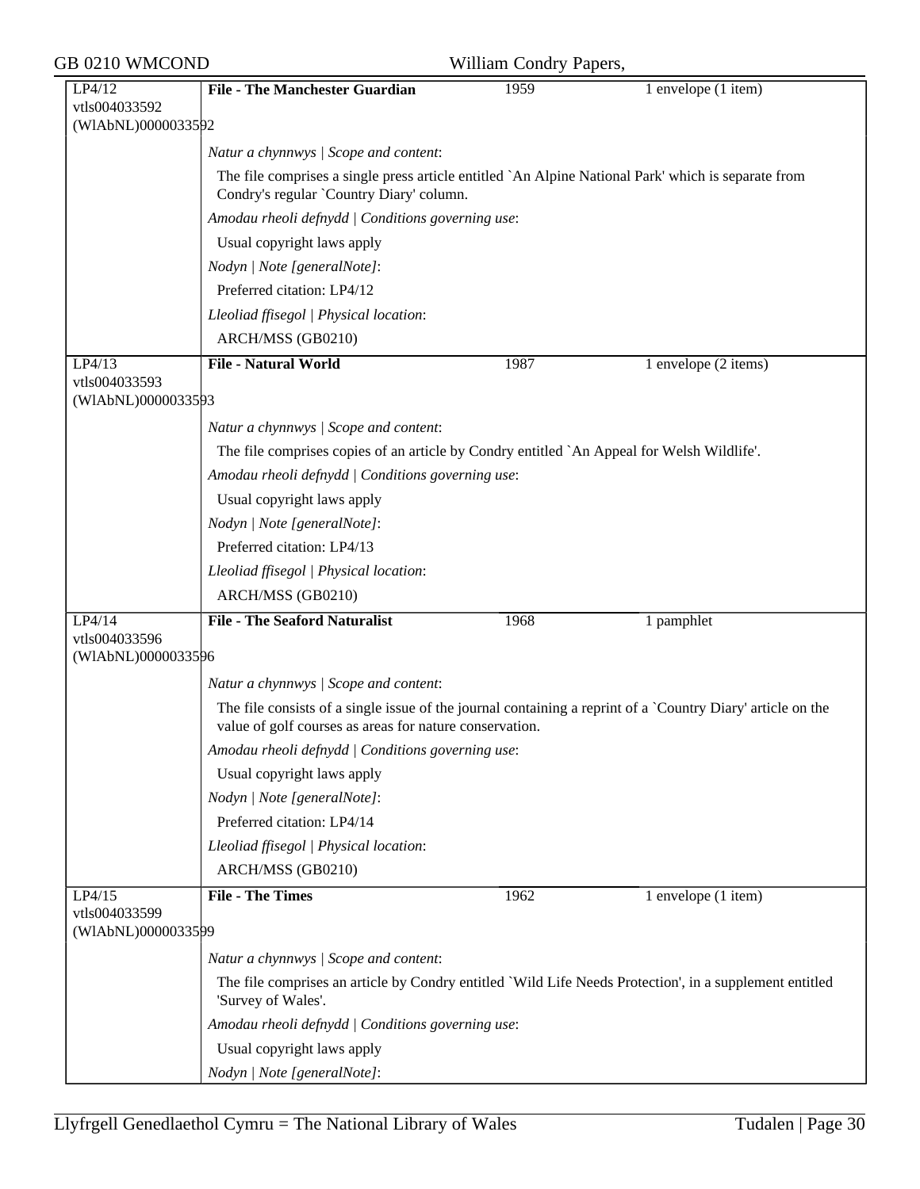| LP4/12 vtls004033592 (WlAbNL)0000033592 | **File - The Manchester Guardian** | 1959 | 1 envelope (1 item) |
|---|---|---|---|

*Natur a chynnwys | Scope and content*:

The file comprises a single press article entitled `An Alpine National Park' which is separate from Condry's regular `Country Diary' column.

*Amodau rheoli defnydd | Conditions governing use*:

Usual copyright laws apply

*Nodyn | Note [generalNote]*:

Preferred citation: LP4/12

*Lleoliad ffisegol | Physical location*:

ARCH/MSS (GB0210)

| LP4/13 vtls004033593 (WlAbNL)0000033593 | **File - Natural World** | 1987 | 1 envelope (2 items) |
|---|---|---|---|

*Natur a chynnwys | Scope and content*:

The file comprises copies of an article by Condry entitled `An Appeal for Welsh Wildlife'.

*Amodau rheoli defnydd | Conditions governing use*:

Usual copyright laws apply

*Nodyn | Note [generalNote]*:

Preferred citation: LP4/13

*Lleoliad ffisegol | Physical location*:

ARCH/MSS (GB0210)

| LP4/14 vtls004033596 (WlAbNL)0000033596 | **File - The Seaford Naturalist** | 1968 | 1 pamphlet |
|---|---|---|---|

*Natur a chynnwys | Scope and content*:

The file consists of a single issue of the journal containing a reprint of a `Country Diary' article on the value of golf courses as areas for nature conservation.

*Amodau rheoli defnydd | Conditions governing use*:

Usual copyright laws apply

*Nodyn | Note [generalNote]*:

Preferred citation: LP4/14

*Lleoliad ffisegol | Physical location*:

ARCH/MSS (GB0210)

| LP4/15 vtls004033599 (WlAbNL)0000033599 | **File - The Times** | 1962 | 1 envelope (1 item) |
|---|---|---|---|

*Natur a chynnwys | Scope and content*:

The file comprises an article by Condry entitled `Wild Life Needs Protection', in a supplement entitled 'Survey of Wales'.

*Amodau rheoli defnydd | Conditions governing use*:

Usual copyright laws apply

*Nodyn | Note [generalNote]*: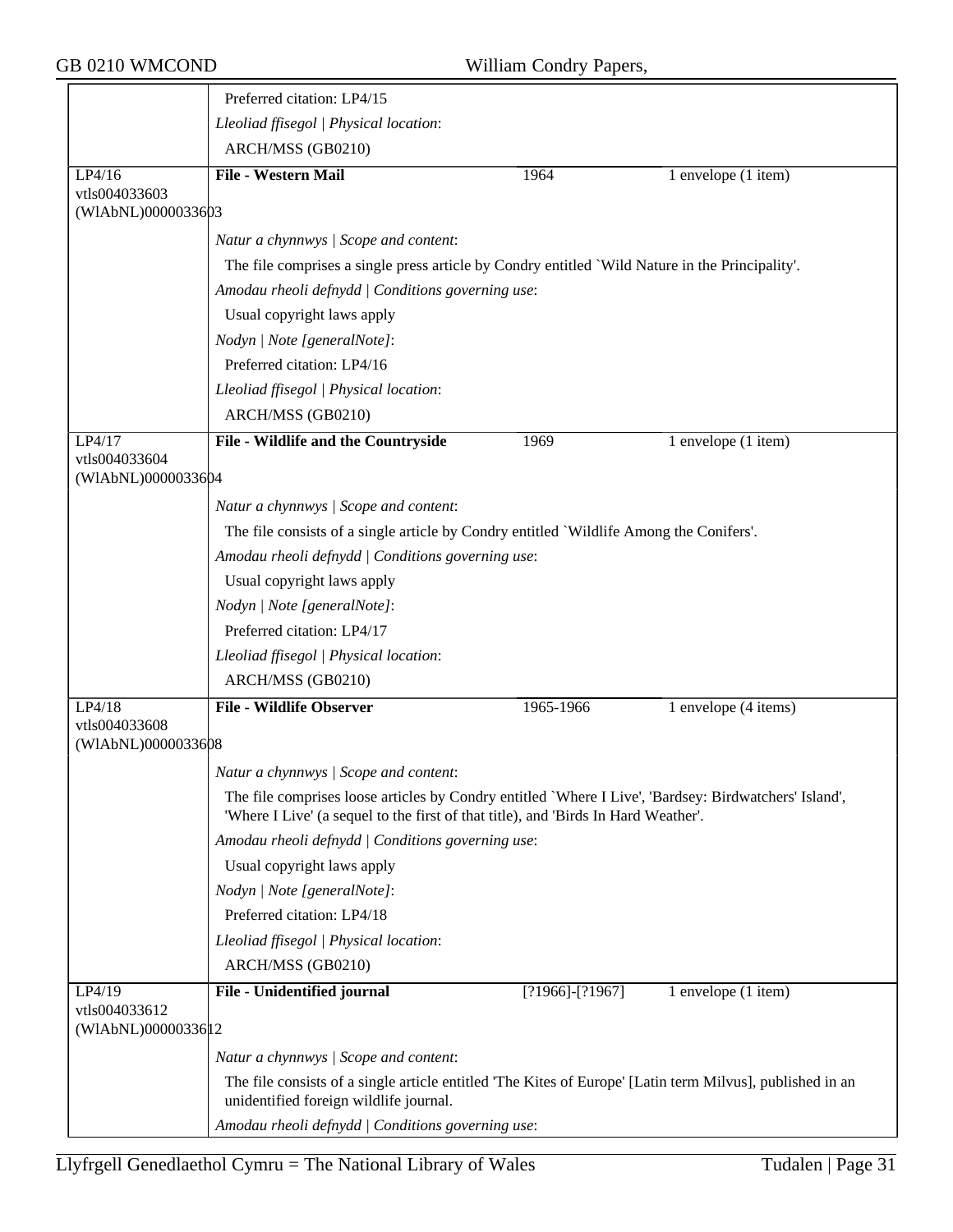Preferred citation: LP4/15

*Lleoliad ffisegol | Physical location*:

ARCH/MSS (GB0210)

| LP4/16 vtls004033603 (WlAbNL)0000033603 | **File - Western Mail** | 1964 | 1 envelope (1 item) |
|---|---|---|---|

*Natur a chynnwys | Scope and content*:

The file comprises a single press article by Condry entitled `Wild Nature in the Principality'.

*Amodau rheoli defnydd | Conditions governing use*:

Usual copyright laws apply

*Nodyn | Note [generalNote]*:

Preferred citation: LP4/16

*Lleoliad ffisegol | Physical location*:

ARCH/MSS (GB0210)

| LP4/17 vtls004033604 (WlAbNL)0000033604 | **File - Wildlife and the Countryside** | 1969 | 1 envelope (1 item) |
|---|---|---|---|

*Natur a chynnwys | Scope and content*:

The file consists of a single article by Condry entitled `Wildlife Among the Conifers'.

*Amodau rheoli defnydd | Conditions governing use*:

Usual copyright laws apply

*Nodyn | Note [generalNote]*:

Preferred citation: LP4/17

*Lleoliad ffisegol | Physical location*:

ARCH/MSS (GB0210)

| LP4/18 vtls004033608 (WlAbNL)0000033608 | **File - Wildlife Observer** | 1965-1966 | 1 envelope (4 items) |
|---|---|---|---|

*Natur a chynnwys | Scope and content*:

The file comprises loose articles by Condry entitled `Where I Live', 'Bardsey: Birdwatchers' Island', 'Where I Live' (a sequel to the first of that title), and 'Birds In Hard Weather'.

*Amodau rheoli defnydd | Conditions governing use*:

Usual copyright laws apply

*Nodyn | Note [generalNote]*:

Preferred citation: LP4/18

*Lleoliad ffisegol | Physical location*:

ARCH/MSS (GB0210)

| LP4/19 vtls004033612 (WlAbNL)0000033612 | **File - Unidentified journal** | [?1966]-[?1967] | 1 envelope (1 item) |
|---|---|---|---|

*Natur a chynnwys | Scope and content*:

The file consists of a single article entitled 'The Kites of Europe' [Latin term Milvus], published in an unidentified foreign wildlife journal.

*Amodau rheoli defnydd | Conditions governing use*: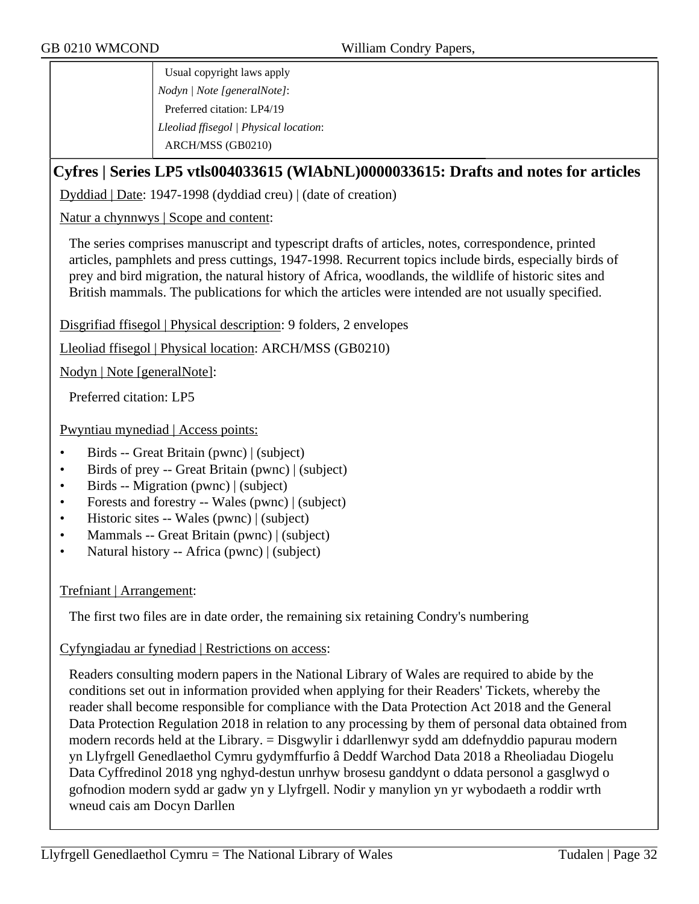Usual copyright laws apply

*Nodyn | Note [generalNote]*:

Preferred citation: LP4/19

*Lleoliad ffisegol | Physical location*:

ARCH/MSS (GB0210)

## Cyfres | Series LP5 vtls004033615 (WlAbNL)0000033615: Drafts and notes for articles

Dyddiad | Date: 1947-1998 (dyddiad creu) | (date of creation)

Natur a chynnwys | Scope and content:

The series comprises manuscript and typescript drafts of articles, notes, correspondence, printed articles, pamphlets and press cuttings, 1947-1998. Recurrent topics include birds, especially birds of prey and bird migration, the natural history of Africa, woodlands, the wildlife of historic sites and British mammals. The publications for which the articles were intended are not usually specified.

Disgrifiad ffisegol | Physical description: 9 folders, 2 envelopes

Lleoliad ffisegol | Physical location: ARCH/MSS (GB0210)

Nodyn | Note [generalNote]:

Preferred citation: LP5

Pwyntiau mynediad | Access points:

- Birds -- Great Britain (pwnc) | (subject)
- Birds of prey -- Great Britain (pwnc) | (subject)
- Birds -- Migration (pwnc) | (subject)
- Forests and forestry -- Wales (pwnc) | (subject)
- Historic sites -- Wales (pwnc) | (subject)
- Mammals -- Great Britain (pwnc) | (subject)
- Natural history -- Africa (pwnc) | (subject)

Trefniant | Arrangement:

The first two files are in date order, the remaining six retaining Condry's numbering

Cyfyngiadau ar fynediad | Restrictions on access:

Readers consulting modern papers in the National Library of Wales are required to abide by the conditions set out in information provided when applying for their Readers' Tickets, whereby the reader shall become responsible for compliance with the Data Protection Act 2018 and the General Data Protection Regulation 2018 in relation to any processing by them of personal data obtained from modern records held at the Library. = Disgwylir i ddarllenwyr sydd am ddefnyddio papurau modern yn Llyfrgell Genedlaethol Cymru gydymffurfio â Deddf Warchod Data 2018 a Rheoliadau Diogelu Data Cyffredinol 2018 yng nghyd-destun unrhyw brosesu ganddynt o ddata personol a gasglwyd o gofnodion modern sydd ar gadw yn y Llyfrgell. Nodir y manylion yn yr wybodaeth a roddir wrth wneud cais am Docyn Darllen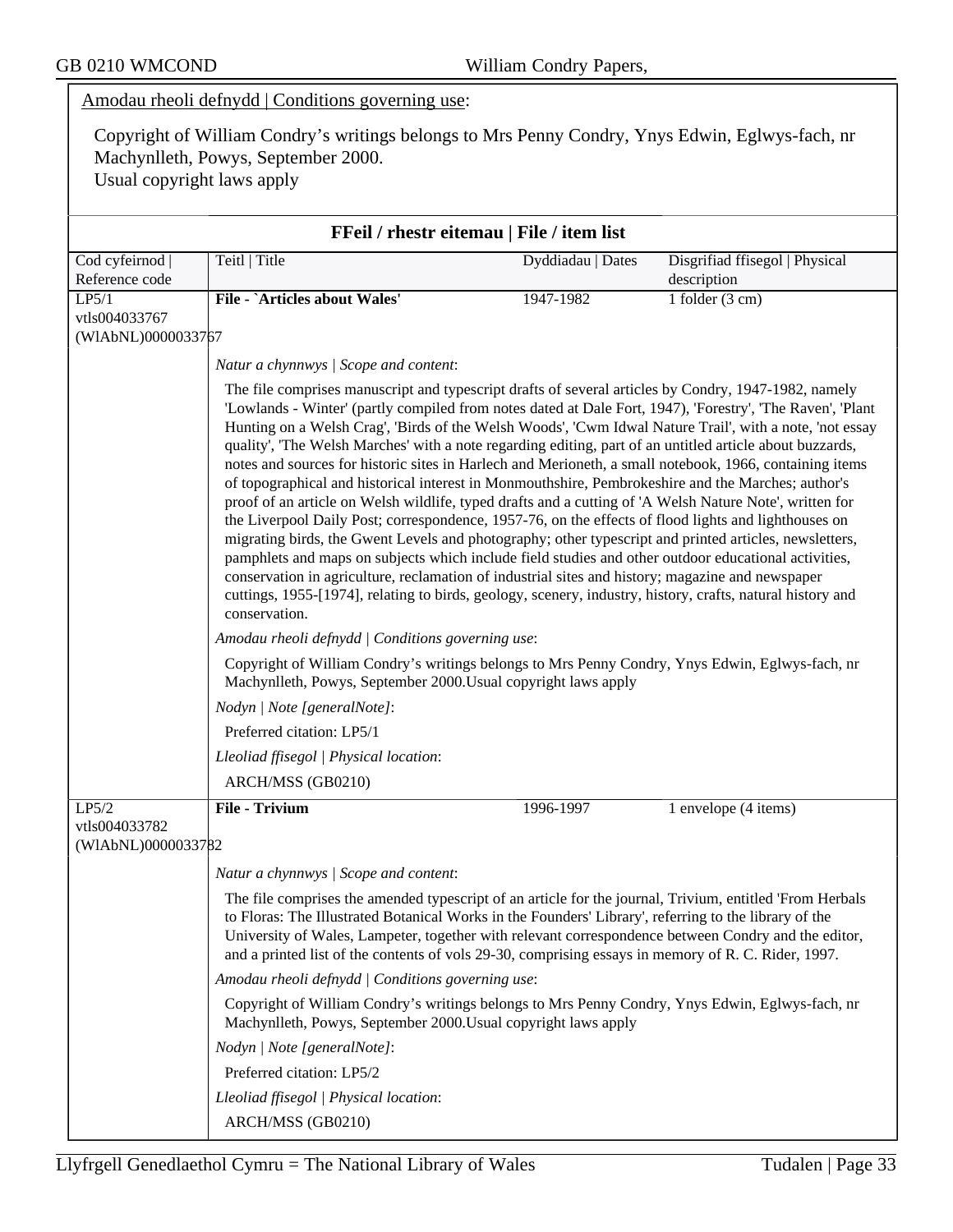Amodau rheoli defnydd | Conditions governing use:

Copyright of William Condry's writings belongs to Mrs Penny Condry, Ynys Edwin, Eglwys-fach, nr Machynlleth, Powys, September 2000.
Usual copyright laws apply

## FFeil / rhestr eitemau | File / item list

| Cod cyfeirnod \| Reference code | Teitl \| Title | Dyddiadau \| Dates | Disgrifiad ffisegol \| Physical description |
|---|---|---|---|
| LP5/1 vtls004033767 (WlAbNL)0000033767 | **File - `Articles about Wales'** | 1947-1982 | 1 folder (3 cm) |

*Natur a chynnwys | Scope and content*:

The file comprises manuscript and typescript drafts of several articles by Condry, 1947-1982, namely 'Lowlands - Winter' (partly compiled from notes dated at Dale Fort, 1947), 'Forestry', 'The Raven', 'Plant Hunting on a Welsh Crag', 'Birds of the Welsh Woods', 'Cwm Idwal Nature Trail', with a note, 'not essay quality', 'The Welsh Marches' with a note regarding editing, part of an untitled article about buzzards, notes and sources for historic sites in Harlech and Merioneth, a small notebook, 1966, containing items of topographical and historical interest in Monmouthshire, Pembrokeshire and the Marches; author's proof of an article on Welsh wildlife, typed drafts and a cutting of 'A Welsh Nature Note', written for the Liverpool Daily Post; correspondence, 1957-76, on the effects of flood lights and lighthouses on migrating birds, the Gwent Levels and photography; other typescript and printed articles, newsletters, pamphlets and maps on subjects which include field studies and other outdoor educational activities, conservation in agriculture, reclamation of industrial sites and history; magazine and newspaper cuttings, 1955-[1974], relating to birds, geology, scenery, industry, history, crafts, natural history and conservation.

*Amodau rheoli defnydd | Conditions governing use*:

Copyright of William Condry's writings belongs to Mrs Penny Condry, Ynys Edwin, Eglwys-fach, nr Machynlleth, Powys, September 2000.Usual copyright laws apply

*Nodyn | Note [generalNote]*:

Preferred citation: LP5/1

*Lleoliad ffisegol | Physical location*:

ARCH/MSS (GB0210)

| Cod cyfeirnod \| Reference code | Teitl \| Title | Dyddiadau \| Dates | Disgrifiad ffisegol \| Physical description |
|---|---|---|---|
| LP5/2 vtls004033782 (WlAbNL)0000033782 | **File - Trivium** | 1996-1997 | 1 envelope (4 items) |

*Natur a chynnwys | Scope and content*:

The file comprises the amended typescript of an article for the journal, Trivium, entitled 'From Herbals to Floras: The Illustrated Botanical Works in the Founders' Library', referring to the library of the University of Wales, Lampeter, together with relevant correspondence between Condry and the editor, and a printed list of the contents of vols 29-30, comprising essays in memory of R. C. Rider, 1997.

*Amodau rheoli defnydd | Conditions governing use*:

Copyright of William Condry's writings belongs to Mrs Penny Condry, Ynys Edwin, Eglwys-fach, nr Machynlleth, Powys, September 2000.Usual copyright laws apply

*Nodyn | Note [generalNote]*:

Preferred citation: LP5/2

*Lleoliad ffisegol | Physical location*:

ARCH/MSS (GB0210)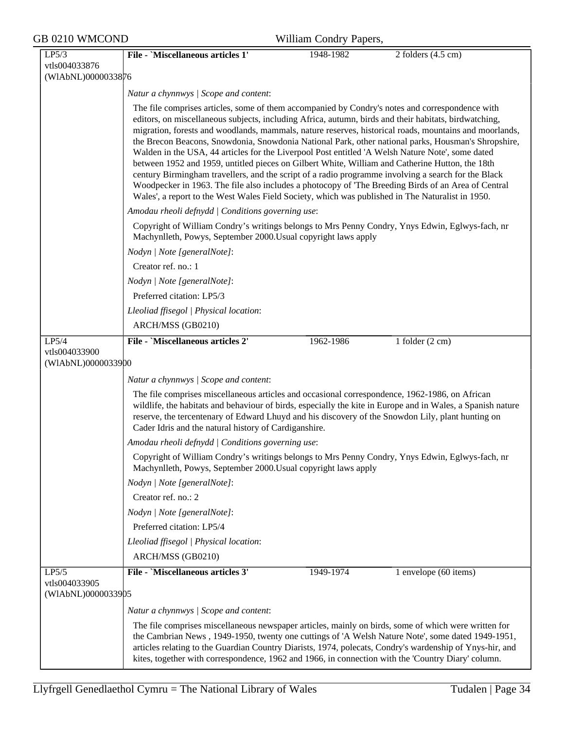| LP5/3 vtls004033876 (WlAbNL)0000033876 | **File - `Miscellaneous articles 1'** | 1948-1982 | 2 folders (4.5 cm) |
|---|---|---|---|

*Natur a chynnwys | Scope and content*:

The file comprises articles, some of them accompanied by Condry's notes and correspondence with editors, on miscellaneous subjects, including Africa, autumn, birds and their habitats, birdwatching, migration, forests and woodlands, mammals, nature reserves, historical roads, mountains and moorlands, the Brecon Beacons, Snowdonia, Snowdonia National Park, other national parks, Housman's Shropshire, Walden in the USA, 44 articles for the Liverpool Post entitled 'A Welsh Nature Note', some dated between 1952 and 1959, untitled pieces on Gilbert White, William and Catherine Hutton, the 18th century Birmingham travellers, and the script of a radio programme involving a search for the Black Woodpecker in 1963. The file also includes a photocopy of 'The Breeding Birds of an Area of Central Wales', a report to the West Wales Field Society, which was published in The Naturalist in 1950.

*Amodau rheoli defnydd | Conditions governing use*:

Copyright of William Condry's writings belongs to Mrs Penny Condry, Ynys Edwin, Eglwys-fach, nr Machynlleth, Powys, September 2000.Usual copyright laws apply

*Nodyn | Note [generalNote]*:

Creator ref. no.: 1

*Nodyn | Note [generalNote]*:

Preferred citation: LP5/3

*Lleoliad ffisegol | Physical location*:

ARCH/MSS (GB0210)

| LP5/4 vtls004033900 (WlAbNL)0000033900 | **File - `Miscellaneous articles 2'** | 1962-1986 | 1 folder (2 cm) |
|---|---|---|---|

*Natur a chynnwys | Scope and content*:

The file comprises miscellaneous articles and occasional correspondence, 1962-1986, on African wildlife, the habitats and behaviour of birds, especially the kite in Europe and in Wales, a Spanish nature reserve, the tercentenary of Edward Lhuyd and his discovery of the Snowdon Lily, plant hunting on Cader Idris and the natural history of Cardiganshire.

*Amodau rheoli defnydd | Conditions governing use*:

Copyright of William Condry's writings belongs to Mrs Penny Condry, Ynys Edwin, Eglwys-fach, nr Machynlleth, Powys, September 2000.Usual copyright laws apply

*Nodyn | Note [generalNote]*:

Creator ref. no.: 2

*Nodyn | Note [generalNote]*:

Preferred citation: LP5/4

*Lleoliad ffisegol | Physical location*:

ARCH/MSS (GB0210)

| LP5/5 vtls004033905 (WlAbNL)0000033905 | **File - `Miscellaneous articles 3'** | 1949-1974 | 1 envelope (60 items) |
|---|---|---|---|

*Natur a chynnwys | Scope and content*:

The file comprises miscellaneous newspaper articles, mainly on birds, some of which were written for the Cambrian News , 1949-1950, twenty one cuttings of 'A Welsh Nature Note', some dated 1949-1951, articles relating to the Guardian Country Diarists, 1974, polecats, Condry's wardenship of Ynys-hir, and kites, together with correspondence, 1962 and 1966, in connection with the 'Country Diary' column.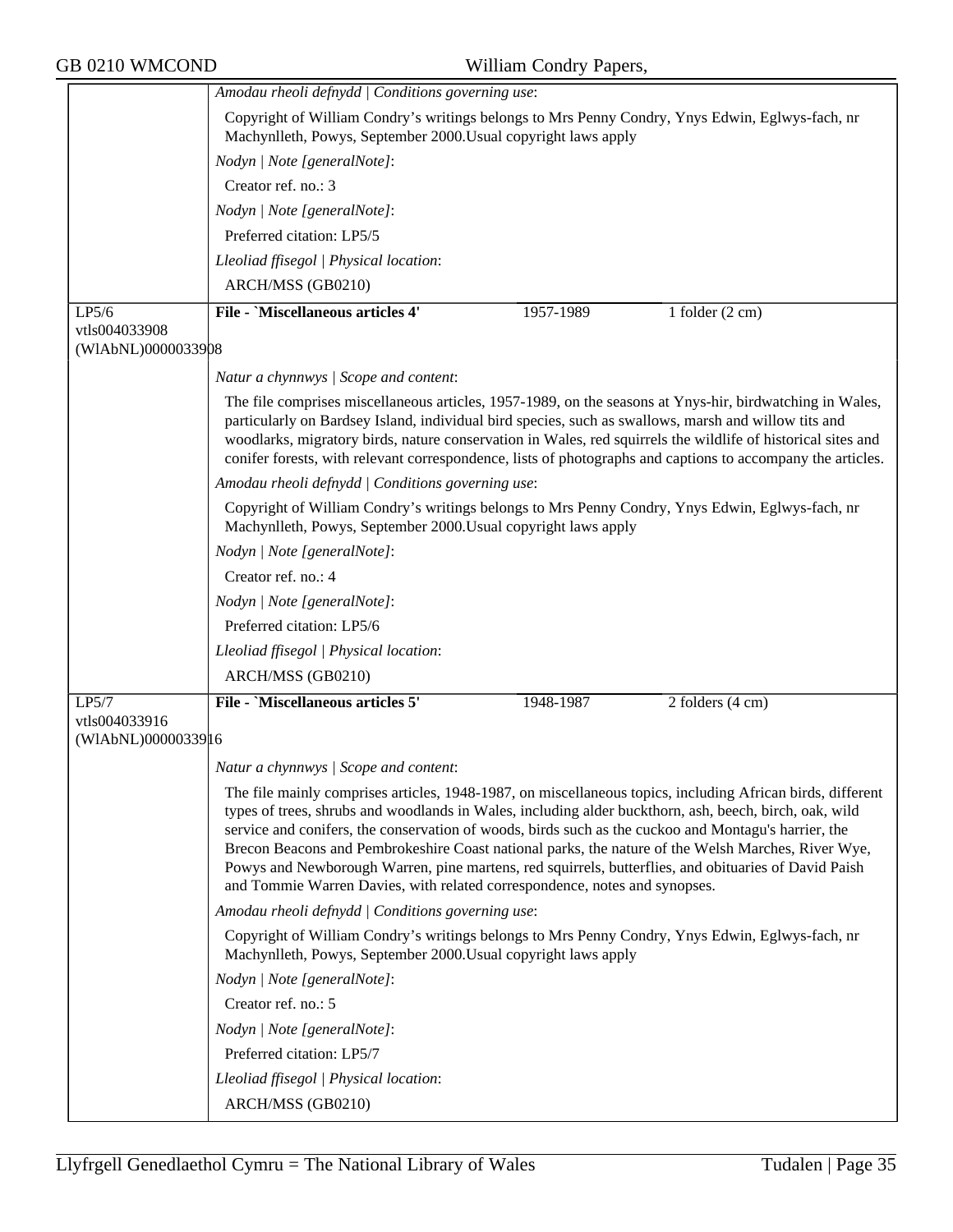*Amodau rheoli defnydd | Conditions governing use*:

Copyright of William Condry's writings belongs to Mrs Penny Condry, Ynys Edwin, Eglwys-fach, nr Machynlleth, Powys, September 2000.Usual copyright laws apply

*Nodyn | Note [generalNote]*:

Creator ref. no.: 3

*Nodyn | Note [generalNote]*:

Preferred citation: LP5/5

*Lleoliad ffisegol | Physical location*:

ARCH/MSS (GB0210)

| LP5/6 vtls004033908 (WlAbNL)0000033908 | **File - `Miscellaneous articles 4'** | 1957-1989 | 1 folder (2 cm) |
|---|---|---|---|

*Natur a chynnwys | Scope and content*:

The file comprises miscellaneous articles, 1957-1989, on the seasons at Ynys-hir, birdwatching in Wales, particularly on Bardsey Island, individual bird species, such as swallows, marsh and willow tits and woodlarks, migratory birds, nature conservation in Wales, red squirrels the wildlife of historical sites and conifer forests, with relevant correspondence, lists of photographs and captions to accompany the articles.

*Amodau rheoli defnydd | Conditions governing use*:

Copyright of William Condry's writings belongs to Mrs Penny Condry, Ynys Edwin, Eglwys-fach, nr Machynlleth, Powys, September 2000.Usual copyright laws apply

*Nodyn | Note [generalNote]*:

Creator ref. no.: 4

*Nodyn | Note [generalNote]*:

Preferred citation: LP5/6

*Lleoliad ffisegol | Physical location*:

ARCH/MSS (GB0210)

| LP5/7 vtls004033916 (WlAbNL)0000033916 | **File - `Miscellaneous articles 5'** | 1948-1987 | 2 folders (4 cm) |
|---|---|---|---|

*Natur a chynnwys | Scope and content*:

The file mainly comprises articles, 1948-1987, on miscellaneous topics, including African birds, different types of trees, shrubs and woodlands in Wales, including alder buckthorn, ash, beech, birch, oak, wild service and conifers, the conservation of woods, birds such as the cuckoo and Montagu's harrier, the Brecon Beacons and Pembrokeshire Coast national parks, the nature of the Welsh Marches, River Wye, Powys and Newborough Warren, pine martens, red squirrels, butterflies, and obituaries of David Paish and Tommie Warren Davies, with related correspondence, notes and synopses.

*Amodau rheoli defnydd | Conditions governing use*:

Copyright of William Condry's writings belongs to Mrs Penny Condry, Ynys Edwin, Eglwys-fach, nr Machynlleth, Powys, September 2000.Usual copyright laws apply

*Nodyn | Note [generalNote]*:

Creator ref. no.: 5

*Nodyn | Note [generalNote]*:

Preferred citation: LP5/7

*Lleoliad ffisegol | Physical location*:

ARCH/MSS (GB0210)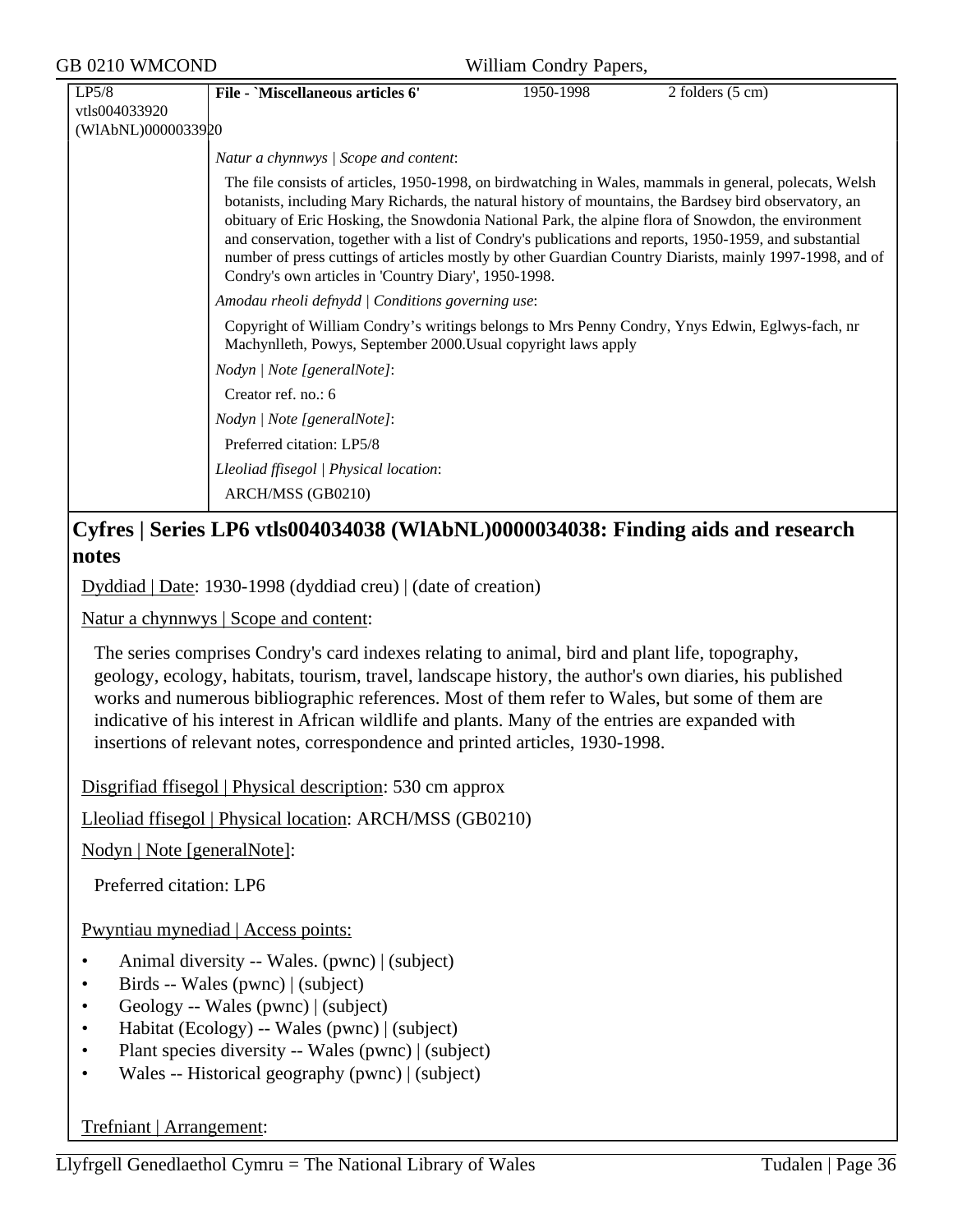| LP5/8 vtls004033920 (WlAbNL)0000033920 | File - `Miscellaneous articles 6' | 1950-1998 | 2 folders (5 cm) |
|---|---|---|---|

*Natur a chynnwys | Scope and content*:

The file consists of articles, 1950-1998, on birdwatching in Wales, mammals in general, polecats, Welsh botanists, including Mary Richards, the natural history of mountains, the Bardsey bird observatory, an obituary of Eric Hosking, the Snowdonia National Park, the alpine flora of Snowdon, the environment and conservation, together with a list of Condry's publications and reports, 1950-1959, and substantial number of press cuttings of articles mostly by other Guardian Country Diarists, mainly 1997-1998, and of Condry's own articles in 'Country Diary', 1950-1998.

*Amodau rheoli defnydd | Conditions governing use*:

Copyright of William Condry's writings belongs to Mrs Penny Condry, Ynys Edwin, Eglwys-fach, nr Machynlleth, Powys, September 2000.Usual copyright laws apply

*Nodyn | Note [generalNote]*:

Creator ref. no.: 6

*Nodyn | Note [generalNote]*:

Preferred citation: LP5/8

*Lleoliad ffisegol | Physical location*:

ARCH/MSS (GB0210)

## Cyfres | Series LP6 vtls004034038 (WlAbNL)0000034038: Finding aids and research notes

Dyddiad | Date: 1930-1998 (dyddiad creu) | (date of creation)

Natur a chynnwys | Scope and content:

The series comprises Condry's card indexes relating to animal, bird and plant life, topography, geology, ecology, habitats, tourism, travel, landscape history, the author's own diaries, his published works and numerous bibliographic references. Most of them refer to Wales, but some of them are indicative of his interest in African wildlife and plants. Many of the entries are expanded with insertions of relevant notes, correspondence and printed articles, 1930-1998.

Disgrifiad ffisegol | Physical description: 530 cm approx

Lleoliad ffisegol | Physical location: ARCH/MSS (GB0210)

Nodyn | Note [generalNote]:

Preferred citation: LP6

Pwyntiau mynediad | Access points:

- Animal diversity -- Wales. (pwnc) | (subject)
- Birds -- Wales (pwnc) | (subject)
- Geology -- Wales (pwnc) | (subject)
- Habitat (Ecology) -- Wales (pwnc) | (subject)
- Plant species diversity -- Wales (pwnc) | (subject)
- Wales -- Historical geography (pwnc) | (subject)

Trefniant | Arrangement: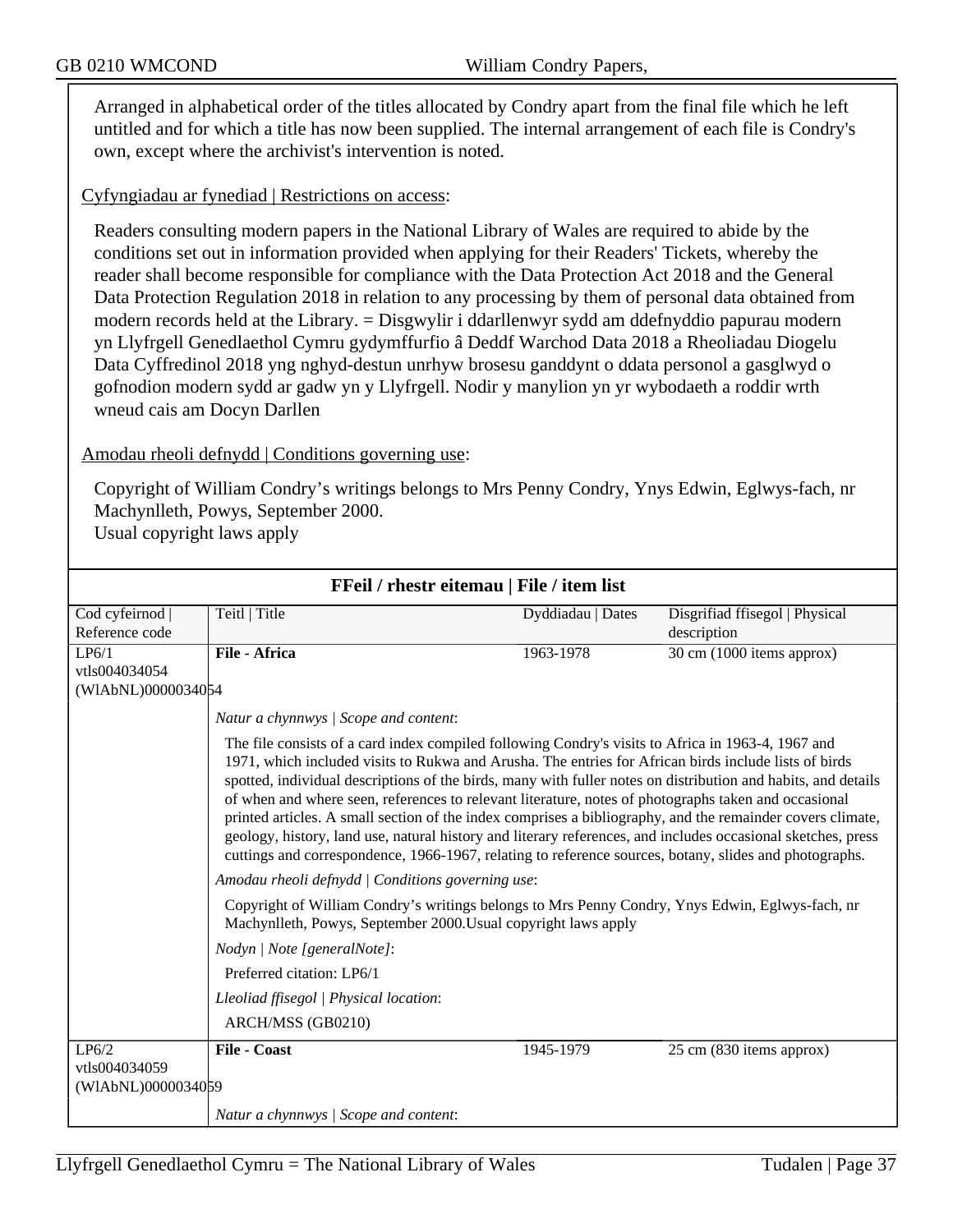Arranged in alphabetical order of the titles allocated by Condry apart from the final file which he left untitled and for which a title has now been supplied. The internal arrangement of each file is Condry's own, except where the archivist's intervention is noted.

Cyfyngiadau ar fynediad | Restrictions on access:

Readers consulting modern papers in the National Library of Wales are required to abide by the conditions set out in information provided when applying for their Readers' Tickets, whereby the reader shall become responsible for compliance with the Data Protection Act 2018 and the General Data Protection Regulation 2018 in relation to any processing by them of personal data obtained from modern records held at the Library. = Disgwylir i ddarllenwyr sydd am ddefnyddio papurau modern yn Llyfrgell Genedlaethol Cymru gydymffurfio â Deddf Warchod Data 2018 a Rheoliadau Diogelu Data Cyffredinol 2018 yng nghyd-destun unrhyw brosesu ganddynt o ddata personol a gasglwyd o gofnodion modern sydd ar gadw yn y Llyfrgell. Nodir y manylion yn yr wybodaeth a roddir wrth wneud cais am Docyn Darllen

Amodau rheoli defnydd | Conditions governing use:

Copyright of William Condry's writings belongs to Mrs Penny Condry, Ynys Edwin, Eglwys-fach, nr Machynlleth, Powys, September 2000.
Usual copyright laws apply

## FFeil / rhestr eitemau | File / item list

| Cod cyfeirnod \| Reference code | Teitl \| Title | Dyddiadau \| Dates | Disgrifiad ffisegol \| Physical description |
|---|---|---|---|
| LP6/1 vtls004034054 (WlAbNL)0000034054 | **File - Africa** | 1963-1978 | 30 cm (1000 items approx) |

*Natur a chynnwys | Scope and content*:

The file consists of a card index compiled following Condry's visits to Africa in 1963-4, 1967 and 1971, which included visits to Rukwa and Arusha. The entries for African birds include lists of birds spotted, individual descriptions of the birds, many with fuller notes on distribution and habits, and details of when and where seen, references to relevant literature, notes of photographs taken and occasional printed articles. A small section of the index comprises a bibliography, and the remainder covers climate, geology, history, land use, natural history and literary references, and includes occasional sketches, press cuttings and correspondence, 1966-1967, relating to reference sources, botany, slides and photographs.

*Amodau rheoli defnydd | Conditions governing use*:

Copyright of William Condry's writings belongs to Mrs Penny Condry, Ynys Edwin, Eglwys-fach, nr Machynlleth, Powys, September 2000.Usual copyright laws apply

*Nodyn | Note [generalNote]*:

Preferred citation: LP6/1

*Lleoliad ffisegol | Physical location*:

ARCH/MSS (GB0210)

| Cod cyfeirnod \| Reference code | Teitl \| Title | Dyddiadau \| Dates | Disgrifiad ffisegol \| Physical description |
|---|---|---|---|
| LP6/2 vtls004034059 (WlAbNL)0000034059 | **File - Coast** | 1945-1979 | 25 cm (830 items approx) |

*Natur a chynnwys | Scope and content*: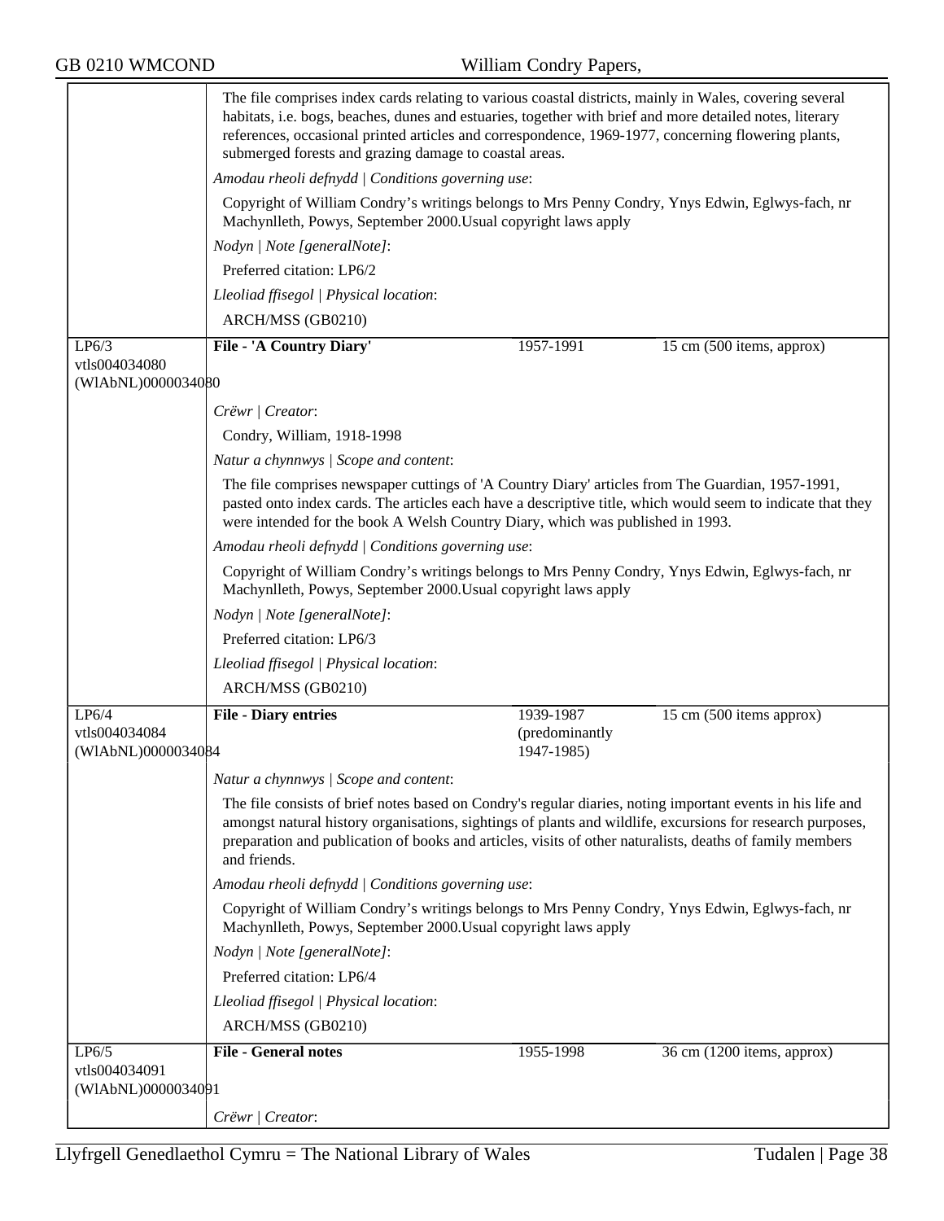The file comprises index cards relating to various coastal districts, mainly in Wales, covering several habitats, i.e. bogs, beaches, dunes and estuaries, together with brief and more detailed notes, literary references, occasional printed articles and correspondence, 1969-1977, concerning flowering plants, submerged forests and grazing damage to coastal areas.

*Amodau rheoli defnydd | Conditions governing use*:

Copyright of William Condry's writings belongs to Mrs Penny Condry, Ynys Edwin, Eglwys-fach, nr Machynlleth, Powys, September 2000.Usual copyright laws apply

*Nodyn | Note [generalNote]*:

Preferred citation: LP6/2

*Lleoliad ffisegol | Physical location*:

ARCH/MSS (GB0210)

| LP6/3<br>vtls004034080<br>(WlAbNL)0000034080 | **File - 'A Country Diary'** | 1957-1991 | 15 cm (500 items, approx) |
|---|---|---|---|

*Crëwr | Creator*:

Condry, William, 1918-1998

*Natur a chynnwys | Scope and content*:

The file comprises newspaper cuttings of 'A Country Diary' articles from The Guardian, 1957-1991, pasted onto index cards. The articles each have a descriptive title, which would seem to indicate that they were intended for the book A Welsh Country Diary, which was published in 1993.

*Amodau rheoli defnydd | Conditions governing use*:

Copyright of William Condry's writings belongs to Mrs Penny Condry, Ynys Edwin, Eglwys-fach, nr Machynlleth, Powys, September 2000.Usual copyright laws apply

*Nodyn | Note [generalNote]*:

Preferred citation: LP6/3

*Lleoliad ffisegol | Physical location*:

ARCH/MSS (GB0210)

| LP6/4<br>vtls004034084<br>(WlAbNL)0000034084 | **File - Diary entries** | 1939-1987 (predominantly 1947-1985) | 15 cm (500 items approx) |
|---|---|---|---|

*Natur a chynnwys | Scope and content*:

The file consists of brief notes based on Condry's regular diaries, noting important events in his life and amongst natural history organisations, sightings of plants and wildlife, excursions for research purposes, preparation and publication of books and articles, visits of other naturalists, deaths of family members and friends.

*Amodau rheoli defnydd | Conditions governing use*:

Copyright of William Condry's writings belongs to Mrs Penny Condry, Ynys Edwin, Eglwys-fach, nr Machynlleth, Powys, September 2000.Usual copyright laws apply

*Nodyn | Note [generalNote]*:

Preferred citation: LP6/4

*Lleoliad ffisegol | Physical location*:

ARCH/MSS (GB0210)

| LP6/5<br>vtls004034091<br>(WlAbNL)0000034091 | **File - General notes** | 1955-1998 | 36 cm (1200 items, approx) |
|---|---|---|---|

*Crëwr | Creator*: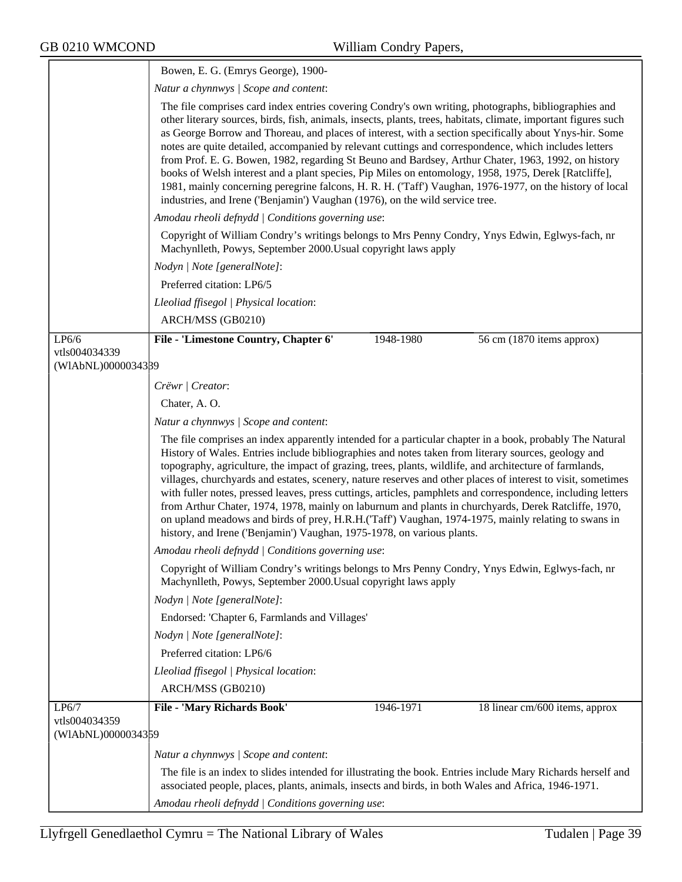Bowen, E. G. (Emrys George), 1900-

*Natur a chynnwys | Scope and content*:

The file comprises card index entries covering Condry's own writing, photographs, bibliographies and other literary sources, birds, fish, animals, insects, plants, trees, habitats, climate, important figures such as George Borrow and Thoreau, and places of interest, with a section specifically about Ynys-hir. Some notes are quite detailed, accompanied by relevant cuttings and correspondence, which includes letters from Prof. E. G. Bowen, 1982, regarding St Beuno and Bardsey, Arthur Chater, 1963, 1992, on history books of Welsh interest and a plant species, Pip Miles on entomology, 1958, 1975, Derek [Ratcliffe], 1981, mainly concerning peregrine falcons, H. R. H. ('Taff') Vaughan, 1976-1977, on the history of local industries, and Irene ('Benjamin') Vaughan (1976), on the wild service tree.

*Amodau rheoli defnydd | Conditions governing use*:

Copyright of William Condry's writings belongs to Mrs Penny Condry, Ynys Edwin, Eglwys-fach, nr Machynlleth, Powys, September 2000.Usual copyright laws apply

*Nodyn | Note [generalNote]*:

Preferred citation: LP6/5

*Lleoliad ffisegol | Physical location*:

ARCH/MSS (GB0210)

---

LP6/6
vtls004034339
(WlAbNL)0000034339

**File - 'Limestone Country, Chapter 6'** | 1948-1980 | 56 cm (1870 items approx)

*Crëwr | Creator*:

Chater, A. O.

*Natur a chynnwys | Scope and content*:

The file comprises an index apparently intended for a particular chapter in a book, probably The Natural History of Wales. Entries include bibliographies and notes taken from literary sources, geology and topography, agriculture, the impact of grazing, trees, plants, wildlife, and architecture of farmlands, villages, churchyards and estates, scenery, nature reserves and other places of interest to visit, sometimes with fuller notes, pressed leaves, press cuttings, articles, pamphlets and correspondence, including letters from Arthur Chater, 1974, 1978, mainly on laburnum and plants in churchyards, Derek Ratcliffe, 1970, on upland meadows and birds of prey, H.R.H.('Taff') Vaughan, 1974-1975, mainly relating to swans in history, and Irene ('Benjamin') Vaughan, 1975-1978, on various plants.

*Amodau rheoli defnydd | Conditions governing use*:

Copyright of William Condry's writings belongs to Mrs Penny Condry, Ynys Edwin, Eglwys-fach, nr Machynlleth, Powys, September 2000.Usual copyright laws apply

*Nodyn | Note [generalNote]*:

Endorsed: 'Chapter 6, Farmlands and Villages'

*Nodyn | Note [generalNote]*:

Preferred citation: LP6/6

*Lleoliad ffisegol | Physical location*:

ARCH/MSS (GB0210)

---

LP6/7
vtls004034359
(WlAbNL)0000034359

**File - 'Mary Richards Book'** | 1946-1971 | 18 linear cm/600 items, approx

*Natur a chynnwys | Scope and content*:

The file is an index to slides intended for illustrating the book. Entries include Mary Richards herself and associated people, places, plants, animals, insects and birds, in both Wales and Africa, 1946-1971.

*Amodau rheoli defnydd | Conditions governing use*: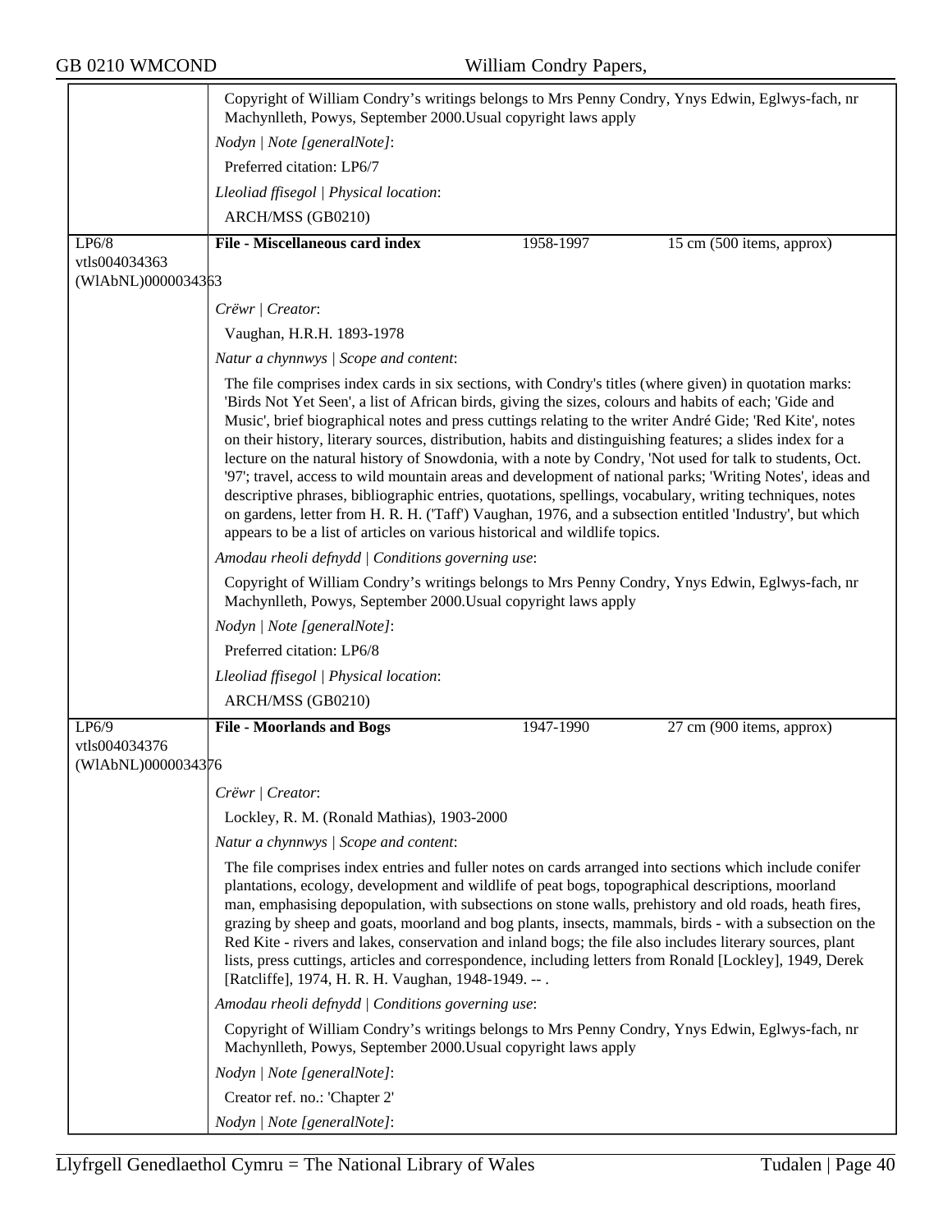Copyright of William Condry's writings belongs to Mrs Penny Condry, Ynys Edwin, Eglwys-fach, nr Machynlleth, Powys, September 2000.Usual copyright laws apply

*Nodyn | Note [generalNote]*:

Preferred citation: LP6/7

*Lleoliad ffisegol | Physical location*:

ARCH/MSS (GB0210)

---

LP6/8
vtls004034363
(WlAbNL)0000034363

**File - Miscellaneous card index** — 1958-1997 — 15 cm (500 items, approx)

*Crëwr | Creator*:

Vaughan, H.R.H. 1893-1978

*Natur a chynnwys | Scope and content*:

The file comprises index cards in six sections, with Condry's titles (where given) in quotation marks: 'Birds Not Yet Seen', a list of African birds, giving the sizes, colours and habits of each; 'Gide and Music', brief biographical notes and press cuttings relating to the writer André Gide; 'Red Kite', notes on their history, literary sources, distribution, habits and distinguishing features; a slides index for a lecture on the natural history of Snowdonia, with a note by Condry, 'Not used for talk to students, Oct. '97'; travel, access to wild mountain areas and development of national parks; 'Writing Notes', ideas and descriptive phrases, bibliographic entries, quotations, spellings, vocabulary, writing techniques, notes on gardens, letter from H. R. H. ('Taff') Vaughan, 1976, and a subsection entitled 'Industry', but which appears to be a list of articles on various historical and wildlife topics.

*Amodau rheoli defnydd | Conditions governing use*:

Copyright of William Condry's writings belongs to Mrs Penny Condry, Ynys Edwin, Eglwys-fach, nr Machynlleth, Powys, September 2000.Usual copyright laws apply

*Nodyn | Note [generalNote]*:

Preferred citation: LP6/8

*Lleoliad ffisegol | Physical location*:

ARCH/MSS (GB0210)

---

LP6/9
vtls004034376
(WlAbNL)0000034376

**File - Moorlands and Bogs** — 1947-1990 — 27 cm (900 items, approx)

*Crëwr | Creator*:

Lockley, R. M. (Ronald Mathias), 1903-2000

*Natur a chynnwys | Scope and content*:

The file comprises index entries and fuller notes on cards arranged into sections which include conifer plantations, ecology, development and wildlife of peat bogs, topographical descriptions, moorland man, emphasising depopulation, with subsections on stone walls, prehistory and old roads, heath fires, grazing by sheep and goats, moorland and bog plants, insects, mammals, birds - with a subsection on the Red Kite - rivers and lakes, conservation and inland bogs; the file also includes literary sources, plant lists, press cuttings, articles and correspondence, including letters from Ronald [Lockley], 1949, Derek [Ratcliffe], 1974, H. R. H. Vaughan, 1948-1949. -- .

*Amodau rheoli defnydd | Conditions governing use*:

Copyright of William Condry's writings belongs to Mrs Penny Condry, Ynys Edwin, Eglwys-fach, nr Machynlleth, Powys, September 2000.Usual copyright laws apply

*Nodyn | Note [generalNote]*:

Creator ref. no.: 'Chapter 2'

*Nodyn | Note [generalNote]*: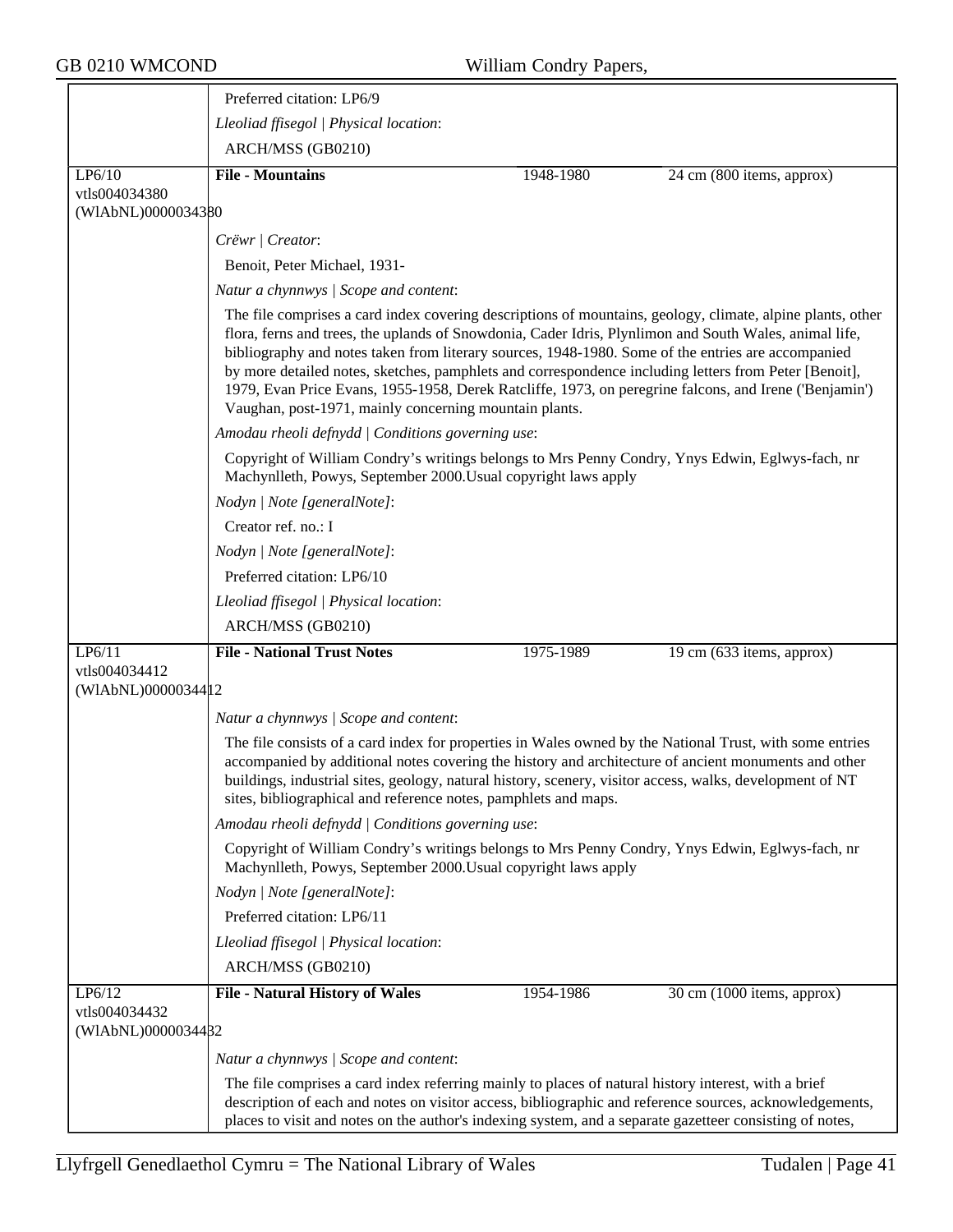Preferred citation: LP6/9

*Lleoliad ffisegol | Physical location*:

ARCH/MSS (GB0210)

---

LP6/10
vtls004034380
(WlAbNL)0000034380

**File - Mountains** | 1948-1980 | 24 cm (800 items, approx)

*Crëwr | Creator*:

Benoit, Peter Michael, 1931-

*Natur a chynnwys | Scope and content*:

The file comprises a card index covering descriptions of mountains, geology, climate, alpine plants, other flora, ferns and trees, the uplands of Snowdonia, Cader Idris, Plynlimon and South Wales, animal life, bibliography and notes taken from literary sources, 1948-1980. Some of the entries are accompanied by more detailed notes, sketches, pamphlets and correspondence including letters from Peter [Benoit], 1979, Evan Price Evans, 1955-1958, Derek Ratcliffe, 1973, on peregrine falcons, and Irene ('Benjamin') Vaughan, post-1971, mainly concerning mountain plants.

*Amodau rheoli defnydd | Conditions governing use*:

Copyright of William Condry's writings belongs to Mrs Penny Condry, Ynys Edwin, Eglwys-fach, nr Machynlleth, Powys, September 2000.Usual copyright laws apply

*Nodyn | Note [generalNote]*:

Creator ref. no.: I

*Nodyn | Note [generalNote]*:

Preferred citation: LP6/10

*Lleoliad ffisegol | Physical location*:

ARCH/MSS (GB0210)

---

LP6/11
vtls004034412
(WlAbNL)0000034412

**File - National Trust Notes** | 1975-1989 | 19 cm (633 items, approx)

*Natur a chynnwys | Scope and content*:

The file consists of a card index for properties in Wales owned by the National Trust, with some entries accompanied by additional notes covering the history and architecture of ancient monuments and other buildings, industrial sites, geology, natural history, scenery, visitor access, walks, development of NT sites, bibliographical and reference notes, pamphlets and maps.

*Amodau rheoli defnydd | Conditions governing use*:

Copyright of William Condry's writings belongs to Mrs Penny Condry, Ynys Edwin, Eglwys-fach, nr Machynlleth, Powys, September 2000.Usual copyright laws apply

*Nodyn | Note [generalNote]*:

Preferred citation: LP6/11

*Lleoliad ffisegol | Physical location*:

ARCH/MSS (GB0210)

---

LP6/12
vtls004034432
(WlAbNL)0000034432

**File - Natural History of Wales** | 1954-1986 | 30 cm (1000 items, approx)

*Natur a chynnwys | Scope and content*:

The file comprises a card index referring mainly to places of natural history interest, with a brief description of each and notes on visitor access, bibliographic and reference sources, acknowledgements, places to visit and notes on the author's indexing system, and a separate gazetteer consisting of notes,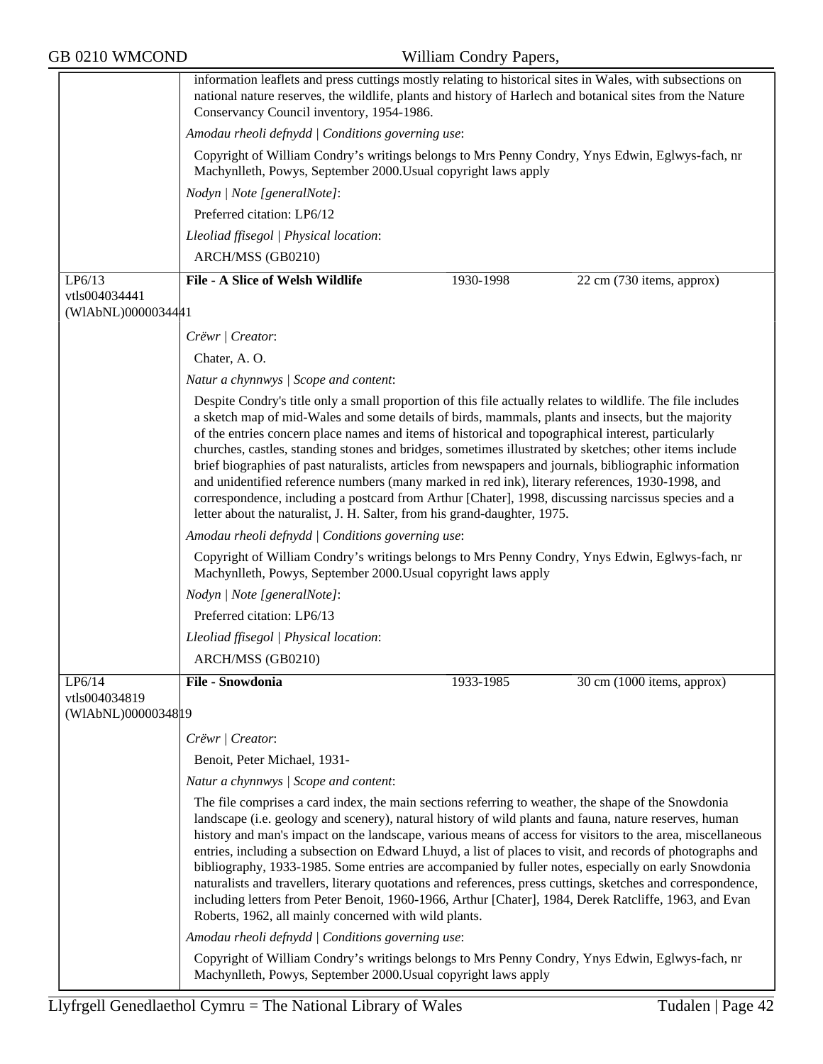information leaflets and press cuttings mostly relating to historical sites in Wales, with subsections on national nature reserves, the wildlife, plants and history of Harlech and botanical sites from the Nature Conservancy Council inventory, 1954-1986.

*Amodau rheoli defnydd | Conditions governing use*:

Copyright of William Condry's writings belongs to Mrs Penny Condry, Ynys Edwin, Eglwys-fach, nr Machynlleth, Powys, September 2000.Usual copyright laws apply

*Nodyn | Note [generalNote]*:

Preferred citation: LP6/12

*Lleoliad ffisegol | Physical location*:

ARCH/MSS (GB0210)

---

LP6/13
vtls004034441
(WlAbNL)0000034441

**File - A Slice of Welsh Wildlife** | 1930-1998 | 22 cm (730 items, approx)

*Crëwr | Creator*:

Chater, A. O.

*Natur a chynnwys | Scope and content*:

Despite Condry's title only a small proportion of this file actually relates to wildlife. The file includes a sketch map of mid-Wales and some details of birds, mammals, plants and insects, but the majority of the entries concern place names and items of historical and topographical interest, particularly churches, castles, standing stones and bridges, sometimes illustrated by sketches; other items include brief biographies of past naturalists, articles from newspapers and journals, bibliographic information and unidentified reference numbers (many marked in red ink), literary references, 1930-1998, and correspondence, including a postcard from Arthur [Chater], 1998, discussing narcissus species and a letter about the naturalist, J. H. Salter, from his grand-daughter, 1975.

*Amodau rheoli defnydd | Conditions governing use*:

Copyright of William Condry's writings belongs to Mrs Penny Condry, Ynys Edwin, Eglwys-fach, nr Machynlleth, Powys, September 2000.Usual copyright laws apply

*Nodyn | Note [generalNote]*:

Preferred citation: LP6/13

*Lleoliad ffisegol | Physical location*:

ARCH/MSS (GB0210)

---

LP6/14
vtls004034819
(WlAbNL)0000034819

**File - Snowdonia** | 1933-1985 | 30 cm (1000 items, approx)

*Crëwr | Creator*:

Benoit, Peter Michael, 1931-

*Natur a chynnwys | Scope and content*:

The file comprises a card index, the main sections referring to weather, the shape of the Snowdonia landscape (i.e. geology and scenery), natural history of wild plants and fauna, nature reserves, human history and man's impact on the landscape, various means of access for visitors to the area, miscellaneous entries, including a subsection on Edward Lhuyd, a list of places to visit, and records of photographs and bibliography, 1933-1985. Some entries are accompanied by fuller notes, especially on early Snowdonia naturalists and travellers, literary quotations and references, press cuttings, sketches and correspondence, including letters from Peter Benoit, 1960-1966, Arthur [Chater], 1984, Derek Ratcliffe, 1963, and Evan Roberts, 1962, all mainly concerned with wild plants.

*Amodau rheoli defnydd | Conditions governing use*:

Copyright of William Condry's writings belongs to Mrs Penny Condry, Ynys Edwin, Eglwys-fach, nr Machynlleth, Powys, September 2000.Usual copyright laws apply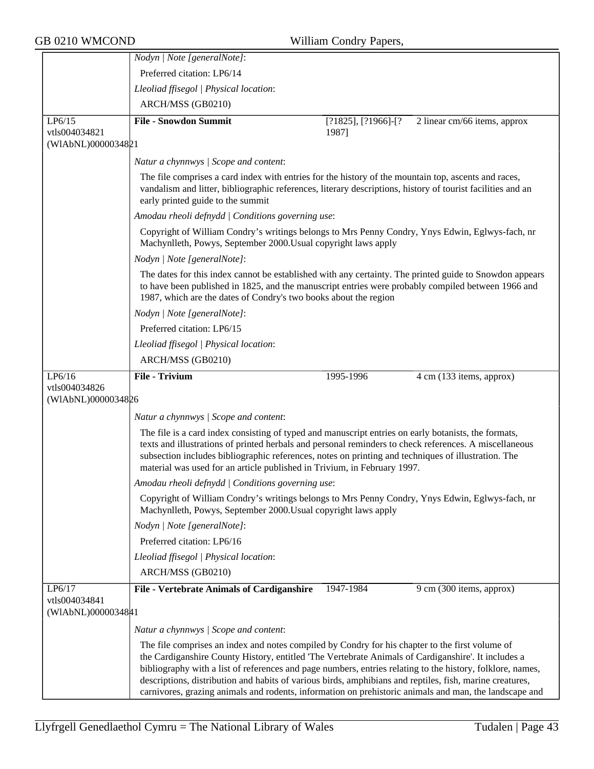*Nodyn | Note [generalNote]*:

Preferred citation: LP6/14

*Lleoliad ffisegol | Physical location*:

ARCH/MSS (GB0210)

| | | | |
|---|---|---|---|
| LP6/15<br>vtls004034821<br>(WlAbNL)0000034821 | **File - Snowdon Summit** | [?1825], [?1966]-[?1987] | 2 linear cm/66 items, approx |

*Natur a chynnwys | Scope and content*:

The file comprises a card index with entries for the history of the mountain top, ascents and races, vandalism and litter, bibliographic references, literary descriptions, history of tourist facilities and an early printed guide to the summit

*Amodau rheoli defnydd | Conditions governing use*:

Copyright of William Condry's writings belongs to Mrs Penny Condry, Ynys Edwin, Eglwys-fach, nr Machynlleth, Powys, September 2000.Usual copyright laws apply

*Nodyn | Note [generalNote]*:

The dates for this index cannot be established with any certainty. The printed guide to Snowdon appears to have been published in 1825, and the manuscript entries were probably compiled between 1966 and 1987, which are the dates of Condry's two books about the region

*Nodyn | Note [generalNote]*:

Preferred citation: LP6/15

*Lleoliad ffisegol | Physical location*:

ARCH/MSS (GB0210)

| | | | |
|---|---|---|---|
| LP6/16<br>vtls004034826<br>(WlAbNL)0000034826 | **File - Trivium** | 1995-1996 | 4 cm (133 items, approx) |

*Natur a chynnwys | Scope and content*:

The file is a card index consisting of typed and manuscript entries on early botanists, the formats, texts and illustrations of printed herbals and personal reminders to check references. A miscellaneous subsection includes bibliographic references, notes on printing and techniques of illustration. The material was used for an article published in Trivium, in February 1997.

*Amodau rheoli defnydd | Conditions governing use*:

Copyright of William Condry's writings belongs to Mrs Penny Condry, Ynys Edwin, Eglwys-fach, nr Machynlleth, Powys, September 2000.Usual copyright laws apply

*Nodyn | Note [generalNote]*:

Preferred citation: LP6/16

*Lleoliad ffisegol | Physical location*:

ARCH/MSS (GB0210)

| | | | |
|---|---|---|---|
| LP6/17<br>vtls004034841<br>(WlAbNL)0000034841 | **File - Vertebrate Animals of Cardiganshire** | 1947-1984 | 9 cm (300 items, approx) |

*Natur a chynnwys | Scope and content*:

The file comprises an index and notes compiled by Condry for his chapter to the first volume of the Cardiganshire County History, entitled 'The Vertebrate Animals of Cardiganshire'. It includes a bibliography with a list of references and page numbers, entries relating to the history, folklore, names, descriptions, distribution and habits of various birds, amphibians and reptiles, fish, marine creatures, carnivores, grazing animals and rodents, information on prehistoric animals and man, the landscape and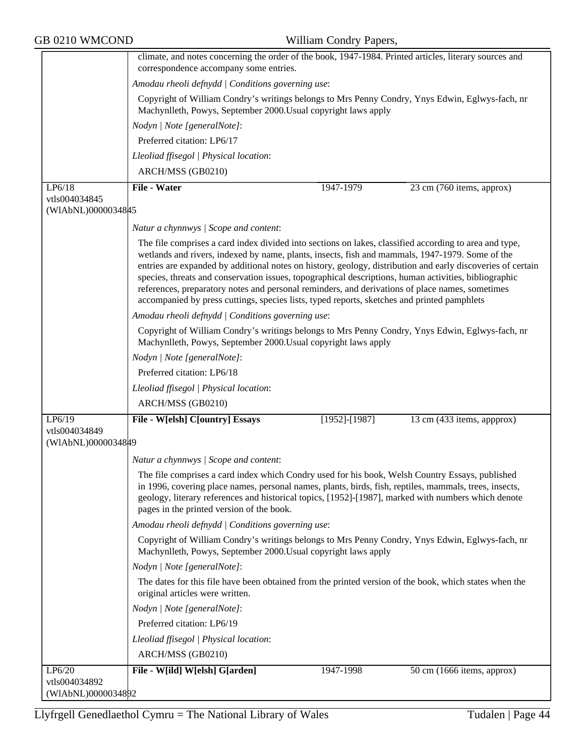climate, and notes concerning the order of the book, 1947-1984. Printed articles, literary sources and correspondence accompany some entries.

*Amodau rheoli defnydd | Conditions governing use*:

Copyright of William Condry's writings belongs to Mrs Penny Condry, Ynys Edwin, Eglwys-fach, nr Machynlleth, Powys, September 2000.Usual copyright laws apply

*Nodyn | Note [generalNote]*:

Preferred citation: LP6/17

*Lleoliad ffisegol | Physical location*:

ARCH/MSS (GB0210)

| LP6/18 vtls004034845 (WlAbNL)0000034845 | **File - Water** | 1947-1979 | 23 cm (760 items, approx) |
|---|---|---|---|

*Natur a chynnwys | Scope and content*:

The file comprises a card index divided into sections on lakes, classified according to area and type, wetlands and rivers, indexed by name, plants, insects, fish and mammals, 1947-1979. Some of the entries are expanded by additional notes on history, geology, distribution and early discoveries of certain species, threats and conservation issues, topographical descriptions, human activities, bibliographic references, preparatory notes and personal reminders, and derivations of place names, sometimes accompanied by press cuttings, species lists, typed reports, sketches and printed pamphlets

*Amodau rheoli defnydd | Conditions governing use*:

Copyright of William Condry's writings belongs to Mrs Penny Condry, Ynys Edwin, Eglwys-fach, nr Machynlleth, Powys, September 2000.Usual copyright laws apply

*Nodyn | Note [generalNote]*:

Preferred citation: LP6/18

*Lleoliad ffisegol | Physical location*:

ARCH/MSS (GB0210)

| LP6/19 vtls004034849 (WlAbNL)0000034849 | **File - W[elsh] C[ountry] Essays** | [1952]-[1987] | 13 cm (433 items, appprox) |
|---|---|---|---|

*Natur a chynnwys | Scope and content*:

The file comprises a card index which Condry used for his book, Welsh Country Essays, published in 1996, covering place names, personal names, plants, birds, fish, reptiles, mammals, trees, insects, geology, literary references and historical topics, [1952]-[1987], marked with numbers which denote pages in the printed version of the book.

*Amodau rheoli defnydd | Conditions governing use*:

Copyright of William Condry's writings belongs to Mrs Penny Condry, Ynys Edwin, Eglwys-fach, nr Machynlleth, Powys, September 2000.Usual copyright laws apply

*Nodyn | Note [generalNote]*:

The dates for this file have been obtained from the printed version of the book, which states when the original articles were written.

*Nodyn | Note [generalNote]*:

Preferred citation: LP6/19

*Lleoliad ffisegol | Physical location*:

ARCH/MSS (GB0210)

| LP6/20 vtls004034892 (WlAbNL)0000034892 | **File - W[ild] W[elsh] G[arden]** | 1947-1998 | 50 cm (1666 items, approx) |
|---|---|---|---|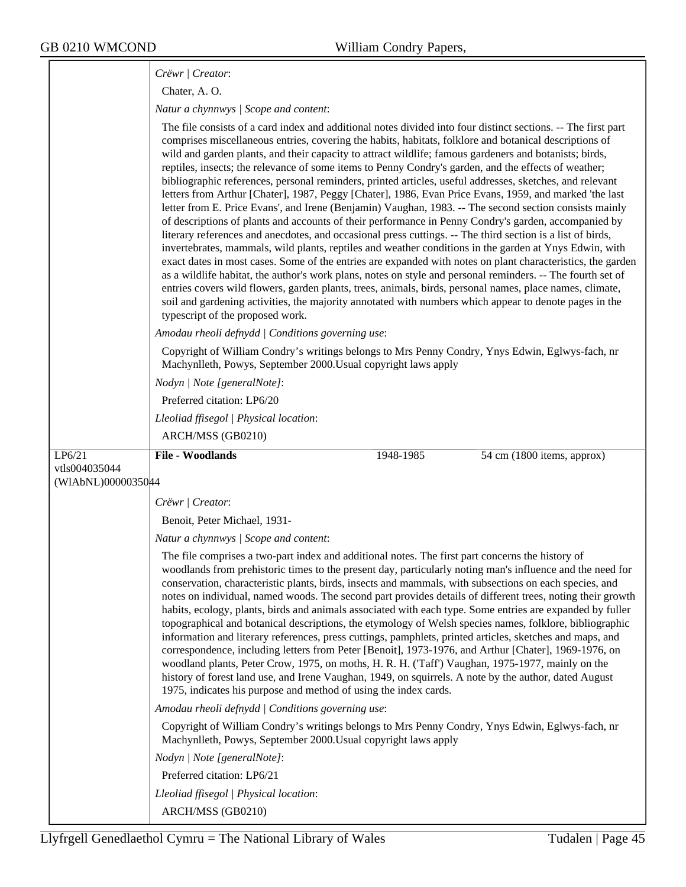*Crëwr | Creator*:

Chater, A. O.

*Natur a chynnwys | Scope and content*:

The file consists of a card index and additional notes divided into four distinct sections. -- The first part comprises miscellaneous entries, covering the habits, habitats, folklore and botanical descriptions of wild and garden plants, and their capacity to attract wildlife; famous gardeners and botanists; birds, reptiles, insects; the relevance of some items to Penny Condry's garden, and the effects of weather; bibliographic references, personal reminders, printed articles, useful addresses, sketches, and relevant letters from Arthur [Chater], 1987, Peggy [Chater], 1986, Evan Price Evans, 1959, and marked 'the last letter from E. Price Evans', and Irene (Benjamin) Vaughan, 1983. -- The second section consists mainly of descriptions of plants and accounts of their performance in Penny Condry's garden, accompanied by literary references and anecdotes, and occasional press cuttings. -- The third section is a list of birds, invertebrates, mammals, wild plants, reptiles and weather conditions in the garden at Ynys Edwin, with exact dates in most cases. Some of the entries are expanded with notes on plant characteristics, the garden as a wildlife habitat, the author's work plans, notes on style and personal reminders. -- The fourth set of entries covers wild flowers, garden plants, trees, animals, birds, personal names, place names, climate, soil and gardening activities, the majority annotated with numbers which appear to denote pages in the typescript of the proposed work.

*Amodau rheoli defnydd | Conditions governing use*:

Copyright of William Condry's writings belongs to Mrs Penny Condry, Ynys Edwin, Eglwys-fach, nr Machynlleth, Powys, September 2000.Usual copyright laws apply

*Nodyn | Note [generalNote]*:

Preferred citation: LP6/20

*Lleoliad ffisegol | Physical location*:

ARCH/MSS (GB0210)

| LP6/21<br>vtls004035044<br>(WlAbNL)0000035044 | **File - Woodlands** | 1948-1985 | 54 cm (1800 items, approx) |
|---|---|---|---|

*Crëwr | Creator*:

Benoit, Peter Michael, 1931-

*Natur a chynnwys | Scope and content*:

The file comprises a two-part index and additional notes. The first part concerns the history of woodlands from prehistoric times to the present day, particularly noting man's influence and the need for conservation, characteristic plants, birds, insects and mammals, with subsections on each species, and notes on individual, named woods. The second part provides details of different trees, noting their growth habits, ecology, plants, birds and animals associated with each type. Some entries are expanded by fuller topographical and botanical descriptions, the etymology of Welsh species names, folklore, bibliographic information and literary references, press cuttings, pamphlets, printed articles, sketches and maps, and correspondence, including letters from Peter [Benoit], 1973-1976, and Arthur [Chater], 1969-1976, on woodland plants, Peter Crow, 1975, on moths, H. R. H. ('Taff') Vaughan, 1975-1977, mainly on the history of forest land use, and Irene Vaughan, 1949, on squirrels. A note by the author, dated August 1975, indicates his purpose and method of using the index cards.

*Amodau rheoli defnydd | Conditions governing use*:

Copyright of William Condry's writings belongs to Mrs Penny Condry, Ynys Edwin, Eglwys-fach, nr Machynlleth, Powys, September 2000.Usual copyright laws apply

*Nodyn | Note [generalNote]*:

Preferred citation: LP6/21

*Lleoliad ffisegol | Physical location*:

ARCH/MSS (GB0210)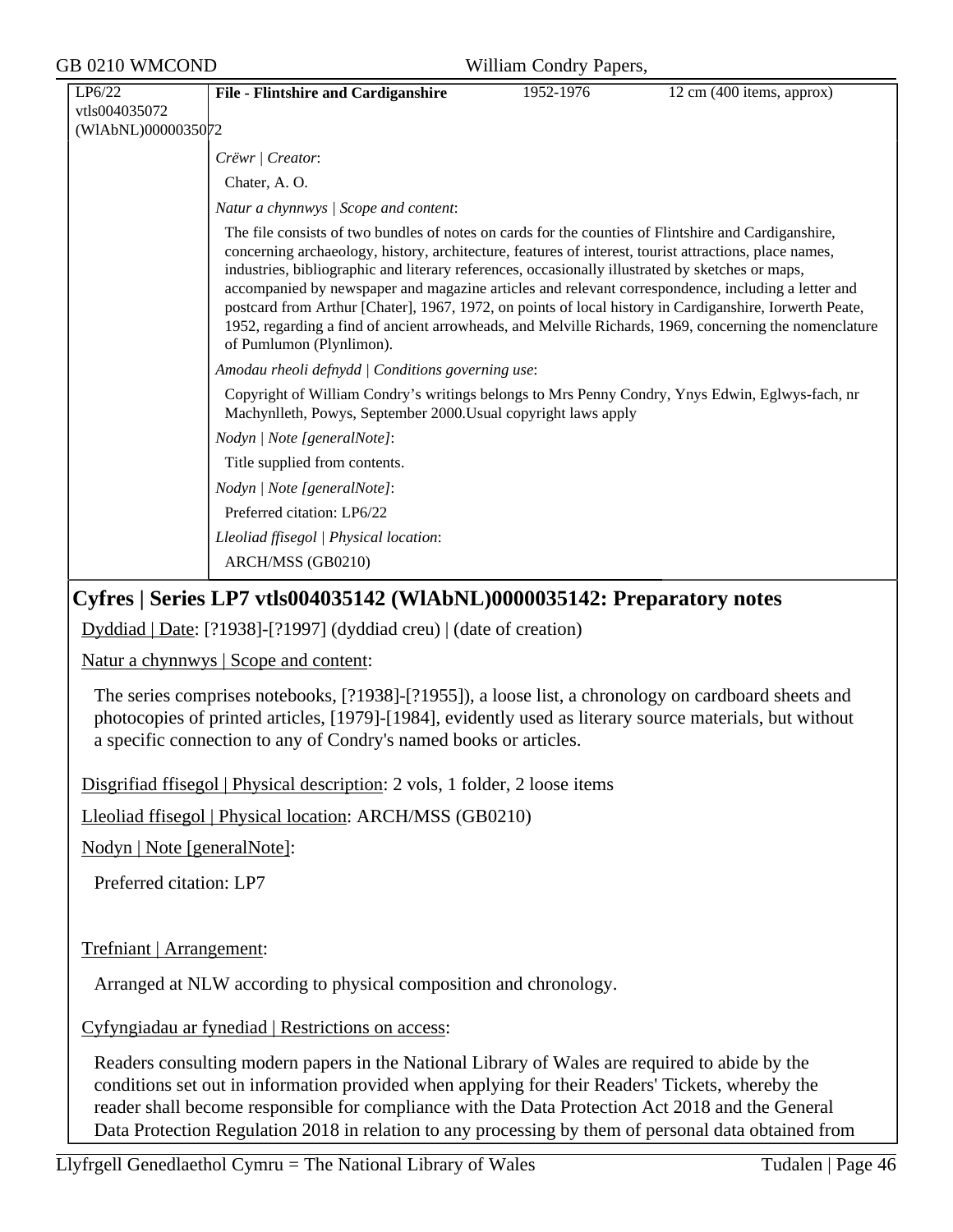| LP6/22 vtls004035072 (WlAbNL)0000035072 | **File - Flintshire and Cardiganshire** | 1952-1976 | 12 cm (400 items, approx) |
|---|---|---|---|

*Crëwr | Creator*:

Chater, A. O.

*Natur a chynnwys | Scope and content*:

The file consists of two bundles of notes on cards for the counties of Flintshire and Cardiganshire, concerning archaeology, history, architecture, features of interest, tourist attractions, place names, industries, bibliographic and literary references, occasionally illustrated by sketches or maps, accompanied by newspaper and magazine articles and relevant correspondence, including a letter and postcard from Arthur [Chater], 1967, 1972, on points of local history in Cardiganshire, Iorwerth Peate, 1952, regarding a find of ancient arrowheads, and Melville Richards, 1969, concerning the nomenclature of Pumlumon (Plynlimon).

*Amodau rheoli defnydd | Conditions governing use*:

Copyright of William Condry's writings belongs to Mrs Penny Condry, Ynys Edwin, Eglwys-fach, nr Machynlleth, Powys, September 2000.Usual copyright laws apply

*Nodyn | Note [generalNote]*:

Title supplied from contents.

*Nodyn | Note [generalNote]*:

Preferred citation: LP6/22

*Lleoliad ffisegol | Physical location*:

ARCH/MSS (GB0210)

## Cyfres | Series LP7 vtls004035142 (WlAbNL)0000035142: Preparatory notes

Dyddiad | Date: [?1938]-[?1997] (dyddiad creu) | (date of creation)

Natur a chynnwys | Scope and content:

The series comprises notebooks, [?1938]-[?1955]), a loose list, a chronology on cardboard sheets and photocopies of printed articles, [1979]-[1984], evidently used as literary source materials, but without a specific connection to any of Condry's named books or articles.

Disgrifiad ffisegol | Physical description: 2 vols, 1 folder, 2 loose items

Lleoliad ffisegol | Physical location: ARCH/MSS (GB0210)

Nodyn | Note [generalNote]:

Preferred citation: LP7

Trefniant | Arrangement:

Arranged at NLW according to physical composition and chronology.

Cyfyngiadau ar fynediad | Restrictions on access:

Readers consulting modern papers in the National Library of Wales are required to abide by the conditions set out in information provided when applying for their Readers' Tickets, whereby the reader shall become responsible for compliance with the Data Protection Act 2018 and the General Data Protection Regulation 2018 in relation to any processing by them of personal data obtained from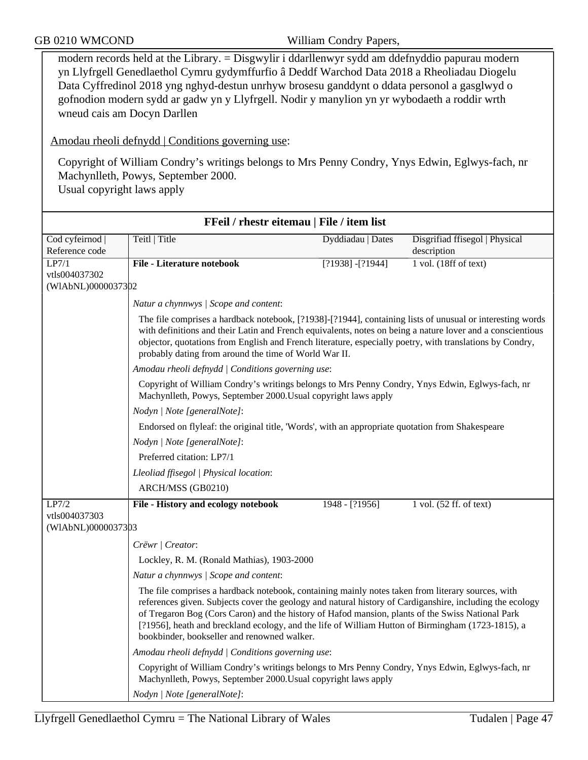modern records held at the Library. = Disgwylir i ddarllenwyr sydd am ddefnyddio papurau modern yn Llyfrgell Genedlaethol Cymru gydymffurfio â Deddf Warchod Data 2018 a Rheoliadau Diogelu Data Cyffredinol 2018 yng nghyd-destun unrhyw brosesu ganddynt o ddata personol a gasglwyd o gofnodion modern sydd ar gadw yn y Llyfrgell. Nodir y manylion yn yr wybodaeth a roddir wrth wneud cais am Docyn Darllen

Amodau rheoli defnydd | Conditions governing use:

Copyright of William Condry's writings belongs to Mrs Penny Condry, Ynys Edwin, Eglwys-fach, nr Machynlleth, Powys, September 2000.
Usual copyright laws apply

## FFeil / rhestr eitemau | File / item list

| Cod cyfeirnod \| Reference code | Teitl \| Title | Dyddiadau \| Dates | Disgrifiad ffisegol \| Physical description |
|---|---|---|---|
| LP7/1 vtls004037302 (WlAbNL)0000037302 | **File - Literature notebook** | [?1938] -[?1944] | 1 vol. (18ff of text) |

*Natur a chynnwys | Scope and content*:

The file comprises a hardback notebook, [?1938]-[?1944], containing lists of unusual or interesting words with definitions and their Latin and French equivalents, notes on being a nature lover and a conscientious objector, quotations from English and French literature, especially poetry, with translations by Condry, probably dating from around the time of World War II.

*Amodau rheoli defnydd | Conditions governing use*:

Copyright of William Condry's writings belongs to Mrs Penny Condry, Ynys Edwin, Eglwys-fach, nr Machynlleth, Powys, September 2000.Usual copyright laws apply

*Nodyn | Note [generalNote]*:

Endorsed on flyleaf: the original title, 'Words', with an appropriate quotation from Shakespeare

*Nodyn | Note [generalNote]*:

Preferred citation: LP7/1

*Lleoliad ffisegol | Physical location*:

ARCH/MSS (GB0210)

| Cod cyfeirnod \| Reference code | Teitl \| Title | Dyddiadau \| Dates | Disgrifiad ffisegol \| Physical description |
|---|---|---|---|
| LP7/2 vtls004037303 (WlAbNL)0000037303 | **File - History and ecology notebook** | 1948 - [?1956] | 1 vol. (52 ff. of text) |

*Crëwr | Creator*:

Lockley, R. M. (Ronald Mathias), 1903-2000

*Natur a chynnwys | Scope and content*:

The file comprises a hardback notebook, containing mainly notes taken from literary sources, with references given. Subjects cover the geology and natural history of Cardiganshire, including the ecology of Tregaron Bog (Cors Caron) and the history of Hafod mansion, plants of the Swiss National Park [?1956], heath and breckland ecology, and the life of William Hutton of Birmingham (1723-1815), a bookbinder, bookseller and renowned walker.

*Amodau rheoli defnydd | Conditions governing use*:

Copyright of William Condry's writings belongs to Mrs Penny Condry, Ynys Edwin, Eglwys-fach, nr Machynlleth, Powys, September 2000.Usual copyright laws apply

*Nodyn | Note [generalNote]*: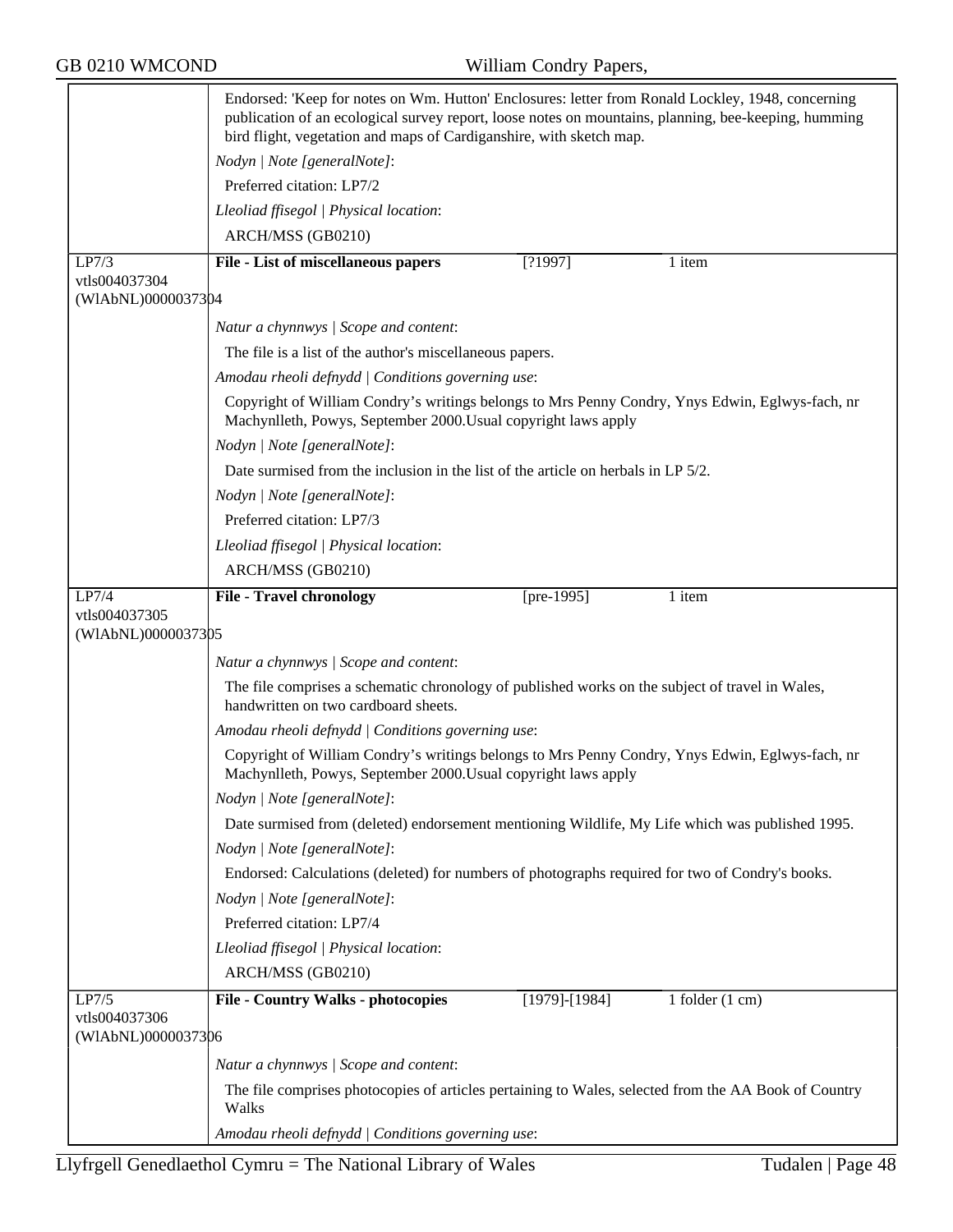Endorsed: 'Keep for notes on Wm. Hutton' Enclosures: letter from Ronald Lockley, 1948, concerning publication of an ecological survey report, loose notes on mountains, planning, bee-keeping, humming bird flight, vegetation and maps of Cardiganshire, with sketch map.

*Nodyn | Note [generalNote]*:

Preferred citation: LP7/2

*Lleoliad ffisegol | Physical location*:

ARCH/MSS (GB0210)

| LP7/3<br>vtls004037304<br>(WlAbNL)0000037304 | **File - List of miscellaneous papers** | [?1997] | 1 item |
|---|---|---|---|

*Natur a chynnwys | Scope and content*:

The file is a list of the author's miscellaneous papers.

*Amodau rheoli defnydd | Conditions governing use*:

Copyright of William Condry's writings belongs to Mrs Penny Condry, Ynys Edwin, Eglwys-fach, nr Machynlleth, Powys, September 2000.Usual copyright laws apply

*Nodyn | Note [generalNote]*:

Date surmised from the inclusion in the list of the article on herbals in LP 5/2.

*Nodyn | Note [generalNote]*:

Preferred citation: LP7/3

*Lleoliad ffisegol | Physical location*:

ARCH/MSS (GB0210)

| LP7/4<br>vtls004037305<br>(WlAbNL)0000037305 | **File - Travel chronology** | [pre-1995] | 1 item |
|---|---|---|---|

*Natur a chynnwys | Scope and content*:

The file comprises a schematic chronology of published works on the subject of travel in Wales, handwritten on two cardboard sheets.

*Amodau rheoli defnydd | Conditions governing use*:

Copyright of William Condry's writings belongs to Mrs Penny Condry, Ynys Edwin, Eglwys-fach, nr Machynlleth, Powys, September 2000.Usual copyright laws apply

*Nodyn | Note [generalNote]*:

Date surmised from (deleted) endorsement mentioning Wildlife, My Life which was published 1995.

*Nodyn | Note [generalNote]*:

Endorsed: Calculations (deleted) for numbers of photographs required for two of Condry's books.

*Nodyn | Note [generalNote]*:

Preferred citation: LP7/4

*Lleoliad ffisegol | Physical location*:

ARCH/MSS (GB0210)

| LP7/5<br>vtls004037306<br>(WlAbNL)0000037306 | **File - Country Walks - photocopies** | [1979]-[1984] | 1 folder (1 cm) |
|---|---|---|---|

*Natur a chynnwys | Scope and content*:

The file comprises photocopies of articles pertaining to Wales, selected from the AA Book of Country Walks

*Amodau rheoli defnydd | Conditions governing use*: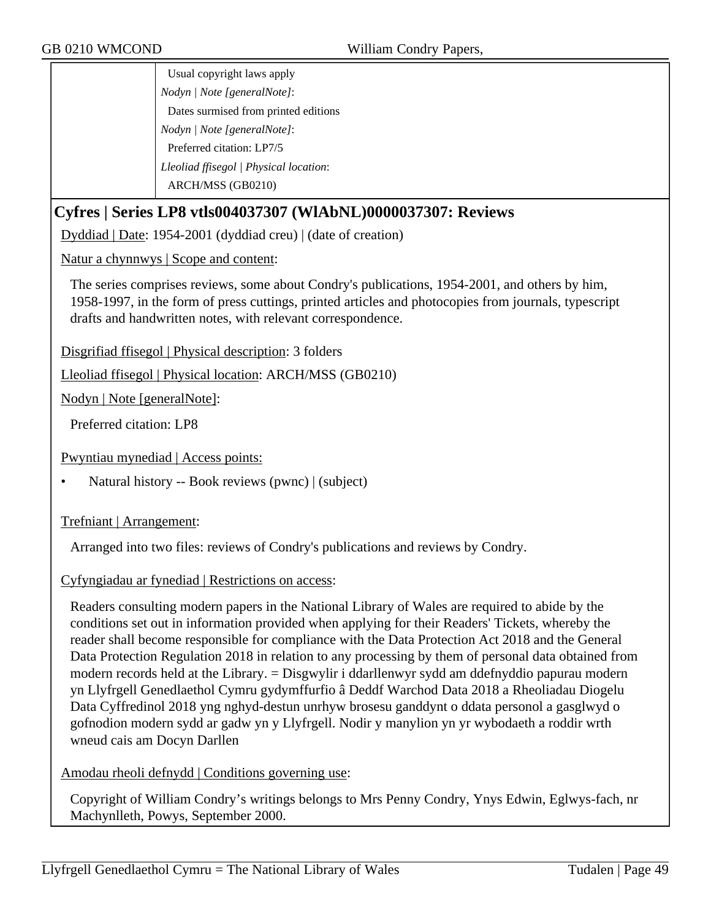Usual copyright laws apply

*Nodyn | Note [generalNote]*:

Dates surmised from printed editions

*Nodyn | Note [generalNote]*:

Preferred citation: LP7/5

*Lleoliad ffisegol | Physical location*:

ARCH/MSS (GB0210)

## Cyfres | Series LP8 vtls004037307 (WlAbNL)0000037307: Reviews

Dyddiad | Date: 1954-2001 (dyddiad creu) | (date of creation)

Natur a chynnwys | Scope and content:

The series comprises reviews, some about Condry's publications, 1954-2001, and others by him, 1958-1997, in the form of press cuttings, printed articles and photocopies from journals, typescript drafts and handwritten notes, with relevant correspondence.

Disgrifiad ffisegol | Physical description: 3 folders

Lleoliad ffisegol | Physical location: ARCH/MSS (GB0210)

Nodyn | Note [generalNote]:

Preferred citation: LP8

Pwyntiau mynediad | Access points:

- Natural history -- Book reviews (pwnc) | (subject)

Trefniant | Arrangement:

Arranged into two files: reviews of Condry's publications and reviews by Condry.

Cyfyngiadau ar fynediad | Restrictions on access:

Readers consulting modern papers in the National Library of Wales are required to abide by the conditions set out in information provided when applying for their Readers' Tickets, whereby the reader shall become responsible for compliance with the Data Protection Act 2018 and the General Data Protection Regulation 2018 in relation to any processing by them of personal data obtained from modern records held at the Library. = Disgwylir i ddarllenwyr sydd am ddefnyddio papurau modern yn Llyfrgell Genedlaethol Cymru gydymffurfio â Deddf Warchod Data 2018 a Rheoliadau Diogelu Data Cyffredinol 2018 yng nghyd-destun unrhyw brosesu ganddynt o ddata personol a gasglwyd o gofnodion modern sydd ar gadw yn y Llyfrgell. Nodir y manylion yn yr wybodaeth a roddir wrth wneud cais am Docyn Darllen

Amodau rheoli defnydd | Conditions governing use:

Copyright of William Condry's writings belongs to Mrs Penny Condry, Ynys Edwin, Eglwys-fach, nr Machynlleth, Powys, September 2000.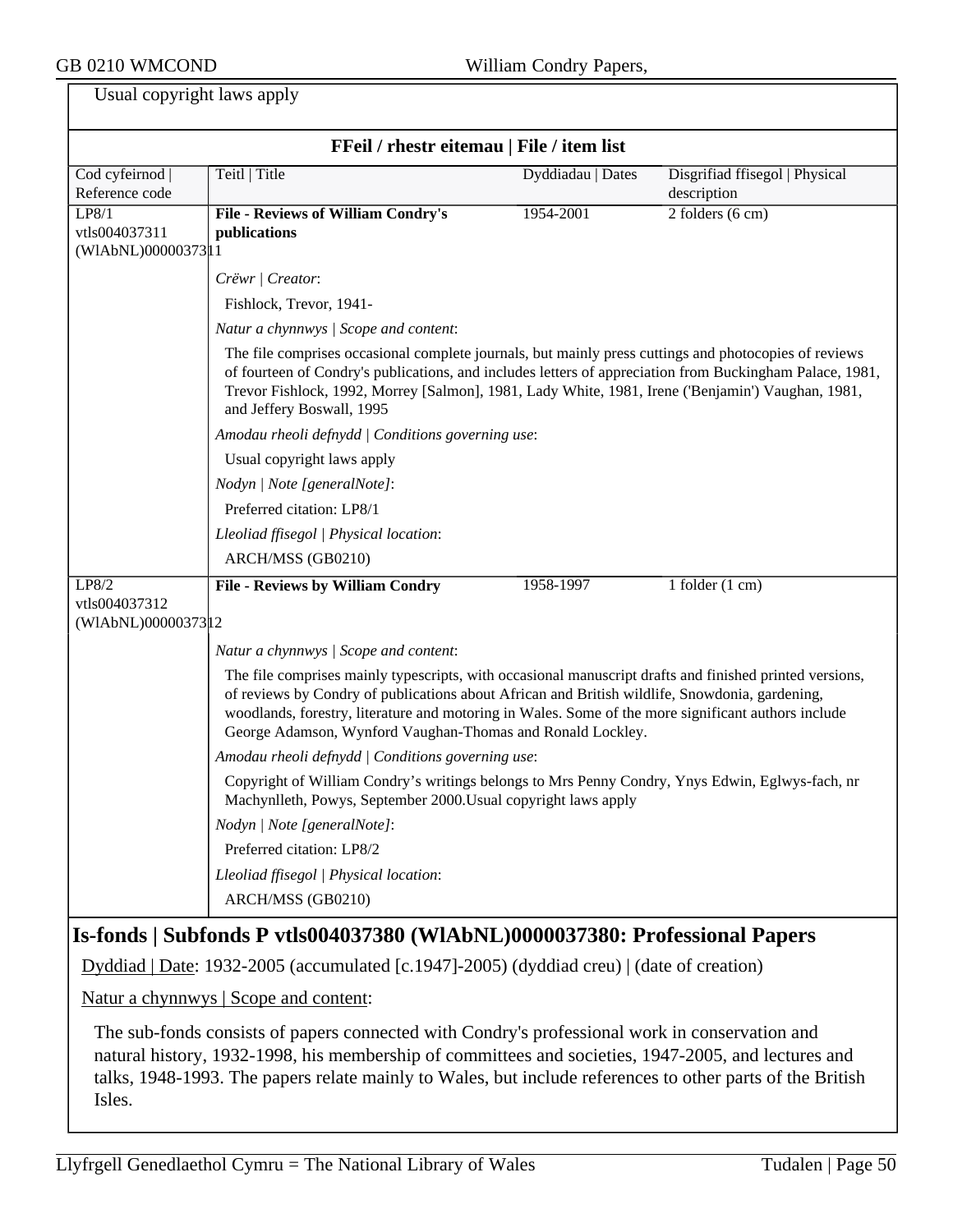Usual copyright laws apply

**FFeil / rhestr eitemau | File / item list**

| Cod cyfeirnod \| Reference code | Teitl \| Title | Dyddiadau \| Dates | Disgrifiad ffisegol \| Physical description |
|---|---|---|---|
| LP8/1 vtls004037311 (WlAbNL)0000037311 | **File - Reviews of William Condry's publications** | 1954-2001 | 2 folders (6 cm) |

*Crëwr | Creator*:

Fishlock, Trevor, 1941-

*Natur a chynnwys | Scope and content*:

The file comprises occasional complete journals, but mainly press cuttings and photocopies of reviews of fourteen of Condry's publications, and includes letters of appreciation from Buckingham Palace, 1981, Trevor Fishlock, 1992, Morrey [Salmon], 1981, Lady White, 1981, Irene ('Benjamin') Vaughan, 1981, and Jeffery Boswall, 1995

*Amodau rheoli defnydd | Conditions governing use*:

Usual copyright laws apply

*Nodyn | Note [generalNote]*:

Preferred citation: LP8/1

*Lleoliad ffisegol | Physical location*:

ARCH/MSS (GB0210)

| Cod cyfeirnod \| Reference code | Teitl \| Title | Dyddiadau \| Dates | Disgrifiad ffisegol \| Physical description |
|---|---|---|---|
| LP8/2 vtls004037312 (WlAbNL)0000037312 | **File - Reviews by William Condry** | 1958-1997 | 1 folder (1 cm) |

*Natur a chynnwys | Scope and content*:

The file comprises mainly typescripts, with occasional manuscript drafts and finished printed versions, of reviews by Condry of publications about African and British wildlife, Snowdonia, gardening, woodlands, forestry, literature and motoring in Wales. Some of the more significant authors include George Adamson, Wynford Vaughan-Thomas and Ronald Lockley.

*Amodau rheoli defnydd | Conditions governing use*:

Copyright of William Condry's writings belongs to Mrs Penny Condry, Ynys Edwin, Eglwys-fach, nr Machynlleth, Powys, September 2000.Usual copyright laws apply

*Nodyn | Note [generalNote]*:

Preferred citation: LP8/2

*Lleoliad ffisegol | Physical location*:

ARCH/MSS (GB0210)

## Is-fonds | Subfonds P vtls004037380 (WlAbNL)0000037380: Professional Papers

Dyddiad | Date: 1932-2005 (accumulated [c.1947]-2005) (dyddiad creu) | (date of creation)

Natur a chynnwys | Scope and content:

The sub-fonds consists of papers connected with Condry's professional work in conservation and natural history, 1932-1998, his membership of committees and societies, 1947-2005, and lectures and talks, 1948-1993. The papers relate mainly to Wales, but include references to other parts of the British Isles.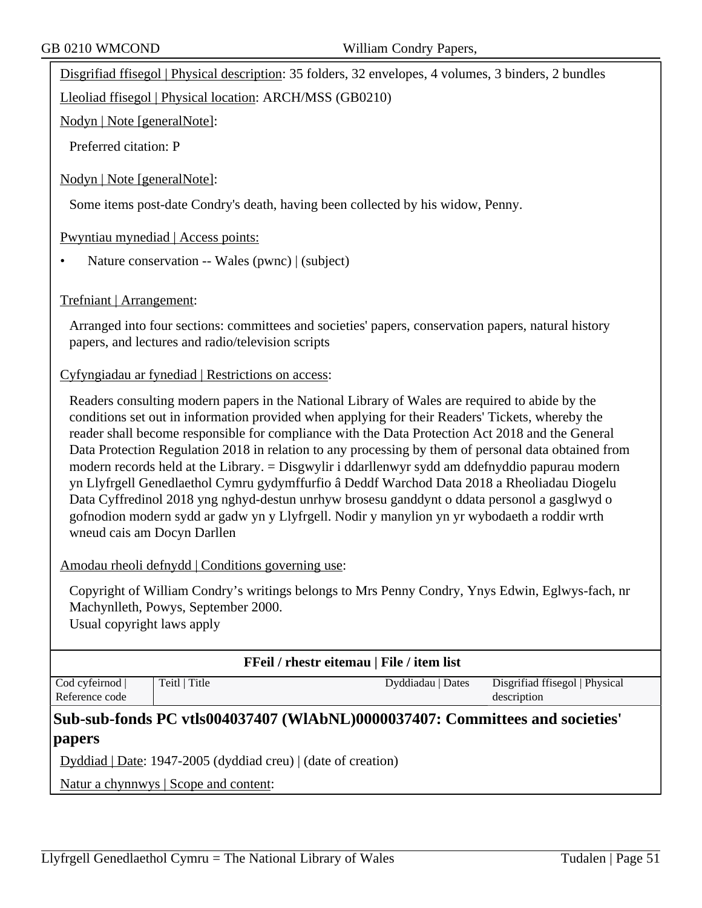Disgrifiad ffisegol | Physical description: 35 folders, 32 envelopes, 4 volumes, 3 binders, 2 bundles

Lleoliad ffisegol | Physical location: ARCH/MSS (GB0210)

Nodyn | Note [generalNote]:

Preferred citation: P

Nodyn | Note [generalNote]:

Some items post-date Condry's death, having been collected by his widow, Penny.

Pwyntiau mynediad | Access points:

- Nature conservation -- Wales (pwnc) | (subject)

Trefniant | Arrangement:

Arranged into four sections: committees and societies' papers, conservation papers, natural history papers, and lectures and radio/television scripts

Cyfyngiadau ar fynediad | Restrictions on access:

Readers consulting modern papers in the National Library of Wales are required to abide by the conditions set out in information provided when applying for their Readers' Tickets, whereby the reader shall become responsible for compliance with the Data Protection Act 2018 and the General Data Protection Regulation 2018 in relation to any processing by them of personal data obtained from modern records held at the Library. = Disgwylir i ddarllenwyr sydd am ddefnyddio papurau modern yn Llyfrgell Genedlaethol Cymru gydymffurfio â Deddf Warchod Data 2018 a Rheoliadau Diogelu Data Cyffredinol 2018 yng nghyd-destun unrhyw brosesu ganddynt o ddata personol a gasglwyd o gofnodion modern sydd ar gadw yn y Llyfrgell. Nodir y manylion yn yr wybodaeth a roddir wrth wneud cais am Docyn Darllen

Amodau rheoli defnydd | Conditions governing use:

Copyright of William Condry's writings belongs to Mrs Penny Condry, Ynys Edwin, Eglwys-fach, nr Machynlleth, Powys, September 2000.
Usual copyright laws apply

**FFeil / rhestr eitemau | File / item list**

| Cod cyfeirnod \| Reference code | Teitl \| Title | Dyddiadau \| Dates | Disgrifiad ffisegol \| Physical description |
|---|---|---|---|

## Sub-sub-fonds PC vtls004037407 (WlAbNL)0000037407: Committees and societies' papers

Dyddiad | Date: 1947-2005 (dyddiad creu) | (date of creation)

Natur a chynnwys | Scope and content: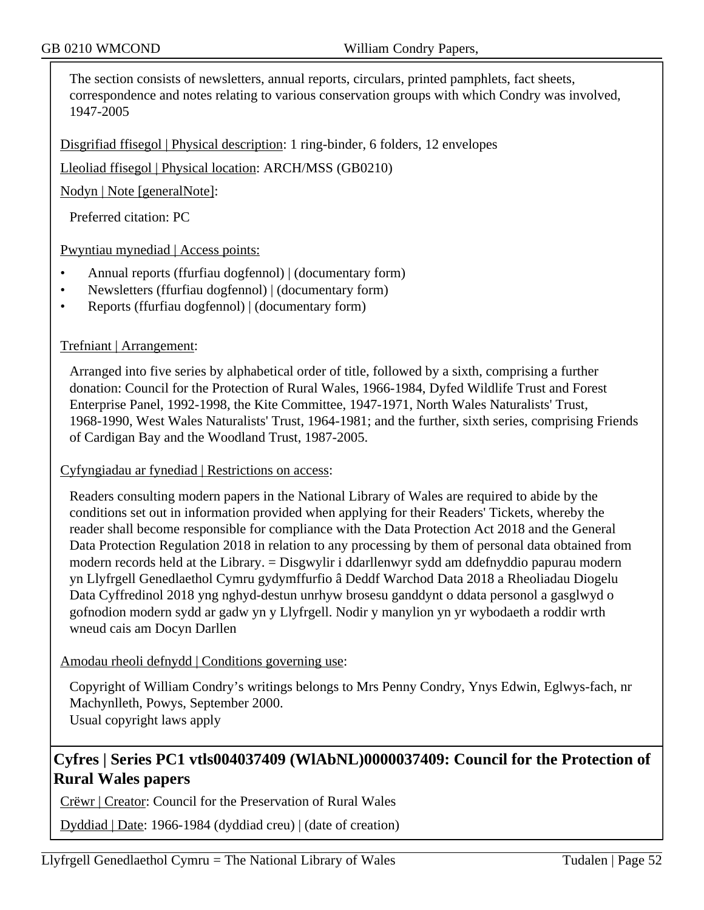The section consists of newsletters, annual reports, circulars, printed pamphlets, fact sheets, correspondence and notes relating to various conservation groups with which Condry was involved, 1947-2005

Disgrifiad ffisegol | Physical description: 1 ring-binder, 6 folders, 12 envelopes

Lleoliad ffisegol | Physical location: ARCH/MSS (GB0210)

Nodyn | Note [generalNote]:

Preferred citation: PC

Pwyntiau mynediad | Access points:

- Annual reports (ffurfiau dogfennol) | (documentary form)
- Newsletters (ffurfiau dogfennol) | (documentary form)
- Reports (ffurfiau dogfennol) | (documentary form)

Trefniant | Arrangement:

Arranged into five series by alphabetical order of title, followed by a sixth, comprising a further donation: Council for the Protection of Rural Wales, 1966-1984, Dyfed Wildlife Trust and Forest Enterprise Panel, 1992-1998, the Kite Committee, 1947-1971, North Wales Naturalists' Trust, 1968-1990, West Wales Naturalists' Trust, 1964-1981; and the further, sixth series, comprising Friends of Cardigan Bay and the Woodland Trust, 1987-2005.

Cyfyngiadau ar fynediad | Restrictions on access:

Readers consulting modern papers in the National Library of Wales are required to abide by the conditions set out in information provided when applying for their Readers' Tickets, whereby the reader shall become responsible for compliance with the Data Protection Act 2018 and the General Data Protection Regulation 2018 in relation to any processing by them of personal data obtained from modern records held at the Library. = Disgwylir i ddarllenwyr sydd am ddefnyddio papurau modern yn Llyfrgell Genedlaethol Cymru gydymffurfio â Deddf Warchod Data 2018 a Rheoliadau Diogelu Data Cyffredinol 2018 yng nghyd-destun unrhyw brosesu ganddynt o ddata personol a gasglwyd o gofnodion modern sydd ar gadw yn y Llyfrgell. Nodir y manylion yn yr wybodaeth a roddir wrth wneud cais am Docyn Darllen

Amodau rheoli defnydd | Conditions governing use:

Copyright of William Condry's writings belongs to Mrs Penny Condry, Ynys Edwin, Eglwys-fach, nr Machynlleth, Powys, September 2000.
Usual copyright laws apply

## Cyfres | Series PC1 vtls004037409 (WlAbNL)0000037409: Council for the Protection of Rural Wales papers

Crëwr | Creator: Council for the Preservation of Rural Wales

Dyddiad | Date: 1966-1984 (dyddiad creu) | (date of creation)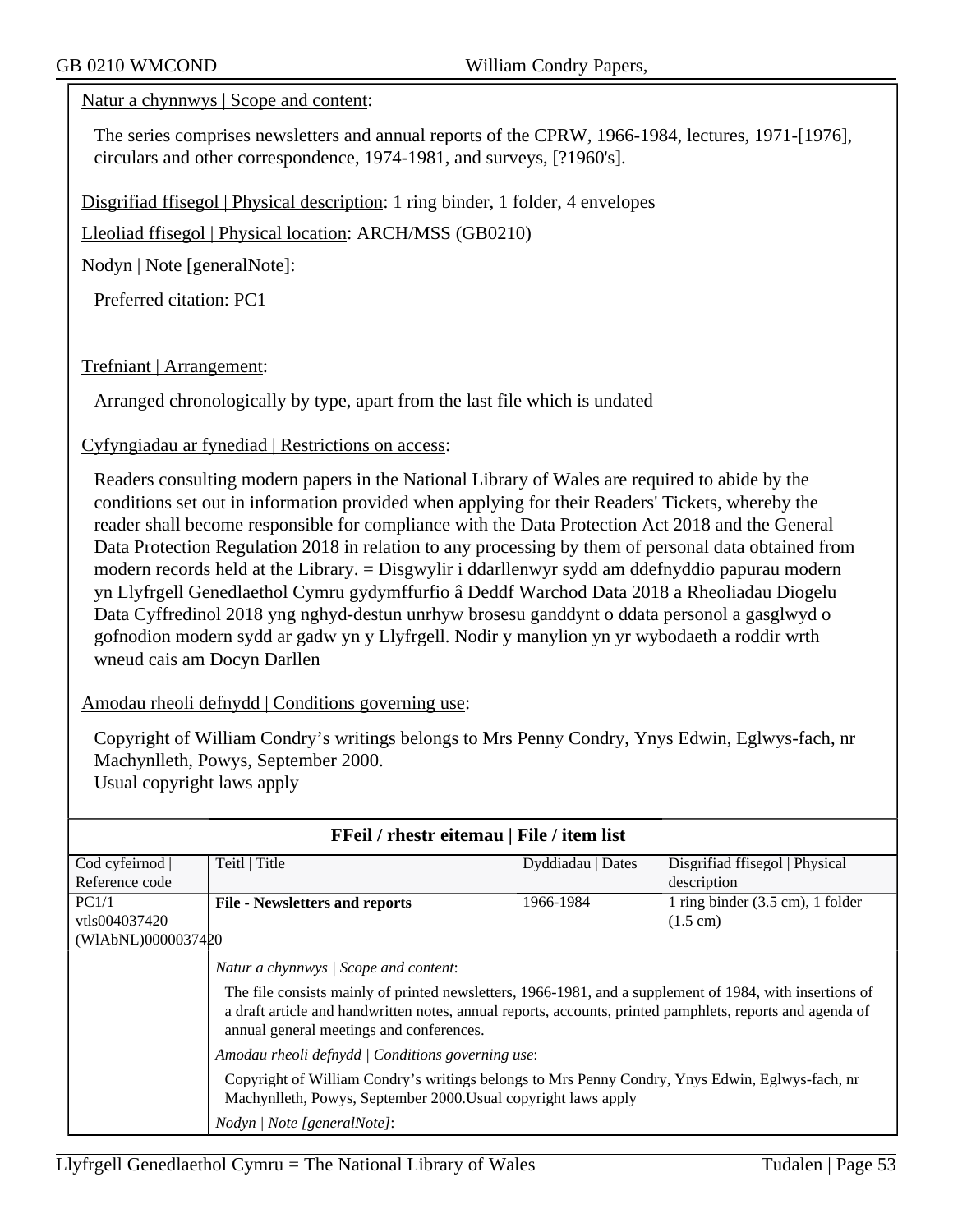Natur a chynnwys | Scope and content:

The series comprises newsletters and annual reports of the CPRW, 1966-1984, lectures, 1971-[1976], circulars and other correspondence, 1974-1981, and surveys, [?1960's].

Disgrifiad ffisegol | Physical description: 1 ring binder, 1 folder, 4 envelopes

Lleoliad ffisegol | Physical location: ARCH/MSS (GB0210)

Nodyn | Note [generalNote]:

Preferred citation: PC1

Trefniant | Arrangement:

Arranged chronologically by type, apart from the last file which is undated

Cyfyngiadau ar fynediad | Restrictions on access:

Readers consulting modern papers in the National Library of Wales are required to abide by the conditions set out in information provided when applying for their Readers' Tickets, whereby the reader shall become responsible for compliance with the Data Protection Act 2018 and the General Data Protection Regulation 2018 in relation to any processing by them of personal data obtained from modern records held at the Library. = Disgwylir i ddarllenwyr sydd am ddefnyddio papurau modern yn Llyfrgell Genedlaethol Cymru gydymffurfio â Deddf Warchod Data 2018 a Rheoliadau Diogelu Data Cyffredinol 2018 yng nghyd-destun unrhyw brosesu ganddynt o ddata personol a gasglwyd o gofnodion modern sydd ar gadw yn y Llyfrgell. Nodir y manylion yn yr wybodaeth a roddir wrth wneud cais am Docyn Darllen

Amodau rheoli defnydd | Conditions governing use:

Copyright of William Condry's writings belongs to Mrs Penny Condry, Ynys Edwin, Eglwys-fach, nr Machynlleth, Powys, September 2000.
Usual copyright laws apply

**FFeil / rhestr eitemau | File / item list**

| Cod cyfeirnod \| Reference code | Teitl \| Title | Dyddiadau \| Dates | Disgrifiad ffisegol \| Physical description |
|---|---|---|---|
| PC1/1 vtls004037420 (WlAbNL)0000037420 | **File - Newsletters and reports** | 1966-1984 | 1 ring binder (3.5 cm), 1 folder (1.5 cm) |

*Natur a chynnwys | Scope and content*:

The file consists mainly of printed newsletters, 1966-1981, and a supplement of 1984, with insertions of a draft article and handwritten notes, annual reports, accounts, printed pamphlets, reports and agenda of annual general meetings and conferences.

*Amodau rheoli defnydd | Conditions governing use*:

Copyright of William Condry's writings belongs to Mrs Penny Condry, Ynys Edwin, Eglwys-fach, nr Machynlleth, Powys, September 2000.Usual copyright laws apply

*Nodyn | Note [generalNote]*: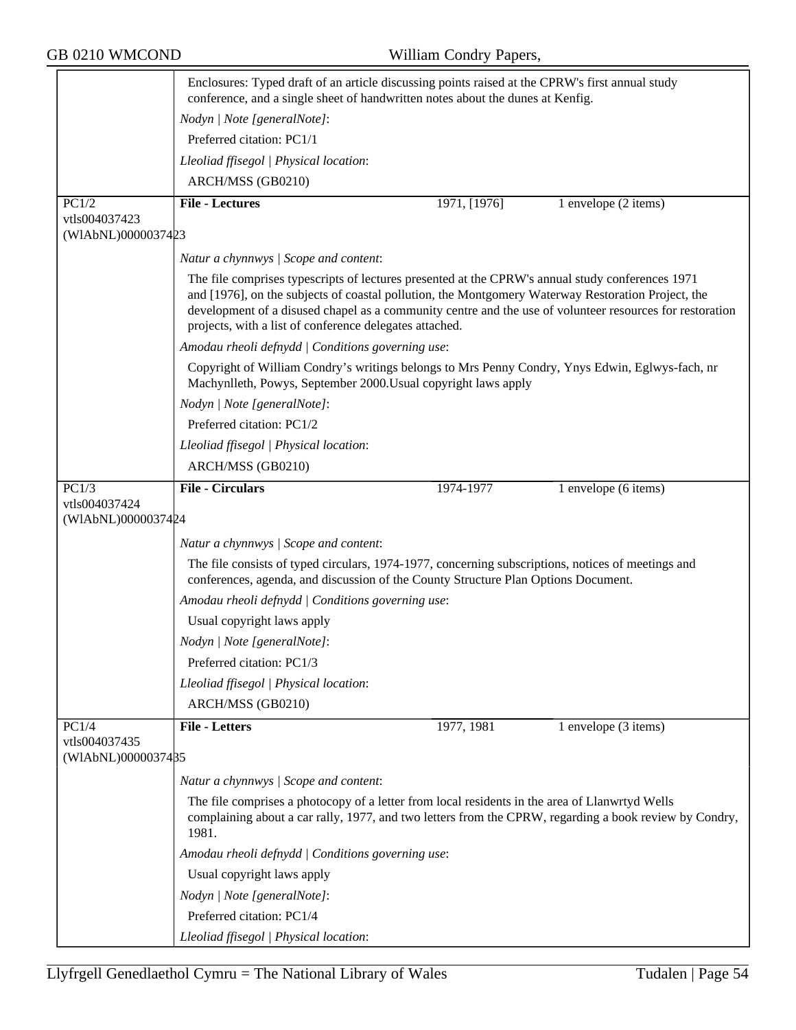Enclosures: Typed draft of an article discussing points raised at the CPRW's first annual study conference, and a single sheet of handwritten notes about the dunes at Kenfig.

*Nodyn | Note [generalNote]*:

Preferred citation: PC1/1

*Lleoliad ffisegol | Physical location*:

ARCH/MSS (GB0210)

---

PC1/2
vtls004037423
(WlAbNL)0000037423

**File - Lectures** — 1971, [1976] — 1 envelope (2 items)

*Natur a chynnwys | Scope and content*:

The file comprises typescripts of lectures presented at the CPRW's annual study conferences 1971 and [1976], on the subjects of coastal pollution, the Montgomery Waterway Restoration Project, the development of a disused chapel as a community centre and the use of volunteer resources for restoration projects, with a list of conference delegates attached.

*Amodau rheoli defnydd | Conditions governing use*:

Copyright of William Condry's writings belongs to Mrs Penny Condry, Ynys Edwin, Eglwys-fach, nr Machynlleth, Powys, September 2000.Usual copyright laws apply

*Nodyn | Note [generalNote]*:

Preferred citation: PC1/2

*Lleoliad ffisegol | Physical location*:

ARCH/MSS (GB0210)

---

PC1/3
vtls004037424
(WlAbNL)0000037424

**File - Circulars** — 1974-1977 — 1 envelope (6 items)

*Natur a chynnwys | Scope and content*:

The file consists of typed circulars, 1974-1977, concerning subscriptions, notices of meetings and conferences, agenda, and discussion of the County Structure Plan Options Document.

*Amodau rheoli defnydd | Conditions governing use*:

Usual copyright laws apply

*Nodyn | Note [generalNote]*:

Preferred citation: PC1/3

*Lleoliad ffisegol | Physical location*:

ARCH/MSS (GB0210)

---

PC1/4
vtls004037435
(WlAbNL)0000037435

**File - Letters** — 1977, 1981 — 1 envelope (3 items)

*Natur a chynnwys | Scope and content*:

The file comprises a photocopy of a letter from local residents in the area of Llanwrtyd Wells complaining about a car rally, 1977, and two letters from the CPRW, regarding a book review by Condry, 1981.

*Amodau rheoli defnydd | Conditions governing use*:

Usual copyright laws apply

*Nodyn | Note [generalNote]*:

Preferred citation: PC1/4

*Lleoliad ffisegol | Physical location*: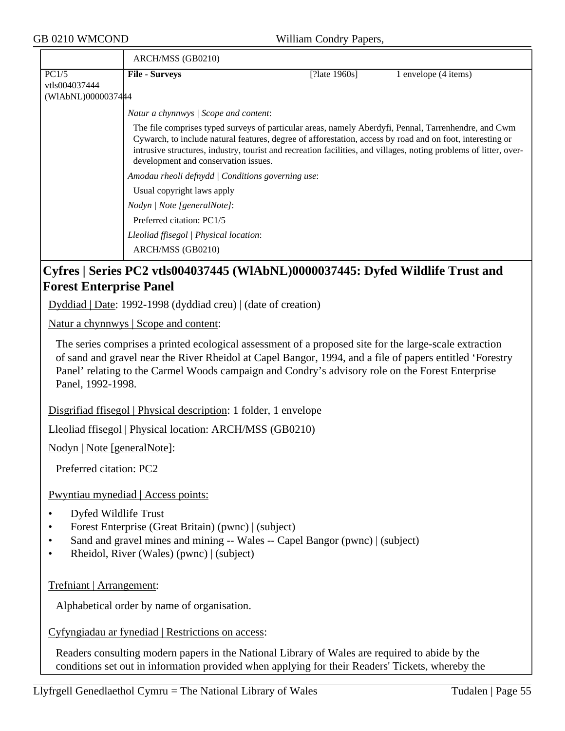| | ARCH/MSS (GB0210) | | |
|---|---|---|---|
| PC1/5<br>vtls004037444<br>(WlAbNL)0000037444 | **File - Surveys** | [?late 1960s] | 1 envelope (4 items) |

*Natur a chynnwys | Scope and content*:

The file comprises typed surveys of particular areas, namely Aberdyfi, Pennal, Tarrenhendre, and Cwm Cywarch, to include natural features, degree of afforestation, access by road and on foot, interesting or intrusive structures, industry, tourist and recreation facilities, and villages, noting problems of litter, over-development and conservation issues.

*Amodau rheoli defnydd | Conditions governing use*:

Usual copyright laws apply

*Nodyn | Note [generalNote]*:

Preferred citation: PC1/5

*Lleoliad ffisegol | Physical location*:

ARCH/MSS (GB0210)

## Cyfres | Series PC2 vtls004037445 (WlAbNL)0000037445: Dyfed Wildlife Trust and Forest Enterprise Panel

Dyddiad | Date: 1992-1998 (dyddiad creu) | (date of creation)

Natur a chynnwys | Scope and content:

The series comprises a printed ecological assessment of a proposed site for the large-scale extraction of sand and gravel near the River Rheidol at Capel Bangor, 1994, and a file of papers entitled 'Forestry Panel' relating to the Carmel Woods campaign and Condry's advisory role on the Forest Enterprise Panel, 1992-1998.

Disgrifiad ffisegol | Physical description: 1 folder, 1 envelope

Lleoliad ffisegol | Physical location: ARCH/MSS (GB0210)

Nodyn | Note [generalNote]:

Preferred citation: PC2

Pwyntiau mynediad | Access points:

- Dyfed Wildlife Trust
- Forest Enterprise (Great Britain) (pwnc) | (subject)
- Sand and gravel mines and mining -- Wales -- Capel Bangor (pwnc) | (subject)
- Rheidol, River (Wales) (pwnc) | (subject)

Trefniant | Arrangement:

Alphabetical order by name of organisation.

Cyfyngiadau ar fynediad | Restrictions on access:

Readers consulting modern papers in the National Library of Wales are required to abide by the conditions set out in information provided when applying for their Readers' Tickets, whereby the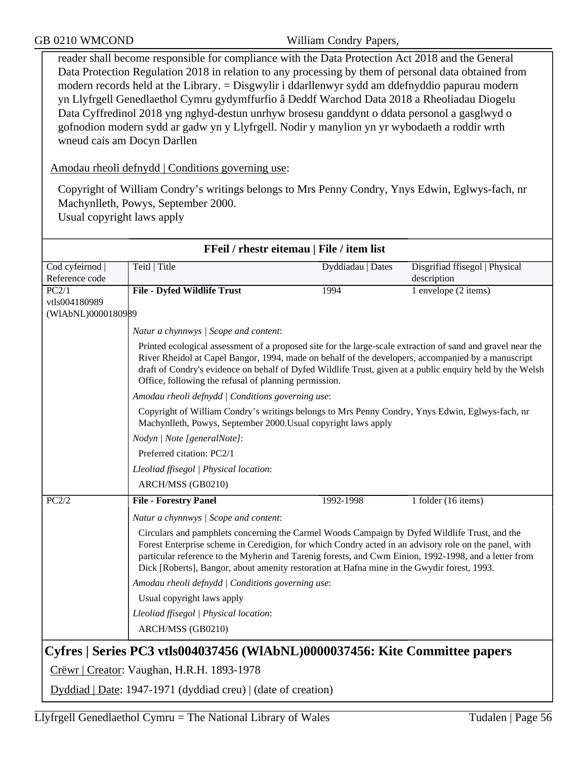reader shall become responsible for compliance with the Data Protection Act 2018 and the General Data Protection Regulation 2018 in relation to any processing by them of personal data obtained from modern records held at the Library. = Disgwylir i ddarllenwyr sydd am ddefnyddio papurau modern yn Llyfrgell Genedlaethol Cymru gydymffurfio â Deddf Warchod Data 2018 a Rheoliadau Diogelu Data Cyffredinol 2018 yng nghyd-destun unrhyw brosesu ganddynt o ddata personol a gasglwyd o gofnodion modern sydd ar gadw yn y Llyfrgell. Nodir y manylion yn yr wybodaeth a roddir wrth wneud cais am Docyn Darllen

Amodau rheoli defnydd | Conditions governing use:

Copyright of William Condry's writings belongs to Mrs Penny Condry, Ynys Edwin, Eglwys-fach, nr Machynlleth, Powys, September 2000.
Usual copyright laws apply

**FFeil / rhestr eitemau | File / item list**

| Cod cyfeirnod \| Reference code | Teitl \| Title | Dyddiadau \| Dates | Disgrifiad ffisegol \| Physical description |
|---|---|---|---|
| PC2/1 vtls004180989 (WlAbNL)0000180989 | **File - Dyfed Wildlife Trust** | 1994 | 1 envelope (2 items) |

*Natur a chynnwys | Scope and content*:

Printed ecological assessment of a proposed site for the large-scale extraction of sand and gravel near the River Rheidol at Capel Bangor, 1994, made on behalf of the developers, accompanied by a manuscript draft of Condry's evidence on behalf of Dyfed Wildlife Trust, given at a public enquiry held by the Welsh Office, following the refusal of planning permission.

*Amodau rheoli defnydd | Conditions governing use*:

Copyright of William Condry's writings belongs to Mrs Penny Condry, Ynys Edwin, Eglwys-fach, nr Machynlleth, Powys, September 2000.Usual copyright laws apply

*Nodyn | Note [generalNote]*:

Preferred citation: PC2/1

*Lleoliad ffisegol | Physical location*:

ARCH/MSS (GB0210)

| Cod cyfeirnod \| Reference code | Teitl \| Title | Dyddiadau \| Dates | Disgrifiad ffisegol \| Physical description |
|---|---|---|---|
| PC2/2 | **File - Forestry Panel** | 1992-1998 | 1 folder (16 items) |

*Natur a chynnwys | Scope and content*:

Circulars and pamphlets concerning the Carmel Woods Campaign by Dyfed Wildlife Trust, and the Forest Enterprise scheme in Ceredigion, for which Condry acted in an advisory role on the panel, with particular reference to the Myherin and Tarenig forests, and Cwm Einion, 1992-1998, and a letter from Dick [Roberts], Bangor, about amenity restoration at Hafna mine in the Gwydir forest, 1993.

*Amodau rheoli defnydd | Conditions governing use*:

Usual copyright laws apply

*Lleoliad ffisegol | Physical location*:

ARCH/MSS (GB0210)

## Cyfres | Series PC3 vtls004037456 (WlAbNL)0000037456: Kite Committee papers

Crëwr | Creator: Vaughan, H.R.H. 1893-1978

Dyddiad | Date: 1947-1971 (dyddiad creu) | (date of creation)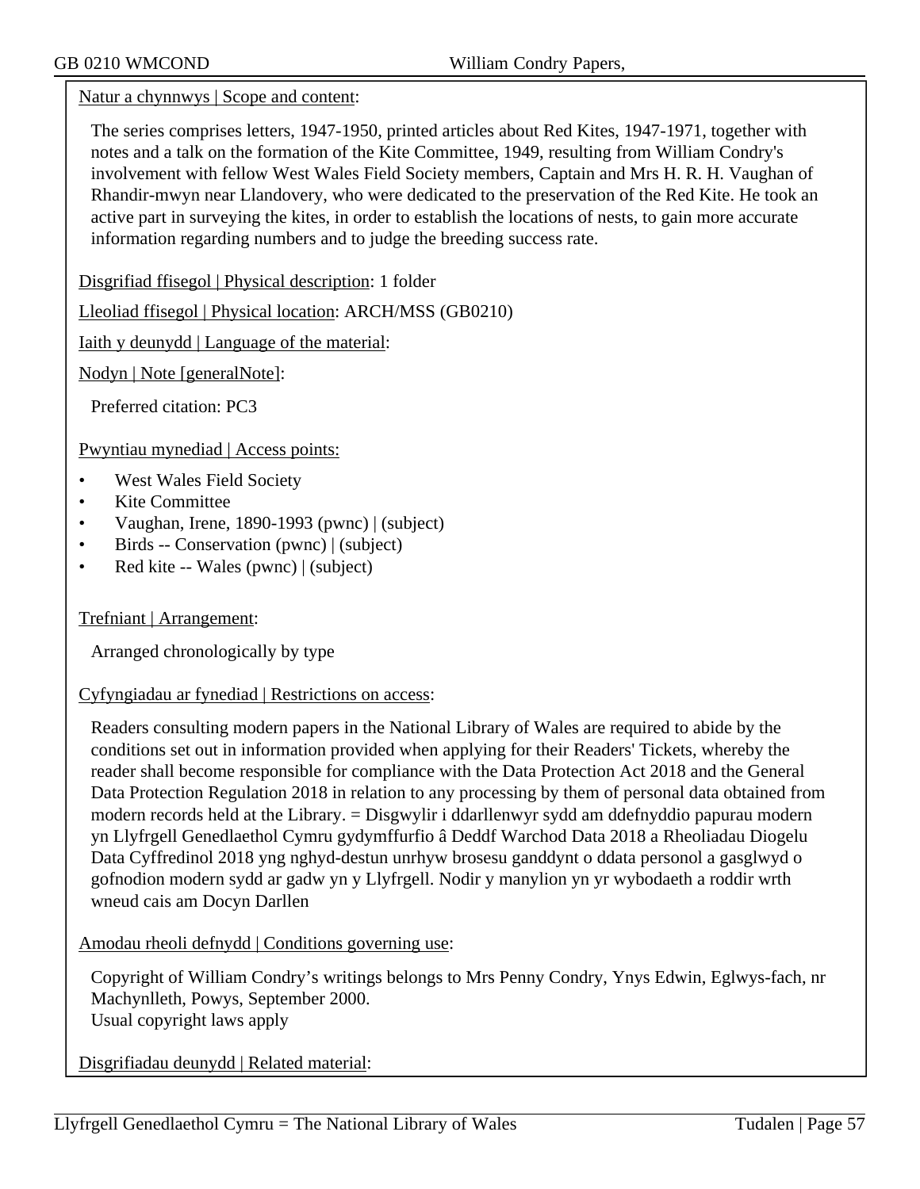Natur a chynnwys | Scope and content:

The series comprises letters, 1947-1950, printed articles about Red Kites, 1947-1971, together with notes and a talk on the formation of the Kite Committee, 1949, resulting from William Condry's involvement with fellow West Wales Field Society members, Captain and Mrs H. R. H. Vaughan of Rhandir-mwyn near Llandovery, who were dedicated to the preservation of the Red Kite. He took an active part in surveying the kites, in order to establish the locations of nests, to gain more accurate information regarding numbers and to judge the breeding success rate.

Disgrifiad ffisegol | Physical description: 1 folder

Lleoliad ffisegol | Physical location: ARCH/MSS (GB0210)

Iaith y deunydd | Language of the material:

Nodyn | Note [generalNote]:

Preferred citation: PC3

Pwyntiau mynediad | Access points:

- West Wales Field Society
- Kite Committee
- Vaughan, Irene, 1890-1993 (pwnc) | (subject)
- Birds -- Conservation (pwnc) | (subject)
- Red kite -- Wales (pwnc) | (subject)

Trefniant | Arrangement:

Arranged chronologically by type

Cyfyngiadau ar fynediad | Restrictions on access:

Readers consulting modern papers in the National Library of Wales are required to abide by the conditions set out in information provided when applying for their Readers' Tickets, whereby the reader shall become responsible for compliance with the Data Protection Act 2018 and the General Data Protection Regulation 2018 in relation to any processing by them of personal data obtained from modern records held at the Library. = Disgwylir i ddarllenwyr sydd am ddefnyddio papurau modern yn Llyfrgell Genedlaethol Cymru gydymffurfio â Deddf Warchod Data 2018 a Rheoliadau Diogelu Data Cyffredinol 2018 yng nghyd-destun unrhyw brosesu ganddynt o ddata personol a gasglwyd o gofnodion modern sydd ar gadw yn y Llyfrgell. Nodir y manylion yn yr wybodaeth a roddir wrth wneud cais am Docyn Darllen

Amodau rheoli defnydd | Conditions governing use:

Copyright of William Condry's writings belongs to Mrs Penny Condry, Ynys Edwin, Eglwys-fach, nr Machynlleth, Powys, September 2000.
Usual copyright laws apply

Disgrifiadau deunydd | Related material: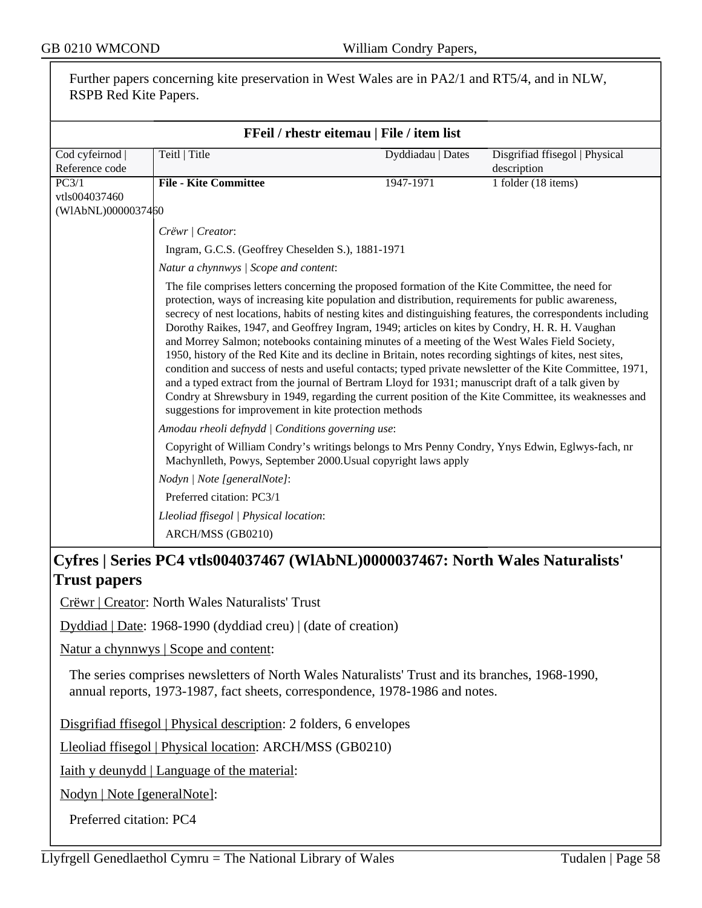Further papers concerning kite preservation in West Wales are in PA2/1 and RT5/4, and in NLW, RSPB Red Kite Papers.

**FFeil / rhestr eitemau | File / item list**

| Cod cyfeirnod \| Reference code | Teitl \| Title | Dyddiadau \| Dates | Disgrifiad ffisegol \| Physical description |
|---|---|---|---|
| PC3/1 vtls004037460 (WlAbNL)0000037460 | **File - Kite Committee** | 1947-1971 | 1 folder (18 items) |

*Crëwr | Creator*:

Ingram, G.C.S. (Geoffrey Cheselden S.), 1881-1971

*Natur a chynnwys | Scope and content*:

The file comprises letters concerning the proposed formation of the Kite Committee, the need for protection, ways of increasing kite population and distribution, requirements for public awareness, secrecy of nest locations, habits of nesting kites and distinguishing features, the correspondents including Dorothy Raikes, 1947, and Geoffrey Ingram, 1949; articles on kites by Condry, H. R. H. Vaughan and Morrey Salmon; notebooks containing minutes of a meeting of the West Wales Field Society, 1950, history of the Red Kite and its decline in Britain, notes recording sightings of kites, nest sites, condition and success of nests and useful contacts; typed private newsletter of the Kite Committee, 1971, and a typed extract from the journal of Bertram Lloyd for 1931; manuscript draft of a talk given by Condry at Shrewsbury in 1949, regarding the current position of the Kite Committee, its weaknesses and suggestions for improvement in kite protection methods

*Amodau rheoli defnydd | Conditions governing use*:

Copyright of William Condry's writings belongs to Mrs Penny Condry, Ynys Edwin, Eglwys-fach, nr Machynlleth, Powys, September 2000.Usual copyright laws apply

*Nodyn | Note [generalNote]*:

Preferred citation: PC3/1

*Lleoliad ffisegol | Physical location*:

ARCH/MSS (GB0210)

## Cyfres | Series PC4 vtls004037467 (WlAbNL)0000037467: North Wales Naturalists' Trust papers

Crëwr | Creator: North Wales Naturalists' Trust

Dyddiad | Date: 1968-1990 (dyddiad creu) | (date of creation)

Natur a chynnwys | Scope and content:

The series comprises newsletters of North Wales Naturalists' Trust and its branches, 1968-1990, annual reports, 1973-1987, fact sheets, correspondence, 1978-1986 and notes.

Disgrifiad ffisegol | Physical description: 2 folders, 6 envelopes

Lleoliad ffisegol | Physical location: ARCH/MSS (GB0210)

Iaith y deunydd | Language of the material:

Nodyn | Note [generalNote]:

Preferred citation: PC4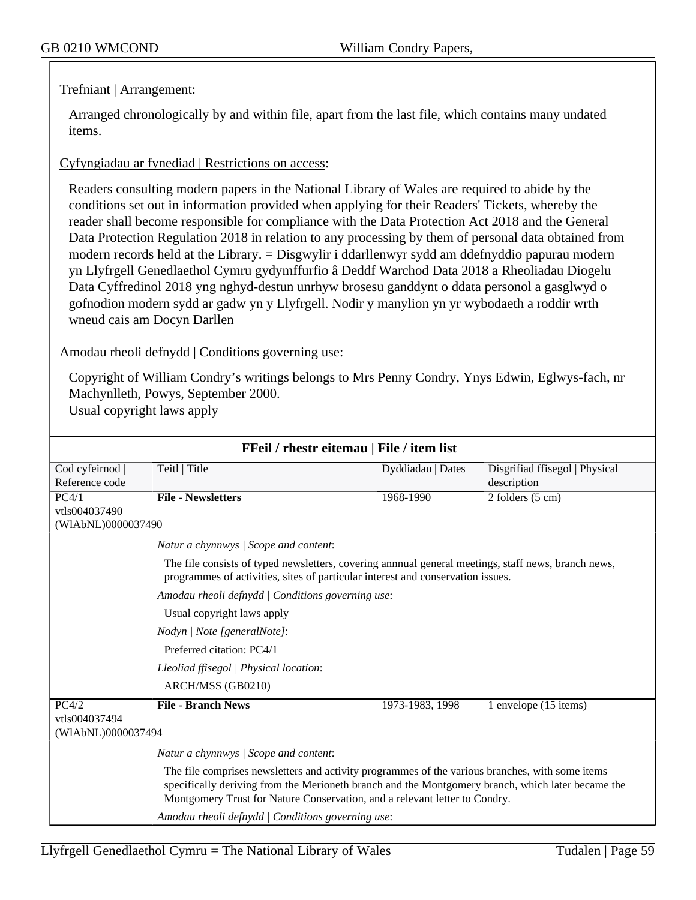Trefniant | Arrangement:

Arranged chronologically by and within file, apart from the last file, which contains many undated items.

Cyfyngiadau ar fynediad | Restrictions on access:

Readers consulting modern papers in the National Library of Wales are required to abide by the conditions set out in information provided when applying for their Readers' Tickets, whereby the reader shall become responsible for compliance with the Data Protection Act 2018 and the General Data Protection Regulation 2018 in relation to any processing by them of personal data obtained from modern records held at the Library. = Disgwylir i ddarllenwyr sydd am ddefnyddio papurau modern yn Llyfrgell Genedlaethol Cymru gydymffurfio â Deddf Warchod Data 2018 a Rheoliadau Diogelu Data Cyffredinol 2018 yng nghyd-destun unrhyw brosesu ganddynt o ddata personol a gasglwyd o gofnodion modern sydd ar gadw yn y Llyfrgell. Nodir y manylion yn yr wybodaeth a roddir wrth wneud cais am Docyn Darllen

Amodau rheoli defnydd | Conditions governing use:

Copyright of William Condry's writings belongs to Mrs Penny Condry, Ynys Edwin, Eglwys-fach, nr Machynlleth, Powys, September 2000.
Usual copyright laws apply

**FFeil / rhestr eitemau | File / item list**

| Cod cyfeirnod \| Reference code | Teitl \| Title | Dyddiadau \| Dates | Disgrifiad ffisegol \| Physical description |
|---|---|---|---|
| PC4/1 vtls004037490 (WlAbNL)0000037490 | **File - Newsletters** | 1968-1990 | 2 folders (5 cm) |

*Natur a chynnwys | Scope and content*:

The file consists of typed newsletters, covering annnual general meetings, staff news, branch news, programmes of activities, sites of particular interest and conservation issues.

*Amodau rheoli defnydd | Conditions governing use*:

Usual copyright laws apply

*Nodyn | Note [generalNote]*:

Preferred citation: PC4/1

*Lleoliad ffisegol | Physical location*:

ARCH/MSS (GB0210)

| Cod cyfeirnod \| Reference code | Teitl \| Title | Dyddiadau \| Dates | Disgrifiad ffisegol \| Physical description |
|---|---|---|---|
| PC4/2 vtls004037494 (WlAbNL)0000037494 | **File - Branch News** | 1973-1983, 1998 | 1 envelope (15 items) |

*Natur a chynnwys | Scope and content*:

The file comprises newsletters and activity programmes of the various branches, with some items specifically deriving from the Merioneth branch and the Montgomery branch, which later became the Montgomery Trust for Nature Conservation, and a relevant letter to Condry.

*Amodau rheoli defnydd | Conditions governing use*: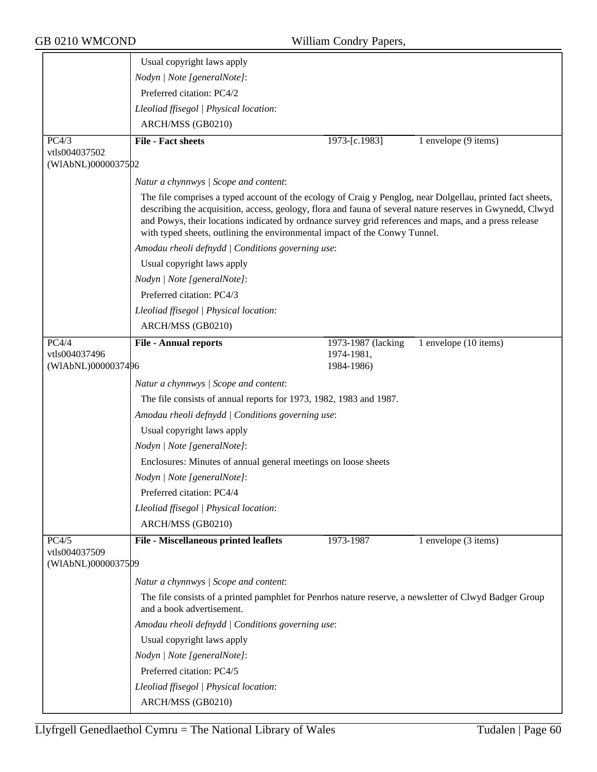Usual copyright laws apply

*Nodyn | Note [generalNote]*:

Preferred citation: PC4/2

*Lleoliad ffisegol | Physical location*:

ARCH/MSS (GB0210)

---

PC4/3
vtls004037502
(WlAbNL)0000037502

**File - Fact sheets** | 1973-[c.1983] | 1 envelope (9 items)

*Natur a chynnwys | Scope and content*:

The file comprises a typed account of the ecology of Craig y Penglog, near Dolgellau, printed fact sheets, describing the acquisition, access, geology, flora and fauna of several nature reserves in Gwynedd, Clwyd and Powys, their locations indicated by ordnance survey grid references and maps, and a press release with typed sheets, outlining the environmental impact of the Conwy Tunnel.

*Amodau rheoli defnydd | Conditions governing use*:

Usual copyright laws apply

*Nodyn | Note [generalNote]*:

Preferred citation: PC4/3

*Lleoliad ffisegol | Physical location*:

ARCH/MSS (GB0210)

---

PC4/4
vtls004037496
(WlAbNL)0000037496

**File - Annual reports** | 1973-1987 (lacking 1974-1981, 1984-1986) | 1 envelope (10 items)

*Natur a chynnwys | Scope and content*:

The file consists of annual reports for 1973, 1982, 1983 and 1987.

*Amodau rheoli defnydd | Conditions governing use*:

Usual copyright laws apply

*Nodyn | Note [generalNote]*:

Enclosures: Minutes of annual general meetings on loose sheets

*Nodyn | Note [generalNote]*:

Preferred citation: PC4/4

*Lleoliad ffisegol | Physical location*:

ARCH/MSS (GB0210)

---

PC4/5
vtls004037509
(WlAbNL)0000037509

**File - Miscellaneous printed leaflets** | 1973-1987 | 1 envelope (3 items)

*Natur a chynnwys | Scope and content*:

The file consists of a printed pamphlet for Penrhos nature reserve, a newsletter of Clwyd Badger Group and a book advertisement.

*Amodau rheoli defnydd | Conditions governing use*:

Usual copyright laws apply

*Nodyn | Note [generalNote]*:

Preferred citation: PC4/5

*Lleoliad ffisegol | Physical location*:

ARCH/MSS (GB0210)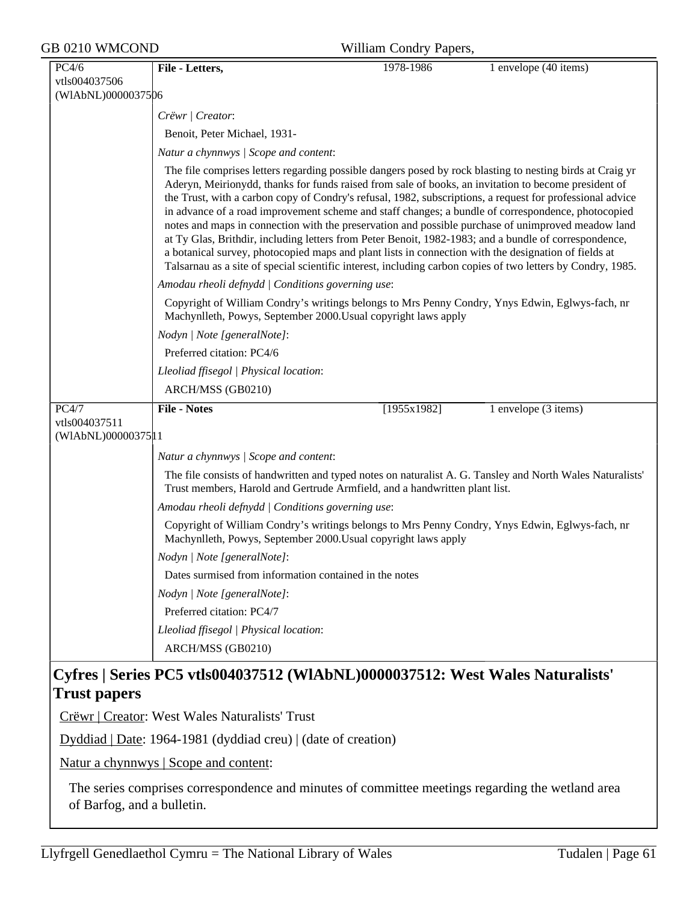| PC4/6 vtls004037506 (WlAbNL)0000037506 | **File - Letters,** | 1978-1986 | 1 envelope (40 items) |
|---|---|---|---|

*Crëwr | Creator*:

Benoit, Peter Michael, 1931-

*Natur a chynnwys | Scope and content*:

The file comprises letters regarding possible dangers posed by rock blasting to nesting birds at Craig yr Aderyn, Meirionydd, thanks for funds raised from sale of books, an invitation to become president of the Trust, with a carbon copy of Condry's refusal, 1982, subscriptions, a request for professional advice in advance of a road improvement scheme and staff changes; a bundle of correspondence, photocopied notes and maps in connection with the preservation and possible purchase of unimproved meadow land at Ty Glas, Brithdir, including letters from Peter Benoit, 1982-1983; and a bundle of correspondence, a botanical survey, photocopied maps and plant lists in connection with the designation of fields at Talsarnau as a site of special scientific interest, including carbon copies of two letters by Condry, 1985.

*Amodau rheoli defnydd | Conditions governing use*:

Copyright of William Condry's writings belongs to Mrs Penny Condry, Ynys Edwin, Eglwys-fach, nr Machynlleth, Powys, September 2000.Usual copyright laws apply

*Nodyn | Note [generalNote]*:

Preferred citation: PC4/6

*Lleoliad ffisegol | Physical location*:

ARCH/MSS (GB0210)

| PC4/7 vtls004037511 (WlAbNL)0000037511 | **File - Notes** | [1955x1982] | 1 envelope (3 items) |
|---|---|---|---|

*Natur a chynnwys | Scope and content*:

The file consists of handwritten and typed notes on naturalist A. G. Tansley and North Wales Naturalists' Trust members, Harold and Gertrude Armfield, and a handwritten plant list.

*Amodau rheoli defnydd | Conditions governing use*:

Copyright of William Condry's writings belongs to Mrs Penny Condry, Ynys Edwin, Eglwys-fach, nr Machynlleth, Powys, September 2000.Usual copyright laws apply

*Nodyn | Note [generalNote]*:

Dates surmised from information contained in the notes

*Nodyn | Note [generalNote]*:

Preferred citation: PC4/7

*Lleoliad ffisegol | Physical location*:

ARCH/MSS (GB0210)

## Cyfres | Series PC5 vtls004037512 (WlAbNL)0000037512: West Wales Naturalists' Trust papers

Crëwr | Creator: West Wales Naturalists' Trust

Dyddiad | Date: 1964-1981 (dyddiad creu) | (date of creation)

Natur a chynnwys | Scope and content:

The series comprises correspondence and minutes of committee meetings regarding the wetland area of Barfog, and a bulletin.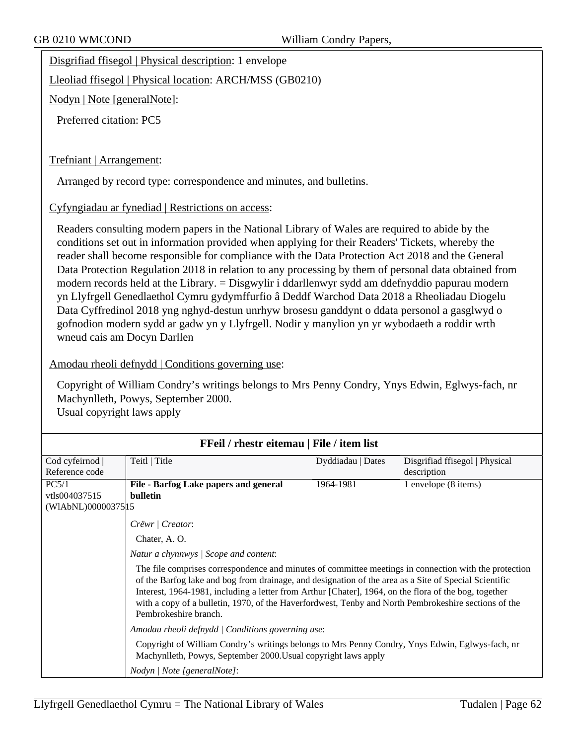Disgrifiad ffisegol | Physical description: 1 envelope

Lleoliad ffisegol | Physical location: ARCH/MSS (GB0210)

Nodyn | Note [generalNote]:

Preferred citation: PC5

Trefniant | Arrangement:

Arranged by record type: correspondence and minutes, and bulletins.

Cyfyngiadau ar fynediad | Restrictions on access:

Readers consulting modern papers in the National Library of Wales are required to abide by the conditions set out in information provided when applying for their Readers' Tickets, whereby the reader shall become responsible for compliance with the Data Protection Act 2018 and the General Data Protection Regulation 2018 in relation to any processing by them of personal data obtained from modern records held at the Library. = Disgwylir i ddarllenwyr sydd am ddefnyddio papurau modern yn Llyfrgell Genedlaethol Cymru gydymffurfio â Deddf Warchod Data 2018 a Rheoliadau Diogelu Data Cyffredinol 2018 yng nghyd-destun unrhyw brosesu ganddynt o ddata personol a gasglwyd o gofnodion modern sydd ar gadw yn y Llyfrgell. Nodir y manylion yn yr wybodaeth a roddir wrth wneud cais am Docyn Darllen

Amodau rheoli defnydd | Conditions governing use:

Copyright of William Condry's writings belongs to Mrs Penny Condry, Ynys Edwin, Eglwys-fach, nr Machynlleth, Powys, September 2000.
Usual copyright laws apply

**FFeil / rhestr eitemau | File / item list**

| Cod cyfeirnod \| Reference code | Teitl \| Title | Dyddiadau \| Dates | Disgrifiad ffisegol \| Physical description |
|---|---|---|---|
| PC5/1 vtls004037515 (WlAbNL)0000037515 | **File - Barfog Lake papers and general bulletin** | 1964-1981 | 1 envelope (8 items) |

*Crëwr | Creator*:

Chater, A. O.

*Natur a chynnwys | Scope and content*:

The file comprises correspondence and minutes of committee meetings in connection with the protection of the Barfog lake and bog from drainage, and designation of the area as a Site of Special Scientific Interest, 1964-1981, including a letter from Arthur [Chater], 1964, on the flora of the bog, together with a copy of a bulletin, 1970, of the Haverfordwest, Tenby and North Pembrokeshire sections of the Pembrokeshire branch.

*Amodau rheoli defnydd | Conditions governing use*:

Copyright of William Condry's writings belongs to Mrs Penny Condry, Ynys Edwin, Eglwys-fach, nr Machynlleth, Powys, September 2000.Usual copyright laws apply

*Nodyn | Note [generalNote]*: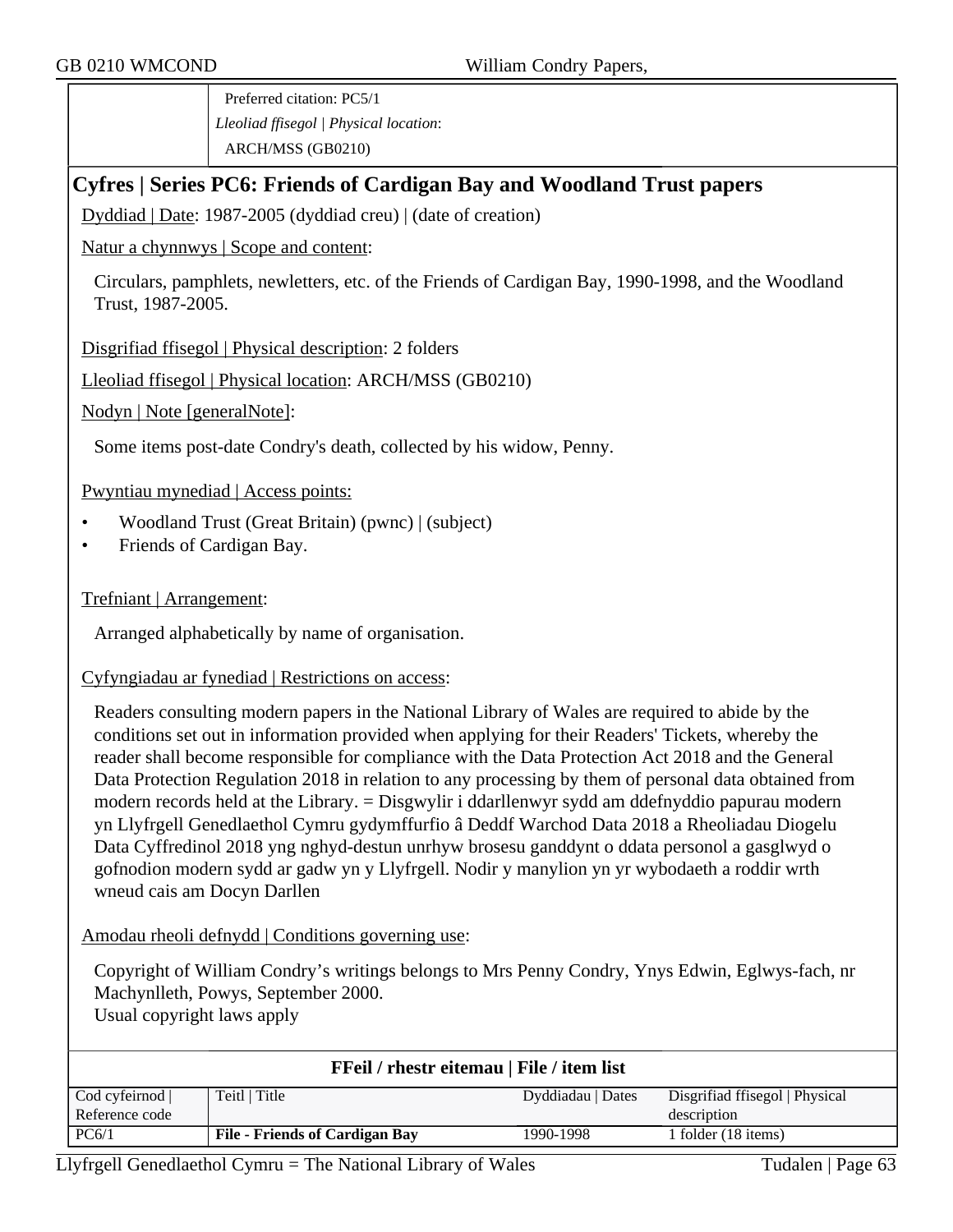Preferred citation: PC5/1

*Lleoliad ffisegol | Physical location*:

ARCH/MSS (GB0210)

## Cyfres | Series PC6: Friends of Cardigan Bay and Woodland Trust papers

Dyddiad | Date: 1987-2005 (dyddiad creu) | (date of creation)

Natur a chynnwys | Scope and content:

Circulars, pamphlets, newletters, etc. of the Friends of Cardigan Bay, 1990-1998, and the Woodland Trust, 1987-2005.

Disgrifiad ffisegol | Physical description: 2 folders

Lleoliad ffisegol | Physical location: ARCH/MSS (GB0210)

Nodyn | Note [generalNote]:

Some items post-date Condry's death, collected by his widow, Penny.

Pwyntiau mynediad | Access points:

- Woodland Trust (Great Britain) (pwnc) | (subject)
- Friends of Cardigan Bay.

Trefniant | Arrangement:

Arranged alphabetically by name of organisation.

Cyfyngiadau ar fynediad | Restrictions on access:

Readers consulting modern papers in the National Library of Wales are required to abide by the conditions set out in information provided when applying for their Readers' Tickets, whereby the reader shall become responsible for compliance with the Data Protection Act 2018 and the General Data Protection Regulation 2018 in relation to any processing by them of personal data obtained from modern records held at the Library. = Disgwylir i ddarllenwyr sydd am ddefnyddio papurau modern yn Llyfrgell Genedlaethol Cymru gydymffurfio â Deddf Warchod Data 2018 a Rheoliadau Diogelu Data Cyffredinol 2018 yng nghyd-destun unrhyw brosesu ganddynt o ddata personol a gasglwyd o gofnodion modern sydd ar gadw yn y Llyfrgell. Nodir y manylion yn yr wybodaeth a roddir wrth wneud cais am Docyn Darllen

Amodau rheoli defnydd | Conditions governing use:

Copyright of William Condry's writings belongs to Mrs Penny Condry, Ynys Edwin, Eglwys-fach, nr Machynlleth, Powys, September 2000.
Usual copyright laws apply

**FFeil / rhestr eitemau | File / item list**

| Cod cyfeirnod \| Reference code | Teitl \| Title | Dyddiadau \| Dates | Disgrifiad ffisegol \| Physical description |
|---|---|---|---|
| PC6/1 | **File - Friends of Cardigan Bay** | 1990-1998 | 1 folder (18 items) |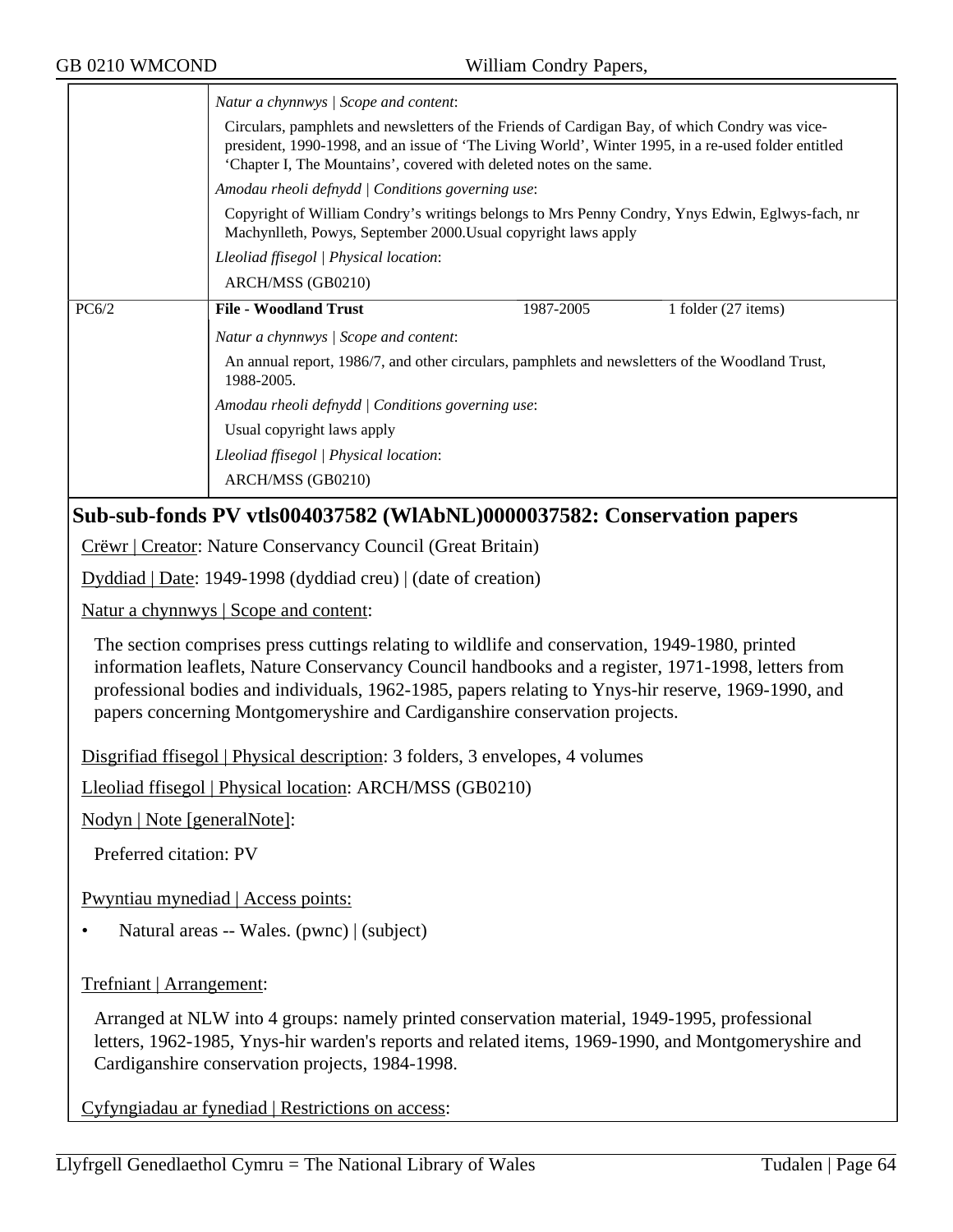*Natur a chynnwys | Scope and content*:

Circulars, pamphlets and newsletters of the Friends of Cardigan Bay, of which Condry was vice-president, 1990-1998, and an issue of 'The Living World', Winter 1995, in a re-used folder entitled 'Chapter I, The Mountains', covered with deleted notes on the same.

*Amodau rheoli defnydd | Conditions governing use*:

Copyright of William Condry's writings belongs to Mrs Penny Condry, Ynys Edwin, Eglwys-fach, nr Machynlleth, Powys, September 2000.Usual copyright laws apply

*Lleoliad ffisegol | Physical location*:

ARCH/MSS (GB0210)

| PC6/2 | **File - Woodland Trust** | 1987-2005 | 1 folder (27 items) |
|---|---|---|---|

*Natur a chynnwys | Scope and content*:

An annual report, 1986/7, and other circulars, pamphlets and newsletters of the Woodland Trust, 1988-2005.

*Amodau rheoli defnydd | Conditions governing use*:

Usual copyright laws apply

*Lleoliad ffisegol | Physical location*:

ARCH/MSS (GB0210)

## Sub-sub-fonds PV vtls004037582 (WlAbNL)0000037582: Conservation papers

Crëwr | Creator: Nature Conservancy Council (Great Britain)

Dyddiad | Date: 1949-1998 (dyddiad creu) | (date of creation)

Natur a chynnwys | Scope and content:

The section comprises press cuttings relating to wildlife and conservation, 1949-1980, printed information leaflets, Nature Conservancy Council handbooks and a register, 1971-1998, letters from professional bodies and individuals, 1962-1985, papers relating to Ynys-hir reserve, 1969-1990, and papers concerning Montgomeryshire and Cardiganshire conservation projects.

Disgrifiad ffisegol | Physical description: 3 folders, 3 envelopes, 4 volumes

Lleoliad ffisegol | Physical location: ARCH/MSS (GB0210)

Nodyn | Note [generalNote]:

Preferred citation: PV

Pwyntiau mynediad | Access points:

- Natural areas -- Wales. (pwnc) | (subject)

Trefniant | Arrangement:

Arranged at NLW into 4 groups: namely printed conservation material, 1949-1995, professional letters, 1962-1985, Ynys-hir warden's reports and related items, 1969-1990, and Montgomeryshire and Cardiganshire conservation projects, 1984-1998.

Cyfyngiadau ar fynediad | Restrictions on access: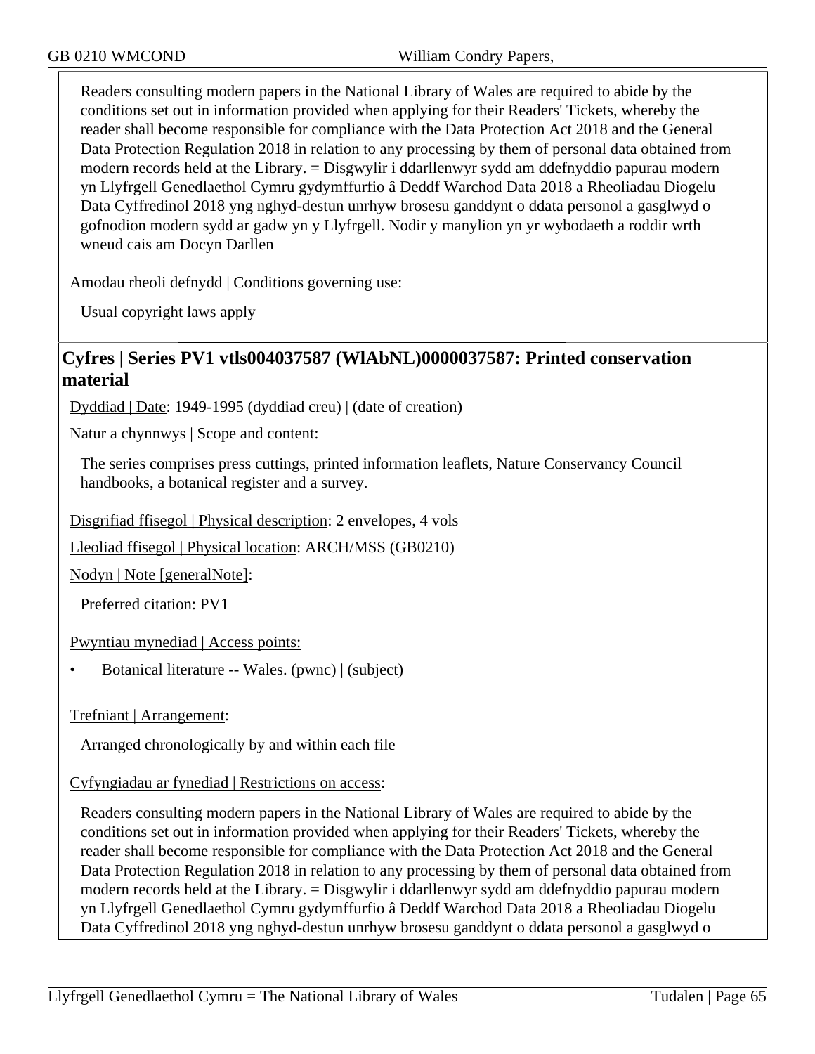Readers consulting modern papers in the National Library of Wales are required to abide by the conditions set out in information provided when applying for their Readers' Tickets, whereby the reader shall become responsible for compliance with the Data Protection Act 2018 and the General Data Protection Regulation 2018 in relation to any processing by them of personal data obtained from modern records held at the Library. = Disgwylir i ddarllenwyr sydd am ddefnyddio papurau modern yn Llyfrgell Genedlaethol Cymru gydymffurfio â Deddf Warchod Data 2018 a Rheoliadau Diogelu Data Cyffredinol 2018 yng nghyd-destun unrhyw brosesu ganddynt o ddata personol a gasglwyd o gofnodion modern sydd ar gadw yn y Llyfrgell. Nodir y manylion yn yr wybodaeth a roddir wrth wneud cais am Docyn Darllen

Amodau rheoli defnydd | Conditions governing use:

Usual copyright laws apply

## Cyfres | Series PV1 vtls004037587 (WlAbNL)0000037587: Printed conservation material

Dyddiad | Date: 1949-1995 (dyddiad creu) | (date of creation)

Natur a chynnwys | Scope and content:

The series comprises press cuttings, printed information leaflets, Nature Conservancy Council handbooks, a botanical register and a survey.

Disgrifiad ffisegol | Physical description: 2 envelopes, 4 vols

Lleoliad ffisegol | Physical location: ARCH/MSS (GB0210)

Nodyn | Note [generalNote]:

Preferred citation: PV1

Pwyntiau mynediad | Access points:

- Botanical literature -- Wales. (pwnc) | (subject)

Trefniant | Arrangement:

Arranged chronologically by and within each file

Cyfyngiadau ar fynediad | Restrictions on access:

Readers consulting modern papers in the National Library of Wales are required to abide by the conditions set out in information provided when applying for their Readers' Tickets, whereby the reader shall become responsible for compliance with the Data Protection Act 2018 and the General Data Protection Regulation 2018 in relation to any processing by them of personal data obtained from modern records held at the Library. = Disgwylir i ddarllenwyr sydd am ddefnyddio papurau modern yn Llyfrgell Genedlaethol Cymru gydymffurfio â Deddf Warchod Data 2018 a Rheoliadau Diogelu Data Cyffredinol 2018 yng nghyd-destun unrhyw brosesu ganddynt o ddata personol a gasglwyd o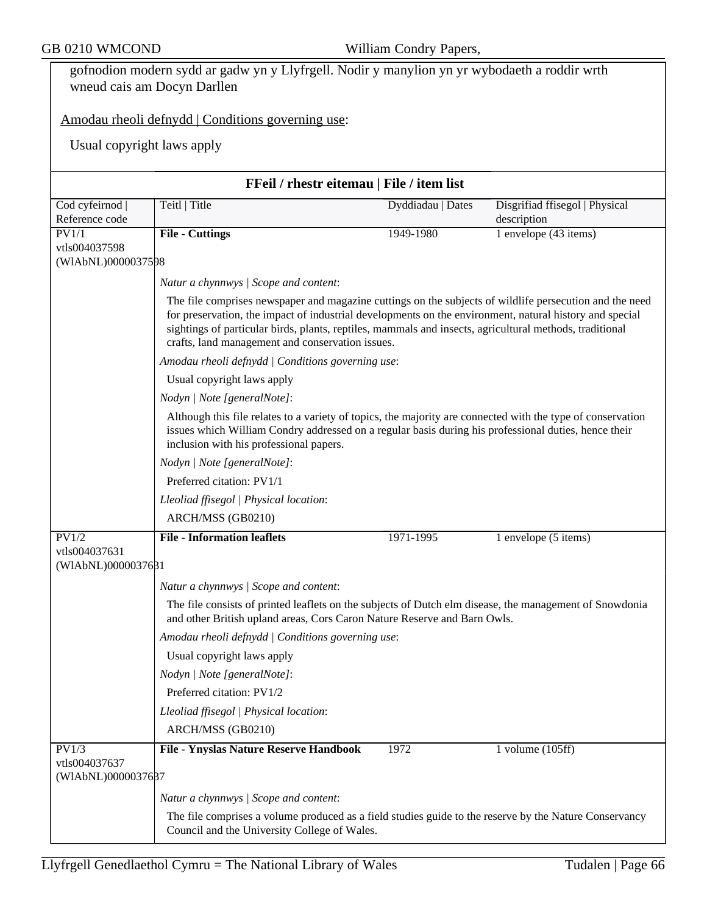gofnodion modern sydd ar gadw yn y Llyfrgell. Nodir y manylion yn yr wybodaeth a roddir wrth wneud cais am Docyn Darllen

Amodau rheoli defnydd | Conditions governing use:

Usual copyright laws apply

## FFeil / rhestr eitemau | File / item list

| Cod cyfeirnod \| Reference code | Teitl \| Title | Dyddiadau \| Dates | Disgrifiad ffisegol \| Physical description |
|---|---|---|---|
| PV1/1 vtls004037598 (WlAbNL)0000037598 | **File - Cuttings** | 1949-1980 | 1 envelope (43 items) |

*Natur a chynnwys | Scope and content*:

The file comprises newspaper and magazine cuttings on the subjects of wildlife persecution and the need for preservation, the impact of industrial developments on the environment, natural history and special sightings of particular birds, plants, reptiles, mammals and insects, agricultural methods, traditional crafts, land management and conservation issues.

*Amodau rheoli defnydd | Conditions governing use*:

Usual copyright laws apply

*Nodyn | Note [generalNote]*:

Although this file relates to a variety of topics, the majority are connected with the type of conservation issues which William Condry addressed on a regular basis during his professional duties, hence their inclusion with his professional papers.

*Nodyn | Note [generalNote]*:

Preferred citation: PV1/1

*Lleoliad ffisegol | Physical location*:

ARCH/MSS (GB0210)

| Cod cyfeirnod \| Reference code | Teitl \| Title | Dyddiadau \| Dates | Disgrifiad ffisegol \| Physical description |
|---|---|---|---|
| PV1/2 vtls004037631 (WlAbNL)0000037631 | **File - Information leaflets** | 1971-1995 | 1 envelope (5 items) |

*Natur a chynnwys | Scope and content*:

The file consists of printed leaflets on the subjects of Dutch elm disease, the management of Snowdonia and other British upland areas, Cors Caron Nature Reserve and Barn Owls.

*Amodau rheoli defnydd | Conditions governing use*:

Usual copyright laws apply

*Nodyn | Note [generalNote]*:

Preferred citation: PV1/2

*Lleoliad ffisegol | Physical location*:

ARCH/MSS (GB0210)

| Cod cyfeirnod \| Reference code | Teitl \| Title | Dyddiadau \| Dates | Disgrifiad ffisegol \| Physical description |
|---|---|---|---|
| PV1/3 vtls004037637 (WlAbNL)0000037637 | **File - Ynyslas Nature Reserve Handbook** | 1972 | 1 volume (105ff) |

*Natur a chynnwys | Scope and content*:

The file comprises a volume produced as a field studies guide to the reserve by the Nature Conservancy Council and the University College of Wales.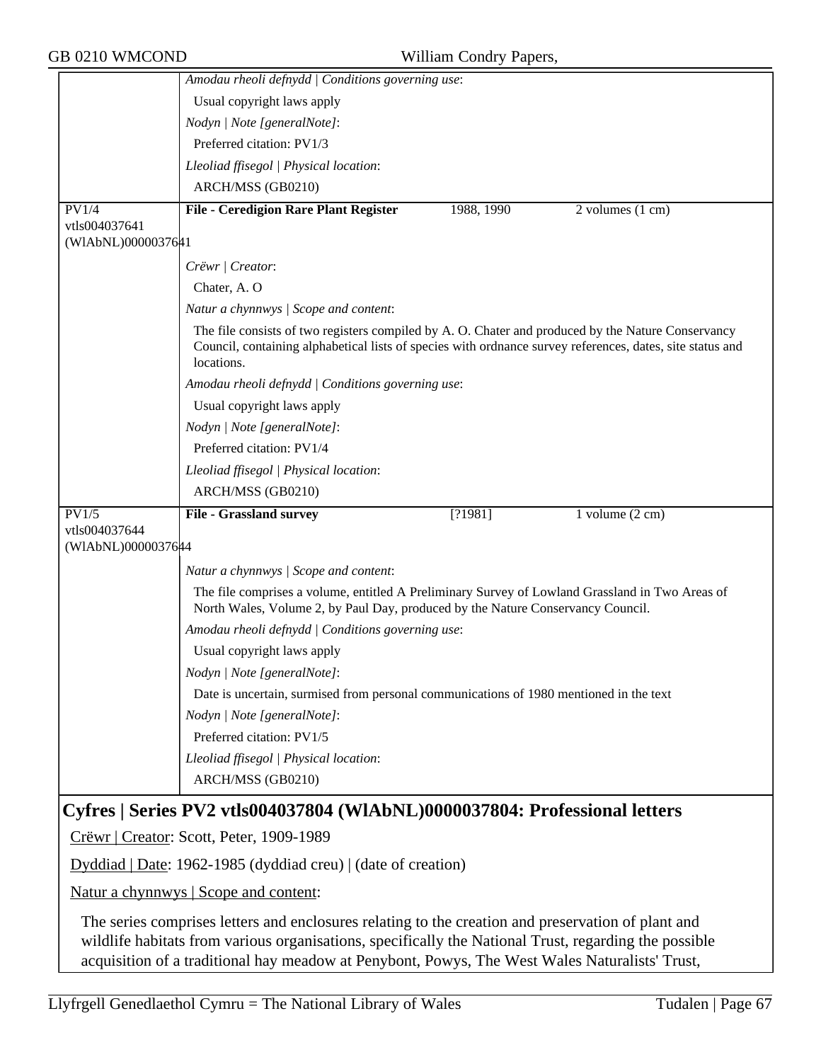*Amodau rheoli defnydd | Conditions governing use*:

Usual copyright laws apply

*Nodyn | Note [generalNote]*:

Preferred citation: PV1/3

*Lleoliad ffisegol | Physical location*:

ARCH/MSS (GB0210)

---

PV1/4
vtls004037641
(WlAbNL)0000037641

**File - Ceredigion Rare Plant Register** | 1988, 1990 | 2 volumes (1 cm)

*Crëwr | Creator*:

Chater, A. O

*Natur a chynnwys | Scope and content*:

The file consists of two registers compiled by A. O. Chater and produced by the Nature Conservancy Council, containing alphabetical lists of species with ordnance survey references, dates, site status and locations.

*Amodau rheoli defnydd | Conditions governing use*:

Usual copyright laws apply

*Nodyn | Note [generalNote]*:

Preferred citation: PV1/4

*Lleoliad ffisegol | Physical location*:

ARCH/MSS (GB0210)

---

PV1/5
vtls004037644
(WlAbNL)0000037644

**File - Grassland survey** | [?1981] | 1 volume (2 cm)

*Natur a chynnwys | Scope and content*:

The file comprises a volume, entitled A Preliminary Survey of Lowland Grassland in Two Areas of North Wales, Volume 2, by Paul Day, produced by the Nature Conservancy Council.

*Amodau rheoli defnydd | Conditions governing use*:

Usual copyright laws apply

*Nodyn | Note [generalNote]*:

Date is uncertain, surmised from personal communications of 1980 mentioned in the text

*Nodyn | Note [generalNote]*:

Preferred citation: PV1/5

*Lleoliad ffisegol | Physical location*:

ARCH/MSS (GB0210)

## Cyfres | Series PV2 vtls004037804 (WlAbNL)0000037804: Professional letters

Crëwr | Creator: Scott, Peter, 1909-1989

Dyddiad | Date: 1962-1985 (dyddiad creu) | (date of creation)

Natur a chynnwys | Scope and content:

The series comprises letters and enclosures relating to the creation and preservation of plant and wildlife habitats from various organisations, specifically the National Trust, regarding the possible acquisition of a traditional hay meadow at Penybont, Powys, The West Wales Naturalists' Trust,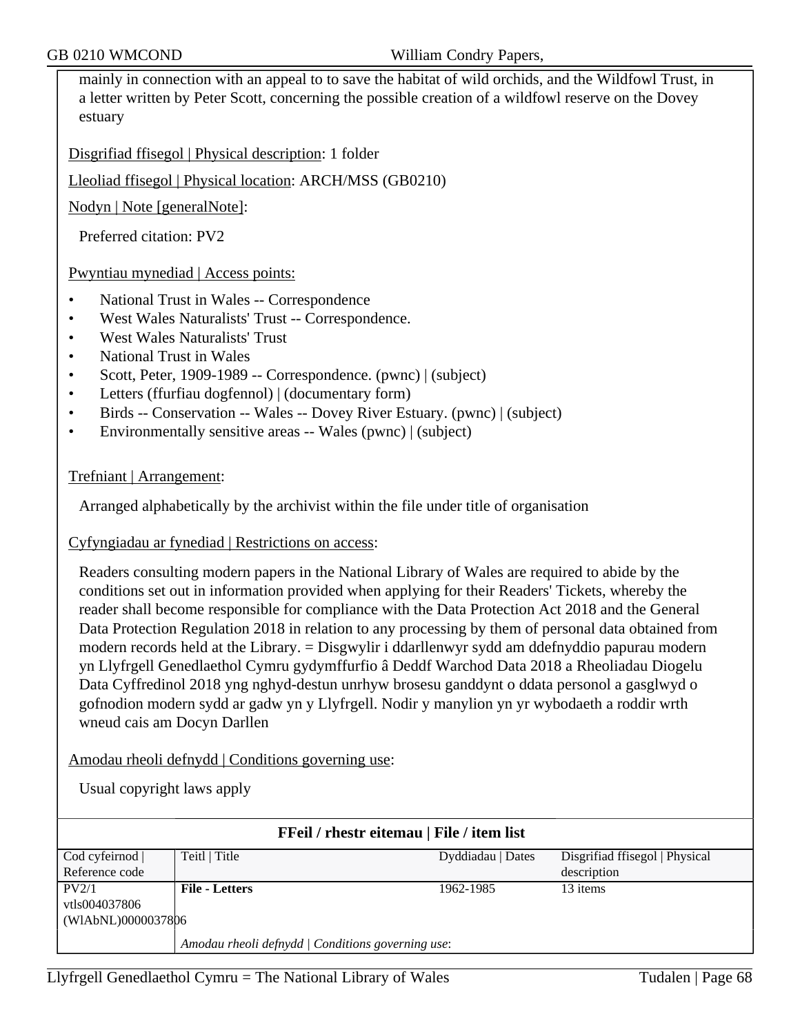mainly in connection with an appeal to to save the habitat of wild orchids, and the Wildfowl Trust, in a letter written by Peter Scott, concerning the possible creation of a wildfowl reserve on the Dovey estuary

Disgrifiad ffisegol | Physical description: 1 folder

Lleoliad ffisegol | Physical location: ARCH/MSS (GB0210)

Nodyn | Note [generalNote]:

Preferred citation: PV2

Pwyntiau mynediad | Access points:

- National Trust in Wales -- Correspondence
- West Wales Naturalists' Trust -- Correspondence.
- West Wales Naturalists' Trust
- National Trust in Wales
- Scott, Peter, 1909-1989 -- Correspondence. (pwnc) | (subject)
- Letters (ffurfiau dogfennol) | (documentary form)
- Birds -- Conservation -- Wales -- Dovey River Estuary. (pwnc) | (subject)
- Environmentally sensitive areas -- Wales (pwnc) | (subject)

Trefniant | Arrangement:

Arranged alphabetically by the archivist within the file under title of organisation

Cyfyngiadau ar fynediad | Restrictions on access:

Readers consulting modern papers in the National Library of Wales are required to abide by the conditions set out in information provided when applying for their Readers' Tickets, whereby the reader shall become responsible for compliance with the Data Protection Act 2018 and the General Data Protection Regulation 2018 in relation to any processing by them of personal data obtained from modern records held at the Library. = Disgwylir i ddarllenwyr sydd am ddefnyddio papurau modern yn Llyfrgell Genedlaethol Cymru gydymffurfio â Deddf Warchod Data 2018 a Rheoliadau Diogelu Data Cyffredinol 2018 yng nghyd-destun unrhyw brosesu ganddynt o ddata personol a gasglwyd o gofnodion modern sydd ar gadw yn y Llyfrgell. Nodir y manylion yn yr wybodaeth a roddir wrth wneud cais am Docyn Darllen

Amodau rheoli defnydd | Conditions governing use:

Usual copyright laws apply

**FFeil / rhestr eitemau | File / item list**

| Cod cyfeirnod \| Reference code | Teitl \| Title | Dyddiadau \| Dates | Disgrifiad ffisegol \| Physical description |
|---|---|---|---|
| PV2/1<br>vtls004037806<br>(WlAbNL)0000037806 | **File - Letters** | 1962-1985 | 13 items |
| | *Amodau rheoli defnydd \| Conditions governing use*: | | |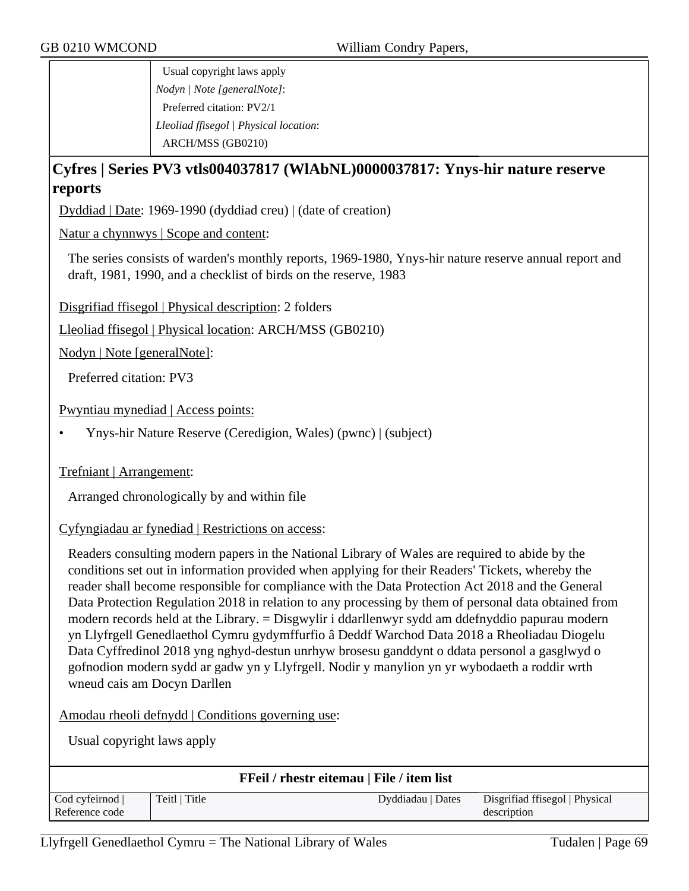| | Usual copyright laws apply<br>*Nodyn \| Note [generalNote]*:<br>Preferred citation: PV2/1<br>*Lleoliad ffisegol \| Physical location*:<br>ARCH/MSS (GB0210) |
|---|---|

## Cyfres | Series PV3 vtls004037817 (WlAbNL)0000037817: Ynys-hir nature reserve reports

Dyddiad | Date: 1969-1990 (dyddiad creu) | (date of creation)

Natur a chynnwys | Scope and content:

The series consists of warden's monthly reports, 1969-1980, Ynys-hir nature reserve annual report and draft, 1981, 1990, and a checklist of birds on the reserve, 1983

Disgrifiad ffisegol | Physical description: 2 folders

Lleoliad ffisegol | Physical location: ARCH/MSS (GB0210)

Nodyn | Note [generalNote]:

Preferred citation: PV3

Pwyntiau mynediad | Access points:

- Ynys-hir Nature Reserve (Ceredigion, Wales) (pwnc) | (subject)

Trefniant | Arrangement:

Arranged chronologically by and within file

Cyfyngiadau ar fynediad | Restrictions on access:

Readers consulting modern papers in the National Library of Wales are required to abide by the conditions set out in information provided when applying for their Readers' Tickets, whereby the reader shall become responsible for compliance with the Data Protection Act 2018 and the General Data Protection Regulation 2018 in relation to any processing by them of personal data obtained from modern records held at the Library. = Disgwylir i ddarllenwyr sydd am ddefnyddio papurau modern yn Llyfrgell Genedlaethol Cymru gydymffurfio â Deddf Warchod Data 2018 a Rheoliadau Diogelu Data Cyffredinol 2018 yng nghyd-destun unrhyw brosesu ganddynt o ddata personol a gasglwyd o gofnodion modern sydd ar gadw yn y Llyfrgell. Nodir y manylion yn yr wybodaeth a roddir wrth wneud cais am Docyn Darllen

Amodau rheoli defnydd | Conditions governing use:

Usual copyright laws apply

**FFeil / rhestr eitemau | File / item list**

| Cod cyfeirnod \| Reference code | Teitl \| Title | Dyddiadau \| Dates | Disgrifiad ffisegol \| Physical description |
|---|---|---|---|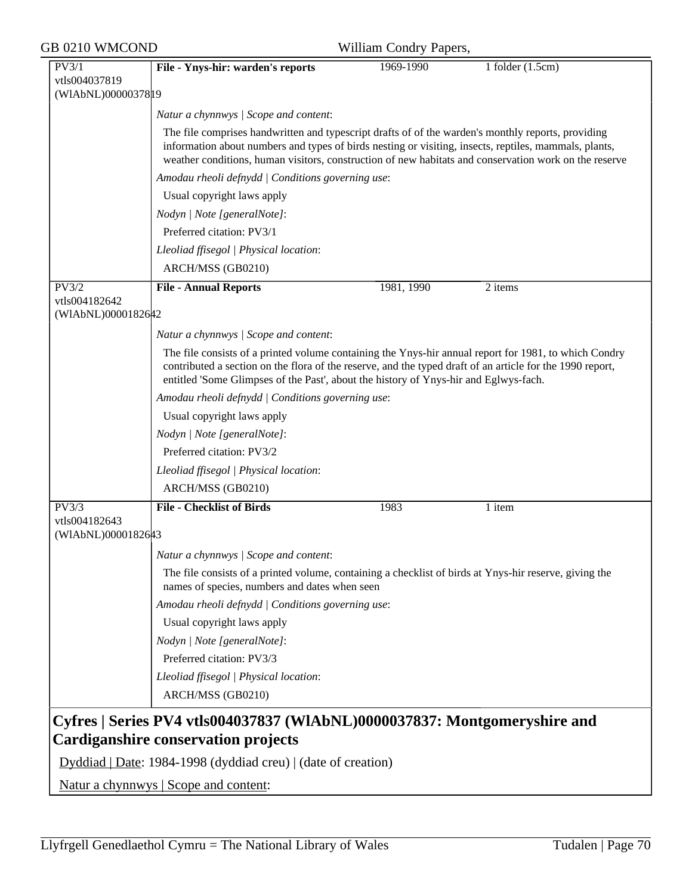| PV3/1 vtls004037819 (WlAbNL)0000037819 | **File - Ynys-hir: warden's reports** | 1969-1990 | 1 folder (1.5cm) |
|---|---|---|---|

*Natur a chynnwys | Scope and content*:

The file comprises handwritten and typescript drafts of of the warden's monthly reports, providing information about numbers and types of birds nesting or visiting, insects, reptiles, mammals, plants, weather conditions, human visitors, construction of new habitats and conservation work on the reserve

*Amodau rheoli defnydd | Conditions governing use*:

Usual copyright laws apply

*Nodyn | Note [generalNote]*:

Preferred citation: PV3/1

*Lleoliad ffisegol | Physical location*:

ARCH/MSS (GB0210)

| PV3/2 vtls004182642 (WlAbNL)0000182642 | **File - Annual Reports** | 1981, 1990 | 2 items |
|---|---|---|---|

*Natur a chynnwys | Scope and content*:

The file consists of a printed volume containing the Ynys-hir annual report for 1981, to which Condry contributed a section on the flora of the reserve, and the typed draft of an article for the 1990 report, entitled 'Some Glimpses of the Past', about the history of Ynys-hir and Eglwys-fach.

*Amodau rheoli defnydd | Conditions governing use*:

Usual copyright laws apply

*Nodyn | Note [generalNote]*:

Preferred citation: PV3/2

*Lleoliad ffisegol | Physical location*:

ARCH/MSS (GB0210)

| PV3/3 vtls004182643 (WlAbNL)0000182643 | **File - Checklist of Birds** | 1983 | 1 item |
|---|---|---|---|

*Natur a chynnwys | Scope and content*:

The file consists of a printed volume, containing a checklist of birds at Ynys-hir reserve, giving the names of species, numbers and dates when seen

*Amodau rheoli defnydd | Conditions governing use*:

Usual copyright laws apply

*Nodyn | Note [generalNote]*:

Preferred citation: PV3/3

*Lleoliad ffisegol | Physical location*:

ARCH/MSS (GB0210)

## Cyfres | Series PV4 vtls004037837 (WlAbNL)0000037837: Montgomeryshire and Cardiganshire conservation projects

Dyddiad | Date: 1984-1998 (dyddiad creu) | (date of creation)

Natur a chynnwys | Scope and content: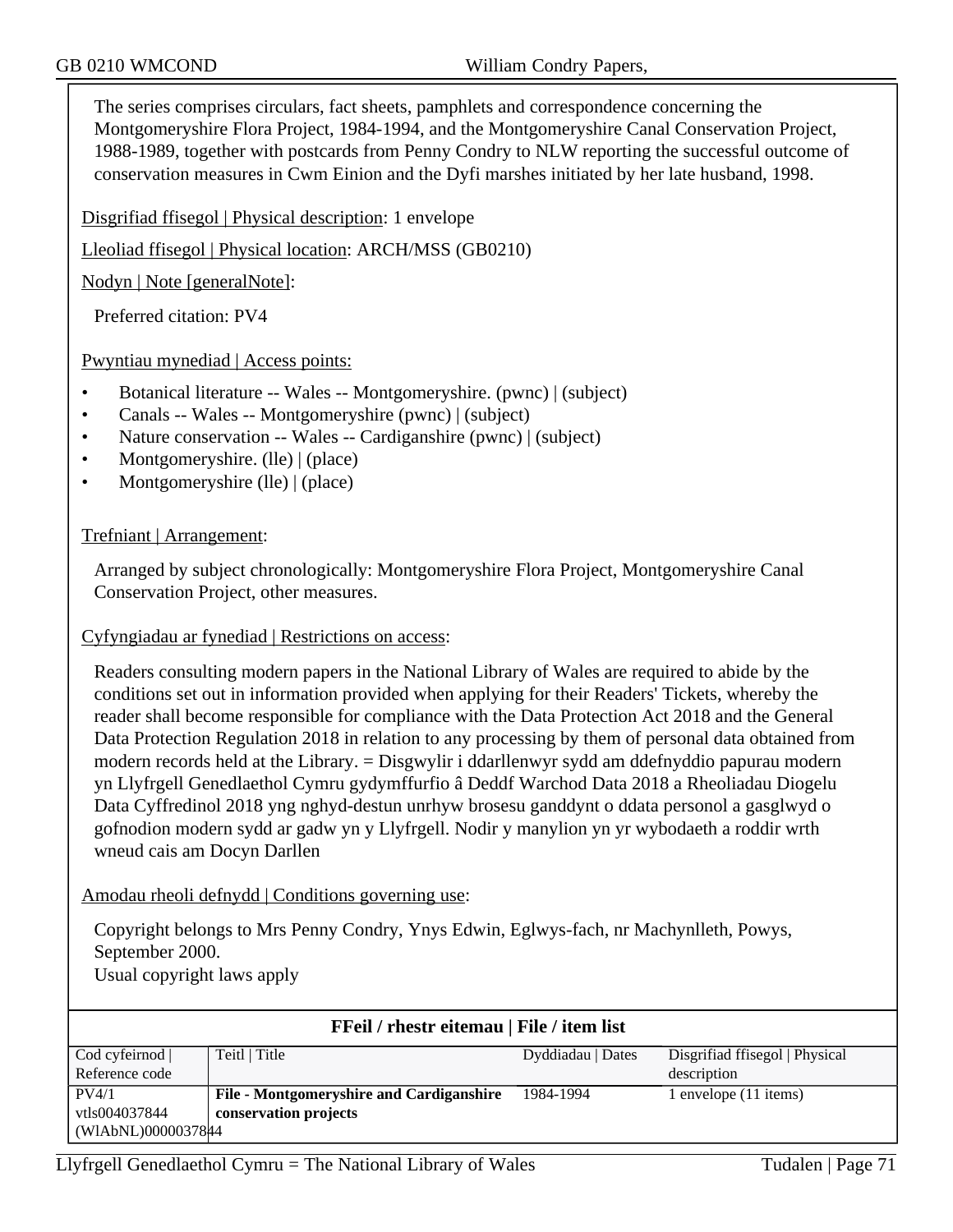The series comprises circulars, fact sheets, pamphlets and correspondence concerning the Montgomeryshire Flora Project, 1984-1994, and the Montgomeryshire Canal Conservation Project, 1988-1989, together with postcards from Penny Condry to NLW reporting the successful outcome of conservation measures in Cwm Einion and the Dyfi marshes initiated by her late husband, 1998.

Disgrifiad ffisegol | Physical description: 1 envelope

Lleoliad ffisegol | Physical location: ARCH/MSS (GB0210)

Nodyn | Note [generalNote]:

Preferred citation: PV4

Pwyntiau mynediad | Access points:

- Botanical literature -- Wales -- Montgomeryshire. (pwnc) | (subject)
- Canals -- Wales -- Montgomeryshire (pwnc) | (subject)
- Nature conservation -- Wales -- Cardiganshire (pwnc) | (subject)
- Montgomeryshire. (lle) | (place)
- Montgomeryshire (lle) | (place)

Trefniant | Arrangement:

Arranged by subject chronologically: Montgomeryshire Flora Project, Montgomeryshire Canal Conservation Project, other measures.

Cyfyngiadau ar fynediad | Restrictions on access:

Readers consulting modern papers in the National Library of Wales are required to abide by the conditions set out in information provided when applying for their Readers' Tickets, whereby the reader shall become responsible for compliance with the Data Protection Act 2018 and the General Data Protection Regulation 2018 in relation to any processing by them of personal data obtained from modern records held at the Library. = Disgwylir i ddarllenwyr sydd am ddefnyddio papurau modern yn Llyfrgell Genedlaethol Cymru gydymffurfio â Deddf Warchod Data 2018 a Rheoliadau Diogelu Data Cyffredinol 2018 yng nghyd-destun unrhyw brosesu ganddynt o ddata personol a gasglwyd o gofnodion modern sydd ar gadw yn y Llyfrgell. Nodir y manylion yn yr wybodaeth a roddir wrth wneud cais am Docyn Darllen

Amodau rheoli defnydd | Conditions governing use:

Copyright belongs to Mrs Penny Condry, Ynys Edwin, Eglwys-fach, nr Machynlleth, Powys, September 2000.
Usual copyright laws apply

**FFeil / rhestr eitemau | File / item list**

| Cod cyfeirnod \| Reference code | Teitl \| Title | Dyddiadau \| Dates | Disgrifiad ffisegol \| Physical description |
|---|---|---|---|
| PV4/1 vtls004037844 (WlAbNL)0000037844 | **File - Montgomeryshire and Cardiganshire conservation projects** | 1984-1994 | 1 envelope (11 items) |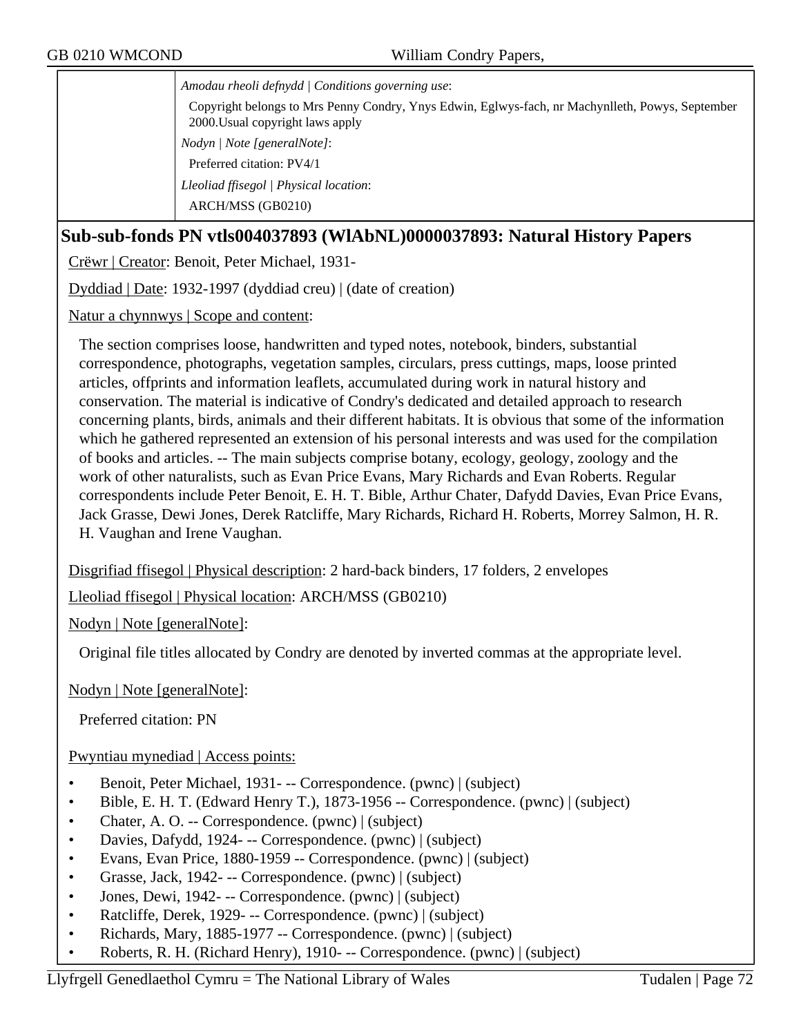*Amodau rheoli defnydd | Conditions governing use*:

Copyright belongs to Mrs Penny Condry, Ynys Edwin, Eglwys-fach, nr Machynlleth, Powys, September 2000.Usual copyright laws apply

*Nodyn | Note [generalNote]*:

Preferred citation: PV4/1

*Lleoliad ffisegol | Physical location*:

ARCH/MSS (GB0210)

## Sub-sub-fonds PN vtls004037893 (WlAbNL)0000037893: Natural History Papers

Crëwr | Creator: Benoit, Peter Michael, 1931-

Dyddiad | Date: 1932-1997 (dyddiad creu) | (date of creation)

Natur a chynnwys | Scope and content:

The section comprises loose, handwritten and typed notes, notebook, binders, substantial correspondence, photographs, vegetation samples, circulars, press cuttings, maps, loose printed articles, offprints and information leaflets, accumulated during work in natural history and conservation. The material is indicative of Condry's dedicated and detailed approach to research concerning plants, birds, animals and their different habitats. It is obvious that some of the information which he gathered represented an extension of his personal interests and was used for the compilation of books and articles. -- The main subjects comprise botany, ecology, geology, zoology and the work of other naturalists, such as Evan Price Evans, Mary Richards and Evan Roberts. Regular correspondents include Peter Benoit, E. H. T. Bible, Arthur Chater, Dafydd Davies, Evan Price Evans, Jack Grasse, Dewi Jones, Derek Ratcliffe, Mary Richards, Richard H. Roberts, Morrey Salmon, H. R. H. Vaughan and Irene Vaughan.

Disgrifiad ffisegol | Physical description: 2 hard-back binders, 17 folders, 2 envelopes

Lleoliad ffisegol | Physical location: ARCH/MSS (GB0210)

Nodyn | Note [generalNote]:

Original file titles allocated by Condry are denoted by inverted commas at the appropriate level.

Nodyn | Note [generalNote]:

Preferred citation: PN

Pwyntiau mynediad | Access points:

- Benoit, Peter Michael, 1931- -- Correspondence. (pwnc) | (subject)
- Bible, E. H. T. (Edward Henry T.), 1873-1956 -- Correspondence. (pwnc) | (subject)
- Chater, A. O. -- Correspondence. (pwnc) | (subject)
- Davies, Dafydd, 1924- -- Correspondence. (pwnc) | (subject)
- Evans, Evan Price, 1880-1959 -- Correspondence. (pwnc) | (subject)
- Grasse, Jack, 1942- -- Correspondence. (pwnc) | (subject)
- Jones, Dewi, 1942- -- Correspondence. (pwnc) | (subject)
- Ratcliffe, Derek, 1929- -- Correspondence. (pwnc) | (subject)
- Richards, Mary, 1885-1977 -- Correspondence. (pwnc) | (subject)
- Roberts, R. H. (Richard Henry), 1910- -- Correspondence. (pwnc) | (subject)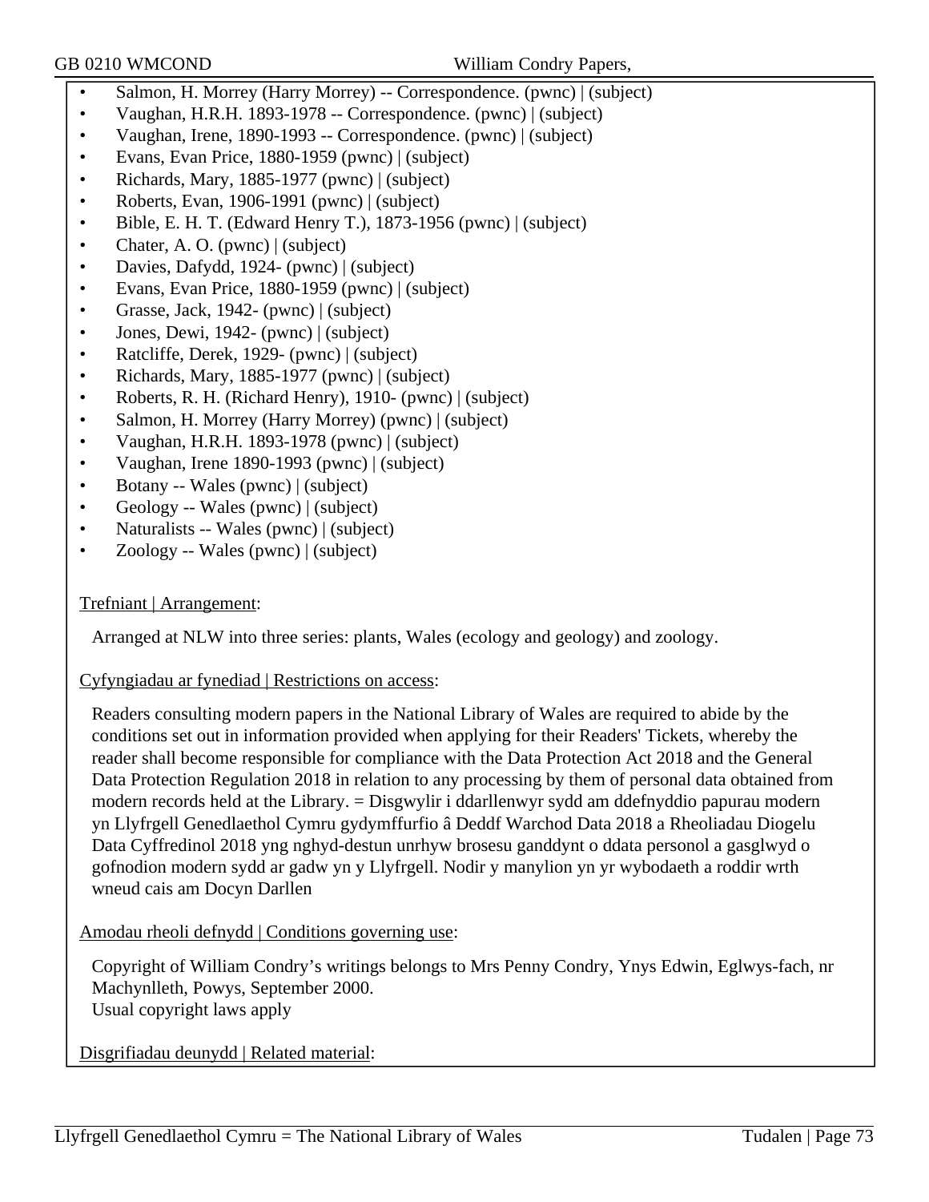- Salmon, H. Morrey (Harry Morrey) -- Correspondence. (pwnc) | (subject)
- Vaughan, H.R.H. 1893-1978 -- Correspondence. (pwnc) | (subject)
- Vaughan, Irene, 1890-1993 -- Correspondence. (pwnc) | (subject)
- Evans, Evan Price, 1880-1959 (pwnc) | (subject)
- Richards, Mary, 1885-1977 (pwnc) | (subject)
- Roberts, Evan, 1906-1991 (pwnc) | (subject)
- Bible, E. H. T. (Edward Henry T.), 1873-1956 (pwnc) | (subject)
- Chater, A. O. (pwnc) | (subject)
- Davies, Dafydd, 1924- (pwnc) | (subject)
- Evans, Evan Price, 1880-1959 (pwnc) | (subject)
- Grasse, Jack, 1942- (pwnc) | (subject)
- Jones, Dewi, 1942- (pwnc) | (subject)
- Ratcliffe, Derek, 1929- (pwnc) | (subject)
- Richards, Mary, 1885-1977 (pwnc) | (subject)
- Roberts, R. H. (Richard Henry), 1910- (pwnc) | (subject)
- Salmon, H. Morrey (Harry Morrey) (pwnc) | (subject)
- Vaughan, H.R.H. 1893-1978 (pwnc) | (subject)
- Vaughan, Irene 1890-1993 (pwnc) | (subject)
- Botany -- Wales (pwnc) | (subject)
- Geology -- Wales (pwnc) | (subject)
- Naturalists -- Wales (pwnc) | (subject)
- Zoology -- Wales (pwnc) | (subject)

Trefniant | Arrangement:

Arranged at NLW into three series: plants, Wales (ecology and geology) and zoology.

Cyfyngiadau ar fynediad | Restrictions on access:

Readers consulting modern papers in the National Library of Wales are required to abide by the conditions set out in information provided when applying for their Readers' Tickets, whereby the reader shall become responsible for compliance with the Data Protection Act 2018 and the General Data Protection Regulation 2018 in relation to any processing by them of personal data obtained from modern records held at the Library. = Disgwylir i ddarllenwyr sydd am ddefnyddio papurau modern yn Llyfrgell Genedlaethol Cymru gydymffurfio â Deddf Warchod Data 2018 a Rheoliadau Diogelu Data Cyffredinol 2018 yng nghyd-destun unrhyw brosesu ganddynt o ddata personol a gasglwyd o gofnodion modern sydd ar gadw yn y Llyfrgell. Nodir y manylion yn yr wybodaeth a roddir wrth wneud cais am Docyn Darllen

Amodau rheoli defnydd | Conditions governing use:

Copyright of William Condry's writings belongs to Mrs Penny Condry, Ynys Edwin, Eglwys-fach, nr Machynlleth, Powys, September 2000.
Usual copyright laws apply

Disgrifiadau deunydd | Related material: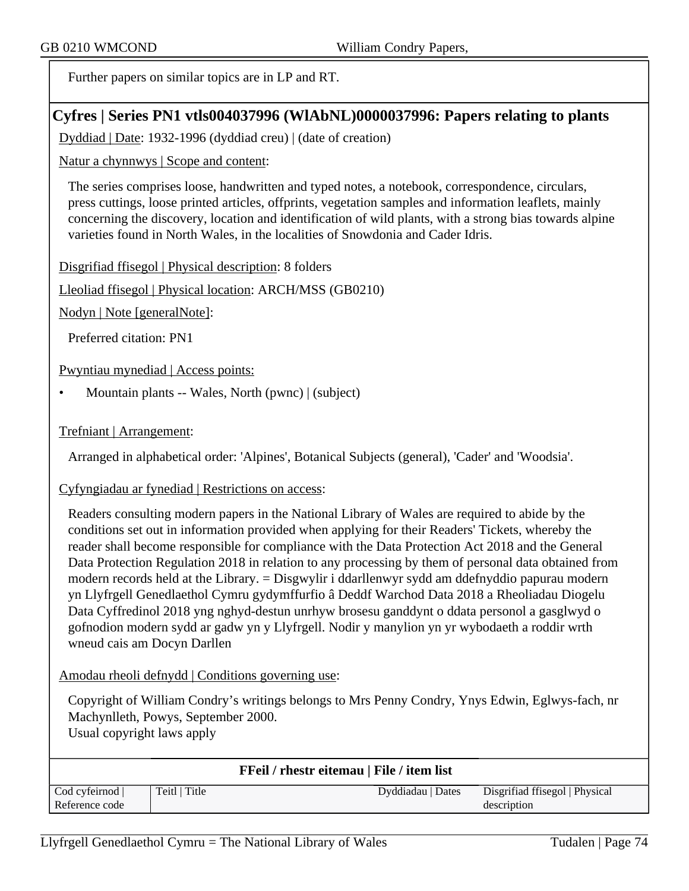Further papers on similar topics are in LP and RT.

## Cyfres | Series PN1 vtls004037996 (WlAbNL)0000037996: Papers relating to plants

Dyddiad | Date: 1932-1996 (dyddiad creu) | (date of creation)

Natur a chynnwys | Scope and content:

The series comprises loose, handwritten and typed notes, a notebook, correspondence, circulars, press cuttings, loose printed articles, offprints, vegetation samples and information leaflets, mainly concerning the discovery, location and identification of wild plants, with a strong bias towards alpine varieties found in North Wales, in the localities of Snowdonia and Cader Idris.

Disgrifiad ffisegol | Physical description: 8 folders

Lleoliad ffisegol | Physical location: ARCH/MSS (GB0210)

Nodyn | Note [generalNote]:

Preferred citation: PN1

Pwyntiau mynediad | Access points:

- Mountain plants -- Wales, North (pwnc) | (subject)

Trefniant | Arrangement:

Arranged in alphabetical order: 'Alpines', Botanical Subjects (general), 'Cader' and 'Woodsia'.

Cyfyngiadau ar fynediad | Restrictions on access:

Readers consulting modern papers in the National Library of Wales are required to abide by the conditions set out in information provided when applying for their Readers' Tickets, whereby the reader shall become responsible for compliance with the Data Protection Act 2018 and the General Data Protection Regulation 2018 in relation to any processing by them of personal data obtained from modern records held at the Library. = Disgwylir i ddarllenwyr sydd am ddefnyddio papurau modern yn Llyfrgell Genedlaethol Cymru gydymffurfio â Deddf Warchod Data 2018 a Rheoliadau Diogelu Data Cyffredinol 2018 yng nghyd-destun unrhyw brosesu ganddynt o ddata personol a gasglwyd o gofnodion modern sydd ar gadw yn y Llyfrgell. Nodir y manylion yn yr wybodaeth a roddir wrth wneud cais am Docyn Darllen

Amodau rheoli defnydd | Conditions governing use:

Copyright of William Condry's writings belongs to Mrs Penny Condry, Ynys Edwin, Eglwys-fach, nr Machynlleth, Powys, September 2000.
Usual copyright laws apply

**FFeil / rhestr eitemau | File / item list**

| Cod cyfeirnod \| Reference code | Teitl \| Title | Dyddiadau \| Dates | Disgrifiad ffisegol \| Physical description |
|---|---|---|---|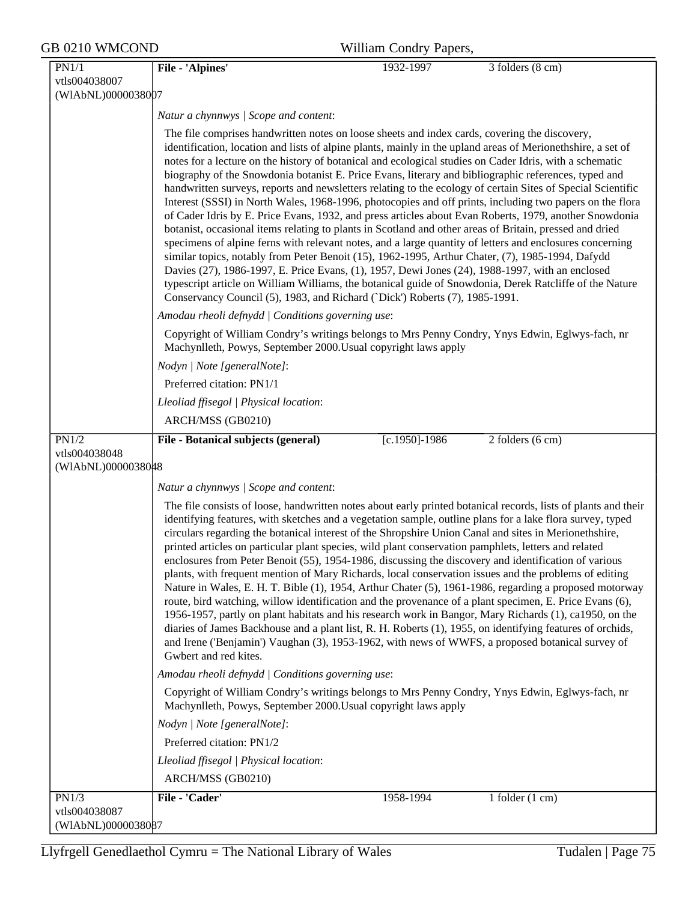**PN1/1** vtls004038007 (WlAbNL)0000038007

**File - 'Alpines'** | 1932-1997 | 3 folders (8 cm)

*Natur a chynnwys | Scope and content*:

The file comprises handwritten notes on loose sheets and index cards, covering the discovery, identification, location and lists of alpine plants, mainly in the upland areas of Merionethshire, a set of notes for a lecture on the history of botanical and ecological studies on Cader Idris, with a schematic biography of the Snowdonia botanist E. Price Evans, literary and bibliographic references, typed and handwritten surveys, reports and newsletters relating to the ecology of certain Sites of Special Scientific Interest (SSSI) in North Wales, 1968-1996, photocopies and off prints, including two papers on the flora of Cader Idris by E. Price Evans, 1932, and press articles about Evan Roberts, 1979, another Snowdonia botanist, occasional items relating to plants in Scotland and other areas of Britain, pressed and dried specimens of alpine ferns with relevant notes, and a large quantity of letters and enclosures concerning similar topics, notably from Peter Benoit (15), 1962-1995, Arthur Chater, (7), 1985-1994, Dafydd Davies (27), 1986-1997, E. Price Evans, (1), 1957, Dewi Jones (24), 1988-1997, with an enclosed typescript article on William Williams, the botanical guide of Snowdonia, Derek Ratcliffe of the Nature Conservancy Council (5), 1983, and Richard (`Dick') Roberts (7), 1985-1991.

*Amodau rheoli defnydd | Conditions governing use*:

Copyright of William Condry's writings belongs to Mrs Penny Condry, Ynys Edwin, Eglwys-fach, nr Machynlleth, Powys, September 2000.Usual copyright laws apply

*Nodyn | Note [generalNote]*:

Preferred citation: PN1/1

*Lleoliad ffisegol | Physical location*:

ARCH/MSS (GB0210)

---

**PN1/2** vtls004038048 (WlAbNL)0000038048

**File - Botanical subjects (general)** | [c.1950]-1986 | 2 folders (6 cm)

*Natur a chynnwys | Scope and content*:

The file consists of loose, handwritten notes about early printed botanical records, lists of plants and their identifying features, with sketches and a vegetation sample, outline plans for a lake flora survey, typed circulars regarding the botanical interest of the Shropshire Union Canal and sites in Merionethshire, printed articles on particular plant species, wild plant conservation pamphlets, letters and related enclosures from Peter Benoit (55), 1954-1986, discussing the discovery and identification of various plants, with frequent mention of Mary Richards, local conservation issues and the problems of editing Nature in Wales, E. H. T. Bible (1), 1954, Arthur Chater (5), 1961-1986, regarding a proposed motorway route, bird watching, willow identification and the provenance of a plant specimen, E. Price Evans (6), 1956-1957, partly on plant habitats and his research work in Bangor, Mary Richards (1), ca1950, on the diaries of James Backhouse and a plant list, R. H. Roberts (1), 1955, on identifying features of orchids, and Irene ('Benjamin') Vaughan (3), 1953-1962, with news of WWFS, a proposed botanical survey of Gwbert and red kites.

*Amodau rheoli defnydd | Conditions governing use*:

Copyright of William Condry's writings belongs to Mrs Penny Condry, Ynys Edwin, Eglwys-fach, nr Machynlleth, Powys, September 2000.Usual copyright laws apply

*Nodyn | Note [generalNote]*:

Preferred citation: PN1/2

*Lleoliad ffisegol | Physical location*:

ARCH/MSS (GB0210)

---

**PN1/3** vtls004038087 (WlAbNL)0000038087

**File - 'Cader'** | 1958-1994 | 1 folder (1 cm)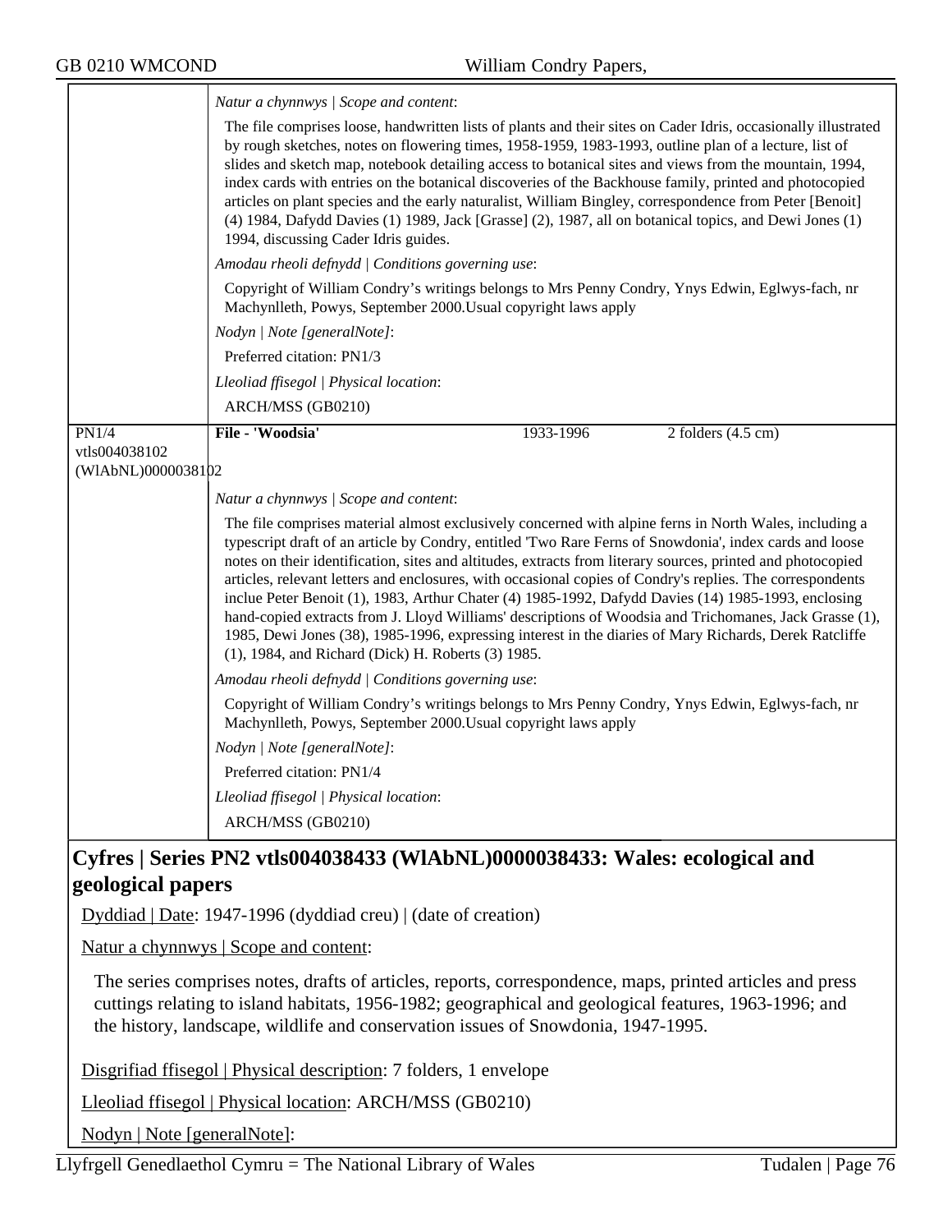*Natur a chynnwys | Scope and content*:

The file comprises loose, handwritten lists of plants and their sites on Cader Idris, occasionally illustrated by rough sketches, notes on flowering times, 1958-1959, 1983-1993, outline plan of a lecture, list of slides and sketch map, notebook detailing access to botanical sites and views from the mountain, 1994, index cards with entries on the botanical discoveries of the Backhouse family, printed and photocopied articles on plant species and the early naturalist, William Bingley, correspondence from Peter [Benoit] (4) 1984, Dafydd Davies (1) 1989, Jack [Grasse] (2), 1987, all on botanical topics, and Dewi Jones (1) 1994, discussing Cader Idris guides.

*Amodau rheoli defnydd | Conditions governing use*:

Copyright of William Condry's writings belongs to Mrs Penny Condry, Ynys Edwin, Eglwys-fach, nr Machynlleth, Powys, September 2000.Usual copyright laws apply

*Nodyn | Note [generalNote]*:

Preferred citation: PN1/3

*Lleoliad ffisegol | Physical location*:

ARCH/MSS (GB0210)

| PN1/4 vtls004038102 (WlAbNL)0000038102 | **File - 'Woodsia'** | 1933-1996 | 2 folders (4.5 cm) |
|---|---|---|---|

*Natur a chynnwys | Scope and content*:

The file comprises material almost exclusively concerned with alpine ferns in North Wales, including a typescript draft of an article by Condry, entitled 'Two Rare Ferns of Snowdonia', index cards and loose notes on their identification, sites and altitudes, extracts from literary sources, printed and photocopied articles, relevant letters and enclosures, with occasional copies of Condry's replies. The correspondents inclue Peter Benoit (1), 1983, Arthur Chater (4) 1985-1992, Dafydd Davies (14) 1985-1993, enclosing hand-copied extracts from J. Lloyd Williams' descriptions of Woodsia and Trichomanes, Jack Grasse (1), 1985, Dewi Jones (38), 1985-1996, expressing interest in the diaries of Mary Richards, Derek Ratcliffe (1), 1984, and Richard (Dick) H. Roberts (3) 1985.

*Amodau rheoli defnydd | Conditions governing use*:

Copyright of William Condry's writings belongs to Mrs Penny Condry, Ynys Edwin, Eglwys-fach, nr Machynlleth, Powys, September 2000.Usual copyright laws apply

*Nodyn | Note [generalNote]*:

Preferred citation: PN1/4

*Lleoliad ffisegol | Physical location*:

ARCH/MSS (GB0210)

## Cyfres | Series PN2 vtls004038433 (WlAbNL)0000038433: Wales: ecological and geological papers

Dyddiad | Date: 1947-1996 (dyddiad creu) | (date of creation)

Natur a chynnwys | Scope and content:

The series comprises notes, drafts of articles, reports, correspondence, maps, printed articles and press cuttings relating to island habitats, 1956-1982; geographical and geological features, 1963-1996; and the history, landscape, wildlife and conservation issues of Snowdonia, 1947-1995.

Disgrifiad ffisegol | Physical description: 7 folders, 1 envelope

Lleoliad ffisegol | Physical location: ARCH/MSS (GB0210)

Nodyn | Note [generalNote]: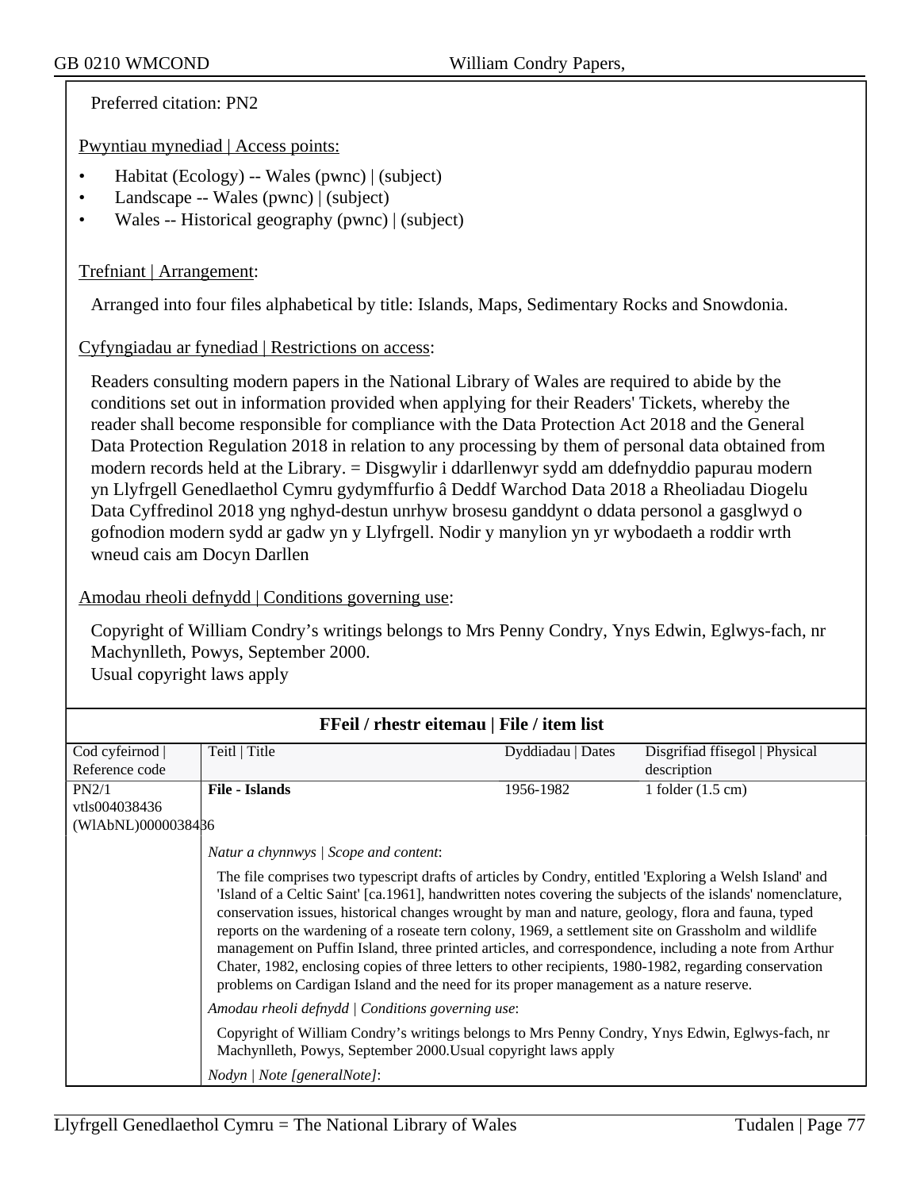Preferred citation: PN2

Pwyntiau mynediad | Access points:

- Habitat (Ecology) -- Wales (pwnc) | (subject)
- Landscape -- Wales (pwnc) | (subject)
- Wales -- Historical geography (pwnc) | (subject)

Trefniant | Arrangement:

Arranged into four files alphabetical by title: Islands, Maps, Sedimentary Rocks and Snowdonia.

Cyfyngiadau ar fynediad | Restrictions on access:

Readers consulting modern papers in the National Library of Wales are required to abide by the conditions set out in information provided when applying for their Readers' Tickets, whereby the reader shall become responsible for compliance with the Data Protection Act 2018 and the General Data Protection Regulation 2018 in relation to any processing by them of personal data obtained from modern records held at the Library. = Disgwylir i ddarllenwyr sydd am ddefnyddio papurau modern yn Llyfrgell Genedlaethol Cymru gydymffurfio â Deddf Warchod Data 2018 a Rheoliadau Diogelu Data Cyffredinol 2018 yng nghyd-destun unrhyw brosesu ganddynt o ddata personol a gasglwyd o gofnodion modern sydd ar gadw yn y Llyfrgell. Nodir y manylion yn yr wybodaeth a roddir wrth wneud cais am Docyn Darllen

Amodau rheoli defnydd | Conditions governing use:

Copyright of William Condry's writings belongs to Mrs Penny Condry, Ynys Edwin, Eglwys-fach, nr Machynlleth, Powys, September 2000.
Usual copyright laws apply

**FFeil / rhestr eitemau | File / item list**

| Cod cyfeirnod \| Reference code | Teitl \| Title | Dyddiadau \| Dates | Disgrifiad ffisegol \| Physical description |
|---|---|---|---|
| PN2/1 vtls004038436 (WlAbNL)0000038436 | **File - Islands** | 1956-1982 | 1 folder (1.5 cm) |

*Natur a chynnwys | Scope and content*:

The file comprises two typescript drafts of articles by Condry, entitled 'Exploring a Welsh Island' and 'Island of a Celtic Saint' [ca.1961], handwritten notes covering the subjects of the islands' nomenclature, conservation issues, historical changes wrought by man and nature, geology, flora and fauna, typed reports on the wardening of a roseate tern colony, 1969, a settlement site on Grassholm and wildlife management on Puffin Island, three printed articles, and correspondence, including a note from Arthur Chater, 1982, enclosing copies of three letters to other recipients, 1980-1982, regarding conservation problems on Cardigan Island and the need for its proper management as a nature reserve.

*Amodau rheoli defnydd | Conditions governing use*:

Copyright of William Condry's writings belongs to Mrs Penny Condry, Ynys Edwin, Eglwys-fach, nr Machynlleth, Powys, September 2000.Usual copyright laws apply

*Nodyn | Note [generalNote]*: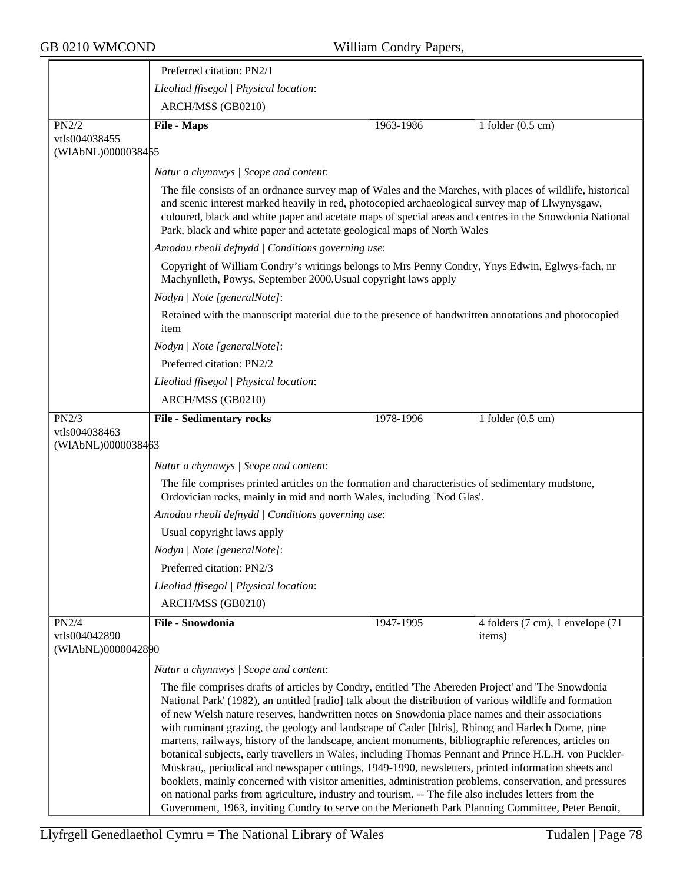Preferred citation: PN2/1

*Lleoliad ffisegol | Physical location*:

ARCH/MSS (GB0210)

| | | | |
|---|---|---|---|
| PN2/2<br>vtls004038455<br>(WlAbNL)0000038455 | **File - Maps** | 1963-1986 | 1 folder (0.5 cm) |

*Natur a chynnwys | Scope and content*:

The file consists of an ordnance survey map of Wales and the Marches, with places of wildlife, historical and scenic interest marked heavily in red, photocopied archaeological survey map of Llwynysgaw, coloured, black and white paper and acetate maps of special areas and centres in the Snowdonia National Park, black and white paper and actetate geological maps of North Wales

*Amodau rheoli defnydd | Conditions governing use*:

Copyright of William Condry's writings belongs to Mrs Penny Condry, Ynys Edwin, Eglwys-fach, nr Machynlleth, Powys, September 2000.Usual copyright laws apply

*Nodyn | Note [generalNote]*:

Retained with the manuscript material due to the presence of handwritten annotations and photocopied item

*Nodyn | Note [generalNote]*:

Preferred citation: PN2/2

*Lleoliad ffisegol | Physical location*:

ARCH/MSS (GB0210)

| | | | |
|---|---|---|---|
| PN2/3<br>vtls004038463<br>(WlAbNL)0000038463 | **File - Sedimentary rocks** | 1978-1996 | 1 folder (0.5 cm) |

*Natur a chynnwys | Scope and content*:

The file comprises printed articles on the formation and characteristics of sedimentary mudstone, Ordovician rocks, mainly in mid and north Wales, including `Nod Glas'.

*Amodau rheoli defnydd | Conditions governing use*:

Usual copyright laws apply

*Nodyn | Note [generalNote]*:

Preferred citation: PN2/3

*Lleoliad ffisegol | Physical location*:

ARCH/MSS (GB0210)

| | | | |
|---|---|---|---|
| PN2/4<br>vtls004042890<br>(WlAbNL)0000042890 | **File - Snowdonia** | 1947-1995 | 4 folders (7 cm), 1 envelope (71 items) |

*Natur a chynnwys | Scope and content*:

The file comprises drafts of articles by Condry, entitled 'The Abereden Project' and 'The Snowdonia National Park' (1982), an untitled [radio] talk about the distribution of various wildlife and formation of new Welsh nature reserves, handwritten notes on Snowdonia place names and their associations with ruminant grazing, the geology and landscape of Cader [Idris], Rhinog and Harlech Dome, pine martens, railways, history of the landscape, ancient monuments, bibliographic references, articles on botanical subjects, early travellers in Wales, including Thomas Pennant and Prince H.L.H. von Puckler-Muskrau,, periodical and newspaper cuttings, 1949-1990, newsletters, printed information sheets and booklets, mainly concerned with visitor amenities, administration problems, conservation, and pressures on national parks from agriculture, industry and tourism. -- The file also includes letters from the Government, 1963, inviting Condry to serve on the Merioneth Park Planning Committee, Peter Benoit,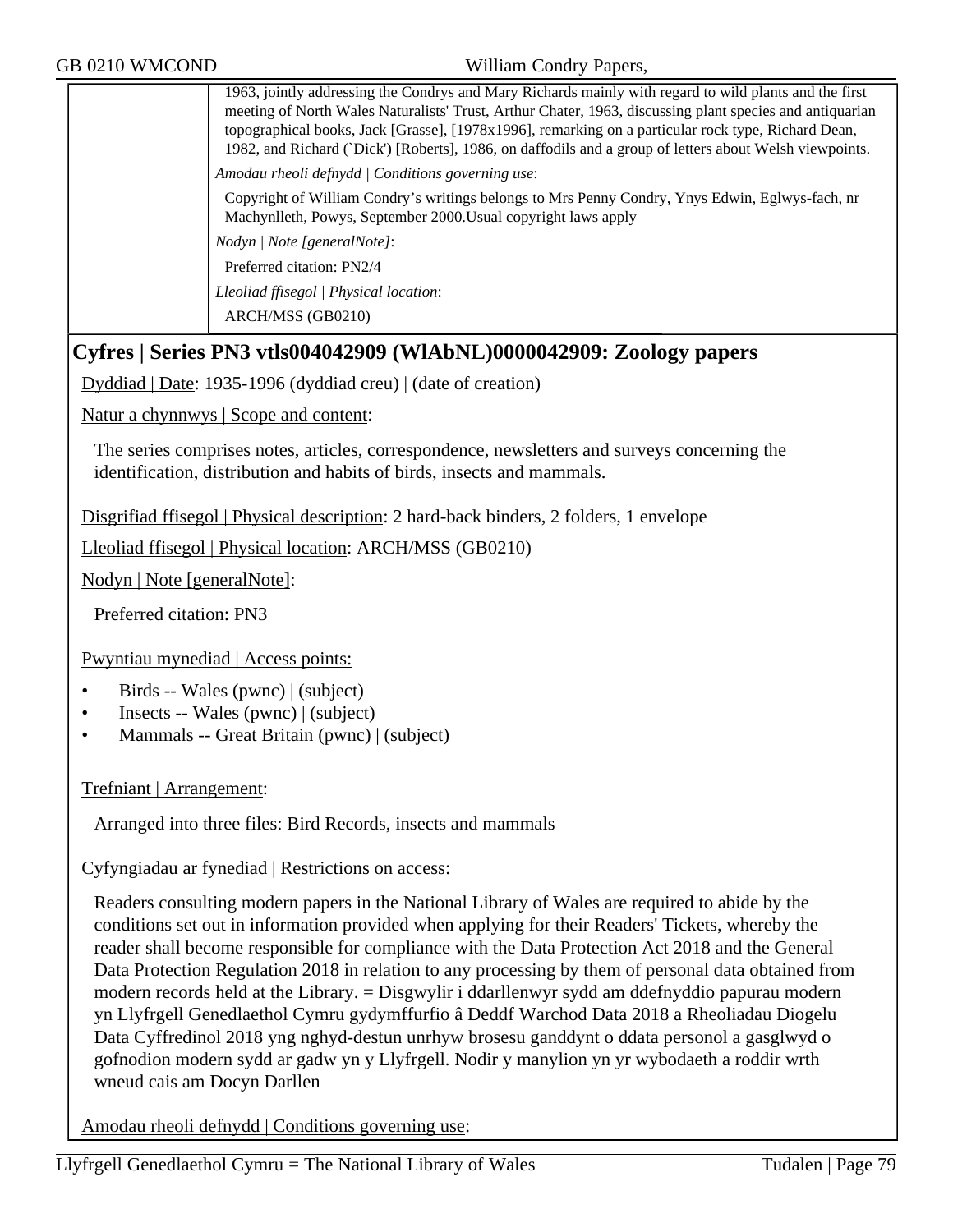1963, jointly addressing the Condrys and Mary Richards mainly with regard to wild plants and the first meeting of North Wales Naturalists' Trust, Arthur Chater, 1963, discussing plant species and antiquarian topographical books, Jack [Grasse], [1978x1996], remarking on a particular rock type, Richard Dean, 1982, and Richard (`Dick') [Roberts], 1986, on daffodils and a group of letters about Welsh viewpoints.

*Amodau rheoli defnydd | Conditions governing use*:

Copyright of William Condry's writings belongs to Mrs Penny Condry, Ynys Edwin, Eglwys-fach, nr Machynlleth, Powys, September 2000.Usual copyright laws apply

*Nodyn | Note [generalNote]*:

Preferred citation: PN2/4

*Lleoliad ffisegol | Physical location*:

ARCH/MSS (GB0210)

## Cyfres | Series PN3 vtls004042909 (WlAbNL)0000042909: Zoology papers

Dyddiad | Date: 1935-1996 (dyddiad creu) | (date of creation)

Natur a chynnwys | Scope and content:

The series comprises notes, articles, correspondence, newsletters and surveys concerning the identification, distribution and habits of birds, insects and mammals.

Disgrifiad ffisegol | Physical description: 2 hard-back binders, 2 folders, 1 envelope

Lleoliad ffisegol | Physical location: ARCH/MSS (GB0210)

Nodyn | Note [generalNote]:

Preferred citation: PN3

Pwyntiau mynediad | Access points:

- Birds -- Wales (pwnc) | (subject)
- Insects -- Wales (pwnc) | (subject)
- Mammals -- Great Britain (pwnc) | (subject)

Trefniant | Arrangement:

Arranged into three files: Bird Records, insects and mammals

Cyfyngiadau ar fynediad | Restrictions on access:

Readers consulting modern papers in the National Library of Wales are required to abide by the conditions set out in information provided when applying for their Readers' Tickets, whereby the reader shall become responsible for compliance with the Data Protection Act 2018 and the General Data Protection Regulation 2018 in relation to any processing by them of personal data obtained from modern records held at the Library. = Disgwylir i ddarllenwyr sydd am ddefnyddio papurau modern yn Llyfrgell Genedlaethol Cymru gydymffurfio â Deddf Warchod Data 2018 a Rheoliadau Diogelu Data Cyffredinol 2018 yng nghyd-destun unrhyw brosesu ganddynt o ddata personol a gasglwyd o gofnodion modern sydd ar gadw yn y Llyfrgell. Nodir y manylion yn yr wybodaeth a roddir wrth wneud cais am Docyn Darllen

Amodau rheoli defnydd | Conditions governing use: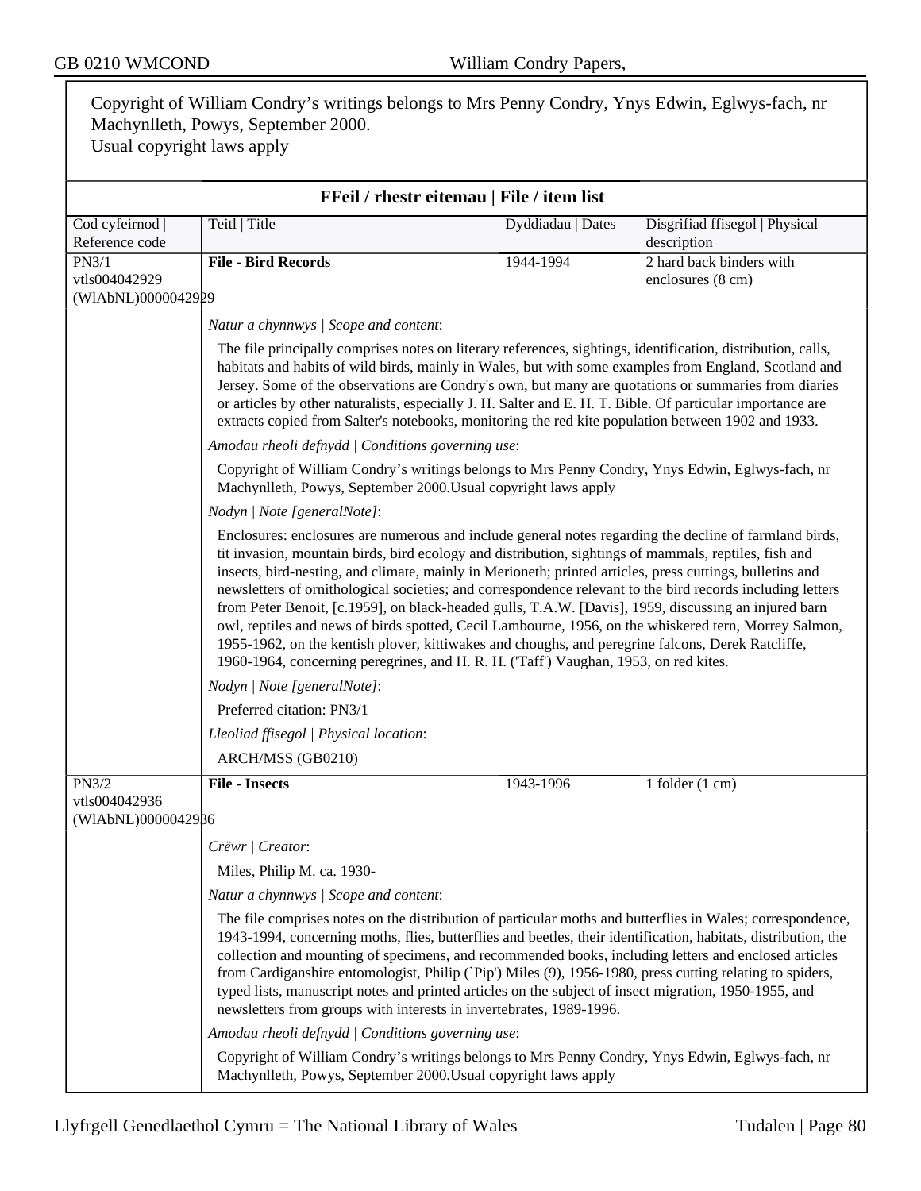Copyright of William Condry's writings belongs to Mrs Penny Condry, Ynys Edwin, Eglwys-fach, nr Machynlleth, Powys, September 2000.
Usual copyright laws apply

## FFeil / rhestr eitemau | File / item list

| Cod cyfeirnod \| Reference code | Teitl \| Title | Dyddiadau \| Dates | Disgrifiad ffisegol \| Physical description |
|---|---|---|---|
| PN3/1<br>vtls004042929<br>(WlAbNL)0000042929 | **File - Bird Records** | 1944-1994 | 2 hard back binders with enclosures (8 cm) |

*Natur a chynnwys | Scope and content*:

The file principally comprises notes on literary references, sightings, identification, distribution, calls, habitats and habits of wild birds, mainly in Wales, but with some examples from England, Scotland and Jersey. Some of the observations are Condry's own, but many are quotations or summaries from diaries or articles by other naturalists, especially J. H. Salter and E. H. T. Bible. Of particular importance are extracts copied from Salter's notebooks, monitoring the red kite population between 1902 and 1933.

*Amodau rheoli defnydd | Conditions governing use*:

Copyright of William Condry's writings belongs to Mrs Penny Condry, Ynys Edwin, Eglwys-fach, nr Machynlleth, Powys, September 2000.Usual copyright laws apply

*Nodyn | Note [generalNote]*:

Enclosures: enclosures are numerous and include general notes regarding the decline of farmland birds, tit invasion, mountain birds, bird ecology and distribution, sightings of mammals, reptiles, fish and insects, bird-nesting, and climate, mainly in Merioneth; printed articles, press cuttings, bulletins and newsletters of ornithological societies; and correspondence relevant to the bird records including letters from Peter Benoit, [c.1959], on black-headed gulls, T.A.W. [Davis], 1959, discussing an injured barn owl, reptiles and news of birds spotted, Cecil Lambourne, 1956, on the whiskered tern, Morrey Salmon, 1955-1962, on the kentish plover, kittiwakes and choughs, and peregrine falcons, Derek Ratcliffe, 1960-1964, concerning peregrines, and H. R. H. ('Taff') Vaughan, 1953, on red kites.

*Nodyn | Note [generalNote]*:

Preferred citation: PN3/1

*Lleoliad ffisegol | Physical location*:

ARCH/MSS (GB0210)

| Cod cyfeirnod \| Reference code | Teitl \| Title | Dyddiadau \| Dates | Disgrifiad ffisegol \| Physical description |
|---|---|---|---|
| PN3/2<br>vtls004042936<br>(WlAbNL)0000042936 | **File - Insects** | 1943-1996 | 1 folder (1 cm) |

*Crëwr | Creator*:

Miles, Philip M. ca. 1930-

*Natur a chynnwys | Scope and content*:

The file comprises notes on the distribution of particular moths and butterflies in Wales; correspondence, 1943-1994, concerning moths, flies, butterflies and beetles, their identification, habitats, distribution, the collection and mounting of specimens, and recommended books, including letters and enclosed articles from Cardiganshire entomologist, Philip (`Pip') Miles (9), 1956-1980, press cutting relating to spiders, typed lists, manuscript notes and printed articles on the subject of insect migration, 1950-1955, and newsletters from groups with interests in invertebrates, 1989-1996.

*Amodau rheoli defnydd | Conditions governing use*:

Copyright of William Condry's writings belongs to Mrs Penny Condry, Ynys Edwin, Eglwys-fach, nr Machynlleth, Powys, September 2000.Usual copyright laws apply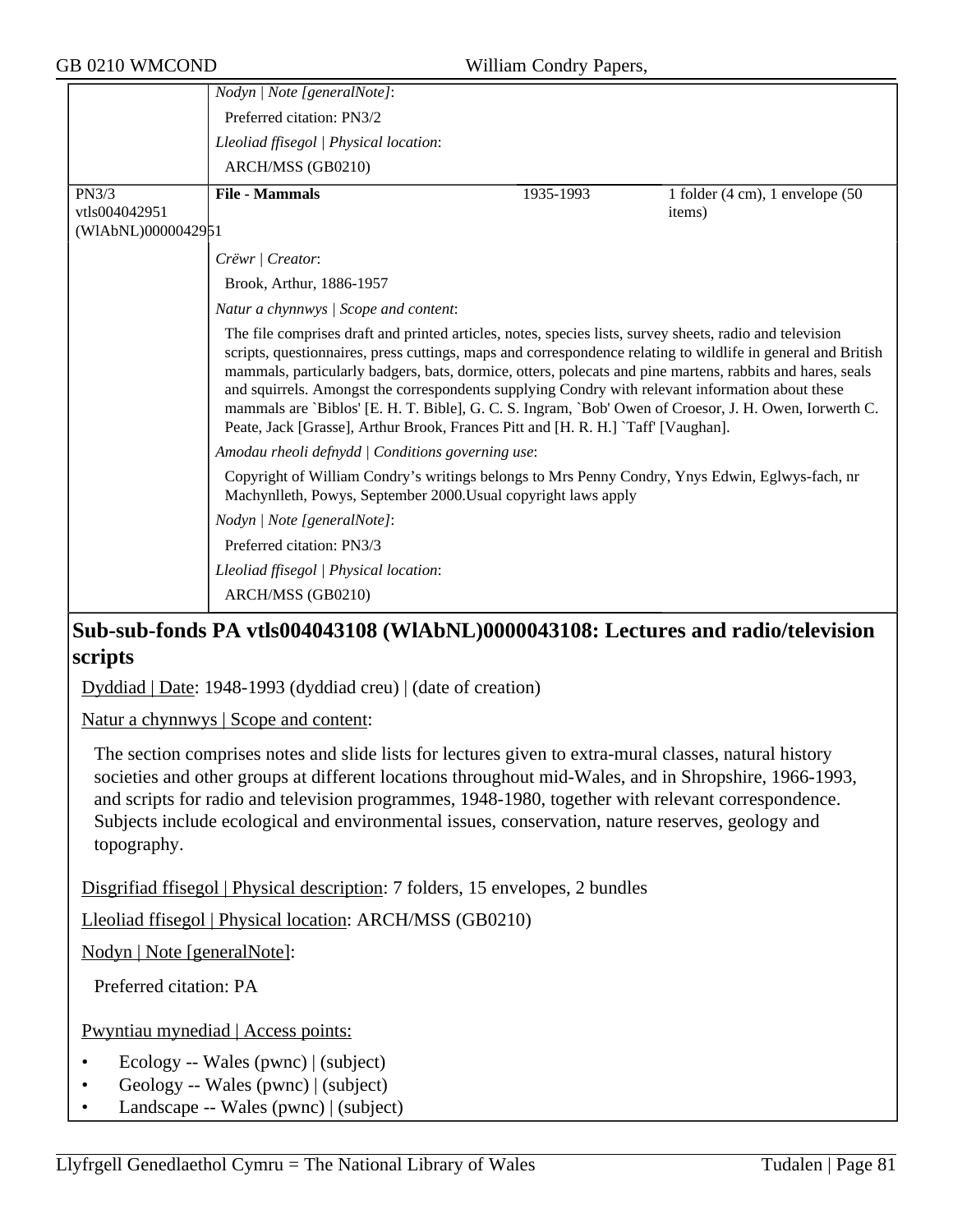*Nodyn | Note [generalNote]*:

Preferred citation: PN3/2

*Lleoliad ffisegol | Physical location*:

ARCH/MSS (GB0210)

| | | | |
|---|---|---|---|
| PN3/3 vtls004042951 (WlAbNL)0000042951 | **File - Mammals** | 1935-1993 | 1 folder (4 cm), 1 envelope (50 items) |

*Crëwr | Creator*:

Brook, Arthur, 1886-1957

*Natur a chynnwys | Scope and content*:

The file comprises draft and printed articles, notes, species lists, survey sheets, radio and television scripts, questionnaires, press cuttings, maps and correspondence relating to wildlife in general and British mammals, particularly badgers, bats, dormice, otters, polecats and pine martens, rabbits and hares, seals and squirrels. Amongst the correspondents supplying Condry with relevant information about these mammals are `Biblos' [E. H. T. Bible], G. C. S. Ingram, `Bob' Owen of Croesor, J. H. Owen, Iorwerth C. Peate, Jack [Grasse], Arthur Brook, Frances Pitt and [H. R. H.] `Taff' [Vaughan].

*Amodau rheoli defnydd | Conditions governing use*:

Copyright of William Condry's writings belongs to Mrs Penny Condry, Ynys Edwin, Eglwys-fach, nr Machynlleth, Powys, September 2000.Usual copyright laws apply

*Nodyn | Note [generalNote]*:

Preferred citation: PN3/3

*Lleoliad ffisegol | Physical location*:

ARCH/MSS (GB0210)

## Sub-sub-fonds PA vtls004043108 (WlAbNL)0000043108: Lectures and radio/television scripts

Dyddiad | Date: 1948-1993 (dyddiad creu) | (date of creation)

Natur a chynnwys | Scope and content:

The section comprises notes and slide lists for lectures given to extra-mural classes, natural history societies and other groups at different locations throughout mid-Wales, and in Shropshire, 1966-1993, and scripts for radio and television programmes, 1948-1980, together with relevant correspondence. Subjects include ecological and environmental issues, conservation, nature reserves, geology and topography.

Disgrifiad ffisegol | Physical description: 7 folders, 15 envelopes, 2 bundles

Lleoliad ffisegol | Physical location: ARCH/MSS (GB0210)

Nodyn | Note [generalNote]:

Preferred citation: PA

Pwyntiau mynediad | Access points:

- Ecology -- Wales (pwnc) | (subject)
- Geology -- Wales (pwnc) | (subject)
- Landscape -- Wales (pwnc) | (subject)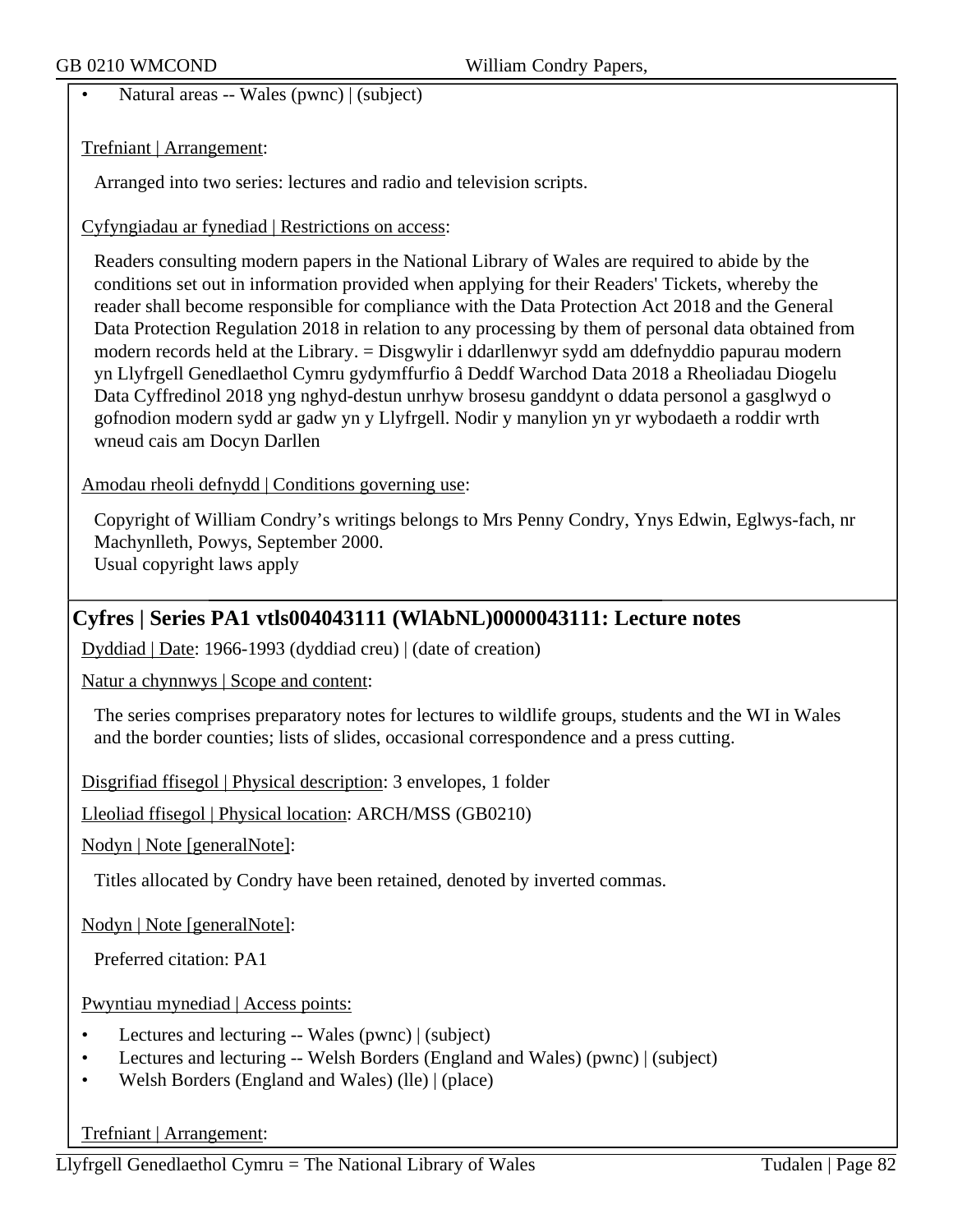- Natural areas -- Wales (pwnc) | (subject)

Trefniant | Arrangement:

Arranged into two series: lectures and radio and television scripts.

Cyfyngiadau ar fynediad | Restrictions on access:

Readers consulting modern papers in the National Library of Wales are required to abide by the conditions set out in information provided when applying for their Readers' Tickets, whereby the reader shall become responsible for compliance with the Data Protection Act 2018 and the General Data Protection Regulation 2018 in relation to any processing by them of personal data obtained from modern records held at the Library. = Disgwylir i ddarllenwyr sydd am ddefnyddio papurau modern yn Llyfrgell Genedlaethol Cymru gydymffurfio â Deddf Warchod Data 2018 a Rheoliadau Diogelu Data Cyffredinol 2018 yng nghyd-destun unrhyw brosesu ganddynt o ddata personol a gasglwyd o gofnodion modern sydd ar gadw yn y Llyfrgell. Nodir y manylion yn yr wybodaeth a roddir wrth wneud cais am Docyn Darllen

Amodau rheoli defnydd | Conditions governing use:

Copyright of William Condry's writings belongs to Mrs Penny Condry, Ynys Edwin, Eglwys-fach, nr Machynlleth, Powys, September 2000.
Usual copyright laws apply

## Cyfres | Series PA1 vtls004043111 (WlAbNL)0000043111: Lecture notes

Dyddiad | Date: 1966-1993 (dyddiad creu) | (date of creation)

Natur a chynnwys | Scope and content:

The series comprises preparatory notes for lectures to wildlife groups, students and the WI in Wales and the border counties; lists of slides, occasional correspondence and a press cutting.

Disgrifiad ffisegol | Physical description: 3 envelopes, 1 folder

Lleoliad ffisegol | Physical location: ARCH/MSS (GB0210)

Nodyn | Note [generalNote]:

Titles allocated by Condry have been retained, denoted by inverted commas.

Nodyn | Note [generalNote]:

Preferred citation: PA1

Pwyntiau mynediad | Access points:

- Lectures and lecturing -- Wales (pwnc) | (subject)
- Lectures and lecturing -- Welsh Borders (England and Wales) (pwnc) | (subject)
- Welsh Borders (England and Wales) (lle) | (place)

Trefniant | Arrangement: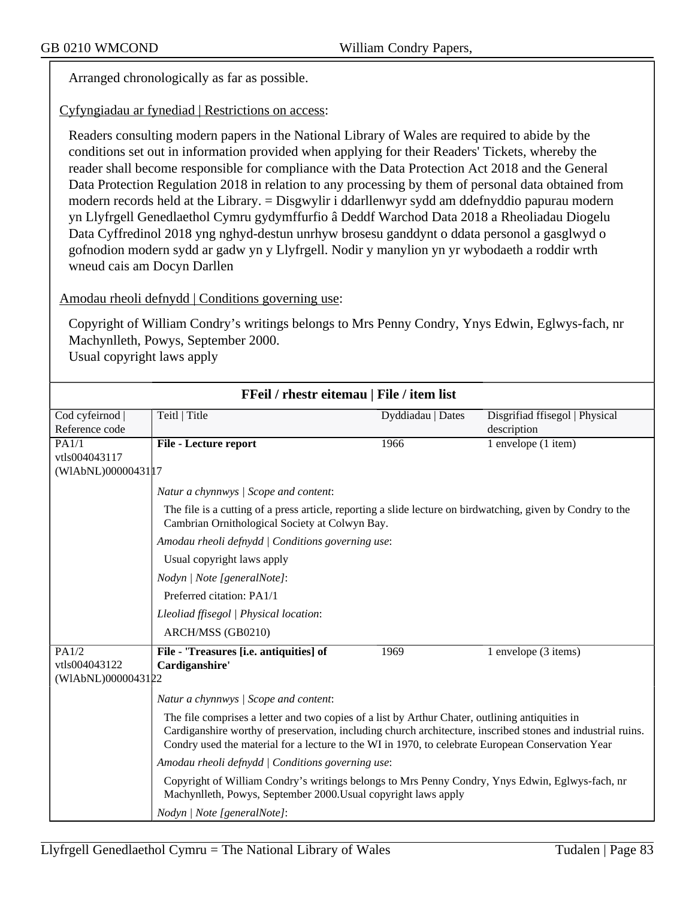Arranged chronologically as far as possible.

Cyfyngiadau ar fynediad | Restrictions on access:

Readers consulting modern papers in the National Library of Wales are required to abide by the conditions set out in information provided when applying for their Readers' Tickets, whereby the reader shall become responsible for compliance with the Data Protection Act 2018 and the General Data Protection Regulation 2018 in relation to any processing by them of personal data obtained from modern records held at the Library. = Disgwylir i ddarllenwyr sydd am ddefnyddio papurau modern yn Llyfrgell Genedlaethol Cymru gydymffurfio â Deddf Warchod Data 2018 a Rheoliadau Diogelu Data Cyffredinol 2018 yng nghyd-destun unrhyw brosesu ganddynt o ddata personol a gasglwyd o gofnodion modern sydd ar gadw yn y Llyfrgell. Nodir y manylion yn yr wybodaeth a roddir wrth wneud cais am Docyn Darllen

Amodau rheoli defnydd | Conditions governing use:

Copyright of William Condry's writings belongs to Mrs Penny Condry, Ynys Edwin, Eglwys-fach, nr Machynlleth, Powys, September 2000.
Usual copyright laws apply

## FFeil / rhestr eitemau | File / item list

| Cod cyfeirnod \| Reference code | Teitl \| Title | Dyddiadau \| Dates | Disgrifiad ffisegol \| Physical description |
|---|---|---|---|
| PA1/1 vtls004043117 (WlAbNL)0000043117 | **File - Lecture report** | 1966 | 1 envelope (1 item) |
| | *Natur a chynnwys \| Scope and content*: The file is a cutting of a press article, reporting a slide lecture on birdwatching, given by Condry to the Cambrian Ornithological Society at Colwyn Bay. *Amodau rheoli defnydd \| Conditions governing use*: Usual copyright laws apply *Nodyn \| Note [generalNote]*: Preferred citation: PA1/1 *Lleoliad ffisegol \| Physical location*: ARCH/MSS (GB0210) | | |
| PA1/2 vtls004043122 (WlAbNL)0000043122 | **File - 'Treasures [i.e. antiquities] of Cardiganshire'** | 1969 | 1 envelope (3 items) |
| | *Natur a chynnwys \| Scope and content*: The file comprises a letter and two copies of a list by Arthur Chater, outlining antiquities in Cardiganshire worthy of preservation, including church architecture, inscribed stones and industrial ruins. Condry used the material for a lecture to the WI in 1970, to celebrate European Conservation Year *Amodau rheoli defnydd \| Conditions governing use*: Copyright of William Condry's writings belongs to Mrs Penny Condry, Ynys Edwin, Eglwys-fach, nr Machynlleth, Powys, September 2000.Usual copyright laws apply *Nodyn \| Note [generalNote]*: | | |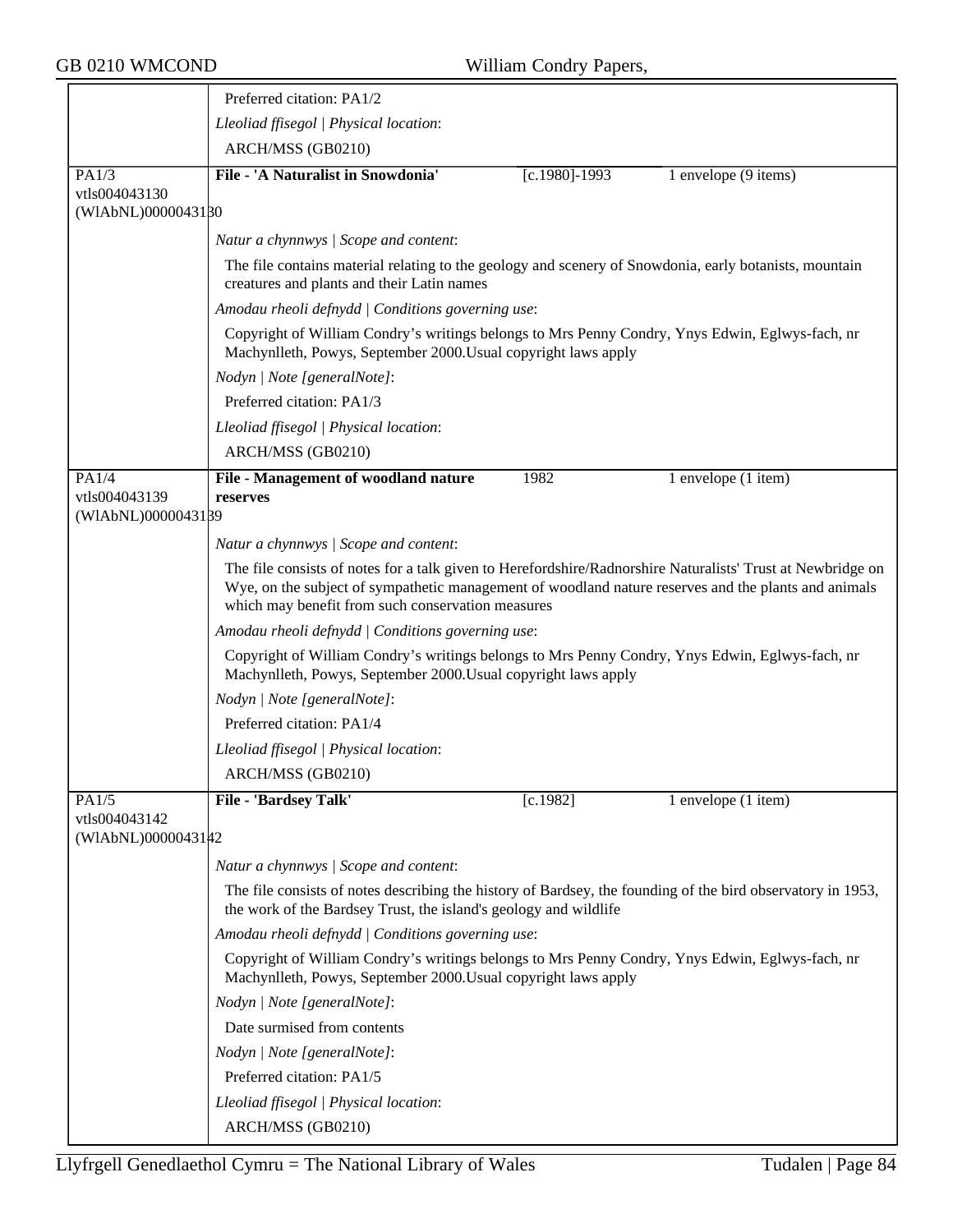Preferred citation: PA1/2

*Lleoliad ffisegol | Physical location*:

ARCH/MSS (GB0210)

| | | | |
|---|---|---|---|
| PA1/3<br>vtls004043130<br>(WlAbNL)0000043130 | **File - 'A Naturalist in Snowdonia'** | [c.1980]-1993 | 1 envelope (9 items) |

*Natur a chynnwys | Scope and content*:

The file contains material relating to the geology and scenery of Snowdonia, early botanists, mountain creatures and plants and their Latin names

*Amodau rheoli defnydd | Conditions governing use*:

Copyright of William Condry's writings belongs to Mrs Penny Condry, Ynys Edwin, Eglwys-fach, nr Machynlleth, Powys, September 2000.Usual copyright laws apply

*Nodyn | Note [generalNote]*:

Preferred citation: PA1/3

*Lleoliad ffisegol | Physical location*:

ARCH/MSS (GB0210)

| | | | |
|---|---|---|---|
| PA1/4<br>vtls004043139<br>(WlAbNL)0000043139 | **File - Management of woodland nature reserves** | 1982 | 1 envelope (1 item) |

*Natur a chynnwys | Scope and content*:

The file consists of notes for a talk given to Herefordshire/Radnorshire Naturalists' Trust at Newbridge on Wye, on the subject of sympathetic management of woodland nature reserves and the plants and animals which may benefit from such conservation measures

*Amodau rheoli defnydd | Conditions governing use*:

Copyright of William Condry's writings belongs to Mrs Penny Condry, Ynys Edwin, Eglwys-fach, nr Machynlleth, Powys, September 2000.Usual copyright laws apply

*Nodyn | Note [generalNote]*:

Preferred citation: PA1/4

*Lleoliad ffisegol | Physical location*:

ARCH/MSS (GB0210)

| | | | |
|---|---|---|---|
| PA1/5<br>vtls004043142<br>(WlAbNL)0000043142 | **File - 'Bardsey Talk'** | [c.1982] | 1 envelope (1 item) |

*Natur a chynnwys | Scope and content*:

The file consists of notes describing the history of Bardsey, the founding of the bird observatory in 1953, the work of the Bardsey Trust, the island's geology and wildlife

*Amodau rheoli defnydd | Conditions governing use*:

Copyright of William Condry's writings belongs to Mrs Penny Condry, Ynys Edwin, Eglwys-fach, nr Machynlleth, Powys, September 2000.Usual copyright laws apply

*Nodyn | Note [generalNote]*:

Date surmised from contents

*Nodyn | Note [generalNote]*:

Preferred citation: PA1/5

*Lleoliad ffisegol | Physical location*:

ARCH/MSS (GB0210)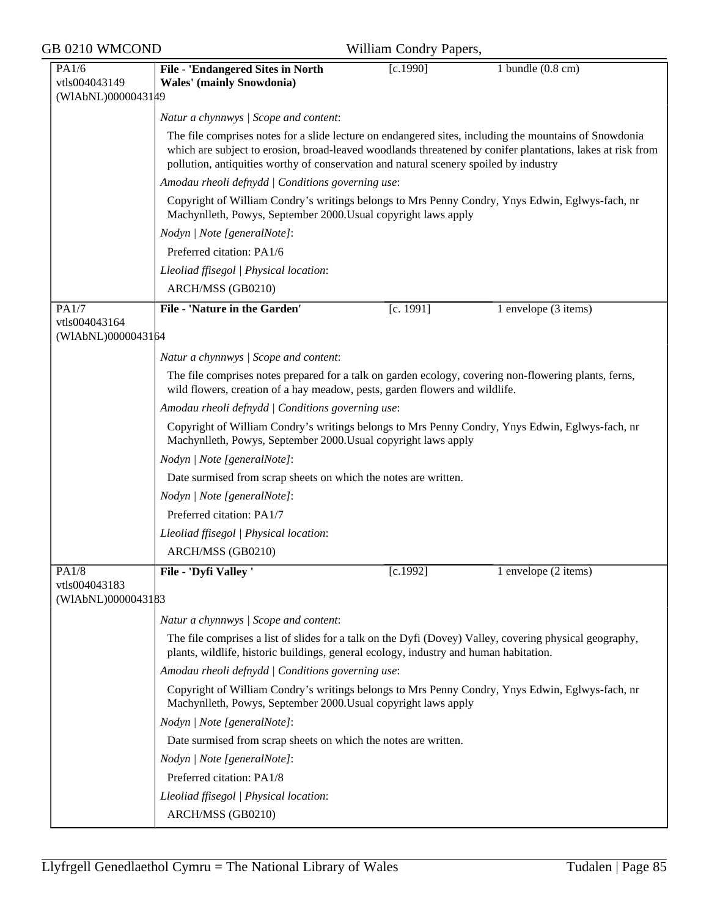| PA1/6<br>vtls004043149<br>(WlAbNL)0000043149 | **File - 'Endangered Sites in North Wales' (mainly Snowdonia)** | [c.1990] | 1 bundle (0.8 cm) |
|---|---|---|---|

*Natur a chynnwys | Scope and content*:

The file comprises notes for a slide lecture on endangered sites, including the mountains of Snowdonia which are subject to erosion, broad-leaved woodlands threatened by conifer plantations, lakes at risk from pollution, antiquities worthy of conservation and natural scenery spoiled by industry

*Amodau rheoli defnydd | Conditions governing use*:

Copyright of William Condry's writings belongs to Mrs Penny Condry, Ynys Edwin, Eglwys-fach, nr Machynlleth, Powys, September 2000.Usual copyright laws apply

*Nodyn | Note [generalNote]*:

Preferred citation: PA1/6

*Lleoliad ffisegol | Physical location*:

ARCH/MSS (GB0210)

| PA1/7<br>vtls004043164<br>(WlAbNL)0000043164 | **File - 'Nature in the Garden'** | [c. 1991] | 1 envelope (3 items) |
|---|---|---|---|

*Natur a chynnwys | Scope and content*:

The file comprises notes prepared for a talk on garden ecology, covering non-flowering plants, ferns, wild flowers, creation of a hay meadow, pests, garden flowers and wildlife.

*Amodau rheoli defnydd | Conditions governing use*:

Copyright of William Condry's writings belongs to Mrs Penny Condry, Ynys Edwin, Eglwys-fach, nr Machynlleth, Powys, September 2000.Usual copyright laws apply

*Nodyn | Note [generalNote]*:

Date surmised from scrap sheets on which the notes are written.

*Nodyn | Note [generalNote]*:

Preferred citation: PA1/7

*Lleoliad ffisegol | Physical location*:

ARCH/MSS (GB0210)

| PA1/8<br>vtls004043183<br>(WlAbNL)0000043183 | **File - 'Dyfi Valley '** | [c.1992] | 1 envelope (2 items) |
|---|---|---|---|

*Natur a chynnwys | Scope and content*:

The file comprises a list of slides for a talk on the Dyfi (Dovey) Valley, covering physical geography, plants, wildlife, historic buildings, general ecology, industry and human habitation.

*Amodau rheoli defnydd | Conditions governing use*:

Copyright of William Condry's writings belongs to Mrs Penny Condry, Ynys Edwin, Eglwys-fach, nr Machynlleth, Powys, September 2000.Usual copyright laws apply

*Nodyn | Note [generalNote]*:

Date surmised from scrap sheets on which the notes are written.

*Nodyn | Note [generalNote]*:

Preferred citation: PA1/8

*Lleoliad ffisegol | Physical location*:

ARCH/MSS (GB0210)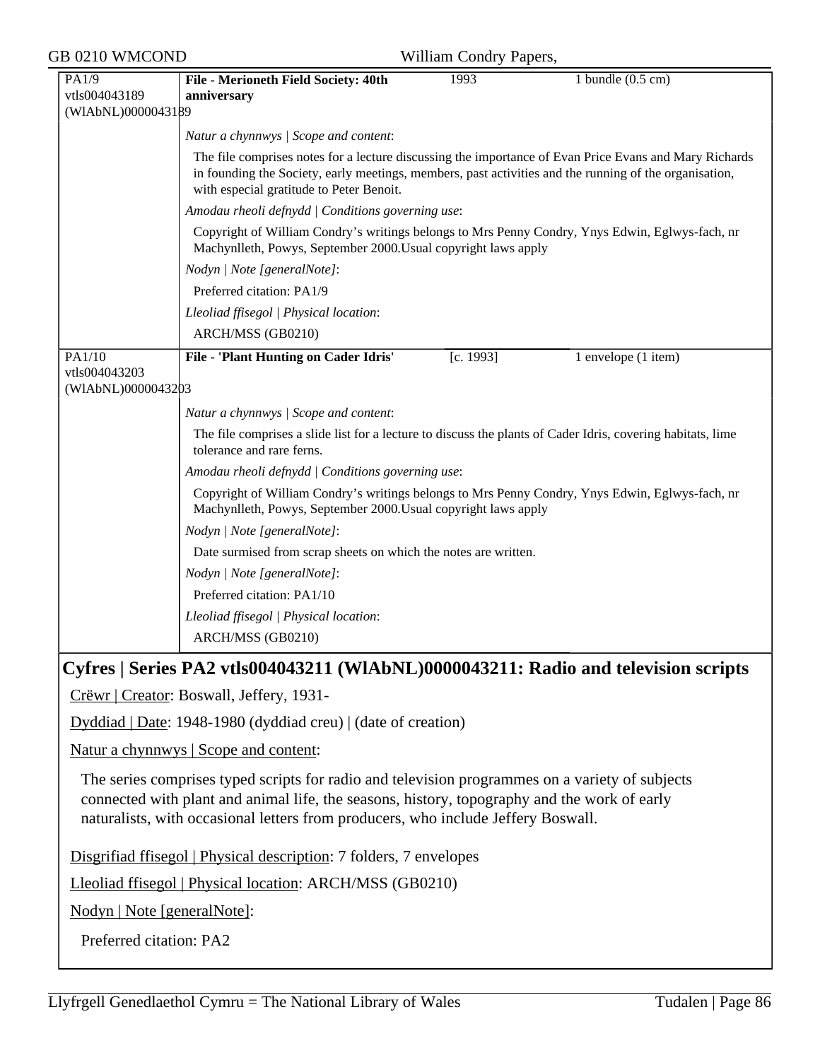| PA1/9<br>vtls004043189<br>(WlAbNL)0000043189 | **File - Merioneth Field Society: 40th anniversary** | 1993 | 1 bundle (0.5 cm) |
|---|---|---|---|

*Natur a chynnwys | Scope and content*:

The file comprises notes for a lecture discussing the importance of Evan Price Evans and Mary Richards in founding the Society, early meetings, members, past activities and the running of the organisation, with especial gratitude to Peter Benoit.

*Amodau rheoli defnydd | Conditions governing use*:

Copyright of William Condry's writings belongs to Mrs Penny Condry, Ynys Edwin, Eglwys-fach, nr Machynlleth, Powys, September 2000.Usual copyright laws apply

*Nodyn | Note [generalNote]*:

Preferred citation: PA1/9

*Lleoliad ffisegol | Physical location*:

ARCH/MSS (GB0210)

| PA1/10<br>vtls004043203<br>(WlAbNL)0000043203 | **File - 'Plant Hunting on Cader Idris'** | [c. 1993] | 1 envelope (1 item) |
|---|---|---|---|

*Natur a chynnwys | Scope and content*:

The file comprises a slide list for a lecture to discuss the plants of Cader Idris, covering habitats, lime tolerance and rare ferns.

*Amodau rheoli defnydd | Conditions governing use*:

Copyright of William Condry's writings belongs to Mrs Penny Condry, Ynys Edwin, Eglwys-fach, nr Machynlleth, Powys, September 2000.Usual copyright laws apply

*Nodyn | Note [generalNote]*:

Date surmised from scrap sheets on which the notes are written.

*Nodyn | Note [generalNote]*:

Preferred citation: PA1/10

*Lleoliad ffisegol | Physical location*:

ARCH/MSS (GB0210)

## Cyfres | Series PA2 vtls004043211 (WlAbNL)0000043211: Radio and television scripts

Crëwr | Creator: Boswall, Jeffery, 1931-

Dyddiad | Date: 1948-1980 (dyddiad creu) | (date of creation)

Natur a chynnwys | Scope and content:

The series comprises typed scripts for radio and television programmes on a variety of subjects connected with plant and animal life, the seasons, history, topography and the work of early naturalists, with occasional letters from producers, who include Jeffery Boswall.

Disgrifiad ffisegol | Physical description: 7 folders, 7 envelopes

Lleoliad ffisegol | Physical location: ARCH/MSS (GB0210)

Nodyn | Note [generalNote]:

Preferred citation: PA2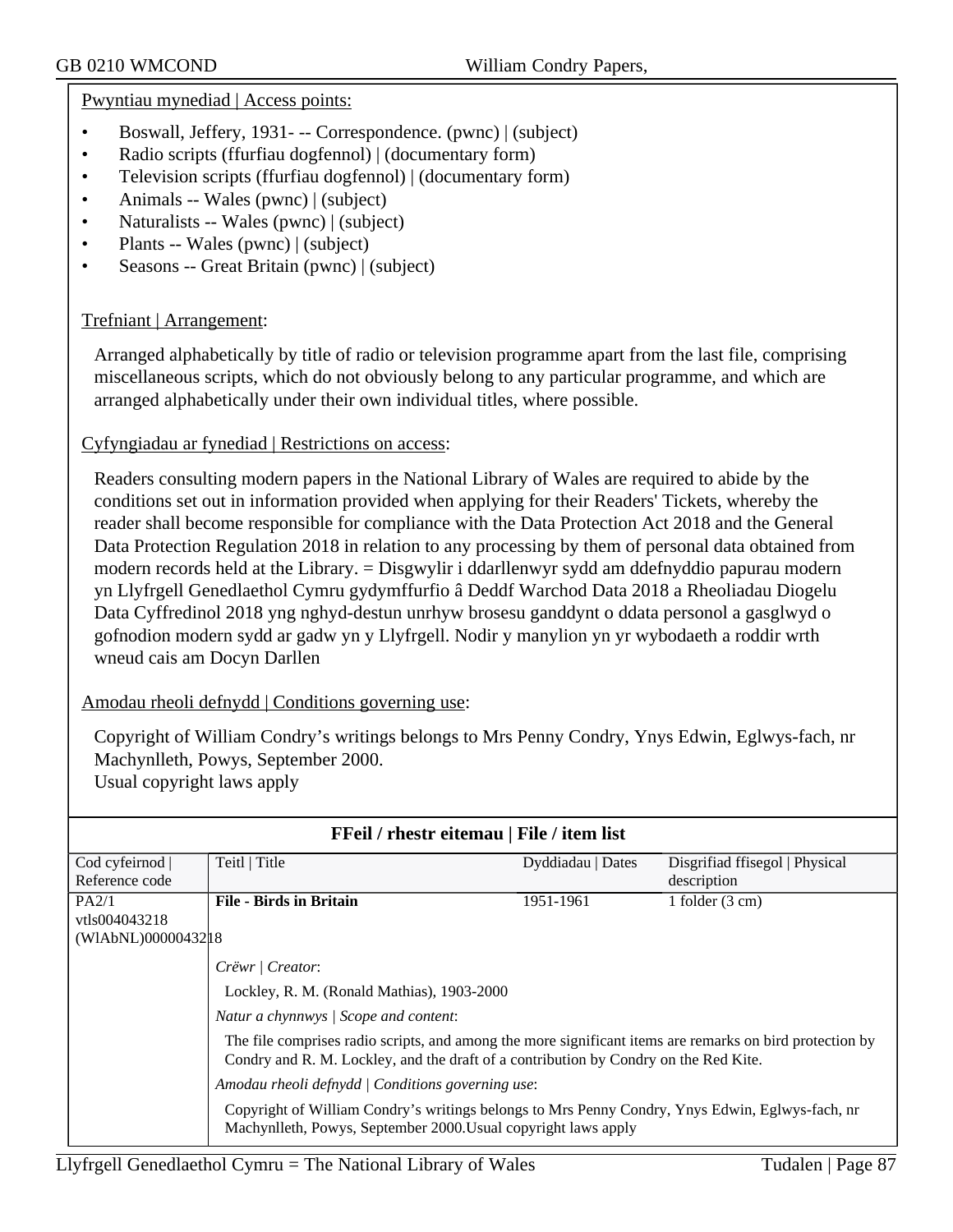Pwyntiau mynediad | Access points:

- Boswall, Jeffery, 1931- -- Correspondence. (pwnc) | (subject)
- Radio scripts (ffurfiau dogfennol) | (documentary form)
- Television scripts (ffurfiau dogfennol) | (documentary form)
- Animals -- Wales (pwnc) | (subject)
- Naturalists -- Wales (pwnc) | (subject)
- Plants -- Wales (pwnc) | (subject)
- Seasons -- Great Britain (pwnc) | (subject)

Trefniant | Arrangement:

Arranged alphabetically by title of radio or television programme apart from the last file, comprising miscellaneous scripts, which do not obviously belong to any particular programme, and which are arranged alphabetically under their own individual titles, where possible.

Cyfyngiadau ar fynediad | Restrictions on access:

Readers consulting modern papers in the National Library of Wales are required to abide by the conditions set out in information provided when applying for their Readers' Tickets, whereby the reader shall become responsible for compliance with the Data Protection Act 2018 and the General Data Protection Regulation 2018 in relation to any processing by them of personal data obtained from modern records held at the Library. = Disgwylir i ddarllenwyr sydd am ddefnyddio papurau modern yn Llyfrgell Genedlaethol Cymru gydymffurfio â Deddf Warchod Data 2018 a Rheoliadau Diogelu Data Cyffredinol 2018 yng nghyd-destun unrhyw brosesu ganddynt o ddata personol a gasglwyd o gofnodion modern sydd ar gadw yn y Llyfrgell. Nodir y manylion yn yr wybodaeth a roddir wrth wneud cais am Docyn Darllen

Amodau rheoli defnydd | Conditions governing use:

Copyright of William Condry's writings belongs to Mrs Penny Condry, Ynys Edwin, Eglwys-fach, nr Machynlleth, Powys, September 2000.
Usual copyright laws apply

**FFeil / rhestr eitemau | File / item list**

| Cod cyfeirnod \| Reference code | Teitl \| Title | Dyddiadau \| Dates | Disgrifiad ffisegol \| Physical description |
|---|---|---|---|
| PA2/1 vtls004043218 (WlAbNL)0000043218 | **File - Birds in Britain** | 1951-1961 | 1 folder (3 cm) |

*Crëwr | Creator*:

Lockley, R. M. (Ronald Mathias), 1903-2000

*Natur a chynnwys | Scope and content*:

The file comprises radio scripts, and among the more significant items are remarks on bird protection by Condry and R. M. Lockley, and the draft of a contribution by Condry on the Red Kite.

*Amodau rheoli defnydd | Conditions governing use*:

Copyright of William Condry's writings belongs to Mrs Penny Condry, Ynys Edwin, Eglwys-fach, nr Machynlleth, Powys, September 2000.Usual copyright laws apply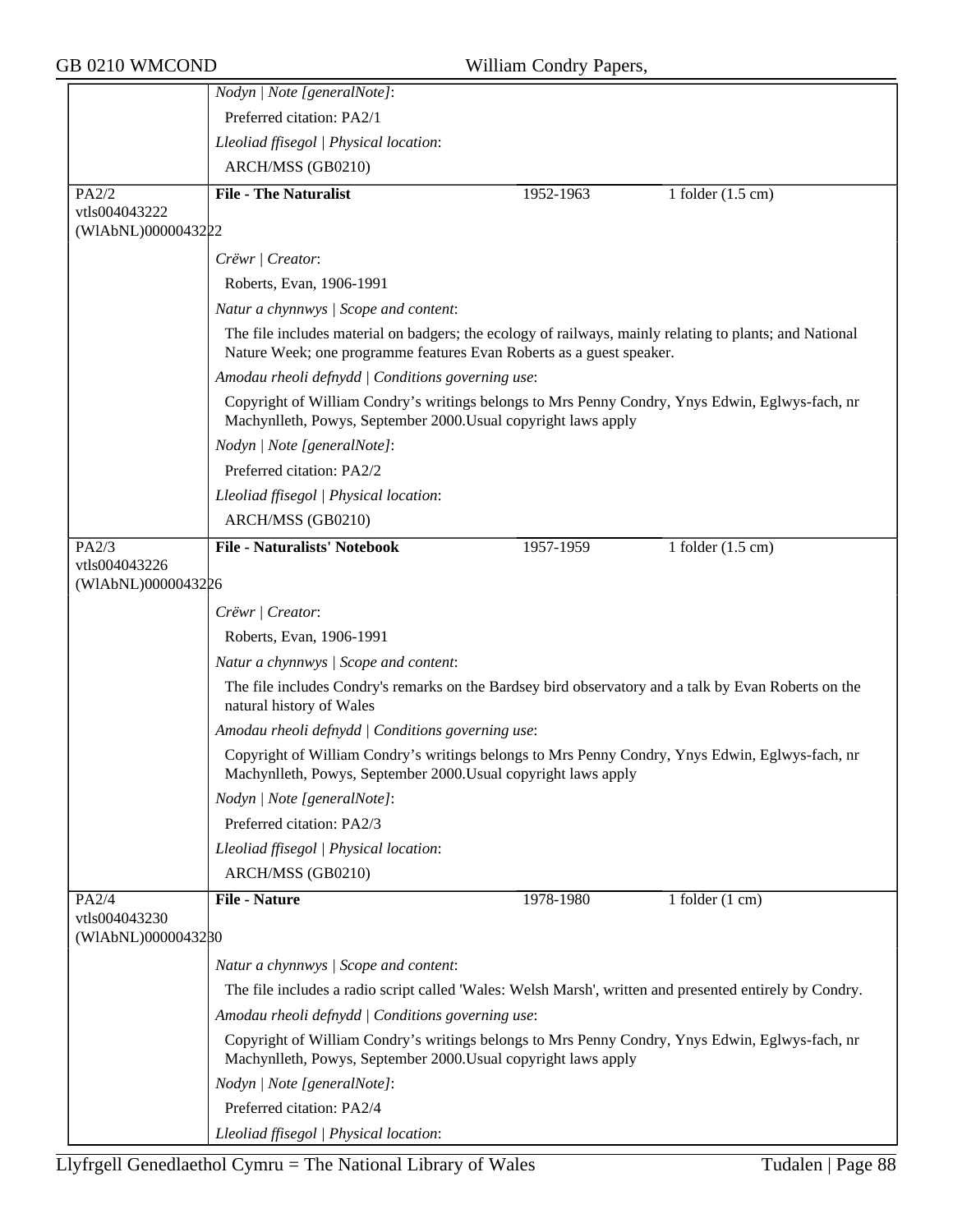*Nodyn | Note [generalNote]*:

Preferred citation: PA2/1

*Lleoliad ffisegol | Physical location*:

ARCH/MSS (GB0210)

| | | | |
|---|---|---|---|
| PA2/2<br>vtls004043222<br>(WlAbNL)0000043222 | **File - The Naturalist** | 1952-1963 | 1 folder (1.5 cm) |

*Crëwr | Creator*:

Roberts, Evan, 1906-1991

*Natur a chynnwys | Scope and content*:

The file includes material on badgers; the ecology of railways, mainly relating to plants; and National Nature Week; one programme features Evan Roberts as a guest speaker.

*Amodau rheoli defnydd | Conditions governing use*:

Copyright of William Condry's writings belongs to Mrs Penny Condry, Ynys Edwin, Eglwys-fach, nr Machynlleth, Powys, September 2000.Usual copyright laws apply

*Nodyn | Note [generalNote]*:

Preferred citation: PA2/2

*Lleoliad ffisegol | Physical location*:

ARCH/MSS (GB0210)

| | | | |
|---|---|---|---|
| PA2/3<br>vtls004043226<br>(WlAbNL)0000043226 | **File - Naturalists' Notebook** | 1957-1959 | 1 folder (1.5 cm) |

*Crëwr | Creator*:

Roberts, Evan, 1906-1991

*Natur a chynnwys | Scope and content*:

The file includes Condry's remarks on the Bardsey bird observatory and a talk by Evan Roberts on the natural history of Wales

*Amodau rheoli defnydd | Conditions governing use*:

Copyright of William Condry's writings belongs to Mrs Penny Condry, Ynys Edwin, Eglwys-fach, nr Machynlleth, Powys, September 2000.Usual copyright laws apply

*Nodyn | Note [generalNote]*:

Preferred citation: PA2/3

*Lleoliad ffisegol | Physical location*:

ARCH/MSS (GB0210)

| | | | |
|---|---|---|---|
| PA2/4<br>vtls004043230<br>(WlAbNL)0000043230 | **File - Nature** | 1978-1980 | 1 folder (1 cm) |

*Natur a chynnwys | Scope and content*:

The file includes a radio script called 'Wales: Welsh Marsh', written and presented entirely by Condry.

*Amodau rheoli defnydd | Conditions governing use*:

Copyright of William Condry's writings belongs to Mrs Penny Condry, Ynys Edwin, Eglwys-fach, nr Machynlleth, Powys, September 2000.Usual copyright laws apply

*Nodyn | Note [generalNote]*:

Preferred citation: PA2/4

*Lleoliad ffisegol | Physical location*: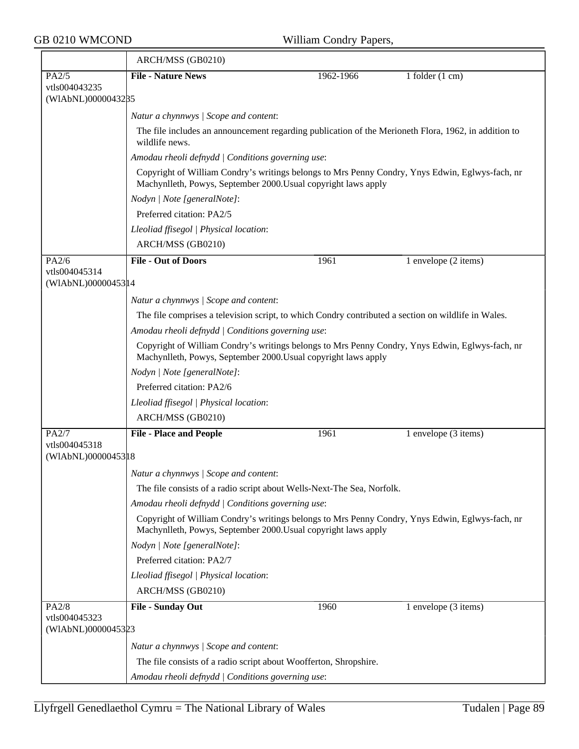ARCH/MSS (GB0210)

| PA2/5<br>vtls004043235<br>(WlAbNL)0000043235 | **File - Nature News** | 1962-1966 | 1 folder (1 cm) |
|---|---|---|---|

*Natur a chynnwys | Scope and content*:

The file includes an announcement regarding publication of the Merioneth Flora, 1962, in addition to wildlife news.

*Amodau rheoli defnydd | Conditions governing use*:

Copyright of William Condry's writings belongs to Mrs Penny Condry, Ynys Edwin, Eglwys-fach, nr Machynlleth, Powys, September 2000.Usual copyright laws apply

*Nodyn | Note [generalNote]*:

Preferred citation: PA2/5

*Lleoliad ffisegol | Physical location*:

ARCH/MSS (GB0210)

| PA2/6<br>vtls004045314<br>(WlAbNL)0000045314 | **File - Out of Doors** | 1961 | 1 envelope (2 items) |
|---|---|---|---|

*Natur a chynnwys | Scope and content*:

The file comprises a television script, to which Condry contributed a section on wildlife in Wales.

*Amodau rheoli defnydd | Conditions governing use*:

Copyright of William Condry's writings belongs to Mrs Penny Condry, Ynys Edwin, Eglwys-fach, nr Machynlleth, Powys, September 2000.Usual copyright laws apply

*Nodyn | Note [generalNote]*:

Preferred citation: PA2/6

*Lleoliad ffisegol | Physical location*:

ARCH/MSS (GB0210)

| PA2/7<br>vtls004045318<br>(WlAbNL)0000045318 | **File - Place and People** | 1961 | 1 envelope (3 items) |
|---|---|---|---|

*Natur a chynnwys | Scope and content*:

The file consists of a radio script about Wells-Next-The Sea, Norfolk.

*Amodau rheoli defnydd | Conditions governing use*:

Copyright of William Condry's writings belongs to Mrs Penny Condry, Ynys Edwin, Eglwys-fach, nr Machynlleth, Powys, September 2000.Usual copyright laws apply

*Nodyn | Note [generalNote]*:

Preferred citation: PA2/7

*Lleoliad ffisegol | Physical location*:

ARCH/MSS (GB0210)

| PA2/8<br>vtls004045323<br>(WlAbNL)0000045323 | **File - Sunday Out** | 1960 | 1 envelope (3 items) |
|---|---|---|---|

*Natur a chynnwys | Scope and content*:

The file consists of a radio script about Woofferton, Shropshire.

*Amodau rheoli defnydd | Conditions governing use*: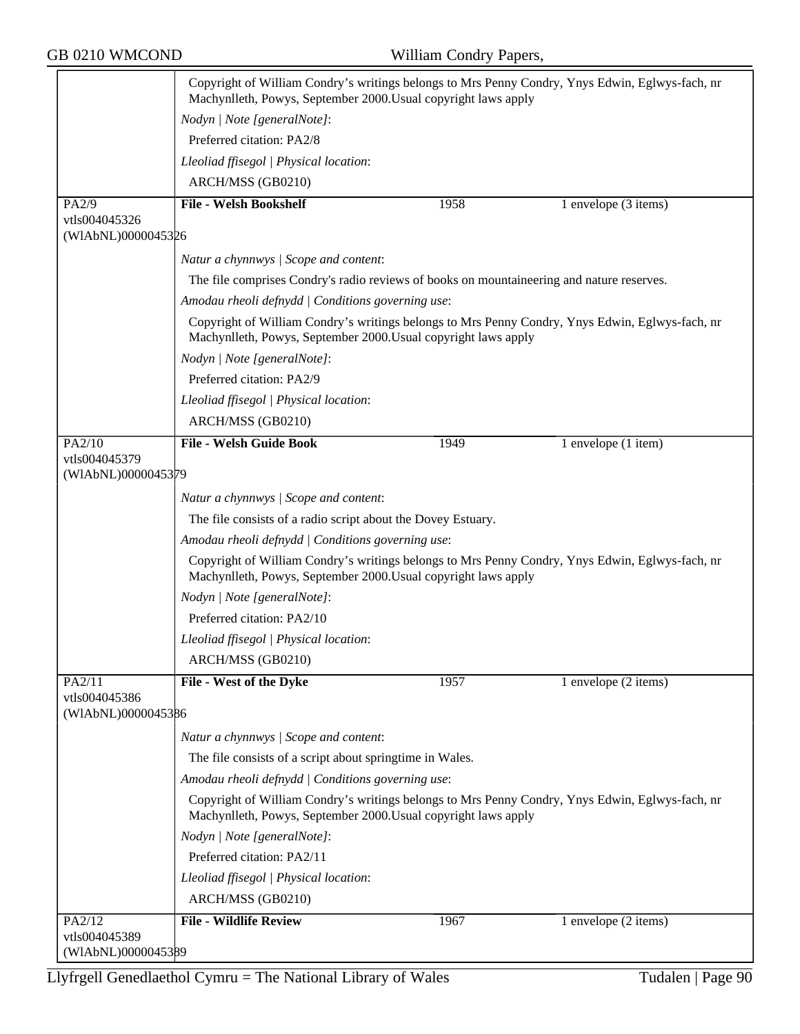Copyright of William Condry's writings belongs to Mrs Penny Condry, Ynys Edwin, Eglwys-fach, nr Machynlleth, Powys, September 2000.Usual copyright laws apply

*Nodyn | Note [generalNote]*:

Preferred citation: PA2/8

*Lleoliad ffisegol | Physical location*:

ARCH/MSS (GB0210)

---

PA2/9
vtls004045326
(WlAbNL)0000045326

**File - Welsh Bookshelf** | 1958 | 1 envelope (3 items)

*Natur a chynnwys | Scope and content*:

The file comprises Condry's radio reviews of books on mountaineering and nature reserves.

*Amodau rheoli defnydd | Conditions governing use*:

Copyright of William Condry's writings belongs to Mrs Penny Condry, Ynys Edwin, Eglwys-fach, nr Machynlleth, Powys, September 2000.Usual copyright laws apply

*Nodyn | Note [generalNote]*:

Preferred citation: PA2/9

*Lleoliad ffisegol | Physical location*:

ARCH/MSS (GB0210)

---

PA2/10
vtls004045379
(WlAbNL)0000045379

**File - Welsh Guide Book** | 1949 | 1 envelope (1 item)

*Natur a chynnwys | Scope and content*:

The file consists of a radio script about the Dovey Estuary.

*Amodau rheoli defnydd | Conditions governing use*:

Copyright of William Condry's writings belongs to Mrs Penny Condry, Ynys Edwin, Eglwys-fach, nr Machynlleth, Powys, September 2000.Usual copyright laws apply

*Nodyn | Note [generalNote]*:

Preferred citation: PA2/10

*Lleoliad ffisegol | Physical location*:

ARCH/MSS (GB0210)

---

PA2/11
vtls004045386
(WlAbNL)0000045386

**File - West of the Dyke** | 1957 | 1 envelope (2 items)

*Natur a chynnwys | Scope and content*:

The file consists of a script about springtime in Wales.

*Amodau rheoli defnydd | Conditions governing use*:

Copyright of William Condry's writings belongs to Mrs Penny Condry, Ynys Edwin, Eglwys-fach, nr Machynlleth, Powys, September 2000.Usual copyright laws apply

*Nodyn | Note [generalNote]*:

Preferred citation: PA2/11

*Lleoliad ffisegol | Physical location*:

ARCH/MSS (GB0210)

---

PA2/12
vtls004045389
(WlAbNL)0000045389

**File - Wildlife Review** | 1967 | 1 envelope (2 items)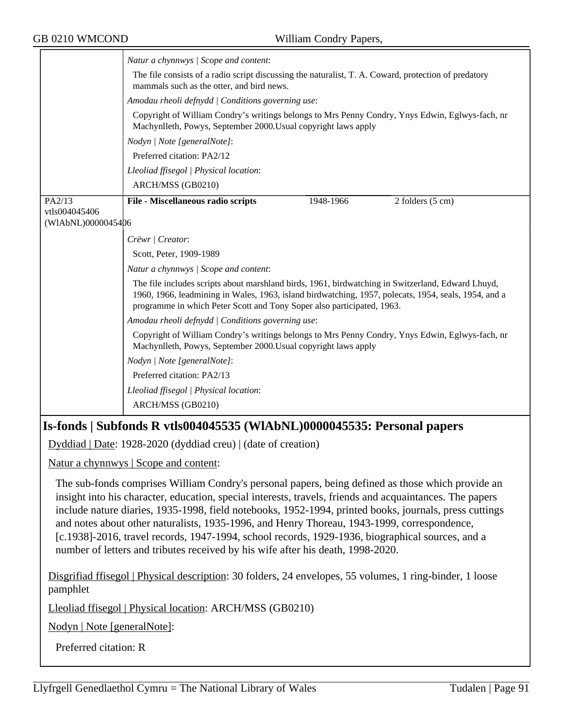*Natur a chynnwys | Scope and content*:

The file consists of a radio script discussing the naturalist, T. A. Coward, protection of predatory mammals such as the otter, and bird news.

*Amodau rheoli defnydd | Conditions governing use*:

Copyright of William Condry's writings belongs to Mrs Penny Condry, Ynys Edwin, Eglwys-fach, nr Machynlleth, Powys, September 2000.Usual copyright laws apply

*Nodyn | Note [generalNote]*:

Preferred citation: PA2/12

*Lleoliad ffisegol | Physical location*:

ARCH/MSS (GB0210)

| PA2/13 vtls004045406 (WlAbNL)0000045406 | **File - Miscellaneous radio scripts** | 1948-1966 | 2 folders (5 cm) |
|---|---|---|---|

*Crëwr | Creator*:

Scott, Peter, 1909-1989

*Natur a chynnwys | Scope and content*:

The file includes scripts about marshland birds, 1961, birdwatching in Switzerland, Edward Lhuyd, 1960, 1966, leadmining in Wales, 1963, island birdwatching, 1957, polecats, 1954, seals, 1954, and a programme in which Peter Scott and Tony Soper also participated, 1963.

*Amodau rheoli defnydd | Conditions governing use*:

Copyright of William Condry's writings belongs to Mrs Penny Condry, Ynys Edwin, Eglwys-fach, nr Machynlleth, Powys, September 2000.Usual copyright laws apply

*Nodyn | Note [generalNote]*:

Preferred citation: PA2/13

*Lleoliad ffisegol | Physical location*:

ARCH/MSS (GB0210)

## Is-fonds | Subfonds R vtls004045535 (WlAbNL)0000045535: Personal papers

Dyddiad | Date: 1928-2020 (dyddiad creu) | (date of creation)

Natur a chynnwys | Scope and content:

The sub-fonds comprises William Condry's personal papers, being defined as those which provide an insight into his character, education, special interests, travels, friends and acquaintances. The papers include nature diaries, 1935-1998, field notebooks, 1952-1994, printed books, journals, press cuttings and notes about other naturalists, 1935-1996, and Henry Thoreau, 1943-1999, correspondence, [c.1938]-2016, travel records, 1947-1994, school records, 1929-1936, biographical sources, and a number of letters and tributes received by his wife after his death, 1998-2020.

Disgrifiad ffisegol | Physical description: 30 folders, 24 envelopes, 55 volumes, 1 ring-binder, 1 loose pamphlet

Lleoliad ffisegol | Physical location: ARCH/MSS (GB0210)

Nodyn | Note [generalNote]:

Preferred citation: R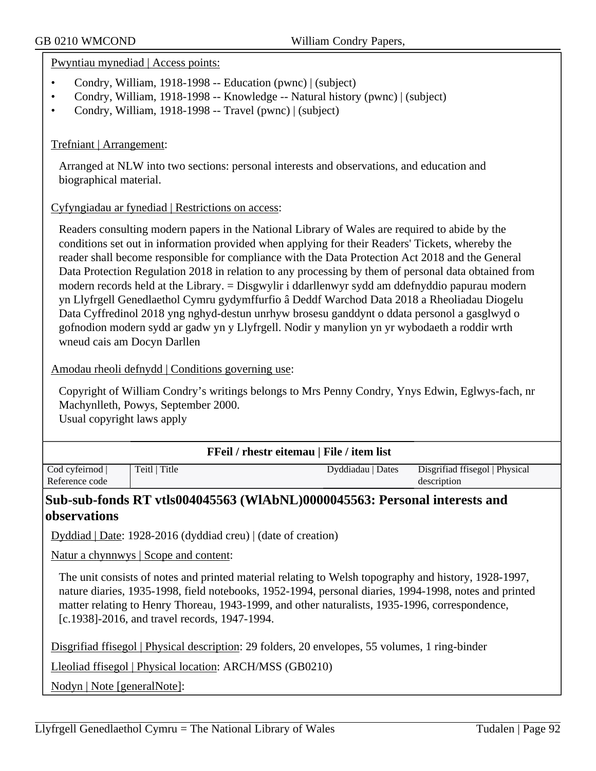Pwyntiau mynediad | Access points:

- Condry, William, 1918-1998 -- Education (pwnc) | (subject)
- Condry, William, 1918-1998 -- Knowledge -- Natural history (pwnc) | (subject)
- Condry, William, 1918-1998 -- Travel (pwnc) | (subject)

Trefniant | Arrangement:

Arranged at NLW into two sections: personal interests and observations, and education and biographical material.

Cyfyngiadau ar fynediad | Restrictions on access:

Readers consulting modern papers in the National Library of Wales are required to abide by the conditions set out in information provided when applying for their Readers' Tickets, whereby the reader shall become responsible for compliance with the Data Protection Act 2018 and the General Data Protection Regulation 2018 in relation to any processing by them of personal data obtained from modern records held at the Library. = Disgwylir i ddarllenwyr sydd am ddefnyddio papurau modern yn Llyfrgell Genedlaethol Cymru gydymffurfio â Deddf Warchod Data 2018 a Rheoliadau Diogelu Data Cyffredinol 2018 yng nghyd-destun unrhyw brosesu ganddynt o ddata personol a gasglwyd o gofnodion modern sydd ar gadw yn y Llyfrgell. Nodir y manylion yn yr wybodaeth a roddir wrth wneud cais am Docyn Darllen

Amodau rheoli defnydd | Conditions governing use:

Copyright of William Condry's writings belongs to Mrs Penny Condry, Ynys Edwin, Eglwys-fach, nr Machynlleth, Powys, September 2000.
Usual copyright laws apply

**FFeil / rhestr eitemau | File / item list**

| Cod cyfeirnod \| Reference code | Teitl \| Title | Dyddiadau \| Dates | Disgrifiad ffisegol \| Physical description |
|---|---|---|---|

## Sub-sub-fonds RT vtls004045563 (WlAbNL)0000045563: Personal interests and observations

Dyddiad | Date: 1928-2016 (dyddiad creu) | (date of creation)

Natur a chynnwys | Scope and content:

The unit consists of notes and printed material relating to Welsh topography and history, 1928-1997, nature diaries, 1935-1998, field notebooks, 1952-1994, personal diaries, 1994-1998, notes and printed matter relating to Henry Thoreau, 1943-1999, and other naturalists, 1935-1996, correspondence, [c.1938]-2016, and travel records, 1947-1994.

Disgrifiad ffisegol | Physical description: 29 folders, 20 envelopes, 55 volumes, 1 ring-binder

Lleoliad ffisegol | Physical location: ARCH/MSS (GB0210)

Nodyn | Note [generalNote]: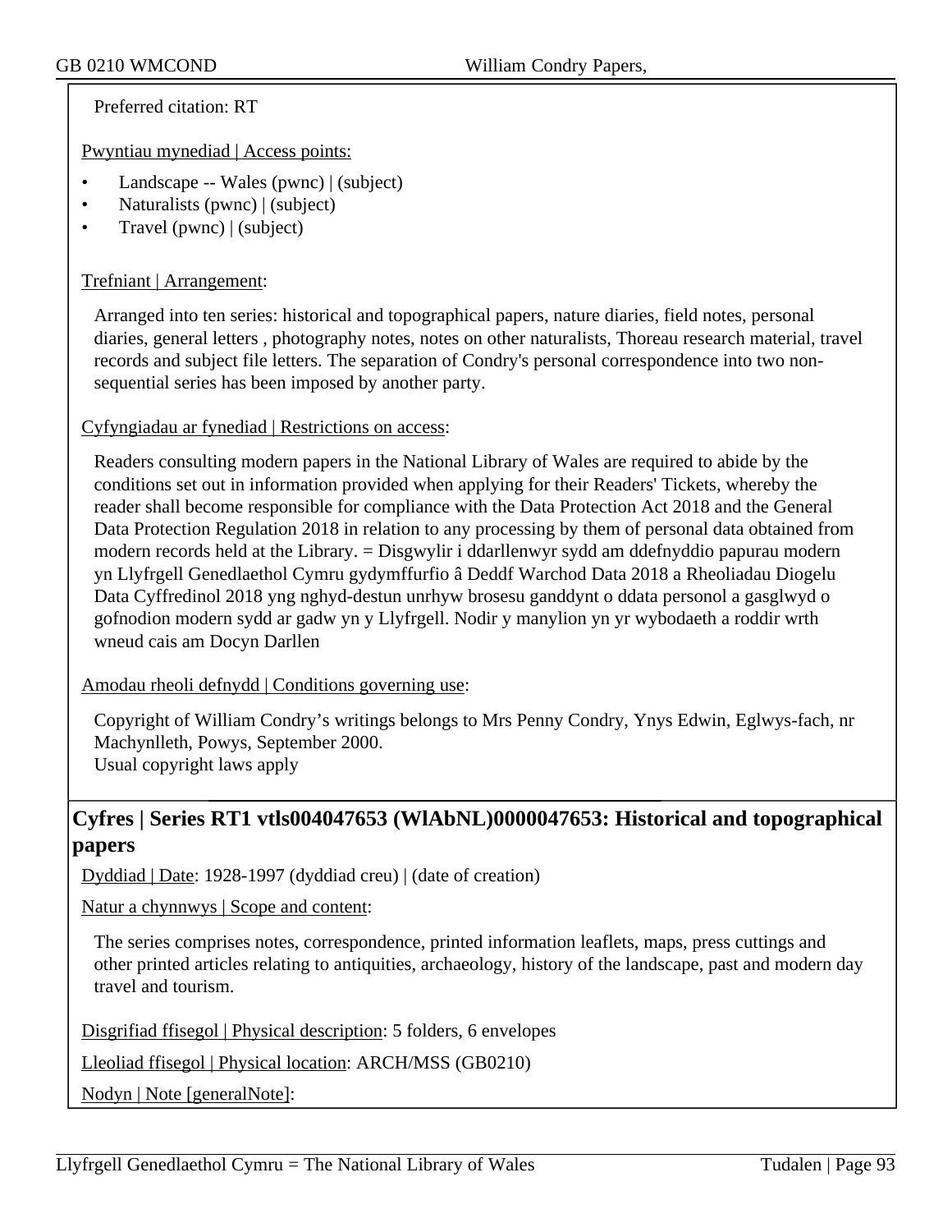Preferred citation: RT

Pwyntiau mynediad | Access points:

- Landscape -- Wales (pwnc) | (subject)
- Naturalists (pwnc) | (subject)
- Travel (pwnc) | (subject)

Trefniant | Arrangement:

Arranged into ten series: historical and topographical papers, nature diaries, field notes, personal diaries, general letters , photography notes, notes on other naturalists, Thoreau research material, travel records and subject file letters. The separation of Condry's personal correspondence into two non-sequential series has been imposed by another party.

Cyfyngiadau ar fynediad | Restrictions on access:

Readers consulting modern papers in the National Library of Wales are required to abide by the conditions set out in information provided when applying for their Readers' Tickets, whereby the reader shall become responsible for compliance with the Data Protection Act 2018 and the General Data Protection Regulation 2018 in relation to any processing by them of personal data obtained from modern records held at the Library. = Disgwylir i ddarllenwyr sydd am ddefnyddio papurau modern yn Llyfrgell Genedlaethol Cymru gydymffurfio â Deddf Warchod Data 2018 a Rheoliadau Diogelu Data Cyffredinol 2018 yng nghyd-destun unrhyw brosesu ganddynt o ddata personol a gasglwyd o gofnodion modern sydd ar gadw yn y Llyfrgell. Nodir y manylion yn yr wybodaeth a roddir wrth wneud cais am Docyn Darllen

Amodau rheoli defnydd | Conditions governing use:

Copyright of William Condry's writings belongs to Mrs Penny Condry, Ynys Edwin, Eglwys-fach, nr Machynlleth, Powys, September 2000.
Usual copyright laws apply

## Cyfres | Series RT1 vtls004047653 (WlAbNL)0000047653: Historical and topographical papers

Dyddiad | Date: 1928-1997 (dyddiad creu) | (date of creation)

Natur a chynnwys | Scope and content:

The series comprises notes, correspondence, printed information leaflets, maps, press cuttings and other printed articles relating to antiquities, archaeology, history of the landscape, past and modern day travel and tourism.

Disgrifiad ffisegol | Physical description: 5 folders, 6 envelopes

Lleoliad ffisegol | Physical location: ARCH/MSS (GB0210)

Nodyn | Note [generalNote]: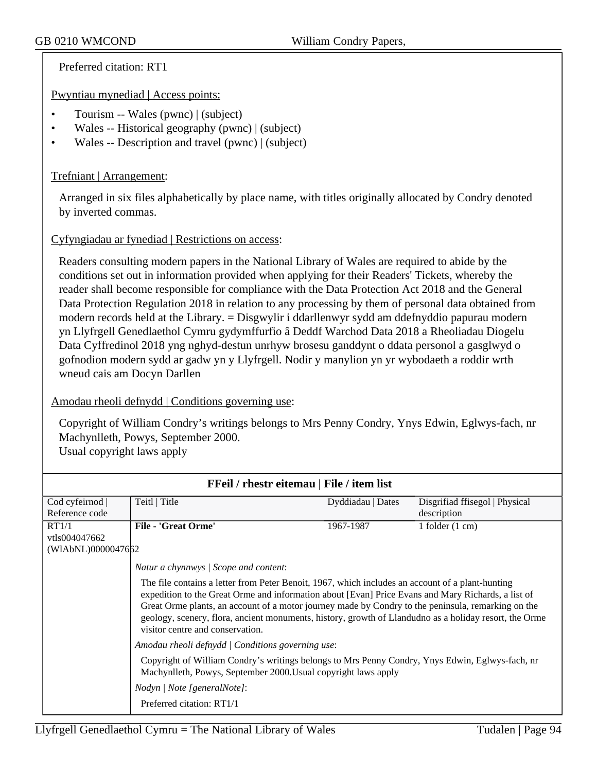Preferred citation: RT1

Pwyntiau mynediad | Access points:

- Tourism -- Wales (pwnc) | (subject)
- Wales -- Historical geography (pwnc) | (subject)
- Wales -- Description and travel (pwnc) | (subject)

Trefniant | Arrangement:

Arranged in six files alphabetically by place name, with titles originally allocated by Condry denoted by inverted commas.

Cyfyngiadau ar fynediad | Restrictions on access:

Readers consulting modern papers in the National Library of Wales are required to abide by the conditions set out in information provided when applying for their Readers' Tickets, whereby the reader shall become responsible for compliance with the Data Protection Act 2018 and the General Data Protection Regulation 2018 in relation to any processing by them of personal data obtained from modern records held at the Library. = Disgwylir i ddarllenwyr sydd am ddefnyddio papurau modern yn Llyfrgell Genedlaethol Cymru gydymffurfio â Deddf Warchod Data 2018 a Rheoliadau Diogelu Data Cyffredinol 2018 yng nghyd-destun unrhyw brosesu ganddynt o ddata personol a gasglwyd o gofnodion modern sydd ar gadw yn y Llyfrgell. Nodir y manylion yn yr wybodaeth a roddir wrth wneud cais am Docyn Darllen

Amodau rheoli defnydd | Conditions governing use:

Copyright of William Condry's writings belongs to Mrs Penny Condry, Ynys Edwin, Eglwys-fach, nr Machynlleth, Powys, September 2000.
Usual copyright laws apply

## FFeil / rhestr eitemau | File / item list

| Cod cyfeirnod \| Reference code | Teitl \| Title | Dyddiadau \| Dates | Disgrifiad ffisegol \| Physical description |
|---|---|---|---|
| RT1/1 vtls004047662 (WlAbNL)0000047662 | **File - 'Great Orme'** | 1967-1987 | 1 folder (1 cm) |

*Natur a chynnwys | Scope and content*:

The file contains a letter from Peter Benoit, 1967, which includes an account of a plant-hunting expedition to the Great Orme and information about [Evan] Price Evans and Mary Richards, a list of Great Orme plants, an account of a motor journey made by Condry to the peninsula, remarking on the geology, scenery, flora, ancient monuments, history, growth of Llandudno as a holiday resort, the Orme visitor centre and conservation.

*Amodau rheoli defnydd | Conditions governing use*:

Copyright of William Condry's writings belongs to Mrs Penny Condry, Ynys Edwin, Eglwys-fach, nr Machynlleth, Powys, September 2000.Usual copyright laws apply

*Nodyn | Note [generalNote]*:

Preferred citation: RT1/1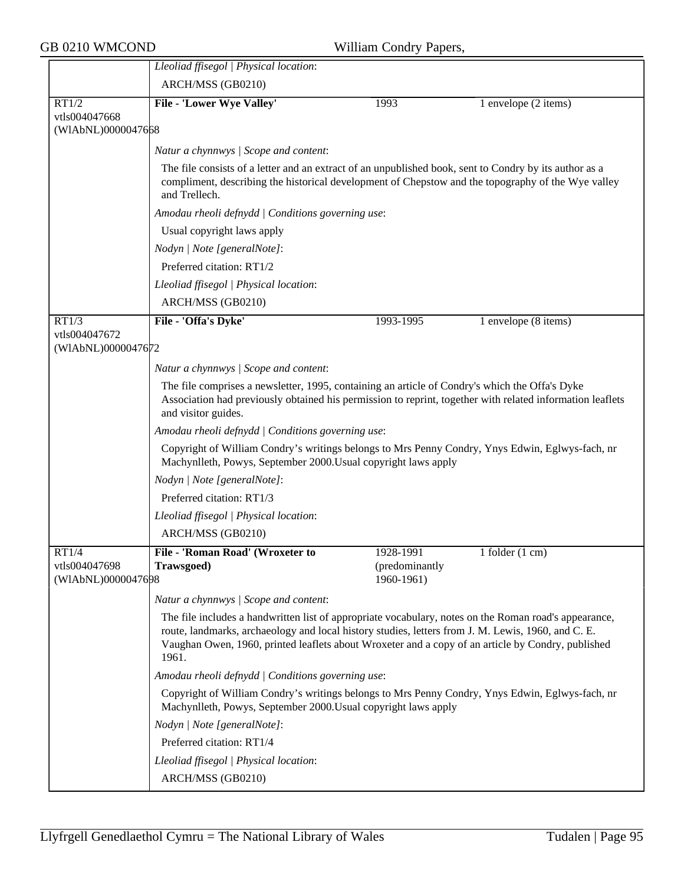*Lleoliad ffisegol | Physical location*:

ARCH/MSS (GB0210)

| | | | |
|---|---|---|---|
| RT1/2 vtls004047668 (WlAbNL)0000047668 | **File - 'Lower Wye Valley'** | 1993 | 1 envelope (2 items) |

*Natur a chynnwys | Scope and content*:

The file consists of a letter and an extract of an unpublished book, sent to Condry by its author as a compliment, describing the historical development of Chepstow and the topography of the Wye valley and Trellech.

*Amodau rheoli defnydd | Conditions governing use*:

Usual copyright laws apply

*Nodyn | Note [generalNote]*:

Preferred citation: RT1/2

*Lleoliad ffisegol | Physical location*:

ARCH/MSS (GB0210)

| | | | |
|---|---|---|---|
| RT1/3 vtls004047672 (WlAbNL)0000047672 | **File - 'Offa's Dyke'** | 1993-1995 | 1 envelope (8 items) |

*Natur a chynnwys | Scope and content*:

The file comprises a newsletter, 1995, containing an article of Condry's which the Offa's Dyke Association had previously obtained his permission to reprint, together with related information leaflets and visitor guides.

*Amodau rheoli defnydd | Conditions governing use*:

Copyright of William Condry's writings belongs to Mrs Penny Condry, Ynys Edwin, Eglwys-fach, nr Machynlleth, Powys, September 2000.Usual copyright laws apply

*Nodyn | Note [generalNote]*:

Preferred citation: RT1/3

*Lleoliad ffisegol | Physical location*:

ARCH/MSS (GB0210)

| | | | |
|---|---|---|---|
| RT1/4 vtls004047698 (WlAbNL)0000047698 | **File - 'Roman Road' (Wroxeter to Trawsgoed)** | 1928-1991 (predominantly 1960-1961) | 1 folder (1 cm) |

*Natur a chynnwys | Scope and content*:

The file includes a handwritten list of appropriate vocabulary, notes on the Roman road's appearance, route, landmarks, archaeology and local history studies, letters from J. M. Lewis, 1960, and C. E. Vaughan Owen, 1960, printed leaflets about Wroxeter and a copy of an article by Condry, published 1961.

*Amodau rheoli defnydd | Conditions governing use*:

Copyright of William Condry's writings belongs to Mrs Penny Condry, Ynys Edwin, Eglwys-fach, nr Machynlleth, Powys, September 2000.Usual copyright laws apply

*Nodyn | Note [generalNote]*:

Preferred citation: RT1/4

*Lleoliad ffisegol | Physical location*:

ARCH/MSS (GB0210)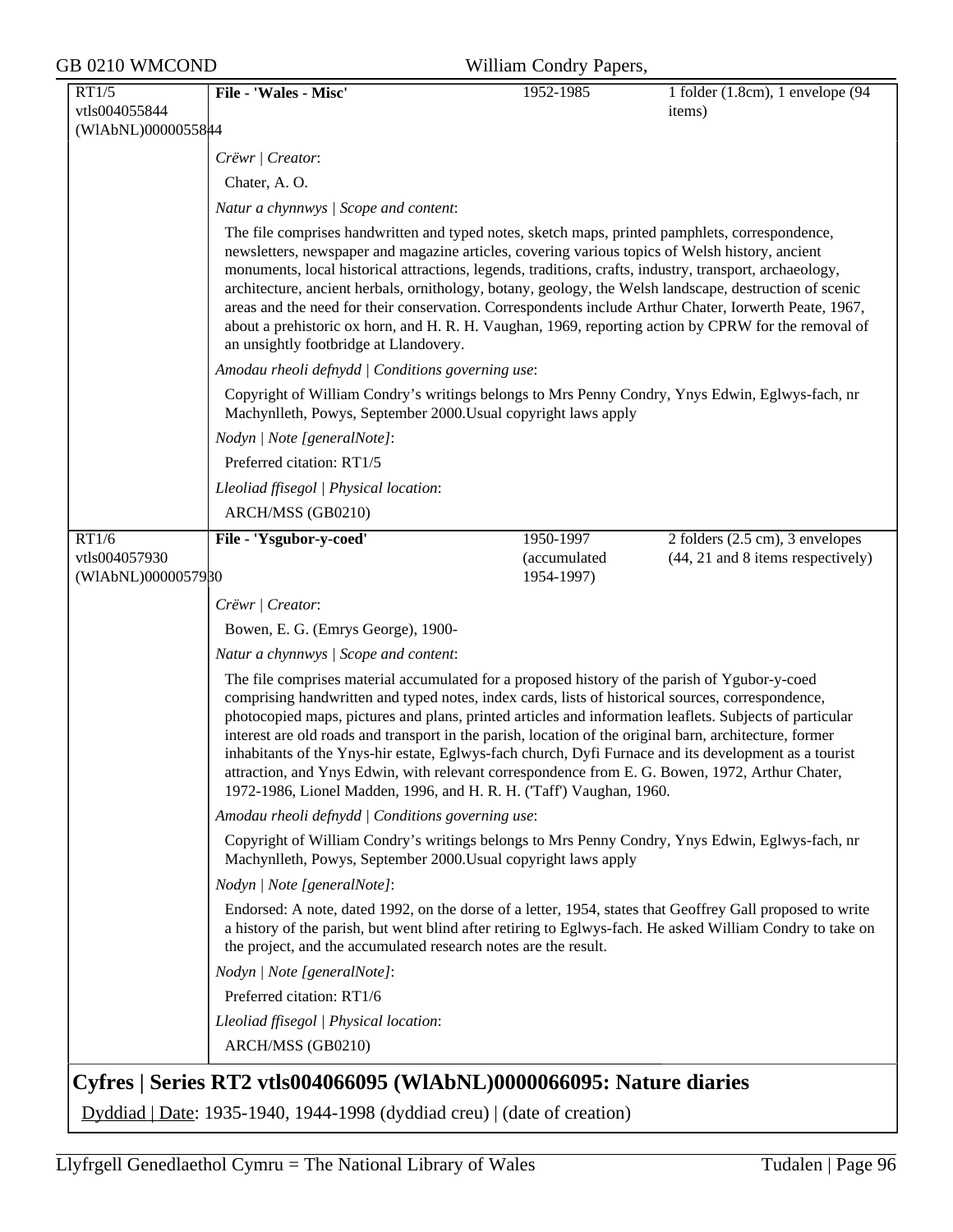| RT1/5<br>vtls004055844<br>(WlAbNL)0000055844 | **File - 'Wales - Misc'** | 1952-1985 | 1 folder (1.8cm), 1 envelope (94 items) |
|---|---|---|---|

*Crëwr | Creator*:

Chater, A. O.

*Natur a chynnwys | Scope and content*:

The file comprises handwritten and typed notes, sketch maps, printed pamphlets, correspondence, newsletters, newspaper and magazine articles, covering various topics of Welsh history, ancient monuments, local historical attractions, legends, traditions, crafts, industry, transport, archaeology, architecture, ancient herbals, ornithology, botany, geology, the Welsh landscape, destruction of scenic areas and the need for their conservation. Correspondents include Arthur Chater, Iorwerth Peate, 1967, about a prehistoric ox horn, and H. R. H. Vaughan, 1969, reporting action by CPRW for the removal of an unsightly footbridge at Llandovery.

*Amodau rheoli defnydd | Conditions governing use*:

Copyright of William Condry's writings belongs to Mrs Penny Condry, Ynys Edwin, Eglwys-fach, nr Machynlleth, Powys, September 2000.Usual copyright laws apply

*Nodyn | Note [generalNote]*:

Preferred citation: RT1/5

*Lleoliad ffisegol | Physical location*:

ARCH/MSS (GB0210)

| RT1/6<br>vtls004057930<br>(WlAbNL)0000057930 | **File - 'Ysgubor-y-coed'** | 1950-1997 (accumulated 1954-1997) | 2 folders (2.5 cm), 3 envelopes (44, 21 and 8 items respectively) |
|---|---|---|---|

*Crëwr | Creator*:

Bowen, E. G. (Emrys George), 1900-

*Natur a chynnwys | Scope and content*:

The file comprises material accumulated for a proposed history of the parish of Ygubor-y-coed comprising handwritten and typed notes, index cards, lists of historical sources, correspondence, photocopied maps, pictures and plans, printed articles and information leaflets. Subjects of particular interest are old roads and transport in the parish, location of the original barn, architecture, former inhabitants of the Ynys-hir estate, Eglwys-fach church, Dyfi Furnace and its development as a tourist attraction, and Ynys Edwin, with relevant correspondence from E. G. Bowen, 1972, Arthur Chater, 1972-1986, Lionel Madden, 1996, and H. R. H. ('Taff') Vaughan, 1960.

*Amodau rheoli defnydd | Conditions governing use*:

Copyright of William Condry's writings belongs to Mrs Penny Condry, Ynys Edwin, Eglwys-fach, nr Machynlleth, Powys, September 2000.Usual copyright laws apply

*Nodyn | Note [generalNote]*:

Endorsed: A note, dated 1992, on the dorse of a letter, 1954, states that Geoffrey Gall proposed to write a history of the parish, but went blind after retiring to Eglwys-fach. He asked William Condry to take on the project, and the accumulated research notes are the result.

*Nodyn | Note [generalNote]*:

Preferred citation: RT1/6

*Lleoliad ffisegol | Physical location*:

ARCH/MSS (GB0210)

## Cyfres | Series RT2 vtls004066095 (WlAbNL)0000066095: Nature diaries

Dyddiad | Date: 1935-1940, 1944-1998 (dyddiad creu) | (date of creation)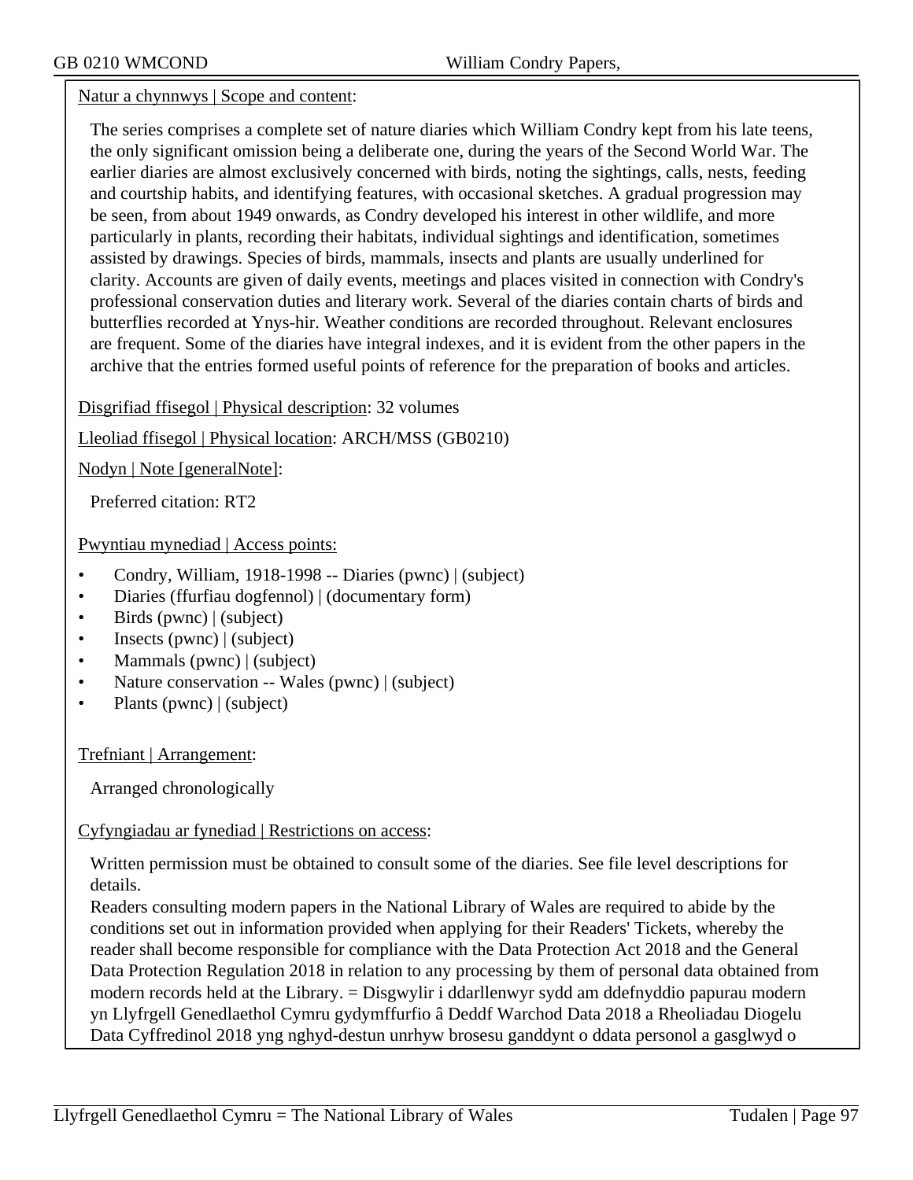Natur a chynnwys | Scope and content:

The series comprises a complete set of nature diaries which William Condry kept from his late teens, the only significant omission being a deliberate one, during the years of the Second World War. The earlier diaries are almost exclusively concerned with birds, noting the sightings, calls, nests, feeding and courtship habits, and identifying features, with occasional sketches. A gradual progression may be seen, from about 1949 onwards, as Condry developed his interest in other wildlife, and more particularly in plants, recording their habitats, individual sightings and identification, sometimes assisted by drawings. Species of birds, mammals, insects and plants are usually underlined for clarity. Accounts are given of daily events, meetings and places visited in connection with Condry's professional conservation duties and literary work. Several of the diaries contain charts of birds and butterflies recorded at Ynys-hir. Weather conditions are recorded throughout. Relevant enclosures are frequent. Some of the diaries have integral indexes, and it is evident from the other papers in the archive that the entries formed useful points of reference for the preparation of books and articles.

Disgrifiad ffisegol | Physical description: 32 volumes

Lleoliad ffisegol | Physical location: ARCH/MSS (GB0210)

Nodyn | Note [generalNote]:

Preferred citation: RT2

Pwyntiau mynediad | Access points:

- Condry, William, 1918-1998 -- Diaries (pwnc) | (subject)
- Diaries (ffurfiau dogfennol) | (documentary form)
- Birds (pwnc) | (subject)
- Insects (pwnc) | (subject)
- Mammals (pwnc) | (subject)
- Nature conservation -- Wales (pwnc) | (subject)
- Plants (pwnc) | (subject)

Trefniant | Arrangement:

Arranged chronologically

Cyfyngiadau ar fynediad | Restrictions on access:

Written permission must be obtained to consult some of the diaries. See file level descriptions for details.
Readers consulting modern papers in the National Library of Wales are required to abide by the conditions set out in information provided when applying for their Readers' Tickets, whereby the reader shall become responsible for compliance with the Data Protection Act 2018 and the General Data Protection Regulation 2018 in relation to any processing by them of personal data obtained from modern records held at the Library. = Disgwylir i ddarllenwyr sydd am ddefnyddio papurau modern yn Llyfrgell Genedlaethol Cymru gydymffurfio â Deddf Warchod Data 2018 a Rheoliadau Diogelu Data Cyffredinol 2018 yng nghyd-destun unrhyw brosesu ganddynt o ddata personol a gasglwyd o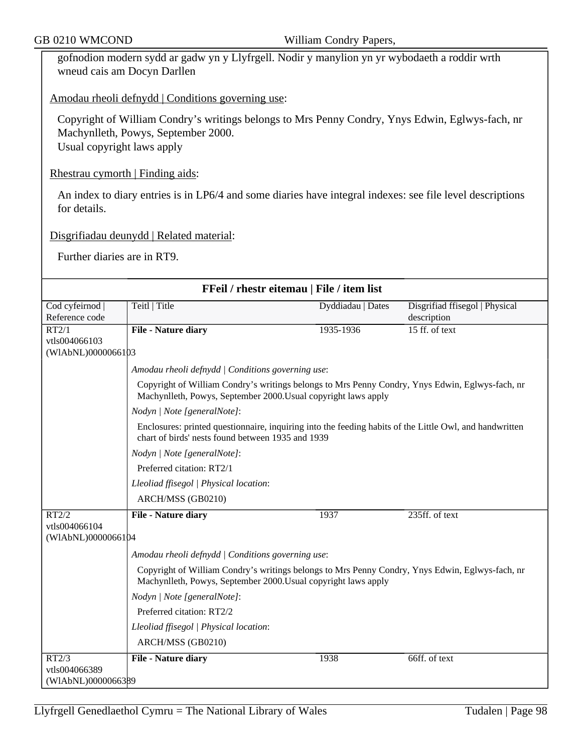gofnodion modern sydd ar gadw yn y Llyfrgell. Nodir y manylion yn yr wybodaeth a roddir wrth wneud cais am Docyn Darllen

Amodau rheoli defnydd | Conditions governing use:

Copyright of William Condry's writings belongs to Mrs Penny Condry, Ynys Edwin, Eglwys-fach, nr Machynlleth, Powys, September 2000.
Usual copyright laws apply

Rhestrau cymorth | Finding aids:

An index to diary entries is in LP6/4 and some diaries have integral indexes: see file level descriptions for details.

Disgrifiadau deunydd | Related material:

Further diaries are in RT9.

## FFeil / rhestr eitemau | File / item list

| Cod cyfeirnod \| Reference code | Teitl \| Title | Dyddiadau \| Dates | Disgrifiad ffisegol \| Physical description |
|---|---|---|---|
| RT2/1 vtls004066103 (WlAbNL)0000066103 | **File - Nature diary** | 1935-1936 | 15 ff. of text |
| | *Amodau rheoli defnydd \| Conditions governing use*: Copyright of William Condry's writings belongs to Mrs Penny Condry, Ynys Edwin, Eglwys-fach, nr Machynlleth, Powys, September 2000.Usual copyright laws apply<br>*Nodyn \| Note [generalNote]*: Enclosures: printed questionnaire, inquiring into the feeding habits of the Little Owl, and handwritten chart of birds' nests found between 1935 and 1939<br>*Nodyn \| Note [generalNote]*: Preferred citation: RT2/1<br>*Lleoliad ffisegol \| Physical location*: ARCH/MSS (GB0210) | | |
| RT2/2 vtls004066104 (WlAbNL)0000066104 | **File - Nature diary** | 1937 | 235ff. of text |
| | *Amodau rheoli defnydd \| Conditions governing use*: Copyright of William Condry's writings belongs to Mrs Penny Condry, Ynys Edwin, Eglwys-fach, nr Machynlleth, Powys, September 2000.Usual copyright laws apply<br>*Nodyn \| Note [generalNote]*: Preferred citation: RT2/2<br>*Lleoliad ffisegol \| Physical location*: ARCH/MSS (GB0210) | | |
| RT2/3 vtls004066389 (WlAbNL)0000066389 | **File - Nature diary** | 1938 | 66ff. of text |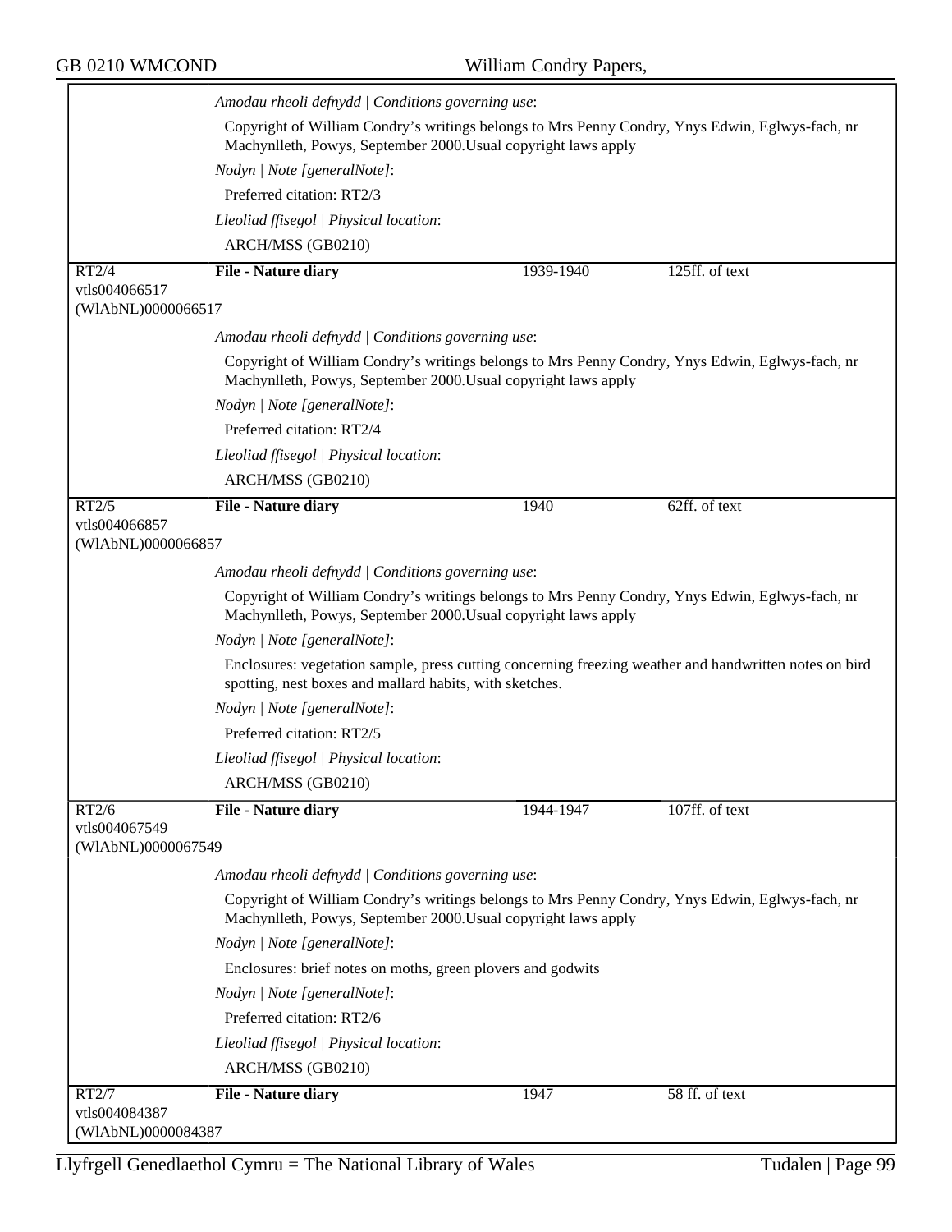| | | | |
|---|---|---|---|
| | *Amodau rheoli defnydd \| Conditions governing use*: | | |
| | Copyright of William Condry's writings belongs to Mrs Penny Condry, Ynys Edwin, Eglwys-fach, nr Machynlleth, Powys, September 2000.Usual copyright laws apply | | |
| | *Nodyn \| Note [generalNote]*: | | |
| | Preferred citation: RT2/3 | | |
| | *Lleoliad ffisegol \| Physical location*: | | |
| | ARCH/MSS (GB0210) | | |
| RT2/4<br>vtls004066517<br>(WlAbNL)0000066517 | **File - Nature diary** | 1939-1940 | 125ff. of text |
| | *Amodau rheoli defnydd \| Conditions governing use*: | | |
| | Copyright of William Condry's writings belongs to Mrs Penny Condry, Ynys Edwin, Eglwys-fach, nr Machynlleth, Powys, September 2000.Usual copyright laws apply | | |
| | *Nodyn \| Note [generalNote]*: | | |
| | Preferred citation: RT2/4 | | |
| | *Lleoliad ffisegol \| Physical location*: | | |
| | ARCH/MSS (GB0210) | | |
| RT2/5<br>vtls004066857<br>(WlAbNL)0000066857 | **File - Nature diary** | 1940 | 62ff. of text |
| | *Amodau rheoli defnydd \| Conditions governing use*: | | |
| | Copyright of William Condry's writings belongs to Mrs Penny Condry, Ynys Edwin, Eglwys-fach, nr Machynlleth, Powys, September 2000.Usual copyright laws apply | | |
| | *Nodyn \| Note [generalNote]*: | | |
| | Enclosures: vegetation sample, press cutting concerning freezing weather and handwritten notes on bird spotting, nest boxes and mallard habits, with sketches. | | |
| | *Nodyn \| Note [generalNote]*: | | |
| | Preferred citation: RT2/5 | | |
| | *Lleoliad ffisegol \| Physical location*: | | |
| | ARCH/MSS (GB0210) | | |
| RT2/6<br>vtls004067549<br>(WlAbNL)0000067549 | **File - Nature diary** | 1944-1947 | 107ff. of text |
| | *Amodau rheoli defnydd \| Conditions governing use*: | | |
| | Copyright of William Condry's writings belongs to Mrs Penny Condry, Ynys Edwin, Eglwys-fach, nr Machynlleth, Powys, September 2000.Usual copyright laws apply | | |
| | *Nodyn \| Note [generalNote]*: | | |
| | Enclosures: brief notes on moths, green plovers and godwits | | |
| | *Nodyn \| Note [generalNote]*: | | |
| | Preferred citation: RT2/6 | | |
| | *Lleoliad ffisegol \| Physical location*: | | |
| | ARCH/MSS (GB0210) | | |
| RT2/7<br>vtls004084387<br>(WlAbNL)0000084387 | **File - Nature diary** | 1947 | 58 ff. of text |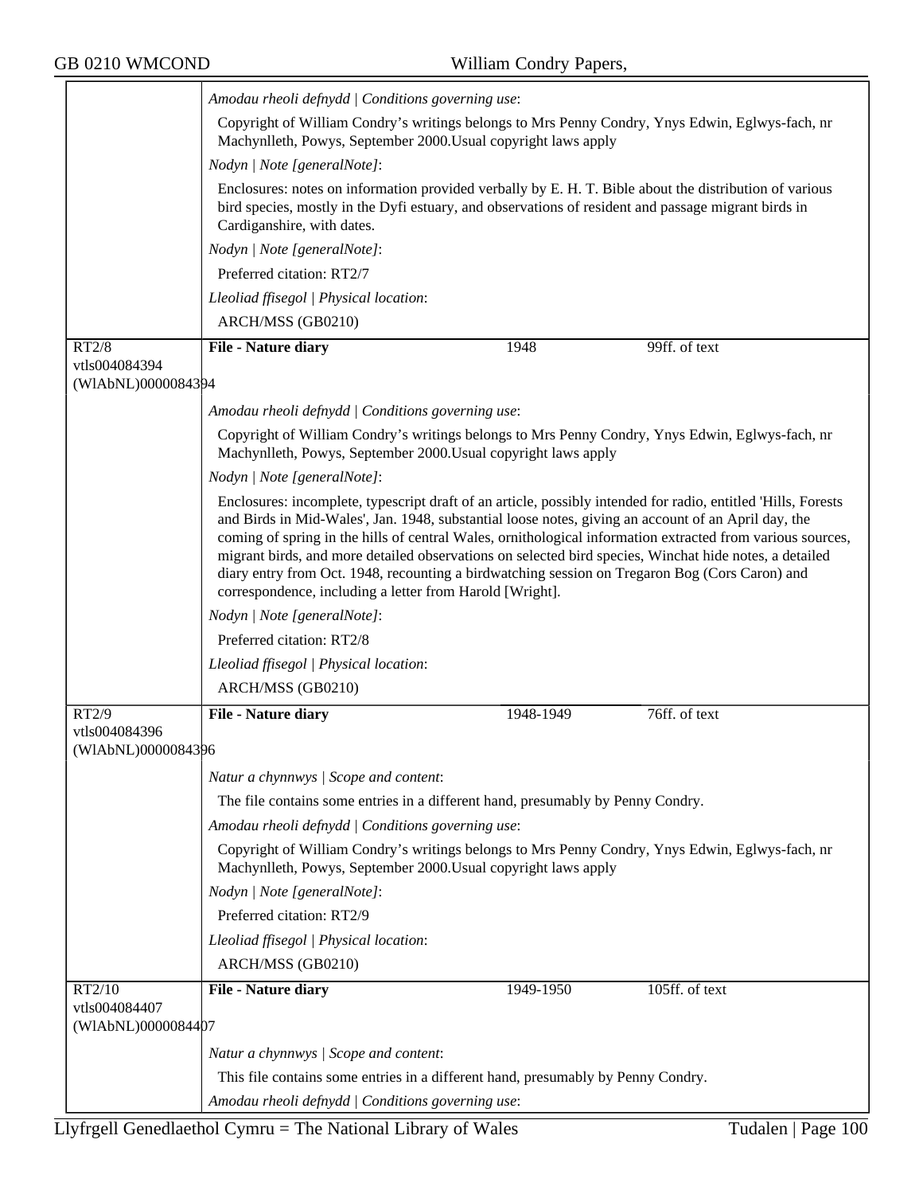*Amodau rheoli defnydd | Conditions governing use*:

Copyright of William Condry's writings belongs to Mrs Penny Condry, Ynys Edwin, Eglwys-fach, nr Machynlleth, Powys, September 2000.Usual copyright laws apply

*Nodyn | Note [generalNote]*:

Enclosures: notes on information provided verbally by E. H. T. Bible about the distribution of various bird species, mostly in the Dyfi estuary, and observations of resident and passage migrant birds in Cardiganshire, with dates.

*Nodyn | Note [generalNote]*:

Preferred citation: RT2/7

*Lleoliad ffisegol | Physical location*:

ARCH/MSS (GB0210)

---

RT2/8
vtls004084394
(WlAbNL)0000084394

**File - Nature diary** | 1948 | 99ff. of text

*Amodau rheoli defnydd | Conditions governing use*:

Copyright of William Condry's writings belongs to Mrs Penny Condry, Ynys Edwin, Eglwys-fach, nr Machynlleth, Powys, September 2000.Usual copyright laws apply

*Nodyn | Note [generalNote]*:

Enclosures: incomplete, typescript draft of an article, possibly intended for radio, entitled 'Hills, Forests and Birds in Mid-Wales', Jan. 1948, substantial loose notes, giving an account of an April day, the coming of spring in the hills of central Wales, ornithological information extracted from various sources, migrant birds, and more detailed observations on selected bird species, Winchat hide notes, a detailed diary entry from Oct. 1948, recounting a birdwatching session on Tregaron Bog (Cors Caron) and correspondence, including a letter from Harold [Wright].

*Nodyn | Note [generalNote]*:

Preferred citation: RT2/8

*Lleoliad ffisegol | Physical location*:

ARCH/MSS (GB0210)

---

RT2/9
vtls004084396
(WlAbNL)0000084396

**File - Nature diary** | 1948-1949 | 76ff. of text

*Natur a chynnwys | Scope and content*:

The file contains some entries in a different hand, presumably by Penny Condry.

*Amodau rheoli defnydd | Conditions governing use*:

Copyright of William Condry's writings belongs to Mrs Penny Condry, Ynys Edwin, Eglwys-fach, nr Machynlleth, Powys, September 2000.Usual copyright laws apply

*Nodyn | Note [generalNote]*:

Preferred citation: RT2/9

*Lleoliad ffisegol | Physical location*:

ARCH/MSS (GB0210)

---

RT2/10
vtls004084407
(WlAbNL)0000084407

**File - Nature diary** | 1949-1950 | 105ff. of text

*Natur a chynnwys | Scope and content*:

This file contains some entries in a different hand, presumably by Penny Condry.

*Amodau rheoli defnydd | Conditions governing use*: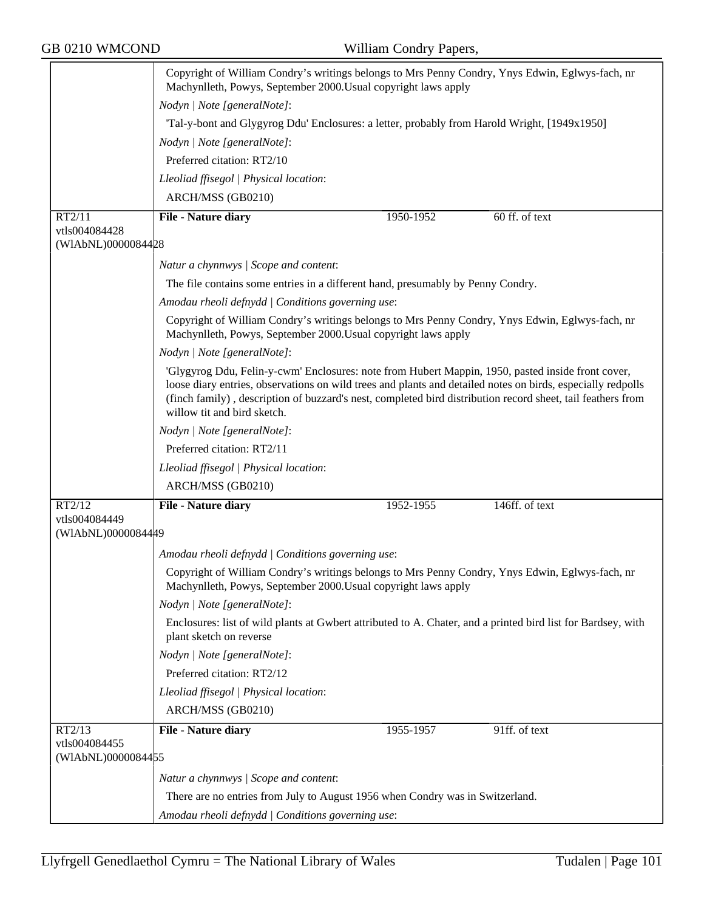Copyright of William Condry's writings belongs to Mrs Penny Condry, Ynys Edwin, Eglwys-fach, nr Machynlleth, Powys, September 2000.Usual copyright laws apply

*Nodyn | Note [generalNote]*:

'Tal-y-bont and Glygyrog Ddu' Enclosures: a letter, probably from Harold Wright, [1949x1950]

*Nodyn | Note [generalNote]*:

Preferred citation: RT2/10

*Lleoliad ffisegol | Physical location*:

ARCH/MSS (GB0210)

| RT2/11 vtls004084428 (WlAbNL)0000084428 | **File - Nature diary** | 1950-1952 | 60 ff. of text |
|---|---|---|---|

*Natur a chynnwys | Scope and content*:

The file contains some entries in a different hand, presumably by Penny Condry.

*Amodau rheoli defnydd | Conditions governing use*:

Copyright of William Condry's writings belongs to Mrs Penny Condry, Ynys Edwin, Eglwys-fach, nr Machynlleth, Powys, September 2000.Usual copyright laws apply

*Nodyn | Note [generalNote]*:

'Glygyrog Ddu, Felin-y-cwm' Enclosures: note from Hubert Mappin, 1950, pasted inside front cover, loose diary entries, observations on wild trees and plants and detailed notes on birds, especially redpolls (finch family) , description of buzzard's nest, completed bird distribution record sheet, tail feathers from willow tit and bird sketch.

*Nodyn | Note [generalNote]*:

Preferred citation: RT2/11

*Lleoliad ffisegol | Physical location*:

ARCH/MSS (GB0210)

| RT2/12 vtls004084449 (WlAbNL)0000084449 | **File - Nature diary** | 1952-1955 | 146ff. of text |
|---|---|---|---|

*Amodau rheoli defnydd | Conditions governing use*:

Copyright of William Condry's writings belongs to Mrs Penny Condry, Ynys Edwin, Eglwys-fach, nr Machynlleth, Powys, September 2000.Usual copyright laws apply

*Nodyn | Note [generalNote]*:

Enclosures: list of wild plants at Gwbert attributed to A. Chater, and a printed bird list for Bardsey, with plant sketch on reverse

*Nodyn | Note [generalNote]*:

Preferred citation: RT2/12

*Lleoliad ffisegol | Physical location*:

ARCH/MSS (GB0210)

| RT2/13 vtls004084455 (WlAbNL)0000084455 | **File - Nature diary** | 1955-1957 | 91ff. of text |
|---|---|---|---|

*Natur a chynnwys | Scope and content*:

There are no entries from July to August 1956 when Condry was in Switzerland.

*Amodau rheoli defnydd | Conditions governing use*: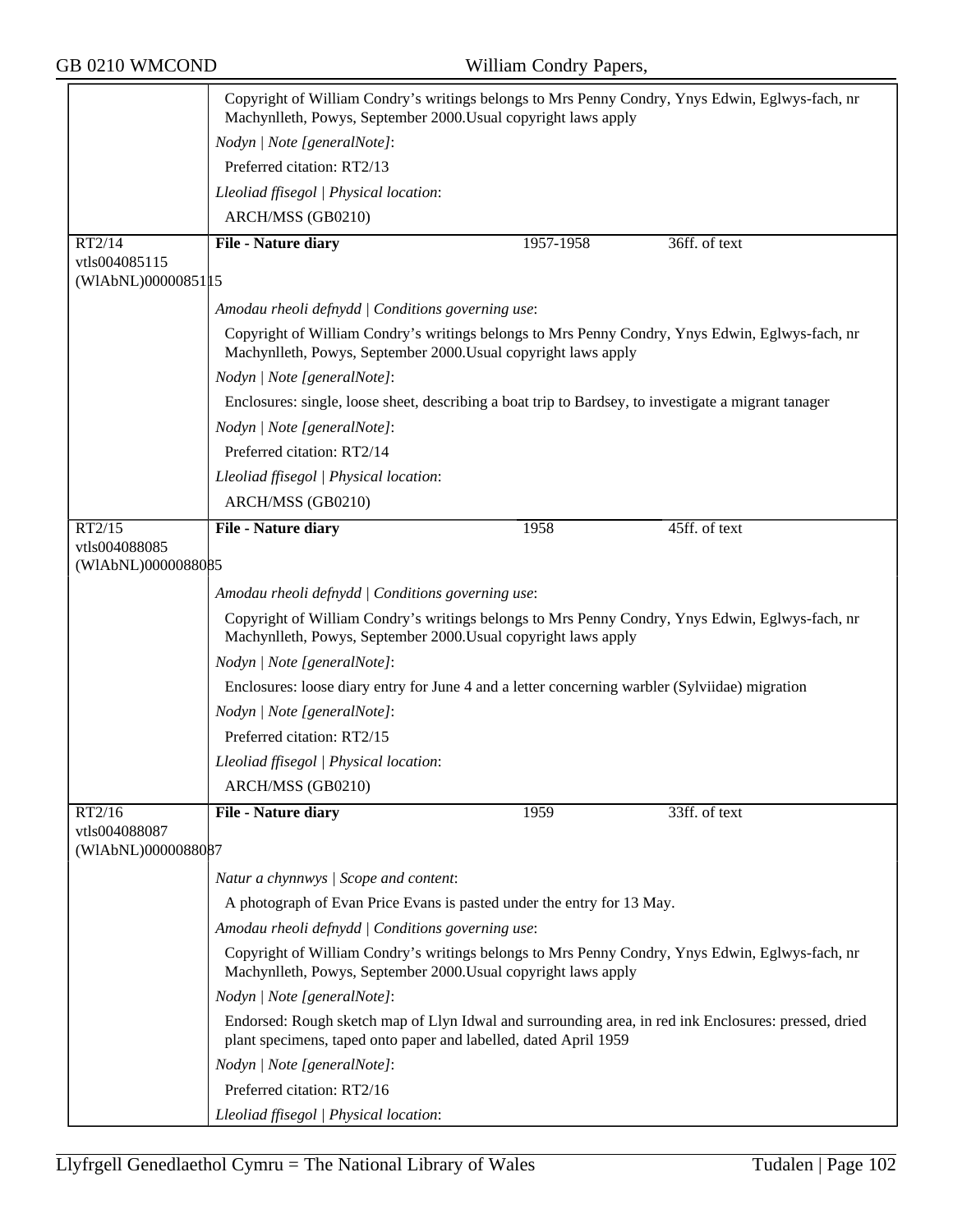| | | | |
|---|---|---|---|
| | Copyright of William Condry's writings belongs to Mrs Penny Condry, Ynys Edwin, Eglwys-fach, nr Machynlleth, Powys, September 2000.Usual copyright laws apply<br>*Nodyn \| Note [generalNote]*:<br>Preferred citation: RT2/13<br>*Lleoliad ffisegol \| Physical location*:<br>ARCH/MSS (GB0210) | | |
| RT2/14<br>vtls004085115<br>(WlAbNL)0000085115 | **File - Nature diary** | 1957-1958 | 36ff. of text |
| | *Amodau rheoli defnydd \| Conditions governing use*:<br>Copyright of William Condry's writings belongs to Mrs Penny Condry, Ynys Edwin, Eglwys-fach, nr Machynlleth, Powys, September 2000.Usual copyright laws apply<br>*Nodyn \| Note [generalNote]*:<br>Enclosures: single, loose sheet, describing a boat trip to Bardsey, to investigate a migrant tanager<br>*Nodyn \| Note [generalNote]*:<br>Preferred citation: RT2/14<br>*Lleoliad ffisegol \| Physical location*:<br>ARCH/MSS (GB0210) | | |
| RT2/15<br>vtls004088085<br>(WlAbNL)0000088085 | **File - Nature diary** | 1958 | 45ff. of text |
| | *Amodau rheoli defnydd \| Conditions governing use*:<br>Copyright of William Condry's writings belongs to Mrs Penny Condry, Ynys Edwin, Eglwys-fach, nr Machynlleth, Powys, September 2000.Usual copyright laws apply<br>*Nodyn \| Note [generalNote]*:<br>Enclosures: loose diary entry for June 4 and a letter concerning warbler (Sylviidae) migration<br>*Nodyn \| Note [generalNote]*:<br>Preferred citation: RT2/15<br>*Lleoliad ffisegol \| Physical location*:<br>ARCH/MSS (GB0210) | | |
| RT2/16<br>vtls004088087<br>(WlAbNL)0000088087 | **File - Nature diary** | 1959 | 33ff. of text |
| | *Natur a chynnwys \| Scope and content*:<br>A photograph of Evan Price Evans is pasted under the entry for 13 May.<br>*Amodau rheoli defnydd \| Conditions governing use*:<br>Copyright of William Condry's writings belongs to Mrs Penny Condry, Ynys Edwin, Eglwys-fach, nr Machynlleth, Powys, September 2000.Usual copyright laws apply<br>*Nodyn \| Note [generalNote]*:<br>Endorsed: Rough sketch map of Llyn Idwal and surrounding area, in red ink Enclosures: pressed, dried plant specimens, taped onto paper and labelled, dated April 1959<br>*Nodyn \| Note [generalNote]*:<br>Preferred citation: RT2/16<br>*Lleoliad ffisegol \| Physical location*: | | |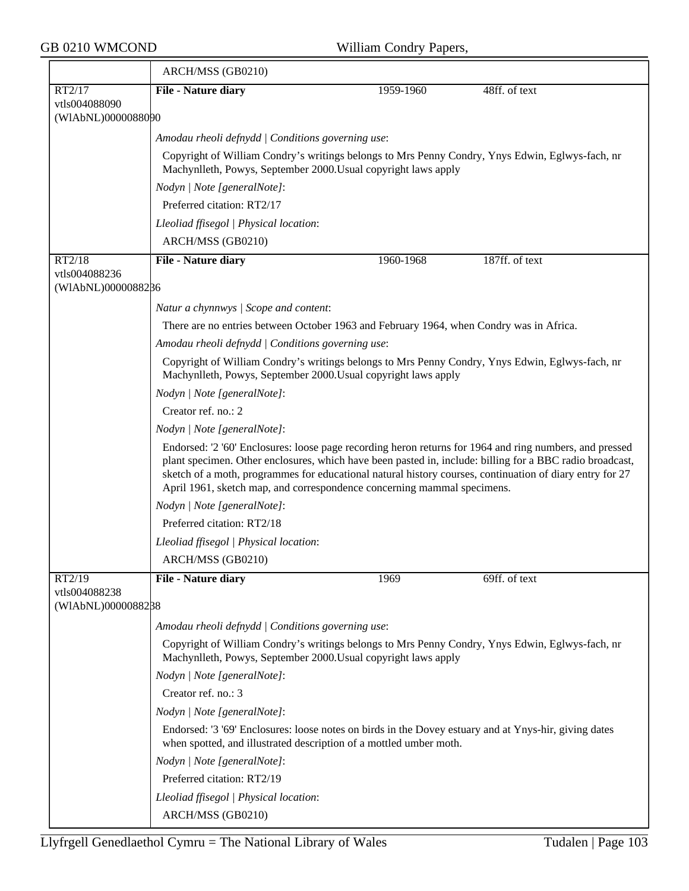ARCH/MSS (GB0210)

---

**RT2/17**
vtls004088090
(WlAbNL)0000088090

**File - Nature diary** | 1959-1960 | 48ff. of text

*Amodau rheoli defnydd | Conditions governing use*:

Copyright of William Condry's writings belongs to Mrs Penny Condry, Ynys Edwin, Eglwys-fach, nr Machynlleth, Powys, September 2000.Usual copyright laws apply

*Nodyn | Note [generalNote]*:

Preferred citation: RT2/17

*Lleoliad ffisegol | Physical location*:

ARCH/MSS (GB0210)

---

**RT2/18**
vtls004088236
(WlAbNL)0000088236

**File - Nature diary** | 1960-1968 | 187ff. of text

*Natur a chynnwys | Scope and content*:

There are no entries between October 1963 and February 1964, when Condry was in Africa.

*Amodau rheoli defnydd | Conditions governing use*:

Copyright of William Condry's writings belongs to Mrs Penny Condry, Ynys Edwin, Eglwys-fach, nr Machynlleth, Powys, September 2000.Usual copyright laws apply

*Nodyn | Note [generalNote]*:

Creator ref. no.: 2

*Nodyn | Note [generalNote]*:

Endorsed: '2 '60' Enclosures: loose page recording heron returns for 1964 and ring numbers, and pressed plant specimen. Other enclosures, which have been pasted in, include: billing for a BBC radio broadcast, sketch of a moth, programmes for educational natural history courses, continuation of diary entry for 27 April 1961, sketch map, and correspondence concerning mammal specimens.

*Nodyn | Note [generalNote]*:

Preferred citation: RT2/18

*Lleoliad ffisegol | Physical location*:

ARCH/MSS (GB0210)

---

**RT2/19**
vtls004088238
(WlAbNL)0000088238

**File - Nature diary** | 1969 | 69ff. of text

*Amodau rheoli defnydd | Conditions governing use*:

Copyright of William Condry's writings belongs to Mrs Penny Condry, Ynys Edwin, Eglwys-fach, nr Machynlleth, Powys, September 2000.Usual copyright laws apply

*Nodyn | Note [generalNote]*:

Creator ref. no.: 3

*Nodyn | Note [generalNote]*:

Endorsed: '3 '69' Enclosures: loose notes on birds in the Dovey estuary and at Ynys-hir, giving dates when spotted, and illustrated description of a mottled umber moth.

*Nodyn | Note [generalNote]*:

Preferred citation: RT2/19

*Lleoliad ffisegol | Physical location*:

ARCH/MSS (GB0210)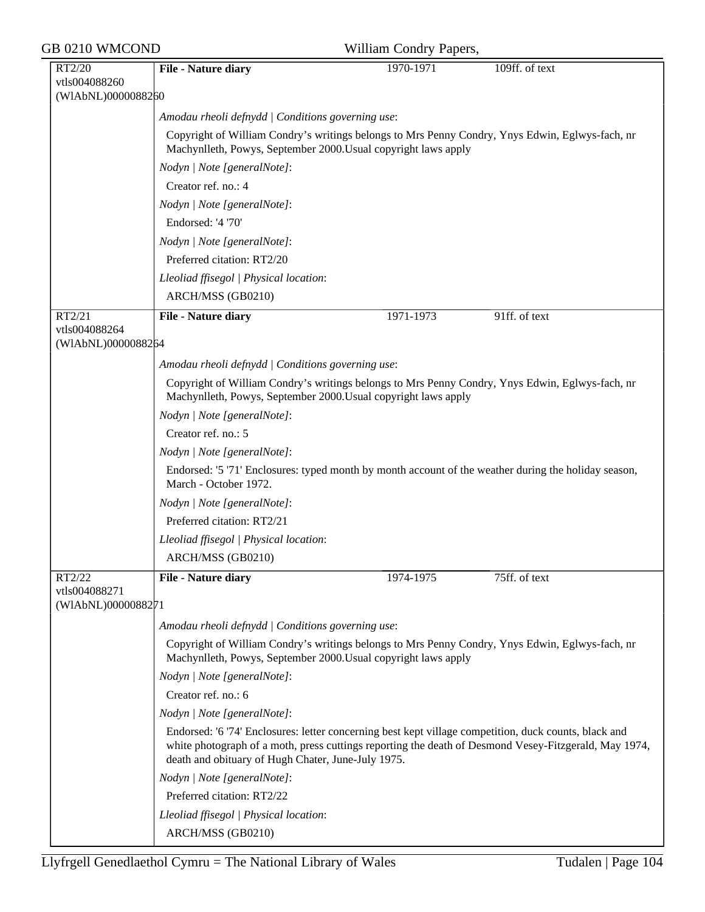| RT2/20 vtls004088260 (WlAbNL)0000088260 | **File - Nature diary** | 1970-1971 | 109ff. of text |
|---|---|---|---|

*Amodau rheoli defnydd | Conditions governing use*:

Copyright of William Condry's writings belongs to Mrs Penny Condry, Ynys Edwin, Eglwys-fach, nr Machynlleth, Powys, September 2000.Usual copyright laws apply

*Nodyn | Note [generalNote]*:

Creator ref. no.: 4

*Nodyn | Note [generalNote]*:

Endorsed: '4 '70'

*Nodyn | Note [generalNote]*:

Preferred citation: RT2/20

*Lleoliad ffisegol | Physical location*:

ARCH/MSS (GB0210)

| RT2/21 vtls004088264 (WlAbNL)0000088264 | **File - Nature diary** | 1971-1973 | 91ff. of text |
|---|---|---|---|

*Amodau rheoli defnydd | Conditions governing use*:

Copyright of William Condry's writings belongs to Mrs Penny Condry, Ynys Edwin, Eglwys-fach, nr Machynlleth, Powys, September 2000.Usual copyright laws apply

*Nodyn | Note [generalNote]*:

Creator ref. no.: 5

*Nodyn | Note [generalNote]*:

Endorsed: '5 '71' Enclosures: typed month by month account of the weather during the holiday season, March - October 1972.

*Nodyn | Note [generalNote]*:

Preferred citation: RT2/21

*Lleoliad ffisegol | Physical location*:

ARCH/MSS (GB0210)

| RT2/22 vtls004088271 (WlAbNL)0000088271 | **File - Nature diary** | 1974-1975 | 75ff. of text |
|---|---|---|---|

*Amodau rheoli defnydd | Conditions governing use*:

Copyright of William Condry's writings belongs to Mrs Penny Condry, Ynys Edwin, Eglwys-fach, nr Machynlleth, Powys, September 2000.Usual copyright laws apply

*Nodyn | Note [generalNote]*:

Creator ref. no.: 6

*Nodyn | Note [generalNote]*:

Endorsed: '6 '74' Enclosures: letter concerning best kept village competition, duck counts, black and white photograph of a moth, press cuttings reporting the death of Desmond Vesey-Fitzgerald, May 1974, death and obituary of Hugh Chater, June-July 1975.

*Nodyn | Note [generalNote]*:

Preferred citation: RT2/22

*Lleoliad ffisegol | Physical location*:

ARCH/MSS (GB0210)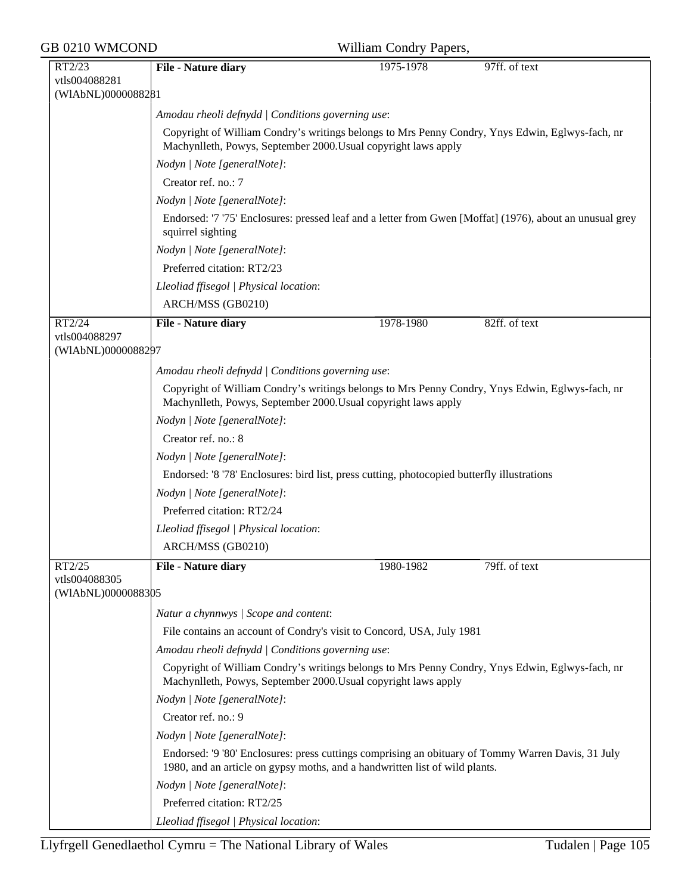| RT2/23<br>vtls004088281<br>(WlAbNL)0000088281 | **File - Nature diary** | 1975-1978 | 97ff. of text |
|---|---|---|---|

*Amodau rheoli defnydd | Conditions governing use*:

Copyright of William Condry's writings belongs to Mrs Penny Condry, Ynys Edwin, Eglwys-fach, nr Machynlleth, Powys, September 2000.Usual copyright laws apply

*Nodyn | Note [generalNote]*:

Creator ref. no.: 7

*Nodyn | Note [generalNote]*:

Endorsed: '7 '75' Enclosures: pressed leaf and a letter from Gwen [Moffat] (1976), about an unusual grey squirrel sighting

*Nodyn | Note [generalNote]*:

Preferred citation: RT2/23

*Lleoliad ffisegol | Physical location*:

ARCH/MSS (GB0210)

| RT2/24<br>vtls004088297<br>(WlAbNL)0000088297 | **File - Nature diary** | 1978-1980 | 82ff. of text |
|---|---|---|---|

*Amodau rheoli defnydd | Conditions governing use*:

Copyright of William Condry's writings belongs to Mrs Penny Condry, Ynys Edwin, Eglwys-fach, nr Machynlleth, Powys, September 2000.Usual copyright laws apply

*Nodyn | Note [generalNote]*:

Creator ref. no.: 8

*Nodyn | Note [generalNote]*:

Endorsed: '8 '78' Enclosures: bird list, press cutting, photocopied butterfly illustrations

*Nodyn | Note [generalNote]*:

Preferred citation: RT2/24

*Lleoliad ffisegol | Physical location*:

ARCH/MSS (GB0210)

| RT2/25<br>vtls004088305<br>(WlAbNL)0000088305 | **File - Nature diary** | 1980-1982 | 79ff. of text |
|---|---|---|---|

*Natur a chynnwys | Scope and content*:

File contains an account of Condry's visit to Concord, USA, July 1981

*Amodau rheoli defnydd | Conditions governing use*:

Copyright of William Condry's writings belongs to Mrs Penny Condry, Ynys Edwin, Eglwys-fach, nr Machynlleth, Powys, September 2000.Usual copyright laws apply

*Nodyn | Note [generalNote]*:

Creator ref. no.: 9

*Nodyn | Note [generalNote]*:

Endorsed: '9 '80' Enclosures: press cuttings comprising an obituary of Tommy Warren Davis, 31 July 1980, and an article on gypsy moths, and a handwritten list of wild plants.

*Nodyn | Note [generalNote]*:

Preferred citation: RT2/25

*Lleoliad ffisegol | Physical location*: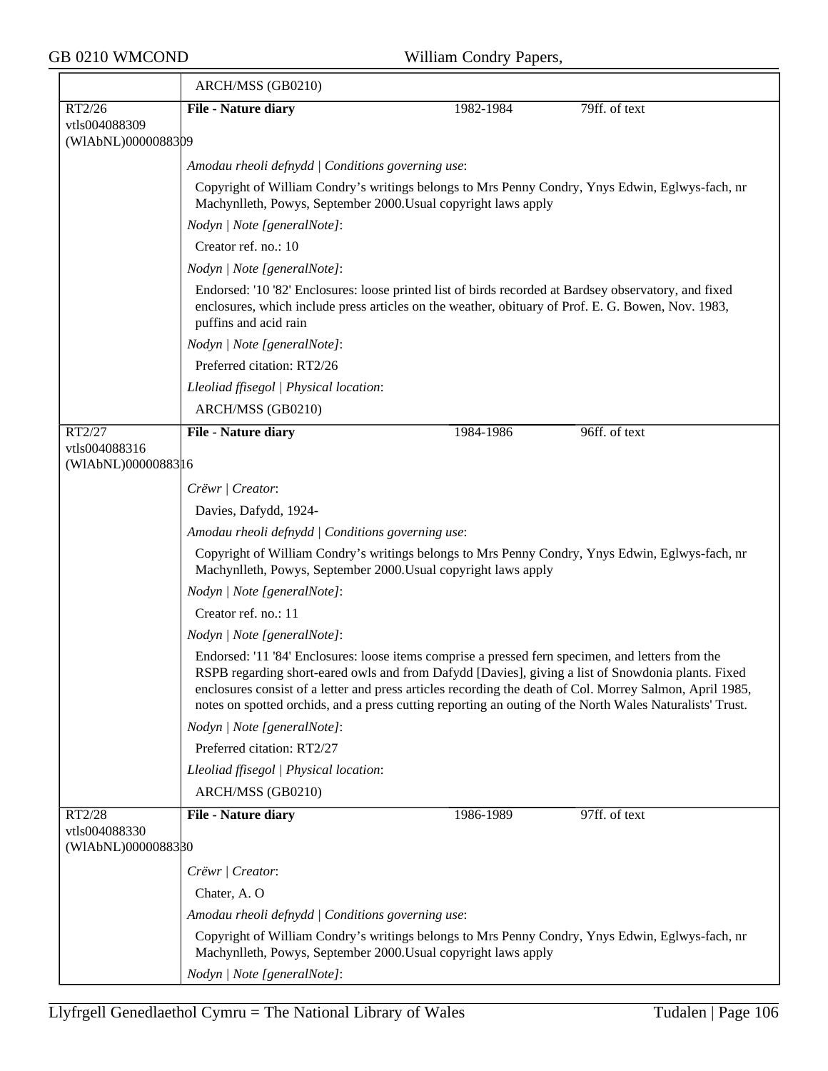| | ARCH/MSS (GB0210) | | |
|---|---|---|---|
| RT2/26 vtls004088309 (WlAbNL)0000088309 | **File - Nature diary** | 1982-1984 | 79ff. of text |

*Amodau rheoli defnydd | Conditions governing use*:

Copyright of William Condry's writings belongs to Mrs Penny Condry, Ynys Edwin, Eglwys-fach, nr Machynlleth, Powys, September 2000.Usual copyright laws apply

*Nodyn | Note [generalNote]*:

Creator ref. no.: 10

*Nodyn | Note [generalNote]*:

Endorsed: '10 '82' Enclosures: loose printed list of birds recorded at Bardsey observatory, and fixed enclosures, which include press articles on the weather, obituary of Prof. E. G. Bowen, Nov. 1983, puffins and acid rain

*Nodyn | Note [generalNote]*:

Preferred citation: RT2/26

*Lleoliad ffisegol | Physical location*:

ARCH/MSS (GB0210)

| RT2/27 vtls004088316 (WlAbNL)0000088316 | **File - Nature diary** | 1984-1986 | 96ff. of text |
|---|---|---|---|

*Crëwr | Creator*:

Davies, Dafydd, 1924-

*Amodau rheoli defnydd | Conditions governing use*:

Copyright of William Condry's writings belongs to Mrs Penny Condry, Ynys Edwin, Eglwys-fach, nr Machynlleth, Powys, September 2000.Usual copyright laws apply

*Nodyn | Note [generalNote]*:

Creator ref. no.: 11

*Nodyn | Note [generalNote]*:

Endorsed: '11 '84' Enclosures: loose items comprise a pressed fern specimen, and letters from the RSPB regarding short-eared owls and from Dafydd [Davies], giving a list of Snowdonia plants. Fixed enclosures consist of a letter and press articles recording the death of Col. Morrey Salmon, April 1985, notes on spotted orchids, and a press cutting reporting an outing of the North Wales Naturalists' Trust.

*Nodyn | Note [generalNote]*:

Preferred citation: RT2/27

*Lleoliad ffisegol | Physical location*:

ARCH/MSS (GB0210)

| RT2/28 vtls004088330 (WlAbNL)0000088330 | **File - Nature diary** | 1986-1989 | 97ff. of text |
|---|---|---|---|

*Crëwr | Creator*:

Chater, A. O

*Amodau rheoli defnydd | Conditions governing use*:

Copyright of William Condry's writings belongs to Mrs Penny Condry, Ynys Edwin, Eglwys-fach, nr Machynlleth, Powys, September 2000.Usual copyright laws apply

*Nodyn | Note [generalNote]*: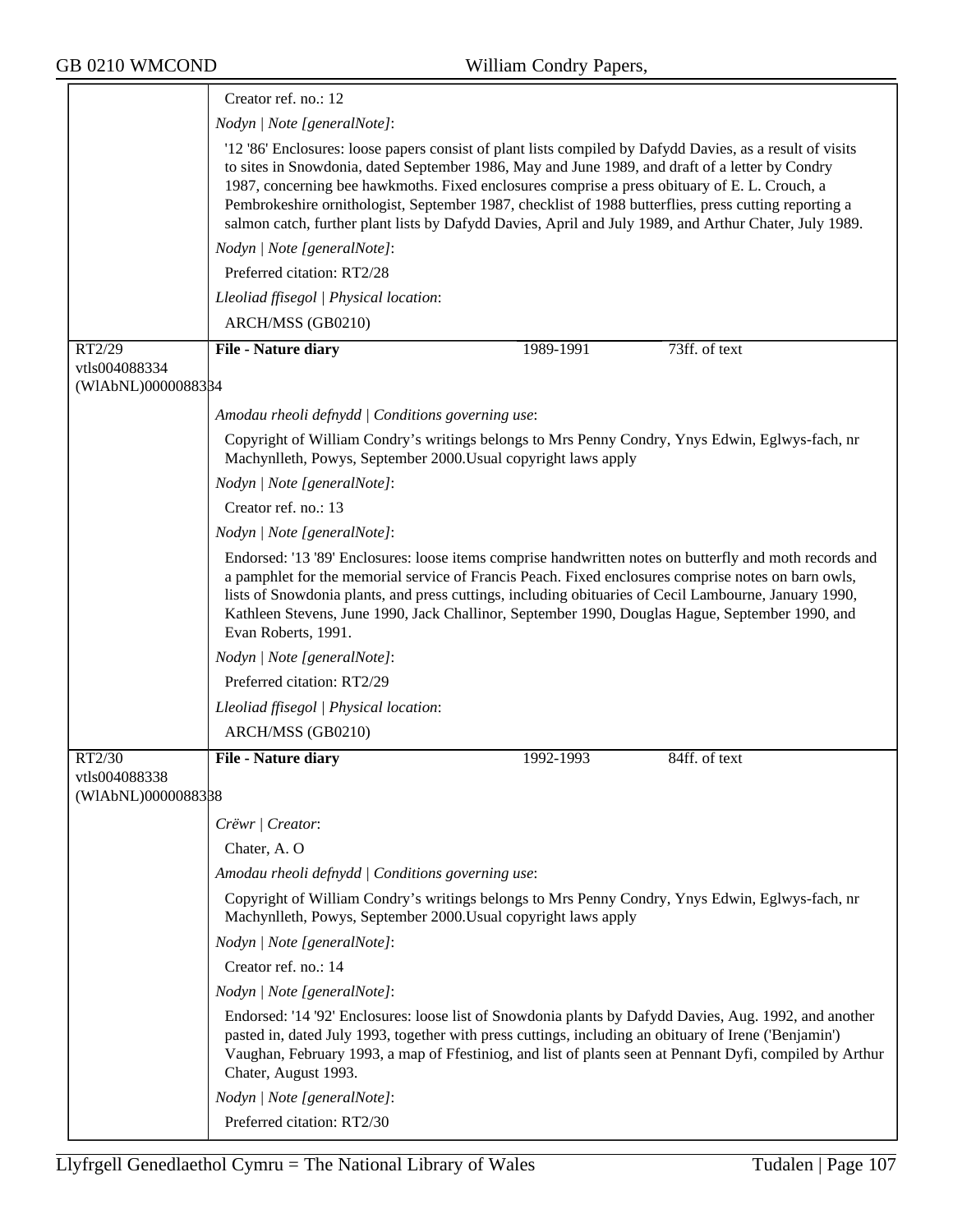Creator ref. no.: 12

*Nodyn | Note [generalNote]*:

'12 '86' Enclosures: loose papers consist of plant lists compiled by Dafydd Davies, as a result of visits to sites in Snowdonia, dated September 1986, May and June 1989, and draft of a letter by Condry 1987, concerning bee hawkmoths. Fixed enclosures comprise a press obituary of E. L. Crouch, a Pembrokeshire ornithologist, September 1987, checklist of 1988 butterflies, press cutting reporting a salmon catch, further plant lists by Dafydd Davies, April and July 1989, and Arthur Chater, July 1989.

*Nodyn | Note [generalNote]*:

Preferred citation: RT2/28

*Lleoliad ffisegol | Physical location*:

ARCH/MSS (GB0210)

---

RT2/29
vtls004088334
(WlAbNL)0000088334

**File - Nature diary** | 1989-1991 | 73ff. of text

*Amodau rheoli defnydd | Conditions governing use*:

Copyright of William Condry's writings belongs to Mrs Penny Condry, Ynys Edwin, Eglwys-fach, nr Machynlleth, Powys, September 2000.Usual copyright laws apply

*Nodyn | Note [generalNote]*:

Creator ref. no.: 13

*Nodyn | Note [generalNote]*:

Endorsed: '13 '89' Enclosures: loose items comprise handwritten notes on butterfly and moth records and a pamphlet for the memorial service of Francis Peach. Fixed enclosures comprise notes on barn owls, lists of Snowdonia plants, and press cuttings, including obituaries of Cecil Lambourne, January 1990, Kathleen Stevens, June 1990, Jack Challinor, September 1990, Douglas Hague, September 1990, and Evan Roberts, 1991.

*Nodyn | Note [generalNote]*:

Preferred citation: RT2/29

*Lleoliad ffisegol | Physical location*:

ARCH/MSS (GB0210)

---

RT2/30
vtls004088338
(WlAbNL)0000088338

**File - Nature diary** | 1992-1993 | 84ff. of text

*Crëwr | Creator*:

Chater, A. O

*Amodau rheoli defnydd | Conditions governing use*:

Copyright of William Condry's writings belongs to Mrs Penny Condry, Ynys Edwin, Eglwys-fach, nr Machynlleth, Powys, September 2000.Usual copyright laws apply

*Nodyn | Note [generalNote]*:

Creator ref. no.: 14

*Nodyn | Note [generalNote]*:

Endorsed: '14 '92' Enclosures: loose list of Snowdonia plants by Dafydd Davies, Aug. 1992, and another pasted in, dated July 1993, together with press cuttings, including an obituary of Irene ('Benjamin') Vaughan, February 1993, a map of Ffestiniog, and list of plants seen at Pennant Dyfi, compiled by Arthur Chater, August 1993.

*Nodyn | Note [generalNote]*:

Preferred citation: RT2/30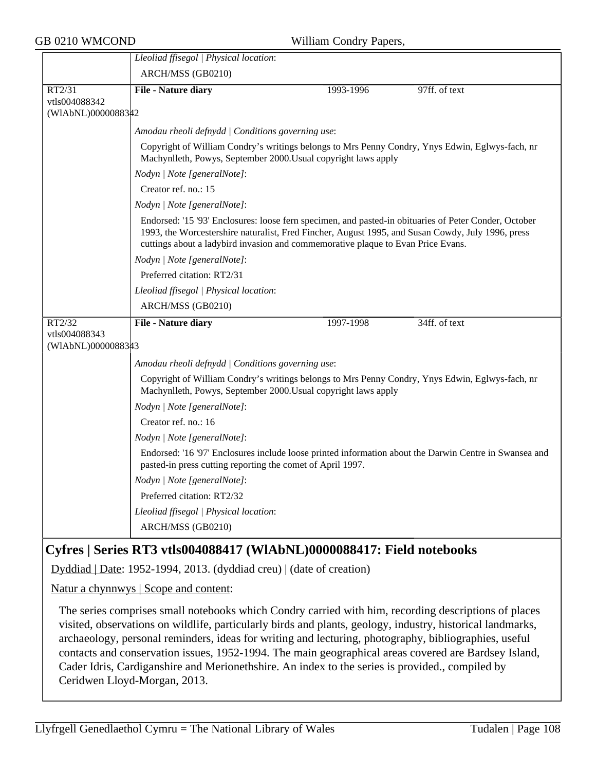*Lleoliad ffisegol | Physical location*:

ARCH/MSS (GB0210)

| RT2/31 vtls004088342 (WlAbNL)0000088342 | **File - Nature diary** | 1993-1996 | 97ff. of text |
|---|---|---|---|

*Amodau rheoli defnydd | Conditions governing use*:

Copyright of William Condry's writings belongs to Mrs Penny Condry, Ynys Edwin, Eglwys-fach, nr Machynlleth, Powys, September 2000.Usual copyright laws apply

*Nodyn | Note [generalNote]*:

Creator ref. no.: 15

*Nodyn | Note [generalNote]*:

Endorsed: '15 '93' Enclosures: loose fern specimen, and pasted-in obituaries of Peter Conder, October 1993, the Worcestershire naturalist, Fred Fincher, August 1995, and Susan Cowdy, July 1996, press cuttings about a ladybird invasion and commemorative plaque to Evan Price Evans.

*Nodyn | Note [generalNote]*:

Preferred citation: RT2/31

*Lleoliad ffisegol | Physical location*:

ARCH/MSS (GB0210)

| RT2/32 vtls004088343 (WlAbNL)0000088343 | **File - Nature diary** | 1997-1998 | 34ff. of text |
|---|---|---|---|

*Amodau rheoli defnydd | Conditions governing use*:

Copyright of William Condry's writings belongs to Mrs Penny Condry, Ynys Edwin, Eglwys-fach, nr Machynlleth, Powys, September 2000.Usual copyright laws apply

*Nodyn | Note [generalNote]*:

Creator ref. no.: 16

*Nodyn | Note [generalNote]*:

Endorsed: '16 '97' Enclosures include loose printed information about the Darwin Centre in Swansea and pasted-in press cutting reporting the comet of April 1997.

*Nodyn | Note [generalNote]*:

Preferred citation: RT2/32

*Lleoliad ffisegol | Physical location*:

ARCH/MSS (GB0210)

## Cyfres | Series RT3 vtls004088417 (WlAbNL)0000088417: Field notebooks

Dyddiad | Date: 1952-1994, 2013. (dyddiad creu) | (date of creation)

Natur a chynnwys | Scope and content:

The series comprises small notebooks which Condry carried with him, recording descriptions of places visited, observations on wildlife, particularly birds and plants, geology, industry, historical landmarks, archaeology, personal reminders, ideas for writing and lecturing, photography, bibliographies, useful contacts and conservation issues, 1952-1994. The main geographical areas covered are Bardsey Island, Cader Idris, Cardiganshire and Merionethshire. An index to the series is provided., compiled by Ceridwen Lloyd-Morgan, 2013.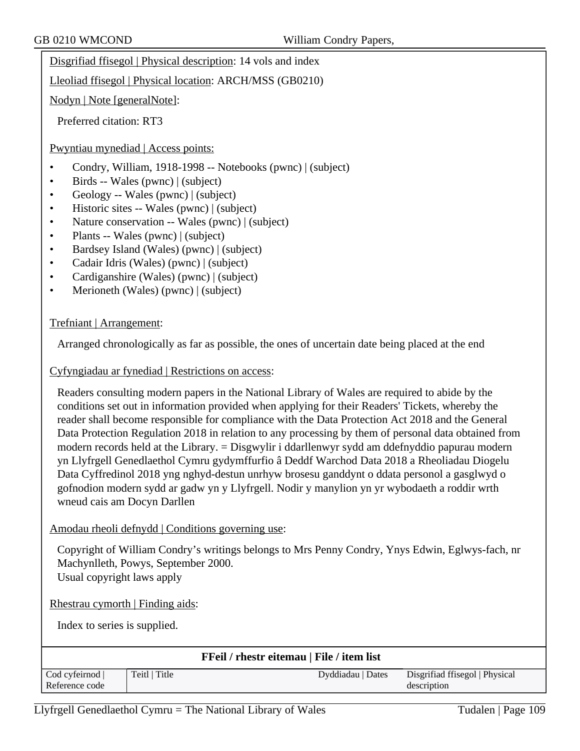Disgrifiad ffisegol | Physical description: 14 vols and index

Lleoliad ffisegol | Physical location: ARCH/MSS (GB0210)

Nodyn | Note [generalNote]:

Preferred citation: RT3

Pwyntiau mynediad | Access points:

- Condry, William, 1918-1998 -- Notebooks (pwnc) | (subject)
- Birds -- Wales (pwnc) | (subject)
- Geology -- Wales (pwnc) | (subject)
- Historic sites -- Wales (pwnc) | (subject)
- Nature conservation -- Wales (pwnc) | (subject)
- Plants -- Wales (pwnc) | (subject)
- Bardsey Island (Wales) (pwnc) | (subject)
- Cadair Idris (Wales) (pwnc) | (subject)
- Cardiganshire (Wales) (pwnc) | (subject)
- Merioneth (Wales) (pwnc) | (subject)

Trefniant | Arrangement:

Arranged chronologically as far as possible, the ones of uncertain date being placed at the end

Cyfyngiadau ar fynediad | Restrictions on access:

Readers consulting modern papers in the National Library of Wales are required to abide by the conditions set out in information provided when applying for their Readers' Tickets, whereby the reader shall become responsible for compliance with the Data Protection Act 2018 and the General Data Protection Regulation 2018 in relation to any processing by them of personal data obtained from modern records held at the Library. = Disgwylir i ddarllenwyr sydd am ddefnyddio papurau modern yn Llyfrgell Genedlaethol Cymru gydymffurfio â Deddf Warchod Data 2018 a Rheoliadau Diogelu Data Cyffredinol 2018 yng nghyd-destun unrhyw brosesu ganddynt o ddata personol a gasglwyd o gofnodion modern sydd ar gadw yn y Llyfrgell. Nodir y manylion yn yr wybodaeth a roddir wrth wneud cais am Docyn Darllen

Amodau rheoli defnydd | Conditions governing use:

Copyright of William Condry's writings belongs to Mrs Penny Condry, Ynys Edwin, Eglwys-fach, nr Machynlleth, Powys, September 2000.
Usual copyright laws apply

Rhestrau cymorth | Finding aids:

Index to series is supplied.

**FFeil / rhestr eitemau | File / item list**

| Cod cyfeirnod \| Reference code | Teitl \| Title | Dyddiadau \| Dates | Disgrifiad ffisegol \| Physical description |
|---|---|---|---|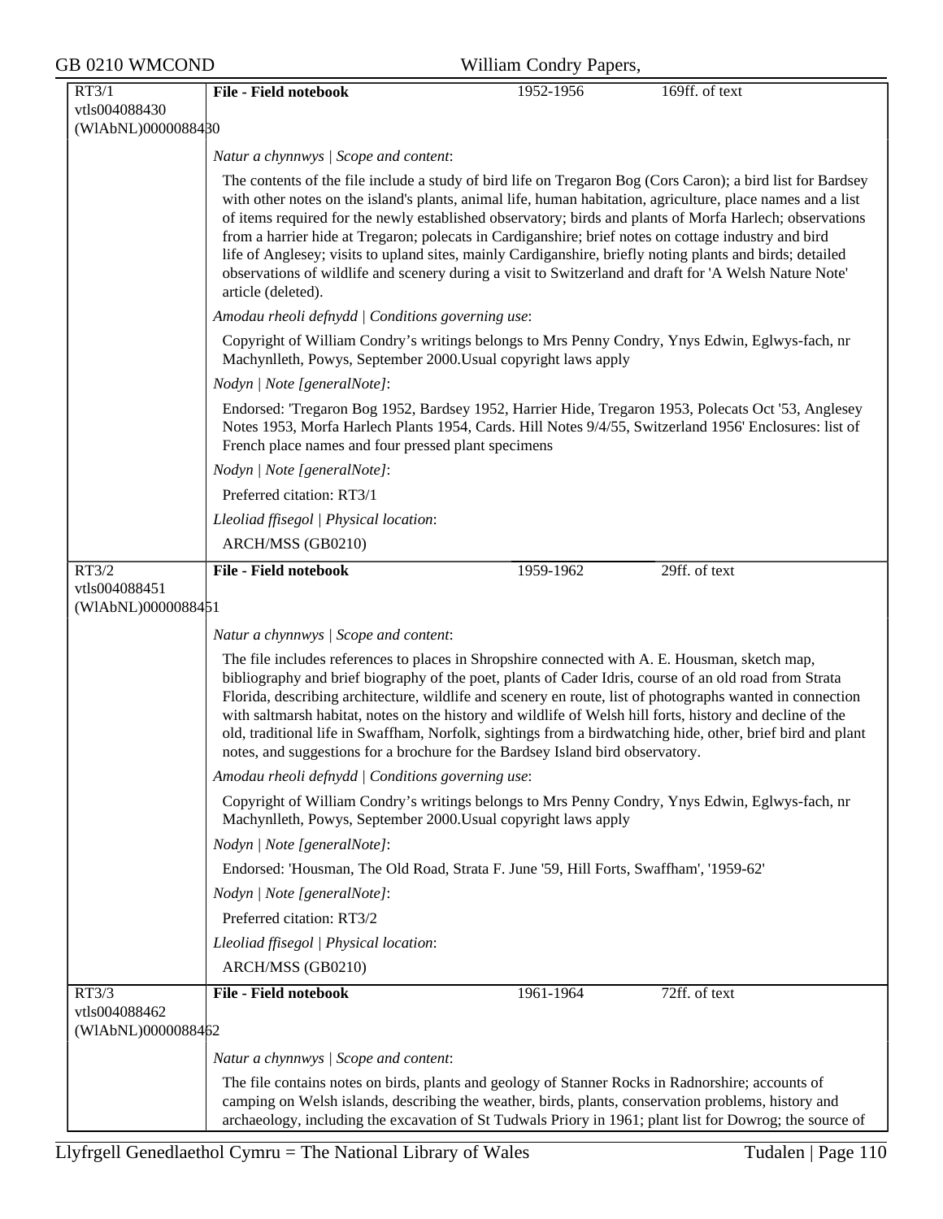RT3/1
vtls004088430
(WlAbNL)0000088430

**File - Field notebook** | 1952-1956 | 169ff. of text

*Natur a chynnwys | Scope and content*:

The contents of the file include a study of bird life on Tregaron Bog (Cors Caron); a bird list for Bardsey with other notes on the island's plants, animal life, human habitation, agriculture, place names and a list of items required for the newly established observatory; birds and plants of Morfa Harlech; observations from a harrier hide at Tregaron; polecats in Cardiganshire; brief notes on cottage industry and bird life of Anglesey; visits to upland sites, mainly Cardiganshire, briefly noting plants and birds; detailed observations of wildlife and scenery during a visit to Switzerland and draft for 'A Welsh Nature Note' article (deleted).

*Amodau rheoli defnydd | Conditions governing use*:

Copyright of William Condry's writings belongs to Mrs Penny Condry, Ynys Edwin, Eglwys-fach, nr Machynlleth, Powys, September 2000.Usual copyright laws apply

*Nodyn | Note [generalNote]*:

Endorsed: 'Tregaron Bog 1952, Bardsey 1952, Harrier Hide, Tregaron 1953, Polecats Oct '53, Anglesey Notes 1953, Morfa Harlech Plants 1954, Cards. Hill Notes 9/4/55, Switzerland 1956' Enclosures: list of French place names and four pressed plant specimens

*Nodyn | Note [generalNote]*:

Preferred citation: RT3/1

*Lleoliad ffisegol | Physical location*:

ARCH/MSS (GB0210)

---

RT3/2
vtls004088451
(WlAbNL)0000088451

**File - Field notebook** | 1959-1962 | 29ff. of text

*Natur a chynnwys | Scope and content*:

The file includes references to places in Shropshire connected with A. E. Housman, sketch map, bibliography and brief biography of the poet, plants of Cader Idris, course of an old road from Strata Florida, describing architecture, wildlife and scenery en route, list of photographs wanted in connection with saltmarsh habitat, notes on the history and wildlife of Welsh hill forts, history and decline of the old, traditional life in Swaffham, Norfolk, sightings from a birdwatching hide, other, brief bird and plant notes, and suggestions for a brochure for the Bardsey Island bird observatory.

*Amodau rheoli defnydd | Conditions governing use*:

Copyright of William Condry's writings belongs to Mrs Penny Condry, Ynys Edwin, Eglwys-fach, nr Machynlleth, Powys, September 2000.Usual copyright laws apply

*Nodyn | Note [generalNote]*:

Endorsed: 'Housman, The Old Road, Strata F. June '59, Hill Forts, Swaffham', '1959-62'

*Nodyn | Note [generalNote]*:

Preferred citation: RT3/2

*Lleoliad ffisegol | Physical location*:

ARCH/MSS (GB0210)

---

RT3/3
vtls004088462
(WlAbNL)0000088462

**File - Field notebook** | 1961-1964 | 72ff. of text

*Natur a chynnwys | Scope and content*:

The file contains notes on birds, plants and geology of Stanner Rocks in Radnorshire; accounts of camping on Welsh islands, describing the weather, birds, plants, conservation problems, history and archaeology, including the excavation of St Tudwals Priory in 1961; plant list for Dowrog; the source of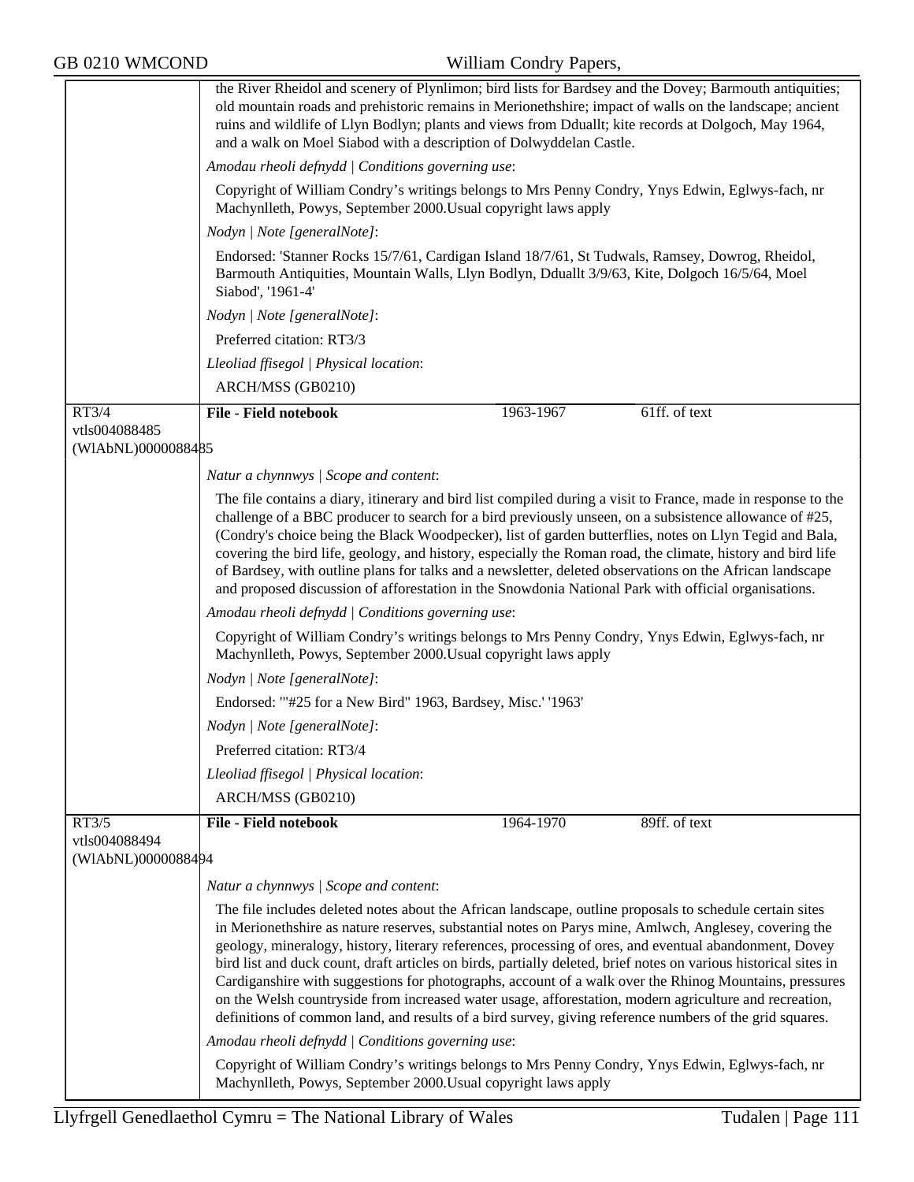the River Rheidol and scenery of Plynlimon; bird lists for Bardsey and the Dovey; Barmouth antiquities; old mountain roads and prehistoric remains in Merionethshire; impact of walls on the landscape; ancient ruins and wildlife of Llyn Bodlyn; plants and views from Dduallt; kite records at Dolgoch, May 1964, and a walk on Moel Siabod with a description of Dolwyddelan Castle.

*Amodau rheoli defnydd | Conditions governing use*:

Copyright of William Condry's writings belongs to Mrs Penny Condry, Ynys Edwin, Eglwys-fach, nr Machynlleth, Powys, September 2000.Usual copyright laws apply

*Nodyn | Note [generalNote]*:

Endorsed: 'Stanner Rocks 15/7/61, Cardigan Island 18/7/61, St Tudwals, Ramsey, Dowrog, Rheidol, Barmouth Antiquities, Mountain Walls, Llyn Bodlyn, Dduallt 3/9/63, Kite, Dolgoch 16/5/64, Moel Siabod', '1961-4'

*Nodyn | Note [generalNote]*:

Preferred citation: RT3/3

*Lleoliad ffisegol | Physical location*:

ARCH/MSS (GB0210)

---

RT3/4
vtls004088485
(WlAbNL)0000088485

**File - Field notebook** | 1963-1967 | 61ff. of text

*Natur a chynnwys | Scope and content*:

The file contains a diary, itinerary and bird list compiled during a visit to France, made in response to the challenge of a BBC producer to search for a bird previously unseen, on a subsistence allowance of #25, (Condry's choice being the Black Woodpecker), list of garden butterflies, notes on Llyn Tegid and Bala, covering the bird life, geology, and history, especially the Roman road, the climate, history and bird life of Bardsey, with outline plans for talks and a newsletter, deleted observations on the African landscape and proposed discussion of afforestation in the Snowdonia National Park with official organisations.

*Amodau rheoli defnydd | Conditions governing use*:

Copyright of William Condry's writings belongs to Mrs Penny Condry, Ynys Edwin, Eglwys-fach, nr Machynlleth, Powys, September 2000.Usual copyright laws apply

*Nodyn | Note [generalNote]*:

Endorsed: '"#25 for a New Bird" 1963, Bardsey, Misc.' '1963'

*Nodyn | Note [generalNote]*:

Preferred citation: RT3/4

*Lleoliad ffisegol | Physical location*:

ARCH/MSS (GB0210)

---

RT3/5
vtls004088494
(WlAbNL)0000088494

**File - Field notebook** | 1964-1970 | 89ff. of text

*Natur a chynnwys | Scope and content*:

The file includes deleted notes about the African landscape, outline proposals to schedule certain sites in Merionethshire as nature reserves, substantial notes on Parys mine, Amlwch, Anglesey, covering the geology, mineralogy, history, literary references, processing of ores, and eventual abandonment, Dovey bird list and duck count, draft articles on birds, partially deleted, brief notes on various historical sites in Cardiganshire with suggestions for photographs, account of a walk over the Rhinog Mountains, pressures on the Welsh countryside from increased water usage, afforestation, modern agriculture and recreation, definitions of common land, and results of a bird survey, giving reference numbers of the grid squares.

*Amodau rheoli defnydd | Conditions governing use*:

Copyright of William Condry's writings belongs to Mrs Penny Condry, Ynys Edwin, Eglwys-fach, nr Machynlleth, Powys, September 2000.Usual copyright laws apply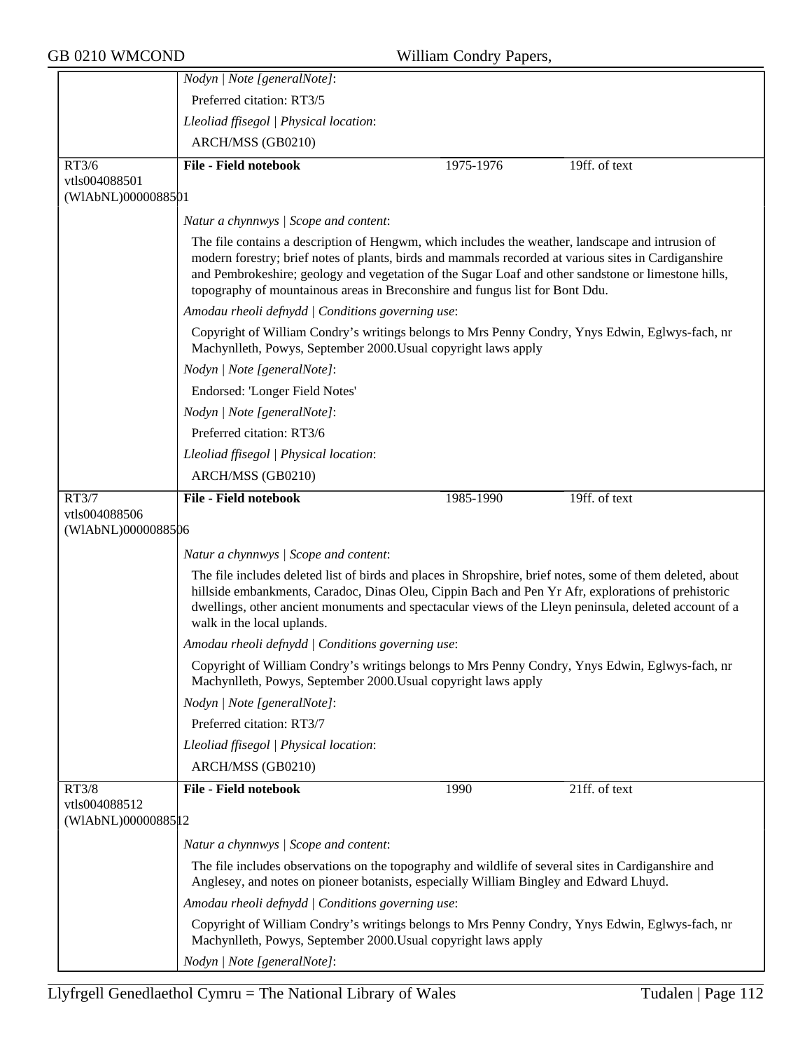*Nodyn | Note [generalNote]*:

Preferred citation: RT3/5

*Lleoliad ffisegol | Physical location*:

ARCH/MSS (GB0210)

| RT3/6 vtls004088501 (WlAbNL)0000088501 | **File - Field notebook** | 1975-1976 | 19ff. of text |
|---|---|---|---|

*Natur a chynnwys | Scope and content*:

The file contains a description of Hengwm, which includes the weather, landscape and intrusion of modern forestry; brief notes of plants, birds and mammals recorded at various sites in Cardiganshire and Pembrokeshire; geology and vegetation of the Sugar Loaf and other sandstone or limestone hills, topography of mountainous areas in Breconshire and fungus list for Bont Ddu.

*Amodau rheoli defnydd | Conditions governing use*:

Copyright of William Condry's writings belongs to Mrs Penny Condry, Ynys Edwin, Eglwys-fach, nr Machynlleth, Powys, September 2000.Usual copyright laws apply

*Nodyn | Note [generalNote]*:

Endorsed: 'Longer Field Notes'

*Nodyn | Note [generalNote]*:

Preferred citation: RT3/6

*Lleoliad ffisegol | Physical location*:

ARCH/MSS (GB0210)

| RT3/7 vtls004088506 (WlAbNL)0000088506 | **File - Field notebook** | 1985-1990 | 19ff. of text |
|---|---|---|---|

*Natur a chynnwys | Scope and content*:

The file includes deleted list of birds and places in Shropshire, brief notes, some of them deleted, about hillside embankments, Caradoc, Dinas Oleu, Cippin Bach and Pen Yr Afr, explorations of prehistoric dwellings, other ancient monuments and spectacular views of the Lleyn peninsula, deleted account of a walk in the local uplands.

*Amodau rheoli defnydd | Conditions governing use*:

Copyright of William Condry's writings belongs to Mrs Penny Condry, Ynys Edwin, Eglwys-fach, nr Machynlleth, Powys, September 2000.Usual copyright laws apply

*Nodyn | Note [generalNote]*:

Preferred citation: RT3/7

*Lleoliad ffisegol | Physical location*:

ARCH/MSS (GB0210)

| RT3/8 vtls004088512 (WlAbNL)0000088512 | **File - Field notebook** | 1990 | 21ff. of text |
|---|---|---|---|

*Natur a chynnwys | Scope and content*:

The file includes observations on the topography and wildlife of several sites in Cardiganshire and Anglesey, and notes on pioneer botanists, especially William Bingley and Edward Lhuyd.

*Amodau rheoli defnydd | Conditions governing use*:

Copyright of William Condry's writings belongs to Mrs Penny Condry, Ynys Edwin, Eglwys-fach, nr Machynlleth, Powys, September 2000.Usual copyright laws apply

*Nodyn | Note [generalNote]*: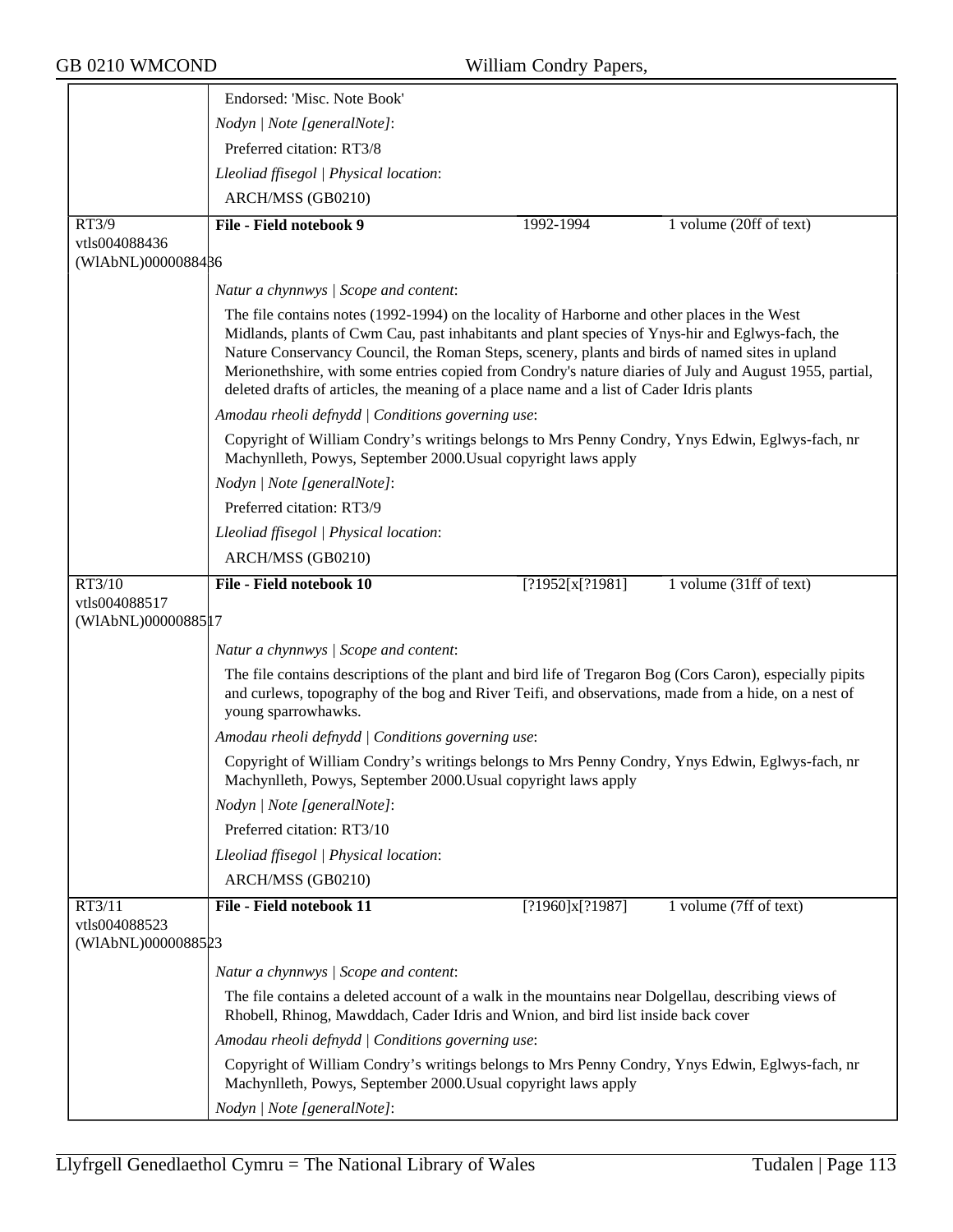Endorsed: 'Misc. Note Book'

*Nodyn | Note [generalNote]*:

Preferred citation: RT3/8

*Lleoliad ffisegol | Physical location*:

ARCH/MSS (GB0210)

---

RT3/9
vtls004088436
(WlAbNL)0000088436

**File - Field notebook 9** | 1992-1994 | 1 volume (20ff of text)

*Natur a chynnwys | Scope and content*:

The file contains notes (1992-1994) on the locality of Harborne and other places in the West Midlands, plants of Cwm Cau, past inhabitants and plant species of Ynys-hir and Eglwys-fach, the Nature Conservancy Council, the Roman Steps, scenery, plants and birds of named sites in upland Merionethshire, with some entries copied from Condry's nature diaries of July and August 1955, partial, deleted drafts of articles, the meaning of a place name and a list of Cader Idris plants

*Amodau rheoli defnydd | Conditions governing use*:

Copyright of William Condry's writings belongs to Mrs Penny Condry, Ynys Edwin, Eglwys-fach, nr Machynlleth, Powys, September 2000.Usual copyright laws apply

*Nodyn | Note [generalNote]*:

Preferred citation: RT3/9

*Lleoliad ffisegol | Physical location*:

ARCH/MSS (GB0210)

---

RT3/10
vtls004088517
(WlAbNL)0000088517

**File - Field notebook 10** | [?1952[x[?1981] | 1 volume (31ff of text)

*Natur a chynnwys | Scope and content*:

The file contains descriptions of the plant and bird life of Tregaron Bog (Cors Caron), especially pipits and curlews, topography of the bog and River Teifi, and observations, made from a hide, on a nest of young sparrowhawks.

*Amodau rheoli defnydd | Conditions governing use*:

Copyright of William Condry's writings belongs to Mrs Penny Condry, Ynys Edwin, Eglwys-fach, nr Machynlleth, Powys, September 2000.Usual copyright laws apply

*Nodyn | Note [generalNote]*:

Preferred citation: RT3/10

*Lleoliad ffisegol | Physical location*:

ARCH/MSS (GB0210)

---

RT3/11
vtls004088523
(WlAbNL)0000088523

**File - Field notebook 11** | [?1960]x[?1987] | 1 volume (7ff of text)

*Natur a chynnwys | Scope and content*:

The file contains a deleted account of a walk in the mountains near Dolgellau, describing views of Rhobell, Rhinog, Mawddach, Cader Idris and Wnion, and bird list inside back cover

*Amodau rheoli defnydd | Conditions governing use*:

Copyright of William Condry's writings belongs to Mrs Penny Condry, Ynys Edwin, Eglwys-fach, nr Machynlleth, Powys, September 2000.Usual copyright laws apply

*Nodyn | Note [generalNote]*: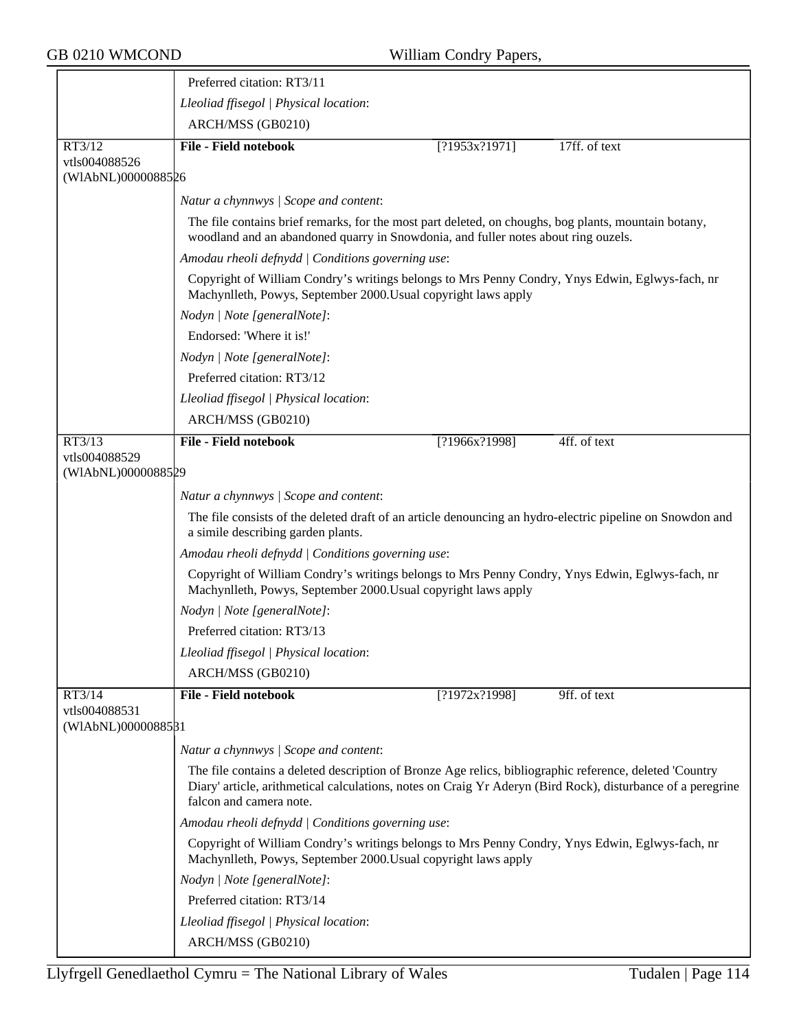Preferred citation: RT3/11

*Lleoliad ffisegol | Physical location*:

ARCH/MSS (GB0210)

---

**RT3/12**
vtls004088526
(WlAbNL)0000088526

**File - Field notebook** | [?1953x?1971] | 17ff. of text

*Natur a chynnwys | Scope and content*:

The file contains brief remarks, for the most part deleted, on choughs, bog plants, mountain botany, woodland and an abandoned quarry in Snowdonia, and fuller notes about ring ouzels.

*Amodau rheoli defnydd | Conditions governing use*:

Copyright of William Condry's writings belongs to Mrs Penny Condry, Ynys Edwin, Eglwys-fach, nr Machynlleth, Powys, September 2000.Usual copyright laws apply

*Nodyn | Note [generalNote]*:

Endorsed: 'Where it is!'

*Nodyn | Note [generalNote]*:

Preferred citation: RT3/12

*Lleoliad ffisegol | Physical location*:

ARCH/MSS (GB0210)

---

**RT3/13**
vtls004088529
(WlAbNL)0000088529

**File - Field notebook** | [?1966x?1998] | 4ff. of text

*Natur a chynnwys | Scope and content*:

The file consists of the deleted draft of an article denouncing an hydro-electric pipeline on Snowdon and a simile describing garden plants.

*Amodau rheoli defnydd | Conditions governing use*:

Copyright of William Condry's writings belongs to Mrs Penny Condry, Ynys Edwin, Eglwys-fach, nr Machynlleth, Powys, September 2000.Usual copyright laws apply

*Nodyn | Note [generalNote]*:

Preferred citation: RT3/13

*Lleoliad ffisegol | Physical location*:

ARCH/MSS (GB0210)

---

**RT3/14**
vtls004088531
(WlAbNL)0000088531

**File - Field notebook** | [?1972x?1998] | 9ff. of text

*Natur a chynnwys | Scope and content*:

The file contains a deleted description of Bronze Age relics, bibliographic reference, deleted 'Country Diary' article, arithmetical calculations, notes on Craig Yr Aderyn (Bird Rock), disturbance of a peregrine falcon and camera note.

*Amodau rheoli defnydd | Conditions governing use*:

Copyright of William Condry's writings belongs to Mrs Penny Condry, Ynys Edwin, Eglwys-fach, nr Machynlleth, Powys, September 2000.Usual copyright laws apply

*Nodyn | Note [generalNote]*:

Preferred citation: RT3/14

*Lleoliad ffisegol | Physical location*:

ARCH/MSS (GB0210)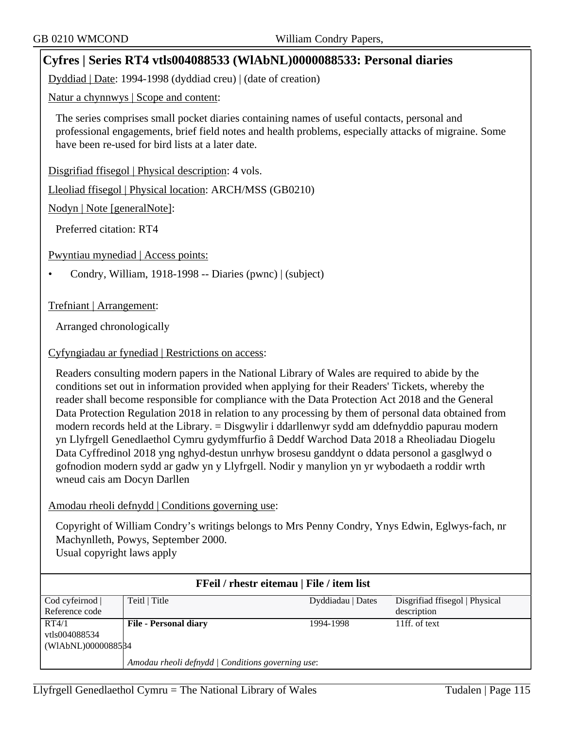## Cyfres | Series RT4 vtls004088533 (WlAbNL)0000088533: Personal diaries

Dyddiad | Date: 1994-1998 (dyddiad creu) | (date of creation)

Natur a chynnwys | Scope and content:

The series comprises small pocket diaries containing names of useful contacts, personal and professional engagements, brief field notes and health problems, especially attacks of migraine. Some have been re-used for bird lists at a later date.

Disgrifiad ffisegol | Physical description: 4 vols.

Lleoliad ffisegol | Physical location: ARCH/MSS (GB0210)

Nodyn | Note [generalNote]:

Preferred citation: RT4

Pwyntiau mynediad | Access points:

- Condry, William, 1918-1998 -- Diaries (pwnc) | (subject)

Trefniant | Arrangement:

Arranged chronologically

Cyfyngiadau ar fynediad | Restrictions on access:

Readers consulting modern papers in the National Library of Wales are required to abide by the conditions set out in information provided when applying for their Readers' Tickets, whereby the reader shall become responsible for compliance with the Data Protection Act 2018 and the General Data Protection Regulation 2018 in relation to any processing by them of personal data obtained from modern records held at the Library. = Disgwylir i ddarllenwyr sydd am ddefnyddio papurau modern yn Llyfrgell Genedlaethol Cymru gydymffurfio â Deddf Warchod Data 2018 a Rheoliadau Diogelu Data Cyffredinol 2018 yng nghyd-destun unrhyw brosesu ganddynt o ddata personol a gasglwyd o gofnodion modern sydd ar gadw yn y Llyfrgell. Nodir y manylion yn yr wybodaeth a roddir wrth wneud cais am Docyn Darllen

Amodau rheoli defnydd | Conditions governing use:

Copyright of William Condry's writings belongs to Mrs Penny Condry, Ynys Edwin, Eglwys-fach, nr Machynlleth, Powys, September 2000.
Usual copyright laws apply

### FFeil / rhestr eitemau | File / item list

| Cod cyfeirnod \| Reference code | Teitl \| Title | Dyddiadau \| Dates | Disgrifiad ffisegol \| Physical description |
|---|---|---|---|
| RT4/1 vtls004088534 (WlAbNL)0000088534 | **File - Personal diary** | 1994-1998 | 11ff. of text |
| | *Amodau rheoli defnydd \| Conditions governing use*: | | |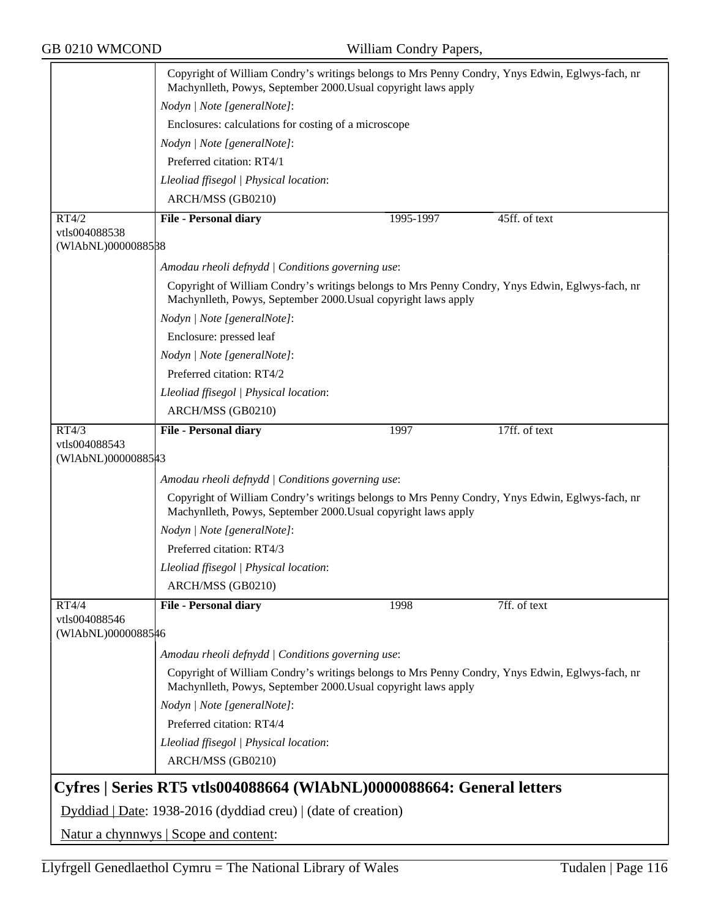Copyright of William Condry's writings belongs to Mrs Penny Condry, Ynys Edwin, Eglwys-fach, nr Machynlleth, Powys, September 2000.Usual copyright laws apply

*Nodyn | Note [generalNote]*:

Enclosures: calculations for costing of a microscope

*Nodyn | Note [generalNote]*:

Preferred citation: RT4/1

*Lleoliad ffisegol | Physical location*:

ARCH/MSS (GB0210)

| RT4/2 vtls004088538 (WlAbNL)0000088538 | **File - Personal diary** | 1995-1997 | 45ff. of text |
|---|---|---|---|

*Amodau rheoli defnydd | Conditions governing use*:

Copyright of William Condry's writings belongs to Mrs Penny Condry, Ynys Edwin, Eglwys-fach, nr Machynlleth, Powys, September 2000.Usual copyright laws apply

*Nodyn | Note [generalNote]*:

Enclosure: pressed leaf

*Nodyn | Note [generalNote]*:

Preferred citation: RT4/2

*Lleoliad ffisegol | Physical location*:

ARCH/MSS (GB0210)

| RT4/3 vtls004088543 (WlAbNL)0000088543 | **File - Personal diary** | 1997 | 17ff. of text |
|---|---|---|---|

*Amodau rheoli defnydd | Conditions governing use*:

Copyright of William Condry's writings belongs to Mrs Penny Condry, Ynys Edwin, Eglwys-fach, nr Machynlleth, Powys, September 2000.Usual copyright laws apply

*Nodyn | Note [generalNote]*:

Preferred citation: RT4/3

*Lleoliad ffisegol | Physical location*:

ARCH/MSS (GB0210)

| RT4/4 vtls004088546 (WlAbNL)0000088546 | **File - Personal diary** | 1998 | 7ff. of text |
|---|---|---|---|

*Amodau rheoli defnydd | Conditions governing use*:

Copyright of William Condry's writings belongs to Mrs Penny Condry, Ynys Edwin, Eglwys-fach, nr Machynlleth, Powys, September 2000.Usual copyright laws apply

*Nodyn | Note [generalNote]*:

Preferred citation: RT4/4

*Lleoliad ffisegol | Physical location*:

ARCH/MSS (GB0210)

## Cyfres | Series RT5 vtls004088664 (WlAbNL)0000088664: General letters

Dyddiad | Date: 1938-2016 (dyddiad creu) | (date of creation)

Natur a chynnwys | Scope and content: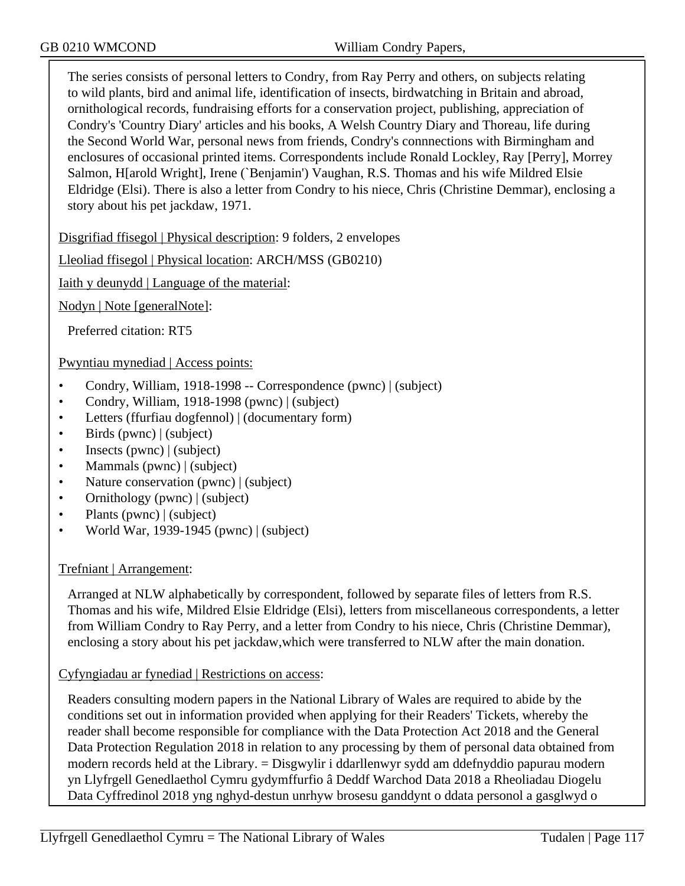The series consists of personal letters to Condry, from Ray Perry and others, on subjects relating to wild plants, bird and animal life, identification of insects, birdwatching in Britain and abroad, ornithological records, fundraising efforts for a conservation project, publishing, appreciation of Condry's 'Country Diary' articles and his books, A Welsh Country Diary and Thoreau, life during the Second World War, personal news from friends, Condry's connnections with Birmingham and enclosures of occasional printed items. Correspondents include Ronald Lockley, Ray [Perry], Morrey Salmon, H[arold Wright], Irene (`Benjamin') Vaughan, R.S. Thomas and his wife Mildred Elsie Eldridge (Elsi). There is also a letter from Condry to his niece, Chris (Christine Demmar), enclosing a story about his pet jackdaw, 1971.

Disgrifiad ffisegol | Physical description: 9 folders, 2 envelopes

Lleoliad ffisegol | Physical location: ARCH/MSS (GB0210)

Iaith y deunydd | Language of the material:

Nodyn | Note [generalNote]:

Preferred citation: RT5

Pwyntiau mynediad | Access points:

- Condry, William, 1918-1998 -- Correspondence (pwnc) | (subject)
- Condry, William, 1918-1998 (pwnc) | (subject)
- Letters (ffurfiau dogfennol) | (documentary form)
- Birds (pwnc) | (subject)
- Insects (pwnc) | (subject)
- Mammals (pwnc) | (subject)
- Nature conservation (pwnc) | (subject)
- Ornithology (pwnc) | (subject)
- Plants (pwnc) | (subject)
- World War, 1939-1945 (pwnc) | (subject)

Trefniant | Arrangement:

Arranged at NLW alphabetically by correspondent, followed by separate files of letters from R.S. Thomas and his wife, Mildred Elsie Eldridge (Elsi), letters from miscellaneous correspondents, a letter from William Condry to Ray Perry, and a letter from Condry to his niece, Chris (Christine Demmar), enclosing a story about his pet jackdaw,which were transferred to NLW after the main donation.

Cyfyngiadau ar fynediad | Restrictions on access:

Readers consulting modern papers in the National Library of Wales are required to abide by the conditions set out in information provided when applying for their Readers' Tickets, whereby the reader shall become responsible for compliance with the Data Protection Act 2018 and the General Data Protection Regulation 2018 in relation to any processing by them of personal data obtained from modern records held at the Library. = Disgwylir i ddarllenwyr sydd am ddefnyddio papurau modern yn Llyfrgell Genedlaethol Cymru gydymffurfio â Deddf Warchod Data 2018 a Rheoliadau Diogelu Data Cyffredinol 2018 yng nghyd-destun unrhyw brosesu ganddynt o ddata personol a gasglwyd o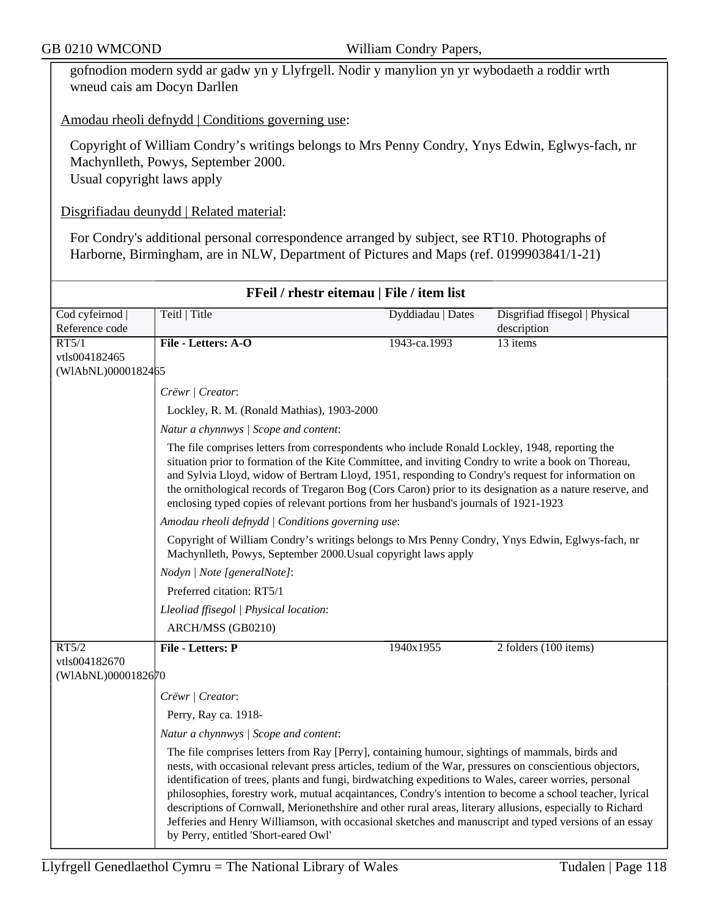gofnodion modern sydd ar gadw yn y Llyfrgell. Nodir y manylion yn yr wybodaeth a roddir wrth wneud cais am Docyn Darllen

Amodau rheoli defnydd | Conditions governing use:

Copyright of William Condry's writings belongs to Mrs Penny Condry, Ynys Edwin, Eglwys-fach, nr Machynlleth, Powys, September 2000.
Usual copyright laws apply

Disgrifiadau deunydd | Related material:

For Condry's additional personal correspondence arranged by subject, see RT10. Photographs of Harborne, Birmingham, are in NLW, Department of Pictures and Maps (ref. 0199903841/1-21)

## FFeil / rhestr eitemau | File / item list

| Cod cyfeirnod \| Reference code | Teitl \| Title | Dyddiadau \| Dates | Disgrifiad ffisegol \| Physical description |
|---|---|---|---|
| RT5/1 vtls004182465 (WlAbNL)0000182465 | **File - Letters: A-O** | 1943-ca.1993 | 13 items |

*Crëwr | Creator*:

Lockley, R. M. (Ronald Mathias), 1903-2000

*Natur a chynnwys | Scope and content*:

The file comprises letters from correspondents who include Ronald Lockley, 1948, reporting the situation prior to formation of the Kite Committee, and inviting Condry to write a book on Thoreau, and Sylvia Lloyd, widow of Bertram Lloyd, 1951, responding to Condry's request for information on the ornithological records of Tregaron Bog (Cors Caron) prior to its designation as a nature reserve, and enclosing typed copies of relevant portions from her husband's journals of 1921-1923

*Amodau rheoli defnydd | Conditions governing use*:

Copyright of William Condry's writings belongs to Mrs Penny Condry, Ynys Edwin, Eglwys-fach, nr Machynlleth, Powys, September 2000.Usual copyright laws apply

*Nodyn | Note [generalNote]*:

Preferred citation: RT5/1

*Lleoliad ffisegol | Physical location*:

ARCH/MSS (GB0210)

| Cod cyfeirnod \| Reference code | Teitl \| Title | Dyddiadau \| Dates | Disgrifiad ffisegol \| Physical description |
|---|---|---|---|
| RT5/2 vtls004182670 (WlAbNL)0000182670 | **File - Letters: P** | 1940x1955 | 2 folders (100 items) |

*Crëwr | Creator*:

Perry, Ray ca. 1918-

*Natur a chynnwys | Scope and content*:

The file comprises letters from Ray [Perry], containing humour, sightings of mammals, birds and nests, with occasional relevant press articles, tedium of the War, pressures on conscientious objectors, identification of trees, plants and fungi, birdwatching expeditions to Wales, career worries, personal philosophies, forestry work, mutual acqaintances, Condry's intention to become a school teacher, lyrical descriptions of Cornwall, Merionethshire and other rural areas, literary allusions, especially to Richard Jefferies and Henry Williamson, with occasional sketches and manuscript and typed versions of an essay by Perry, entitled 'Short-eared Owl'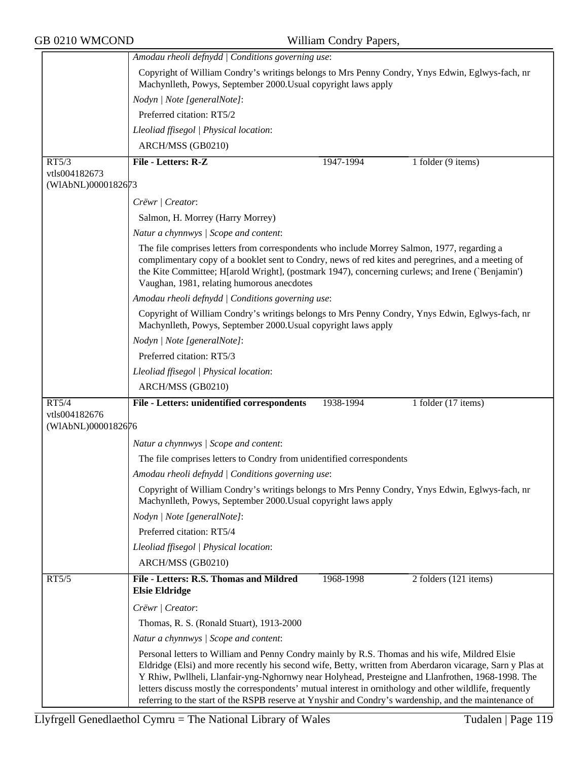*Amodau rheoli defnydd | Conditions governing use*:

Copyright of William Condry's writings belongs to Mrs Penny Condry, Ynys Edwin, Eglwys-fach, nr Machynlleth, Powys, September 2000.Usual copyright laws apply

*Nodyn | Note [generalNote]*:

Preferred citation: RT5/2

*Lleoliad ffisegol | Physical location*:

ARCH/MSS (GB0210)

---

| RT5/3 vtls004182673 (WlAbNL)0000182673 | **File - Letters: R-Z** | 1947-1994 | 1 folder (9 items) |
|---|---|---|---|

*Crëwr | Creator*:

Salmon, H. Morrey (Harry Morrey)

*Natur a chynnwys | Scope and content*:

The file comprises letters from correspondents who include Morrey Salmon, 1977, regarding a complimentary copy of a booklet sent to Condry, news of red kites and peregrines, and a meeting of the Kite Committee; H[arold Wright], (postmark 1947), concerning curlews; and Irene (`Benjamin') Vaughan, 1981, relating humorous anecdotes

*Amodau rheoli defnydd | Conditions governing use*:

Copyright of William Condry's writings belongs to Mrs Penny Condry, Ynys Edwin, Eglwys-fach, nr Machynlleth, Powys, September 2000.Usual copyright laws apply

*Nodyn | Note [generalNote]*:

Preferred citation: RT5/3

*Lleoliad ffisegol | Physical location*:

ARCH/MSS (GB0210)

---

| RT5/4 vtls004182676 (WlAbNL)0000182676 | **File - Letters: unidentified correspondents** | 1938-1994 | 1 folder (17 items) |
|---|---|---|---|

*Natur a chynnwys | Scope and content*:

The file comprises letters to Condry from unidentified correspondents

*Amodau rheoli defnydd | Conditions governing use*:

Copyright of William Condry's writings belongs to Mrs Penny Condry, Ynys Edwin, Eglwys-fach, nr Machynlleth, Powys, September 2000.Usual copyright laws apply

*Nodyn | Note [generalNote]*:

Preferred citation: RT5/4

*Lleoliad ffisegol | Physical location*:

ARCH/MSS (GB0210)

---

| RT5/5 | **File - Letters: R.S. Thomas and Mildred Elsie Eldridge** | 1968-1998 | 2 folders (121 items) |
|---|---|---|---|

*Crëwr | Creator*:

Thomas, R. S. (Ronald Stuart), 1913-2000

*Natur a chynnwys | Scope and content*:

Personal letters to William and Penny Condry mainly by R.S. Thomas and his wife, Mildred Elsie Eldridge (Elsi) and more recently his second wife, Betty, written from Aberdaron vicarage, Sarn y Plas at Y Rhiw, Pwllheli, Llanfair-yng-Nghornwy near Holyhead, Presteigne and Llanfrothen, 1968-1998. The letters discuss mostly the correspondents' mutual interest in ornithology and other wildlife, frequently referring to the start of the RSPB reserve at Ynyshir and Condry's wardenship, and the maintenance of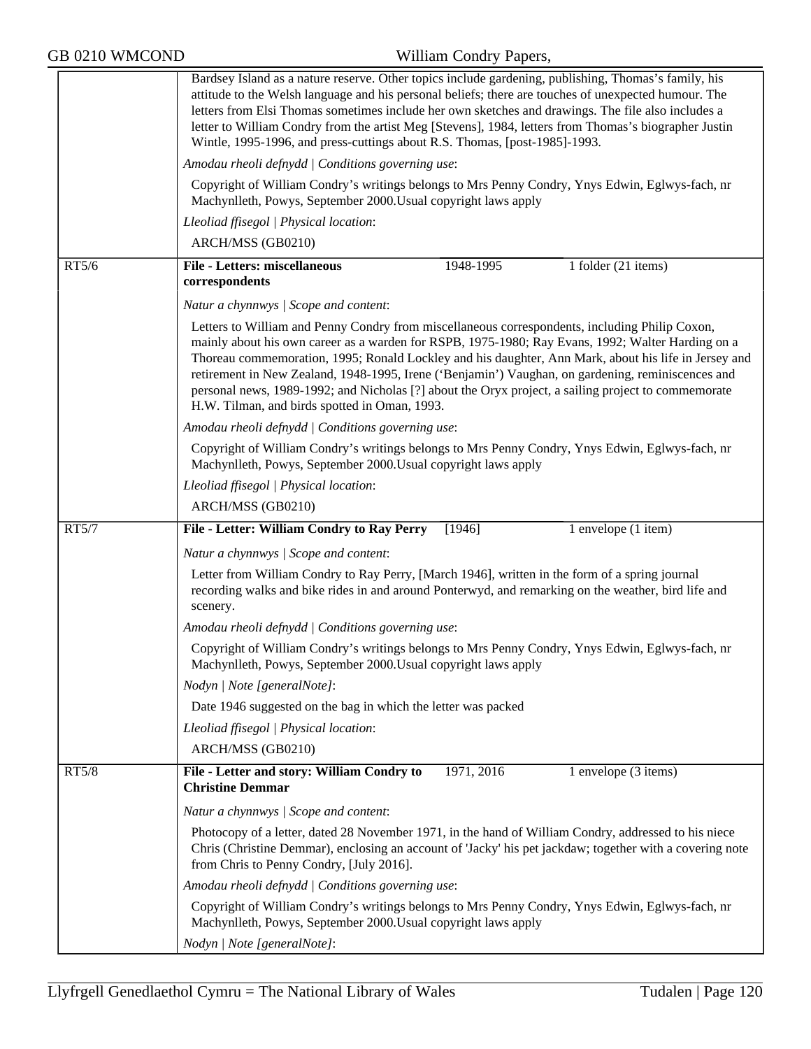Bardsey Island as a nature reserve. Other topics include gardening, publishing, Thomas's family, his attitude to the Welsh language and his personal beliefs; there are touches of unexpected humour. The letters from Elsi Thomas sometimes include her own sketches and drawings. The file also includes a letter to William Condry from the artist Meg [Stevens], 1984, letters from Thomas's biographer Justin Wintle, 1995-1996, and press-cuttings about R.S. Thomas, [post-1985]-1993.

*Amodau rheoli defnydd | Conditions governing use*:

Copyright of William Condry's writings belongs to Mrs Penny Condry, Ynys Edwin, Eglwys-fach, nr Machynlleth, Powys, September 2000.Usual copyright laws apply

*Lleoliad ffisegol | Physical location*:

ARCH/MSS (GB0210)

---

**RT5/6** | **File - Letters: miscellaneous correspondents** | 1948-1995 | 1 folder (21 items)

*Natur a chynnwys | Scope and content*:

Letters to William and Penny Condry from miscellaneous correspondents, including Philip Coxon, mainly about his own career as a warden for RSPB, 1975-1980; Ray Evans, 1992; Walter Harding on a Thoreau commemoration, 1995; Ronald Lockley and his daughter, Ann Mark, about his life in Jersey and retirement in New Zealand, 1948-1995, Irene ('Benjamin') Vaughan, on gardening, reminiscences and personal news, 1989-1992; and Nicholas [?] about the Oryx project, a sailing project to commemorate H.W. Tilman, and birds spotted in Oman, 1993.

*Amodau rheoli defnydd | Conditions governing use*:

Copyright of William Condry's writings belongs to Mrs Penny Condry, Ynys Edwin, Eglwys-fach, nr Machynlleth, Powys, September 2000.Usual copyright laws apply

*Lleoliad ffisegol | Physical location*:

ARCH/MSS (GB0210)

---

**RT5/7** | **File - Letter: William Condry to Ray Perry** | [1946] | 1 envelope (1 item)

*Natur a chynnwys | Scope and content*:

Letter from William Condry to Ray Perry, [March 1946], written in the form of a spring journal recording walks and bike rides in and around Ponterwyd, and remarking on the weather, bird life and scenery.

*Amodau rheoli defnydd | Conditions governing use*:

Copyright of William Condry's writings belongs to Mrs Penny Condry, Ynys Edwin, Eglwys-fach, nr Machynlleth, Powys, September 2000.Usual copyright laws apply

*Nodyn | Note [generalNote]*:

Date 1946 suggested on the bag in which the letter was packed

*Lleoliad ffisegol | Physical location*:

ARCH/MSS (GB0210)

---

**RT5/8** | **File - Letter and story: William Condry to Christine Demmar** | 1971, 2016 | 1 envelope (3 items)

*Natur a chynnwys | Scope and content*:

Photocopy of a letter, dated 28 November 1971, in the hand of William Condry, addressed to his niece Chris (Christine Demmar), enclosing an account of 'Jacky' his pet jackdaw; together with a covering note from Chris to Penny Condry, [July 2016].

*Amodau rheoli defnydd | Conditions governing use*:

Copyright of William Condry's writings belongs to Mrs Penny Condry, Ynys Edwin, Eglwys-fach, nr Machynlleth, Powys, September 2000.Usual copyright laws apply

*Nodyn | Note [generalNote]*: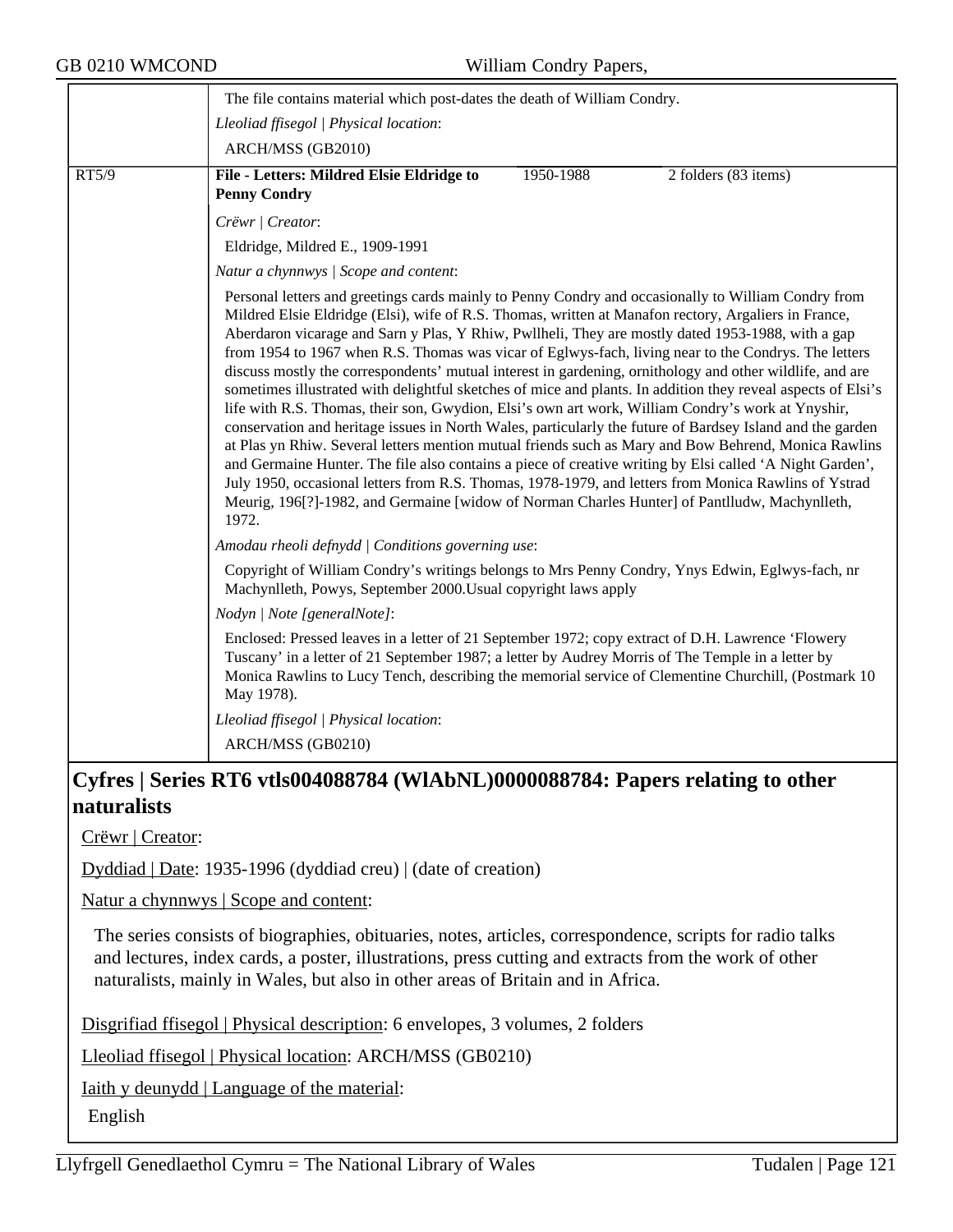The file contains material which post-dates the death of William Condry.

*Lleoliad ffisegol | Physical location*:

ARCH/MSS (GB2010)

| RT5/9 | **File - Letters: Mildred Elsie Eldridge to Penny Condry** | 1950-1988 | 2 folders (83 items) |
|---|---|---|---|

*Crëwr | Creator*:

Eldridge, Mildred E., 1909-1991

*Natur a chynnwys | Scope and content*:

Personal letters and greetings cards mainly to Penny Condry and occasionally to William Condry from Mildred Elsie Eldridge (Elsi), wife of R.S. Thomas, written at Manafon rectory, Argaliers in France, Aberdaron vicarage and Sarn y Plas, Y Rhiw, Pwllheli, They are mostly dated 1953-1988, with a gap from 1954 to 1967 when R.S. Thomas was vicar of Eglwys-fach, living near to the Condrys. The letters discuss mostly the correspondents' mutual interest in gardening, ornithology and other wildlife, and are sometimes illustrated with delightful sketches of mice and plants. In addition they reveal aspects of Elsi's life with R.S. Thomas, their son, Gwydion, Elsi's own art work, William Condry's work at Ynyshir, conservation and heritage issues in North Wales, particularly the future of Bardsey Island and the garden at Plas yn Rhiw. Several letters mention mutual friends such as Mary and Bow Behrend, Monica Rawlins and Germaine Hunter. The file also contains a piece of creative writing by Elsi called 'A Night Garden', July 1950, occasional letters from R.S. Thomas, 1978-1979, and letters from Monica Rawlins of Ystrad Meurig, 196[?]-1982, and Germaine [widow of Norman Charles Hunter] of Pantlludw, Machynlleth, 1972.

*Amodau rheoli defnydd | Conditions governing use*:

Copyright of William Condry's writings belongs to Mrs Penny Condry, Ynys Edwin, Eglwys-fach, nr Machynlleth, Powys, September 2000.Usual copyright laws apply

*Nodyn | Note [generalNote]*:

Enclosed: Pressed leaves in a letter of 21 September 1972; copy extract of D.H. Lawrence 'Flowery Tuscany' in a letter of 21 September 1987; a letter by Audrey Morris of The Temple in a letter by Monica Rawlins to Lucy Tench, describing the memorial service of Clementine Churchill, (Postmark 10 May 1978).

*Lleoliad ffisegol | Physical location*:

ARCH/MSS (GB0210)

## Cyfres | Series RT6 vtls004088784 (WlAbNL)0000088784: Papers relating to other naturalists

Crëwr | Creator:

Dyddiad | Date: 1935-1996 (dyddiad creu) | (date of creation)

Natur a chynnwys | Scope and content:

The series consists of biographies, obituaries, notes, articles, correspondence, scripts for radio talks and lectures, index cards, a poster, illustrations, press cutting and extracts from the work of other naturalists, mainly in Wales, but also in other areas of Britain and in Africa.

Disgrifiad ffisegol | Physical description: 6 envelopes, 3 volumes, 2 folders

Lleoliad ffisegol | Physical location: ARCH/MSS (GB0210)

Iaith y deunydd | Language of the material:

English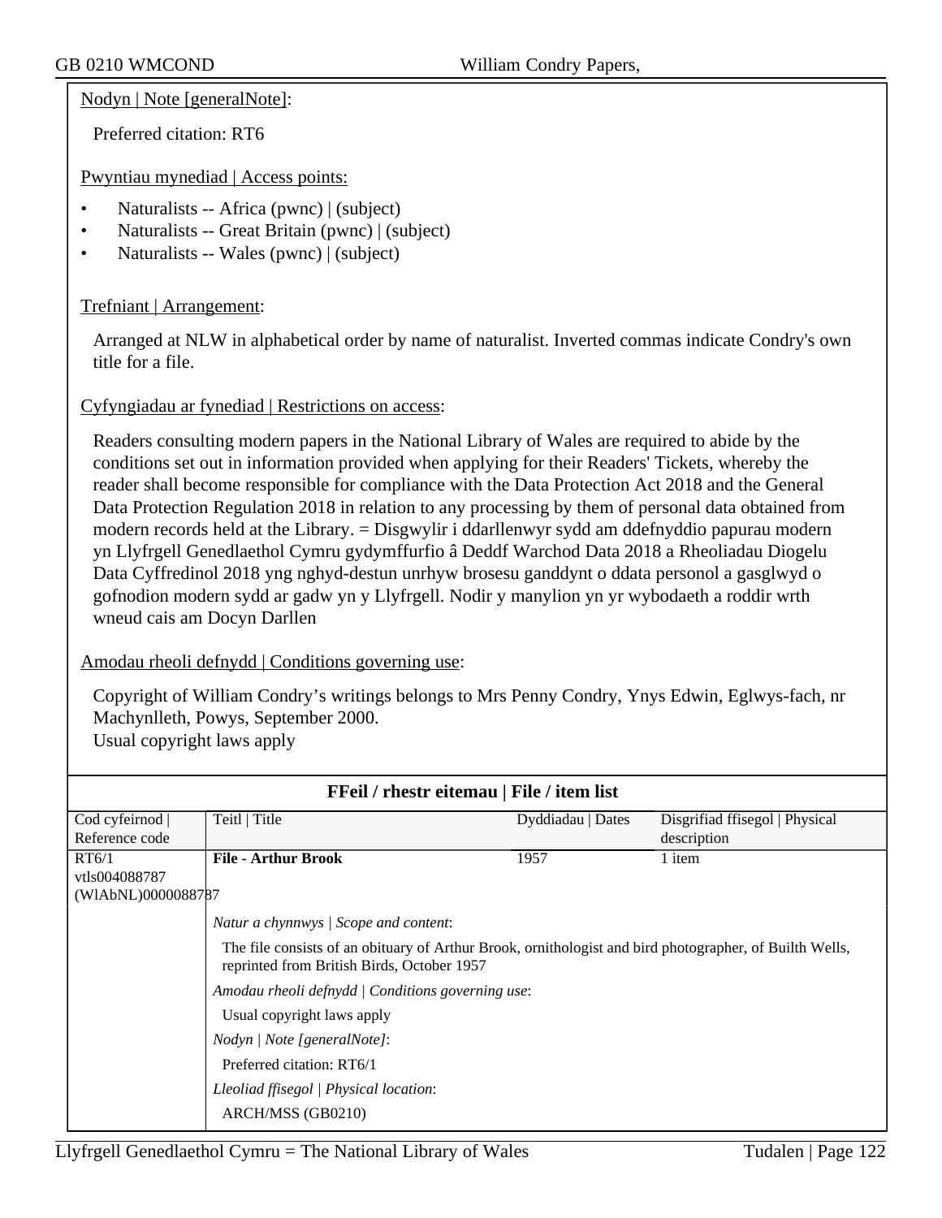Nodyn | Note [generalNote]:

Preferred citation: RT6

Pwyntiau mynediad | Access points:

- Naturalists -- Africa (pwnc) | (subject)
- Naturalists -- Great Britain (pwnc) | (subject)
- Naturalists -- Wales (pwnc) | (subject)

Trefniant | Arrangement:

Arranged at NLW in alphabetical order by name of naturalist. Inverted commas indicate Condry's own title for a file.

Cyfyngiadau ar fynediad | Restrictions on access:

Readers consulting modern papers in the National Library of Wales are required to abide by the conditions set out in information provided when applying for their Readers' Tickets, whereby the reader shall become responsible for compliance with the Data Protection Act 2018 and the General Data Protection Regulation 2018 in relation to any processing by them of personal data obtained from modern records held at the Library. = Disgwylir i ddarllenwyr sydd am ddefnyddio papurau modern yn Llyfrgell Genedlaethol Cymru gydymffurfio â Deddf Warchod Data 2018 a Rheoliadau Diogelu Data Cyffredinol 2018 yng nghyd-destun unrhyw brosesu ganddynt o ddata personol a gasglwyd o gofnodion modern sydd ar gadw yn y Llyfrgell. Nodir y manylion yn yr wybodaeth a roddir wrth wneud cais am Docyn Darllen

Amodau rheoli defnydd | Conditions governing use:

Copyright of William Condry's writings belongs to Mrs Penny Condry, Ynys Edwin, Eglwys-fach, nr Machynlleth, Powys, September 2000.
Usual copyright laws apply

## FFeil / rhestr eitemau | File / item list

| Cod cyfeirnod \| Reference code | Teitl \| Title | Dyddiadau \| Dates | Disgrifiad ffisegol \| Physical description |
|---|---|---|---|
| RT6/1 vtls004088787 (WlAbNL)0000088787 | **File - Arthur Brook** | 1957 | 1 item |

*Natur a chynnwys | Scope and content*:

The file consists of an obituary of Arthur Brook, ornithologist and bird photographer, of Builth Wells, reprinted from British Birds, October 1957

*Amodau rheoli defnydd | Conditions governing use*:

Usual copyright laws apply

*Nodyn | Note [generalNote]*:

Preferred citation: RT6/1

*Lleoliad ffisegol | Physical location*:

ARCH/MSS (GB0210)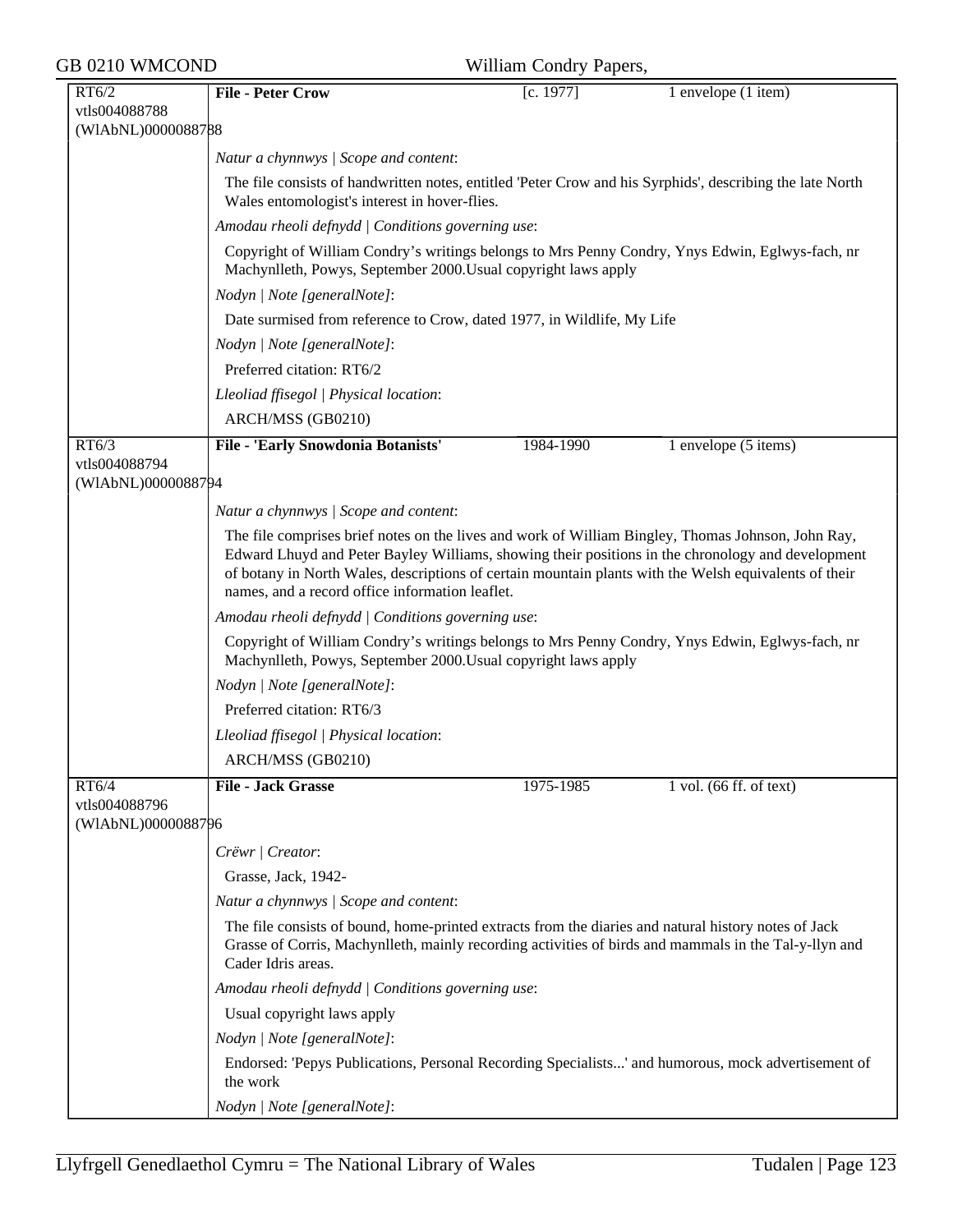| RT6/2<br>vtls004088788<br>(WlAbNL)0000088788 | **File - Peter Crow** | [c. 1977] | 1 envelope (1 item) |
|---|---|---|---|

*Natur a chynnwys | Scope and content*:

The file consists of handwritten notes, entitled 'Peter Crow and his Syrphids', describing the late North Wales entomologist's interest in hover-flies.

*Amodau rheoli defnydd | Conditions governing use*:

Copyright of William Condry's writings belongs to Mrs Penny Condry, Ynys Edwin, Eglwys-fach, nr Machynlleth, Powys, September 2000.Usual copyright laws apply

*Nodyn | Note [generalNote]*:

Date surmised from reference to Crow, dated 1977, in Wildlife, My Life

*Nodyn | Note [generalNote]*:

Preferred citation: RT6/2

*Lleoliad ffisegol | Physical location*:

ARCH/MSS (GB0210)

| RT6/3<br>vtls004088794<br>(WlAbNL)0000088794 | **File - 'Early Snowdonia Botanists'** | 1984-1990 | 1 envelope (5 items) |
|---|---|---|---|

*Natur a chynnwys | Scope and content*:

The file comprises brief notes on the lives and work of William Bingley, Thomas Johnson, John Ray, Edward Lhuyd and Peter Bayley Williams, showing their positions in the chronology and development of botany in North Wales, descriptions of certain mountain plants with the Welsh equivalents of their names, and a record office information leaflet.

*Amodau rheoli defnydd | Conditions governing use*:

Copyright of William Condry's writings belongs to Mrs Penny Condry, Ynys Edwin, Eglwys-fach, nr Machynlleth, Powys, September 2000.Usual copyright laws apply

*Nodyn | Note [generalNote]*:

Preferred citation: RT6/3

*Lleoliad ffisegol | Physical location*:

ARCH/MSS (GB0210)

| RT6/4<br>vtls004088796<br>(WlAbNL)0000088796 | **File - Jack Grasse** | 1975-1985 | 1 vol. (66 ff. of text) |
|---|---|---|---|

*Crëwr | Creator*:

Grasse, Jack, 1942-

*Natur a chynnwys | Scope and content*:

The file consists of bound, home-printed extracts from the diaries and natural history notes of Jack Grasse of Corris, Machynlleth, mainly recording activities of birds and mammals in the Tal-y-llyn and Cader Idris areas.

*Amodau rheoli defnydd | Conditions governing use*:

Usual copyright laws apply

*Nodyn | Note [generalNote]*:

Endorsed: 'Pepys Publications, Personal Recording Specialists...' and humorous, mock advertisement of the work

*Nodyn | Note [generalNote]*: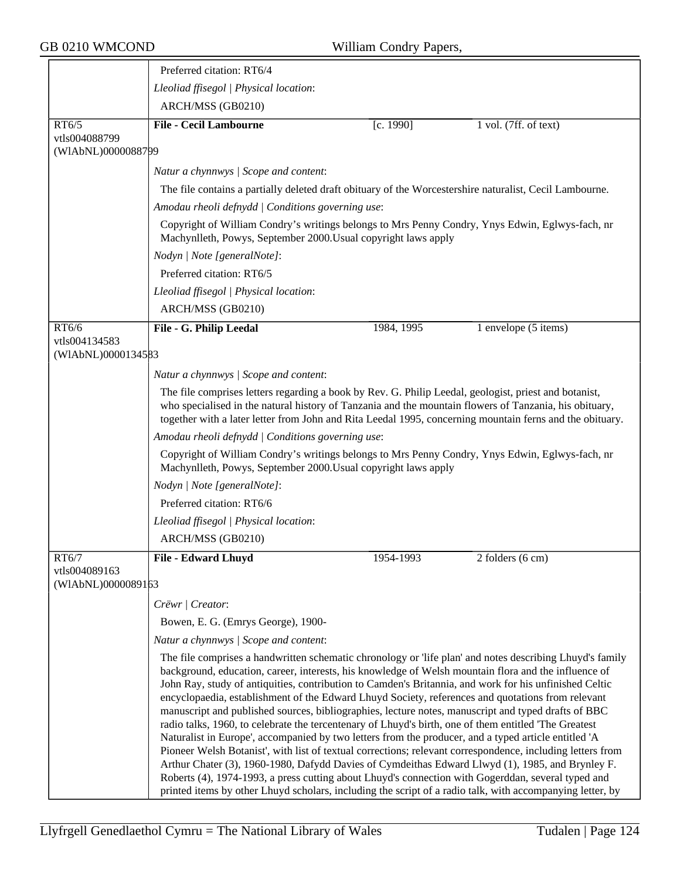Preferred citation: RT6/4

*Lleoliad ffisegol | Physical location*:

ARCH/MSS (GB0210)

| | | | |
|---|---|---|---|
| RT6/5<br>vtls004088799<br>(WlAbNL)0000088799 | **File - Cecil Lambourne** | [c. 1990] | 1 vol. (7ff. of text) |

*Natur a chynnwys | Scope and content*:

The file contains a partially deleted draft obituary of the Worcestershire naturalist, Cecil Lambourne.

*Amodau rheoli defnydd | Conditions governing use*:

Copyright of William Condry's writings belongs to Mrs Penny Condry, Ynys Edwin, Eglwys-fach, nr Machynlleth, Powys, September 2000.Usual copyright laws apply

*Nodyn | Note [generalNote]*:

Preferred citation: RT6/5

*Lleoliad ffisegol | Physical location*:

ARCH/MSS (GB0210)

| | | | |
|---|---|---|---|
| RT6/6<br>vtls004134583<br>(WlAbNL)0000134583 | **File - G. Philip Leedal** | 1984, 1995 | 1 envelope (5 items) |

*Natur a chynnwys | Scope and content*:

The file comprises letters regarding a book by Rev. G. Philip Leedal, geologist, priest and botanist, who specialised in the natural history of Tanzania and the mountain flowers of Tanzania, his obituary, together with a later letter from John and Rita Leedal 1995, concerning mountain ferns and the obituary.

*Amodau rheoli defnydd | Conditions governing use*:

Copyright of William Condry's writings belongs to Mrs Penny Condry, Ynys Edwin, Eglwys-fach, nr Machynlleth, Powys, September 2000.Usual copyright laws apply

*Nodyn | Note [generalNote]*:

Preferred citation: RT6/6

*Lleoliad ffisegol | Physical location*:

ARCH/MSS (GB0210)

| | | | |
|---|---|---|---|
| RT6/7<br>vtls004089163<br>(WlAbNL)0000089163 | **File - Edward Lhuyd** | 1954-1993 | 2 folders (6 cm) |

*Crëwr | Creator*:

Bowen, E. G. (Emrys George), 1900-

*Natur a chynnwys | Scope and content*:

The file comprises a handwritten schematic chronology or 'life plan' and notes describing Lhuyd's family background, education, career, interests, his knowledge of Welsh mountain flora and the influence of John Ray, study of antiquities, contribution to Camden's Britannia, and work for his unfinished Celtic encyclopaedia, establishment of the Edward Lhuyd Society, references and quotations from relevant manuscript and published sources, bibliographies, lecture notes, manuscript and typed drafts of BBC radio talks, 1960, to celebrate the tercentenary of Lhuyd's birth, one of them entitled 'The Greatest Naturalist in Europe', accompanied by two letters from the producer, and a typed article entitled 'A Pioneer Welsh Botanist', with list of textual corrections; relevant correspondence, including letters from Arthur Chater (3), 1960-1980, Dafydd Davies of Cymdeithas Edward Llwyd (1), 1985, and Brynley F. Roberts (4), 1974-1993, a press cutting about Lhuyd's connection with Gogerddan, several typed and printed items by other Lhuyd scholars, including the script of a radio talk, with accompanying letter, by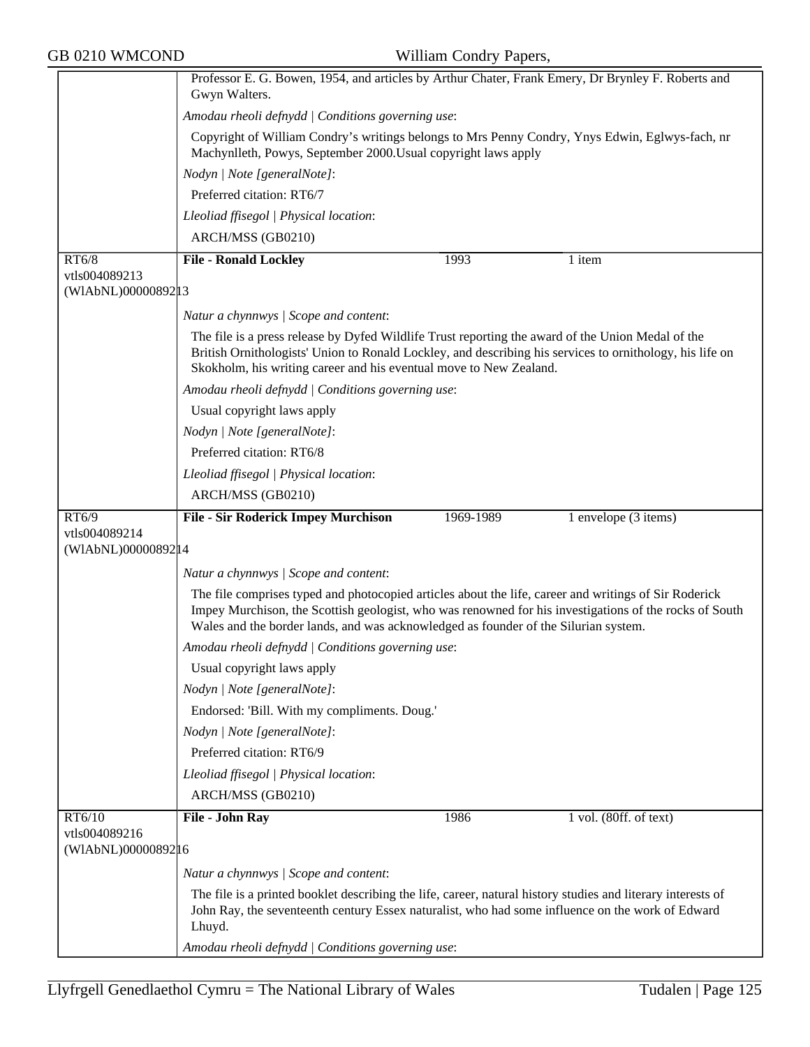Professor E. G. Bowen, 1954, and articles by Arthur Chater, Frank Emery, Dr Brynley F. Roberts and Gwyn Walters.

*Amodau rheoli defnydd | Conditions governing use*:

Copyright of William Condry's writings belongs to Mrs Penny Condry, Ynys Edwin, Eglwys-fach, nr Machynlleth, Powys, September 2000.Usual copyright laws apply

*Nodyn | Note [generalNote]*:

Preferred citation: RT6/7

*Lleoliad ffisegol | Physical location*:

ARCH/MSS (GB0210)

---

RT6/8
vtls004089213
(WlAbNL)0000089213

**File - Ronald Lockley** | 1993 | 1 item

*Natur a chynnwys | Scope and content*:

The file is a press release by Dyfed Wildlife Trust reporting the award of the Union Medal of the British Ornithologists' Union to Ronald Lockley, and describing his services to ornithology, his life on Skokholm, his writing career and his eventual move to New Zealand.

*Amodau rheoli defnydd | Conditions governing use*:

Usual copyright laws apply

*Nodyn | Note [generalNote]*:

Preferred citation: RT6/8

*Lleoliad ffisegol | Physical location*:

ARCH/MSS (GB0210)

---

RT6/9
vtls004089214
(WlAbNL)0000089214

**File - Sir Roderick Impey Murchison** | 1969-1989 | 1 envelope (3 items)

*Natur a chynnwys | Scope and content*:

The file comprises typed and photocopied articles about the life, career and writings of Sir Roderick Impey Murchison, the Scottish geologist, who was renowned for his investigations of the rocks of South Wales and the border lands, and was acknowledged as founder of the Silurian system.

*Amodau rheoli defnydd | Conditions governing use*:

Usual copyright laws apply

*Nodyn | Note [generalNote]*:

Endorsed: 'Bill. With my compliments. Doug.'

*Nodyn | Note [generalNote]*:

Preferred citation: RT6/9

*Lleoliad ffisegol | Physical location*:

ARCH/MSS (GB0210)

---

RT6/10
vtls004089216
(WlAbNL)0000089216

**File - John Ray** | 1986 | 1 vol. (80ff. of text)

*Natur a chynnwys | Scope and content*:

The file is a printed booklet describing the life, career, natural history studies and literary interests of John Ray, the seventeenth century Essex naturalist, who had some influence on the work of Edward Lhuyd.

*Amodau rheoli defnydd | Conditions governing use*: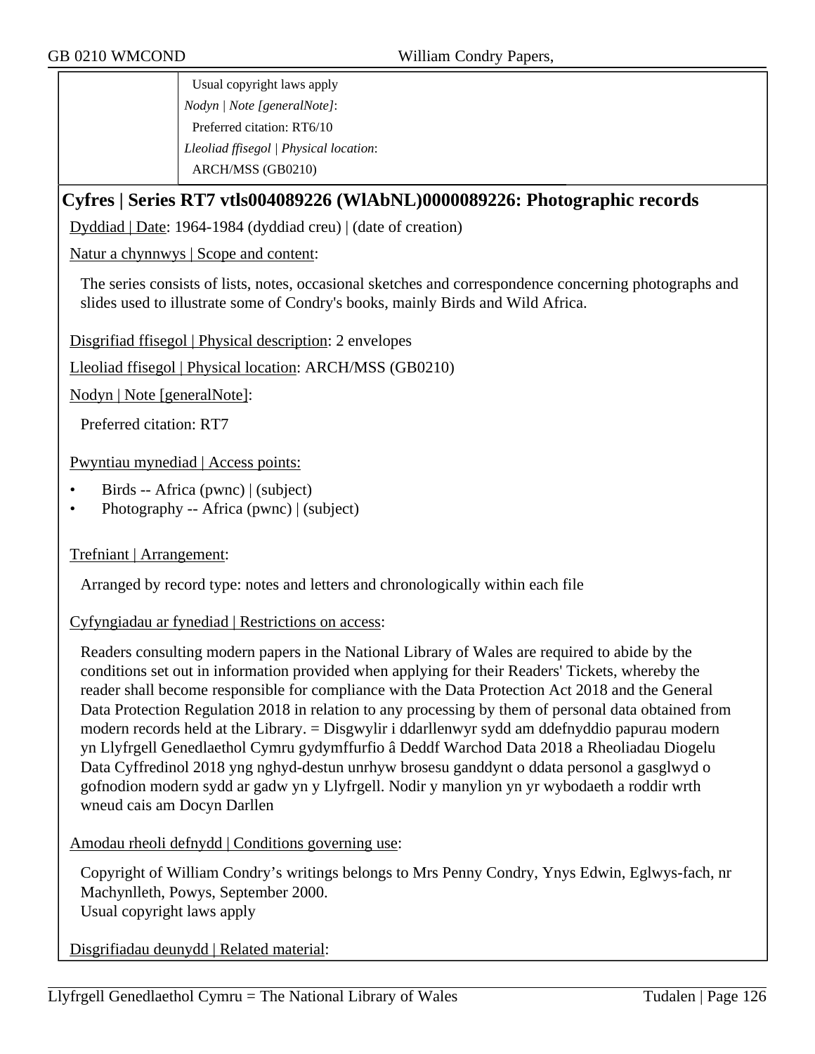Usual copyright laws apply

*Nodyn | Note [generalNote]*:

Preferred citation: RT6/10

*Lleoliad ffisegol | Physical location*:

ARCH/MSS (GB0210)

## Cyfres | Series RT7 vtls004089226 (WlAbNL)0000089226: Photographic records

Dyddiad | Date: 1964-1984 (dyddiad creu) | (date of creation)

Natur a chynnwys | Scope and content:

The series consists of lists, notes, occasional sketches and correspondence concerning photographs and slides used to illustrate some of Condry's books, mainly Birds and Wild Africa.

Disgrifiad ffisegol | Physical description: 2 envelopes

Lleoliad ffisegol | Physical location: ARCH/MSS (GB0210)

Nodyn | Note [generalNote]:

Preferred citation: RT7

Pwyntiau mynediad | Access points:

- Birds -- Africa (pwnc) | (subject)
- Photography -- Africa (pwnc) | (subject)

Trefniant | Arrangement:

Arranged by record type: notes and letters and chronologically within each file

Cyfyngiadau ar fynediad | Restrictions on access:

Readers consulting modern papers in the National Library of Wales are required to abide by the conditions set out in information provided when applying for their Readers' Tickets, whereby the reader shall become responsible for compliance with the Data Protection Act 2018 and the General Data Protection Regulation 2018 in relation to any processing by them of personal data obtained from modern records held at the Library. = Disgwylir i ddarllenwyr sydd am ddefnyddio papurau modern yn Llyfrgell Genedlaethol Cymru gydymffurfio â Deddf Warchod Data 2018 a Rheoliadau Diogelu Data Cyffredinol 2018 yng nghyd-destun unrhyw brosesu ganddynt o ddata personol a gasglwyd o gofnodion modern sydd ar gadw yn y Llyfrgell. Nodir y manylion yn yr wybodaeth a roddir wrth wneud cais am Docyn Darllen

Amodau rheoli defnydd | Conditions governing use:

Copyright of William Condry's writings belongs to Mrs Penny Condry, Ynys Edwin, Eglwys-fach, nr Machynlleth, Powys, September 2000.
Usual copyright laws apply

Disgrifiadau deunydd | Related material: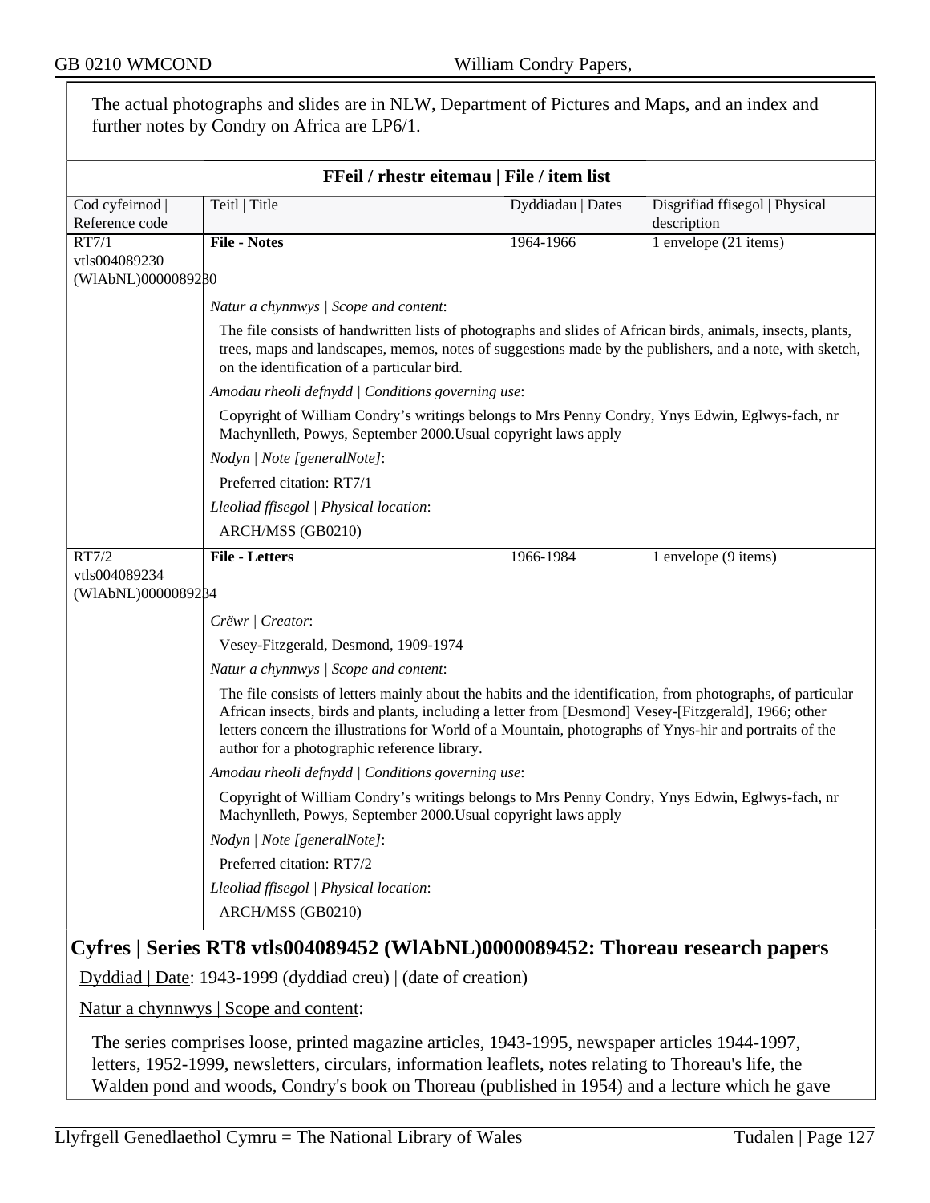The actual photographs and slides are in NLW, Department of Pictures and Maps, and an index and further notes by Condry on Africa are LP6/1.

**FFeil / rhestr eitemau | File / item list**

| Cod cyfeirnod \| Reference code | Teitl \| Title | Dyddiadau \| Dates | Disgrifiad ffisegol \| Physical description |
|---|---|---|---|
| RT7/1 vtls004089230 (WlAbNL)0000089230 | **File - Notes** | 1964-1966 | 1 envelope (21 items) |

*Natur a chynnwys | Scope and content*:

The file consists of handwritten lists of photographs and slides of African birds, animals, insects, plants, trees, maps and landscapes, memos, notes of suggestions made by the publishers, and a note, with sketch, on the identification of a particular bird.

*Amodau rheoli defnydd | Conditions governing use*:

Copyright of William Condry's writings belongs to Mrs Penny Condry, Ynys Edwin, Eglwys-fach, nr Machynlleth, Powys, September 2000.Usual copyright laws apply

*Nodyn | Note [generalNote]*:

Preferred citation: RT7/1

*Lleoliad ffisegol | Physical location*:

ARCH/MSS (GB0210)

| Cod cyfeirnod \| Reference code | Teitl \| Title | Dyddiadau \| Dates | Disgrifiad ffisegol \| Physical description |
|---|---|---|---|
| RT7/2 vtls004089234 (WlAbNL)0000089234 | **File - Letters** | 1966-1984 | 1 envelope (9 items) |

*Crëwr | Creator*:

Vesey-Fitzgerald, Desmond, 1909-1974

*Natur a chynnwys | Scope and content*:

The file consists of letters mainly about the habits and the identification, from photographs, of particular African insects, birds and plants, including a letter from [Desmond] Vesey-[Fitzgerald], 1966; other letters concern the illustrations for World of a Mountain, photographs of Ynys-hir and portraits of the author for a photographic reference library.

*Amodau rheoli defnydd | Conditions governing use*:

Copyright of William Condry's writings belongs to Mrs Penny Condry, Ynys Edwin, Eglwys-fach, nr Machynlleth, Powys, September 2000.Usual copyright laws apply

*Nodyn | Note [generalNote]*:

Preferred citation: RT7/2

*Lleoliad ffisegol | Physical location*:

ARCH/MSS (GB0210)

## Cyfres | Series RT8 vtls004089452 (WlAbNL)0000089452: Thoreau research papers

Dyddiad | Date: 1943-1999 (dyddiad creu) | (date of creation)

Natur a chynnwys | Scope and content:

The series comprises loose, printed magazine articles, 1943-1995, newspaper articles 1944-1997, letters, 1952-1999, newsletters, circulars, information leaflets, notes relating to Thoreau's life, the Walden pond and woods, Condry's book on Thoreau (published in 1954) and a lecture which he gave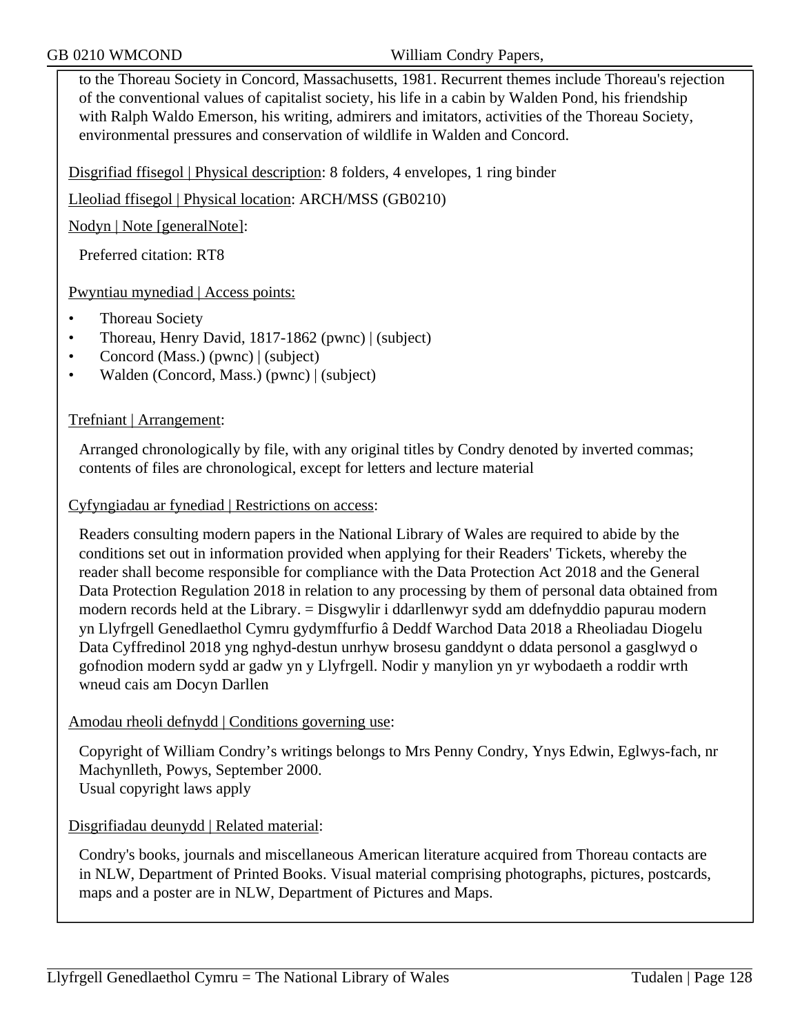to the Thoreau Society in Concord, Massachusetts, 1981. Recurrent themes include Thoreau's rejection of the conventional values of capitalist society, his life in a cabin by Walden Pond, his friendship with Ralph Waldo Emerson, his writing, admirers and imitators, activities of the Thoreau Society, environmental pressures and conservation of wildlife in Walden and Concord.

Disgrifiad ffisegol | Physical description: 8 folders, 4 envelopes, 1 ring binder

Lleoliad ffisegol | Physical location: ARCH/MSS (GB0210)

Nodyn | Note [generalNote]:

Preferred citation: RT8

Pwyntiau mynediad | Access points:

- Thoreau Society
- Thoreau, Henry David, 1817-1862 (pwnc) | (subject)
- Concord (Mass.) (pwnc) | (subject)
- Walden (Concord, Mass.) (pwnc) | (subject)

Trefniant | Arrangement:

Arranged chronologically by file, with any original titles by Condry denoted by inverted commas; contents of files are chronological, except for letters and lecture material

Cyfyngiadau ar fynediad | Restrictions on access:

Readers consulting modern papers in the National Library of Wales are required to abide by the conditions set out in information provided when applying for their Readers' Tickets, whereby the reader shall become responsible for compliance with the Data Protection Act 2018 and the General Data Protection Regulation 2018 in relation to any processing by them of personal data obtained from modern records held at the Library. = Disgwylir i ddarllenwyr sydd am ddefnyddio papurau modern yn Llyfrgell Genedlaethol Cymru gydymffurfio â Deddf Warchod Data 2018 a Rheoliadau Diogelu Data Cyffredinol 2018 yng nghyd-destun unrhyw brosesu ganddynt o ddata personol a gasglwyd o gofnodion modern sydd ar gadw yn y Llyfrgell. Nodir y manylion yn yr wybodaeth a roddir wrth wneud cais am Docyn Darllen

Amodau rheoli defnydd | Conditions governing use:

Copyright of William Condry's writings belongs to Mrs Penny Condry, Ynys Edwin, Eglwys-fach, nr Machynlleth, Powys, September 2000.
Usual copyright laws apply

Disgrifiadau deunydd | Related material:

Condry's books, journals and miscellaneous American literature acquired from Thoreau contacts are in NLW, Department of Printed Books. Visual material comprising photographs, pictures, postcards, maps and a poster are in NLW, Department of Pictures and Maps.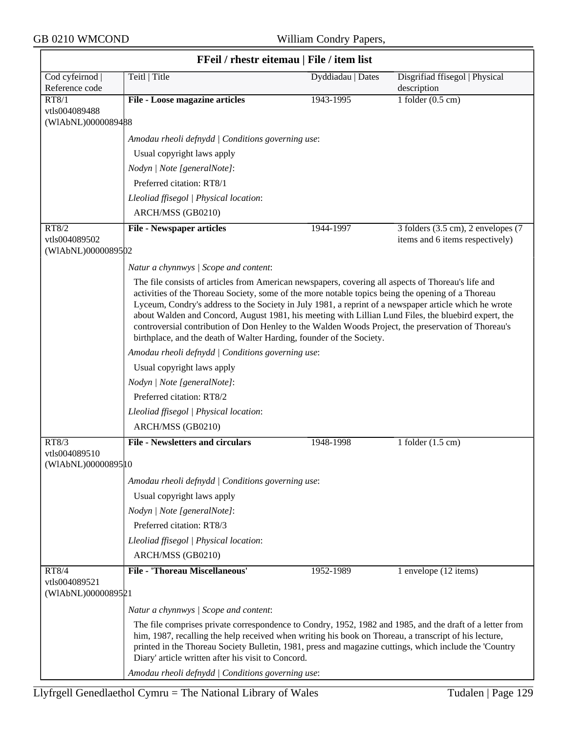## FFeil / rhestr eitemau | File / item list

| Cod cyfeirnod \| Reference code | Teitl \| Title | Dyddiadau \| Dates | Disgrifiad ffisegol \| Physical description |
|---|---|---|---|
| RT8/1 vtls004089488 (WlAbNL)0000089488 | **File - Loose magazine articles** | 1943-1995 | 1 folder (0.5 cm) |

*Amodau rheoli defnydd | Conditions governing use*:

Usual copyright laws apply

*Nodyn | Note [generalNote]*:

Preferred citation: RT8/1

*Lleoliad ffisegol | Physical location*:

ARCH/MSS (GB0210)

| Cod cyfeirnod \| Reference code | Teitl \| Title | Dyddiadau \| Dates | Disgrifiad ffisegol \| Physical description |
|---|---|---|---|
| RT8/2 vtls004089502 (WlAbNL)0000089502 | **File - Newspaper articles** | 1944-1997 | 3 folders (3.5 cm), 2 envelopes (7 items and 6 items respectively) |

*Natur a chynnwys | Scope and content*:

The file consists of articles from American newspapers, covering all aspects of Thoreau's life and activities of the Thoreau Society, some of the more notable topics being the opening of a Thoreau Lyceum, Condry's address to the Society in July 1981, a reprint of a newspaper article which he wrote about Walden and Concord, August 1981, his meeting with Lillian Lund Files, the bluebird expert, the controversial contribution of Don Henley to the Walden Woods Project, the preservation of Thoreau's birthplace, and the death of Walter Harding, founder of the Society.

*Amodau rheoli defnydd | Conditions governing use*:

Usual copyright laws apply

*Nodyn | Note [generalNote]*:

Preferred citation: RT8/2

*Lleoliad ffisegol | Physical location*:

ARCH/MSS (GB0210)

| Cod cyfeirnod \| Reference code | Teitl \| Title | Dyddiadau \| Dates | Disgrifiad ffisegol \| Physical description |
|---|---|---|---|
| RT8/3 vtls004089510 (WlAbNL)0000089510 | **File - Newsletters and circulars** | 1948-1998 | 1 folder (1.5 cm) |

*Amodau rheoli defnydd | Conditions governing use*:

Usual copyright laws apply

*Nodyn | Note [generalNote]*:

Preferred citation: RT8/3

*Lleoliad ffisegol | Physical location*:

ARCH/MSS (GB0210)

| Cod cyfeirnod \| Reference code | Teitl \| Title | Dyddiadau \| Dates | Disgrifiad ffisegol \| Physical description |
|---|---|---|---|
| RT8/4 vtls004089521 (WlAbNL)0000089521 | **File - 'Thoreau Miscellaneous'** | 1952-1989 | 1 envelope (12 items) |

*Natur a chynnwys | Scope and content*:

The file comprises private correspondence to Condry, 1952, 1982 and 1985, and the draft of a letter from him, 1987, recalling the help received when writing his book on Thoreau, a transcript of his lecture, printed in the Thoreau Society Bulletin, 1981, press and magazine cuttings, which include the 'Country Diary' article written after his visit to Concord.

*Amodau rheoli defnydd | Conditions governing use*: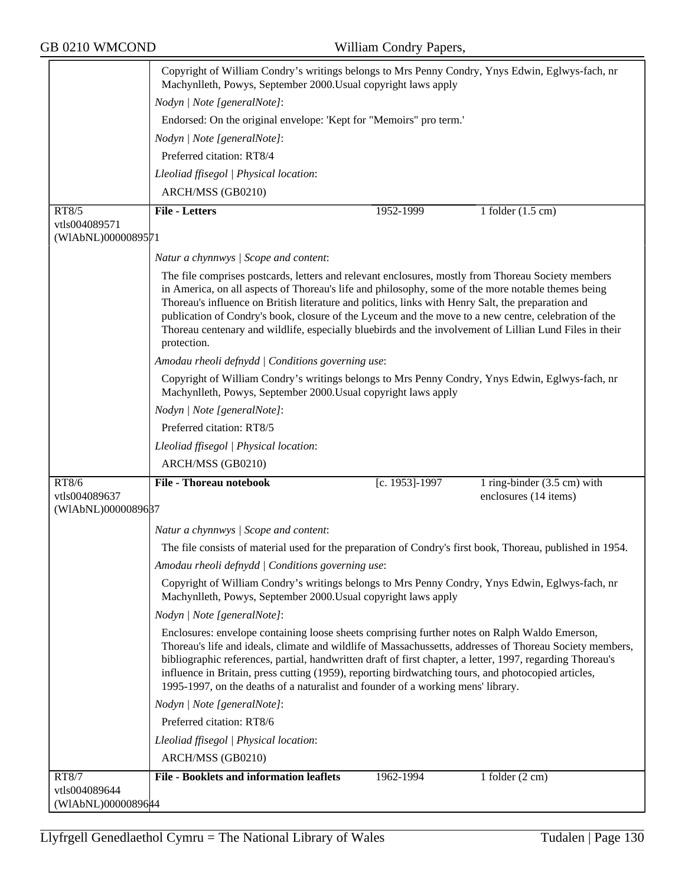Copyright of William Condry's writings belongs to Mrs Penny Condry, Ynys Edwin, Eglwys-fach, nr Machynlleth, Powys, September 2000.Usual copyright laws apply

*Nodyn | Note [generalNote]*:

Endorsed: On the original envelope: 'Kept for "Memoirs" pro term.'

*Nodyn | Note [generalNote]*:

Preferred citation: RT8/4

*Lleoliad ffisegol | Physical location*:

ARCH/MSS (GB0210)

---

RT8/5
vtls004089571
(WlAbNL)0000089571

**File - Letters** | 1952-1999 | 1 folder (1.5 cm)

*Natur a chynnwys | Scope and content*:

The file comprises postcards, letters and relevant enclosures, mostly from Thoreau Society members in America, on all aspects of Thoreau's life and philosophy, some of the more notable themes being Thoreau's influence on British literature and politics, links with Henry Salt, the preparation and publication of Condry's book, closure of the Lyceum and the move to a new centre, celebration of the Thoreau centenary and wildlife, especially bluebirds and the involvement of Lillian Lund Files in their protection.

*Amodau rheoli defnydd | Conditions governing use*:

Copyright of William Condry's writings belongs to Mrs Penny Condry, Ynys Edwin, Eglwys-fach, nr Machynlleth, Powys, September 2000.Usual copyright laws apply

*Nodyn | Note [generalNote]*:

Preferred citation: RT8/5

*Lleoliad ffisegol | Physical location*:

ARCH/MSS (GB0210)

---

RT8/6
vtls004089637
(WlAbNL)0000089637

**File - Thoreau notebook** | [c. 1953]-1997 | 1 ring-binder (3.5 cm) with enclosures (14 items)

*Natur a chynnwys | Scope and content*:

The file consists of material used for the preparation of Condry's first book, Thoreau, published in 1954.

*Amodau rheoli defnydd | Conditions governing use*:

Copyright of William Condry's writings belongs to Mrs Penny Condry, Ynys Edwin, Eglwys-fach, nr Machynlleth, Powys, September 2000.Usual copyright laws apply

*Nodyn | Note [generalNote]*:

Enclosures: envelope containing loose sheets comprising further notes on Ralph Waldo Emerson, Thoreau's life and ideals, climate and wildlife of Massachussetts, addresses of Thoreau Society members, bibliographic references, partial, handwritten draft of first chapter, a letter, 1997, regarding Thoreau's influence in Britain, press cutting (1959), reporting birdwatching tours, and photocopied articles, 1995-1997, on the deaths of a naturalist and founder of a working mens' library.

*Nodyn | Note [generalNote]*:

Preferred citation: RT8/6

*Lleoliad ffisegol | Physical location*:

ARCH/MSS (GB0210)

---

RT8/7
vtls004089644
(WlAbNL)0000089644

**File - Booklets and information leaflets** | 1962-1994 | 1 folder (2 cm)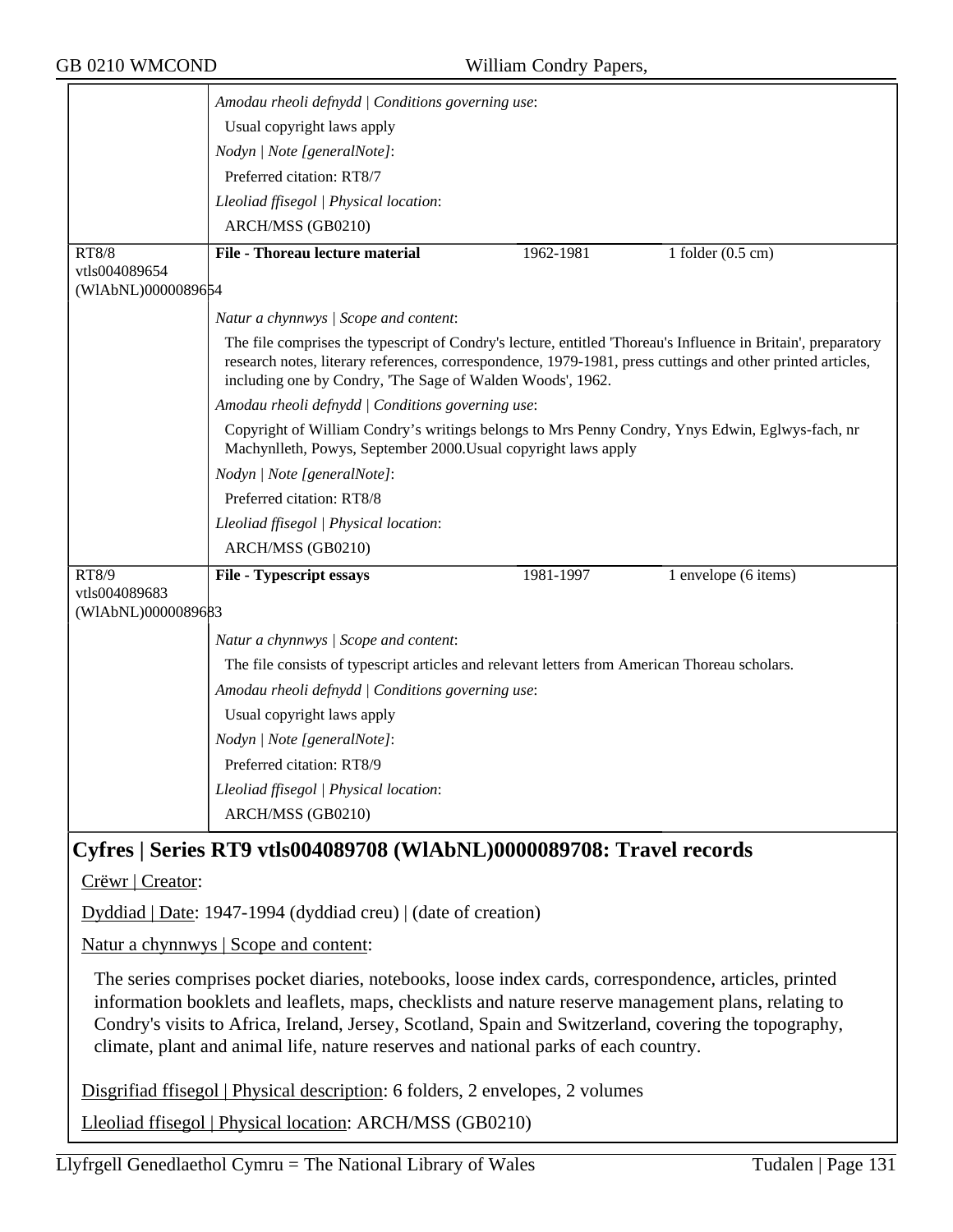*Amodau rheoli defnydd | Conditions governing use*:

Usual copyright laws apply

*Nodyn | Note [generalNote]*:

Preferred citation: RT8/7

*Lleoliad ffisegol | Physical location*:

ARCH/MSS (GB0210)

| RT8/8 vtls004089654 (WlAbNL)0000089654 | **File - Thoreau lecture material** | 1962-1981 | 1 folder (0.5 cm) |
|---|---|---|---|

*Natur a chynnwys | Scope and content*:

The file comprises the typescript of Condry's lecture, entitled 'Thoreau's Influence in Britain', preparatory research notes, literary references, correspondence, 1979-1981, press cuttings and other printed articles, including one by Condry, 'The Sage of Walden Woods', 1962.

*Amodau rheoli defnydd | Conditions governing use*:

Copyright of William Condry's writings belongs to Mrs Penny Condry, Ynys Edwin, Eglwys-fach, nr Machynlleth, Powys, September 2000.Usual copyright laws apply

*Nodyn | Note [generalNote]*:

Preferred citation: RT8/8

*Lleoliad ffisegol | Physical location*:

ARCH/MSS (GB0210)

| RT8/9 vtls004089683 (WlAbNL)0000089683 | **File - Typescript essays** | 1981-1997 | 1 envelope (6 items) |
|---|---|---|---|

*Natur a chynnwys | Scope and content*:

The file consists of typescript articles and relevant letters from American Thoreau scholars.

*Amodau rheoli defnydd | Conditions governing use*:

Usual copyright laws apply

*Nodyn | Note [generalNote]*:

Preferred citation: RT8/9

*Lleoliad ffisegol | Physical location*:

ARCH/MSS (GB0210)

## Cyfres | Series RT9 vtls004089708 (WlAbNL)0000089708: Travel records

Crëwr | Creator:

Dyddiad | Date: 1947-1994 (dyddiad creu) | (date of creation)

Natur a chynnwys | Scope and content:

The series comprises pocket diaries, notebooks, loose index cards, correspondence, articles, printed information booklets and leaflets, maps, checklists and nature reserve management plans, relating to Condry's visits to Africa, Ireland, Jersey, Scotland, Spain and Switzerland, covering the topography, climate, plant and animal life, nature reserves and national parks of each country.

Disgrifiad ffisegol | Physical description: 6 folders, 2 envelopes, 2 volumes

Lleoliad ffisegol | Physical location: ARCH/MSS (GB0210)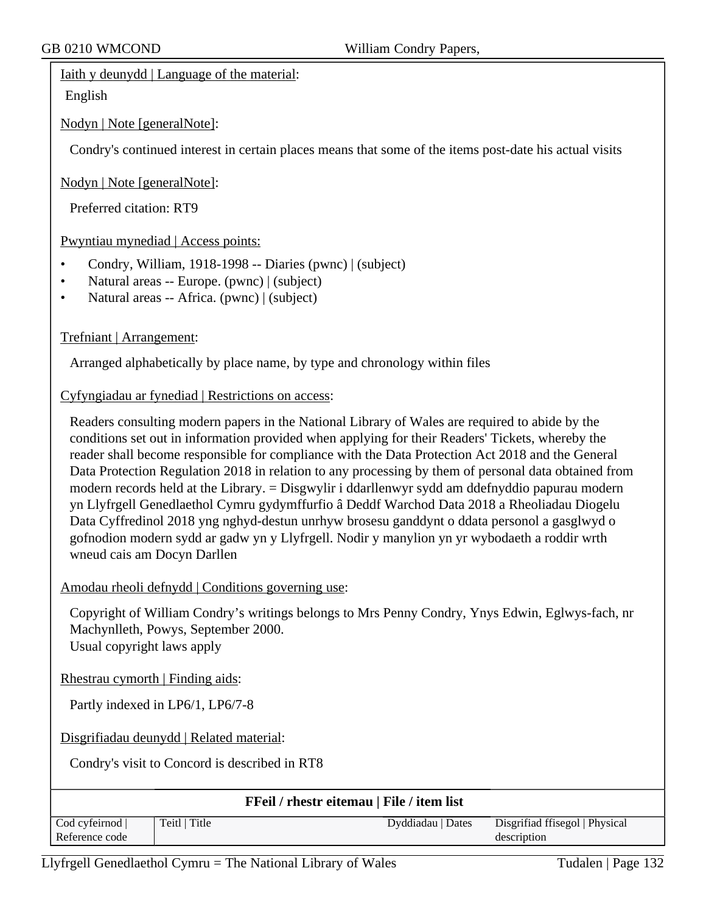Iaith y deunydd | Language of the material:

English

Nodyn | Note [generalNote]:

Condry's continued interest in certain places means that some of the items post-date his actual visits

Nodyn | Note [generalNote]:

Preferred citation: RT9

Pwyntiau mynediad | Access points:

- Condry, William, 1918-1998 -- Diaries (pwnc) | (subject)
- Natural areas -- Europe. (pwnc) | (subject)
- Natural areas -- Africa. (pwnc) | (subject)

Trefniant | Arrangement:

Arranged alphabetically by place name, by type and chronology within files

Cyfyngiadau ar fynediad | Restrictions on access:

Readers consulting modern papers in the National Library of Wales are required to abide by the conditions set out in information provided when applying for their Readers' Tickets, whereby the reader shall become responsible for compliance with the Data Protection Act 2018 and the General Data Protection Regulation 2018 in relation to any processing by them of personal data obtained from modern records held at the Library. = Disgwylir i ddarllenwyr sydd am ddefnyddio papurau modern yn Llyfrgell Genedlaethol Cymru gydymffurfio â Deddf Warchod Data 2018 a Rheoliadau Diogelu Data Cyffredinol 2018 yng nghyd-destun unrhyw brosesu ganddynt o ddata personol a gasglwyd o gofnodion modern sydd ar gadw yn y Llyfrgell. Nodir y manylion yn yr wybodaeth a roddir wrth wneud cais am Docyn Darllen

Amodau rheoli defnydd | Conditions governing use:

Copyright of William Condry’s writings belongs to Mrs Penny Condry, Ynys Edwin, Eglwys-fach, nr Machynlleth, Powys, September 2000.
Usual copyright laws apply

Rhestrau cymorth | Finding aids:

Partly indexed in LP6/1, LP6/7-8

Disgrifiadau deunydd | Related material:

Condry's visit to Concord is described in RT8

**FFeil / rhestr eitemau | File / item list**

| Cod cyfeirnod \| Reference code | Teitl \| Title | Dyddiadau \| Dates | Disgrifiad ffisegol \| Physical description |
|---|---|---|---|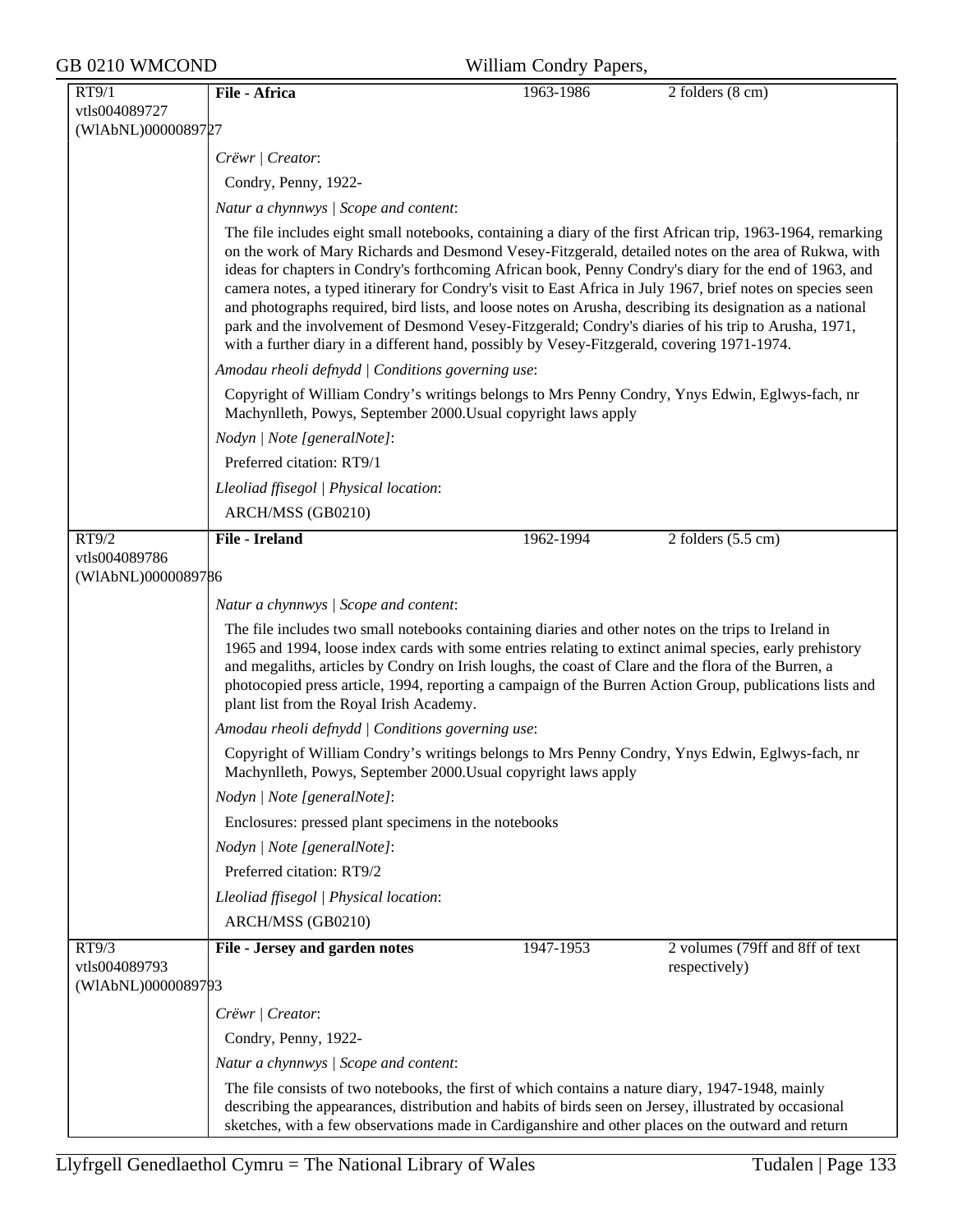## RT9/1 — File - Africa

vtls004089727
(WlAbNL)0000089727

1963-1986 | 2 folders (8 cm)

*Crëwr | Creator*:

Condry, Penny, 1922-

*Natur a chynnwys | Scope and content*:

The file includes eight small notebooks, containing a diary of the first African trip, 1963-1964, remarking on the work of Mary Richards and Desmond Vesey-Fitzgerald, detailed notes on the area of Rukwa, with ideas for chapters in Condry's forthcoming African book, Penny Condry's diary for the end of 1963, and camera notes, a typed itinerary for Condry's visit to East Africa in July 1967, brief notes on species seen and photographs required, bird lists, and loose notes on Arusha, describing its designation as a national park and the involvement of Desmond Vesey-Fitzgerald; Condry's diaries of his trip to Arusha, 1971, with a further diary in a different hand, possibly by Vesey-Fitzgerald, covering 1971-1974.

*Amodau rheoli defnydd | Conditions governing use*:

Copyright of William Condry's writings belongs to Mrs Penny Condry, Ynys Edwin, Eglwys-fach, nr Machynlleth, Powys, September 2000.Usual copyright laws apply

*Nodyn | Note [generalNote]*:

Preferred citation: RT9/1

*Lleoliad ffisegol | Physical location*:

ARCH/MSS (GB0210)

## RT9/2 — File - Ireland

vtls004089786
(WlAbNL)0000089786

1962-1994 | 2 folders (5.5 cm)

*Natur a chynnwys | Scope and content*:

The file includes two small notebooks containing diaries and other notes on the trips to Ireland in 1965 and 1994, loose index cards with some entries relating to extinct animal species, early prehistory and megaliths, articles by Condry on Irish loughs, the coast of Clare and the flora of the Burren, a photocopied press article, 1994, reporting a campaign of the Burren Action Group, publications lists and plant list from the Royal Irish Academy.

*Amodau rheoli defnydd | Conditions governing use*:

Copyright of William Condry's writings belongs to Mrs Penny Condry, Ynys Edwin, Eglwys-fach, nr Machynlleth, Powys, September 2000.Usual copyright laws apply

*Nodyn | Note [generalNote]*:

Enclosures: pressed plant specimens in the notebooks

*Nodyn | Note [generalNote]*:

Preferred citation: RT9/2

*Lleoliad ffisegol | Physical location*:

ARCH/MSS (GB0210)

## RT9/3 — File - Jersey and garden notes

vtls004089793
(WlAbNL)0000089793

1947-1953 | 2 volumes (79ff and 8ff of text respectively)

*Crëwr | Creator*:

Condry, Penny, 1922-

*Natur a chynnwys | Scope and content*:

The file consists of two notebooks, the first of which contains a nature diary, 1947-1948, mainly describing the appearances, distribution and habits of birds seen on Jersey, illustrated by occasional sketches, with a few observations made in Cardiganshire and other places on the outward and return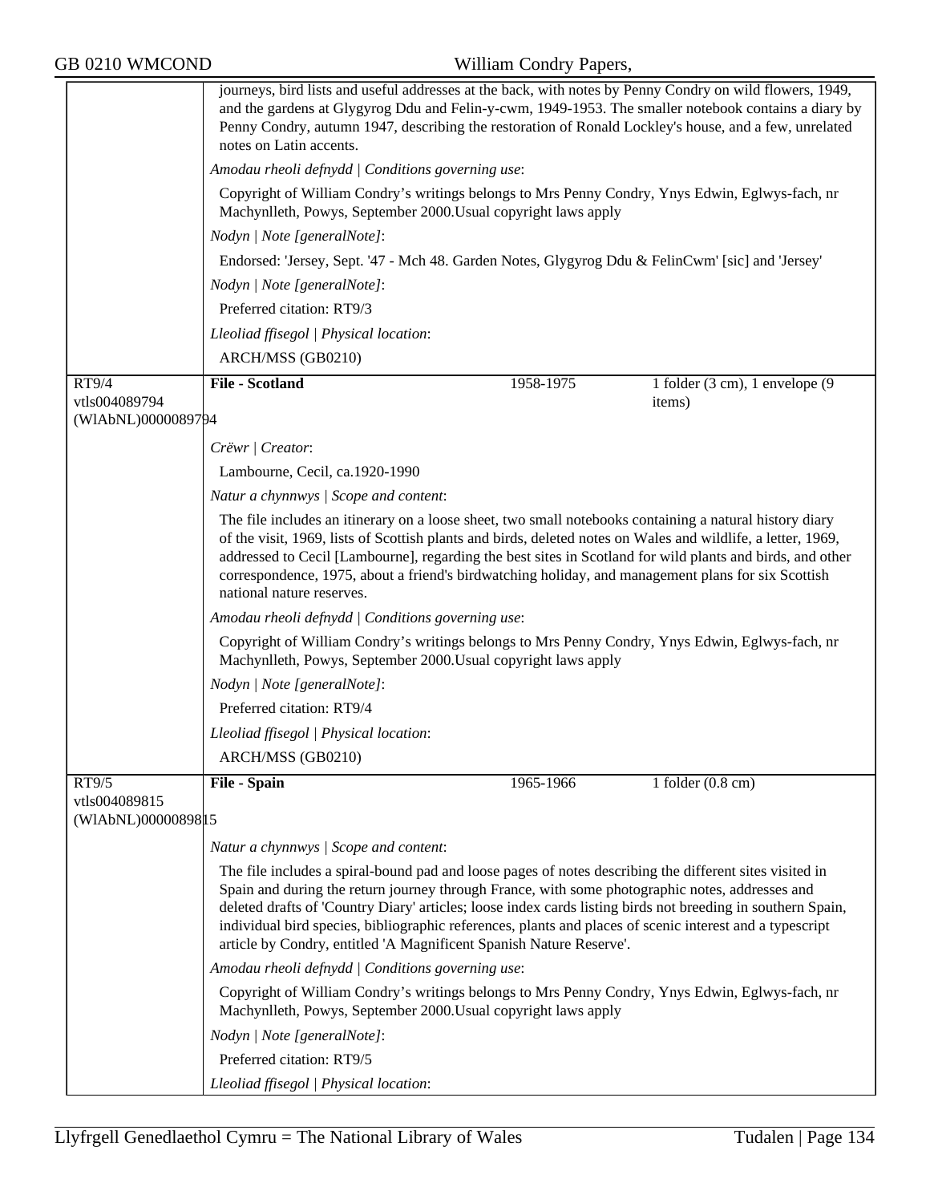journeys, bird lists and useful addresses at the back, with notes by Penny Condry on wild flowers, 1949, and the gardens at Glygyrog Ddu and Felin-y-cwm, 1949-1953. The smaller notebook contains a diary by Penny Condry, autumn 1947, describing the restoration of Ronald Lockley's house, and a few, unrelated notes on Latin accents.

*Amodau rheoli defnydd | Conditions governing use*:

Copyright of William Condry's writings belongs to Mrs Penny Condry, Ynys Edwin, Eglwys-fach, nr Machynlleth, Powys, September 2000.Usual copyright laws apply

*Nodyn | Note [generalNote]*:

Endorsed: 'Jersey, Sept. '47 - Mch 48. Garden Notes, Glygyrog Ddu & FelinCwm' [sic] and 'Jersey'

*Nodyn | Note [generalNote]*:

Preferred citation: RT9/3

*Lleoliad ffisegol | Physical location*:

ARCH/MSS (GB0210)

---

RT9/4
vtls004089794
(WlAbNL)0000089794

**File - Scotland** | 1958-1975 | 1 folder (3 cm), 1 envelope (9 items)

*Crëwr | Creator*:

Lambourne, Cecil, ca.1920-1990

*Natur a chynnwys | Scope and content*:

The file includes an itinerary on a loose sheet, two small notebooks containing a natural history diary of the visit, 1969, lists of Scottish plants and birds, deleted notes on Wales and wildlife, a letter, 1969, addressed to Cecil [Lambourne], regarding the best sites in Scotland for wild plants and birds, and other correspondence, 1975, about a friend's birdwatching holiday, and management plans for six Scottish national nature reserves.

*Amodau rheoli defnydd | Conditions governing use*:

Copyright of William Condry's writings belongs to Mrs Penny Condry, Ynys Edwin, Eglwys-fach, nr Machynlleth, Powys, September 2000.Usual copyright laws apply

*Nodyn | Note [generalNote]*:

Preferred citation: RT9/4

*Lleoliad ffisegol | Physical location*:

ARCH/MSS (GB0210)

---

RT9/5
vtls004089815
(WlAbNL)0000089815

**File - Spain** | 1965-1966 | 1 folder (0.8 cm)

*Natur a chynnwys | Scope and content*:

The file includes a spiral-bound pad and loose pages of notes describing the different sites visited in Spain and during the return journey through France, with some photographic notes, addresses and deleted drafts of 'Country Diary' articles; loose index cards listing birds not breeding in southern Spain, individual bird species, bibliographic references, plants and places of scenic interest and a typescript article by Condry, entitled 'A Magnificent Spanish Nature Reserve'.

*Amodau rheoli defnydd | Conditions governing use*:

Copyright of William Condry's writings belongs to Mrs Penny Condry, Ynys Edwin, Eglwys-fach, nr Machynlleth, Powys, September 2000.Usual copyright laws apply

*Nodyn | Note [generalNote]*:

Preferred citation: RT9/5

*Lleoliad ffisegol | Physical location*: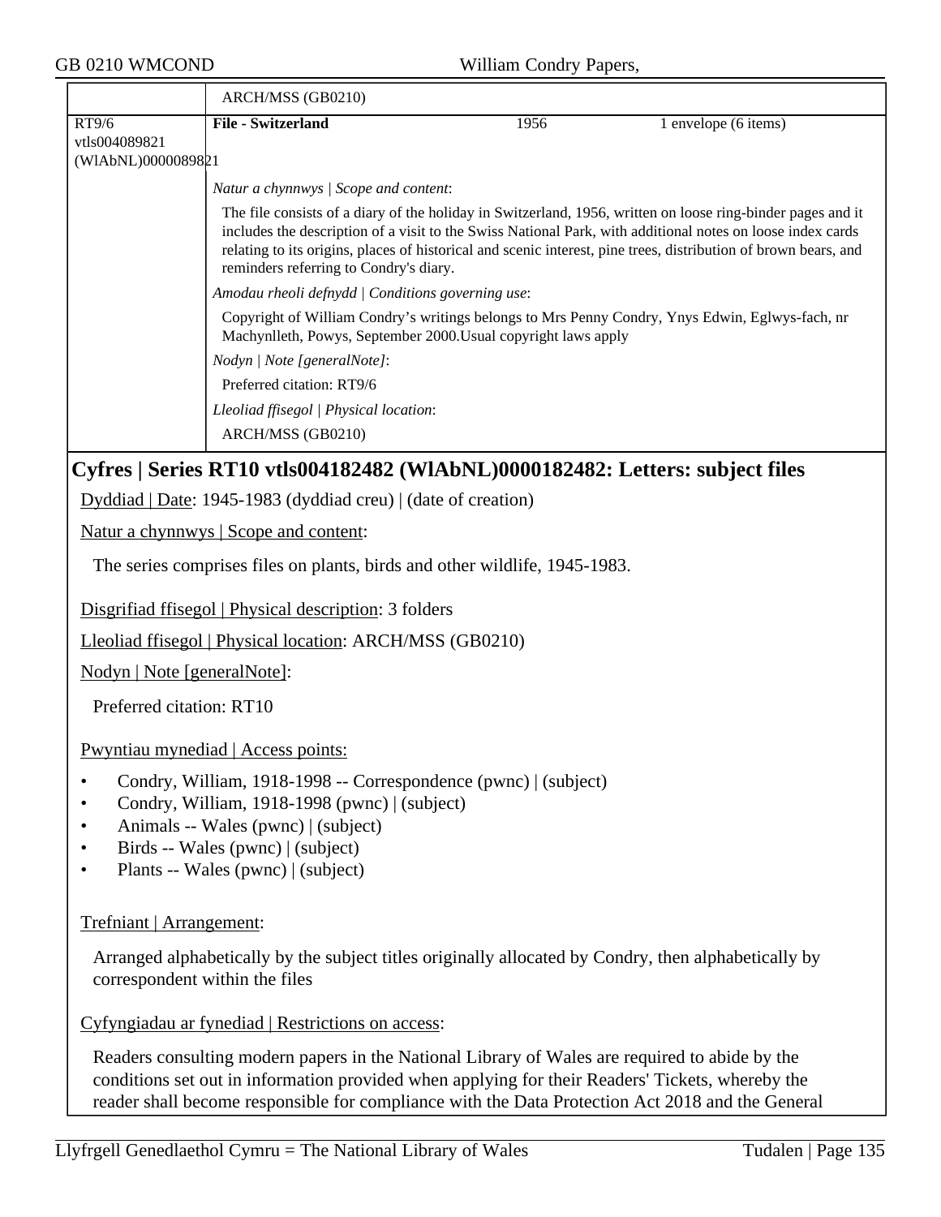| | ARCH/MSS (GB0210) | | |
|---|---|---|---|
| RT9/6 vtls004089821 (WlAbNL)0000089821 | **File - Switzerland** | 1956 | 1 envelope (6 items) |

*Natur a chynnwys | Scope and content*:

The file consists of a diary of the holiday in Switzerland, 1956, written on loose ring-binder pages and it includes the description of a visit to the Swiss National Park, with additional notes on loose index cards relating to its origins, places of historical and scenic interest, pine trees, distribution of brown bears, and reminders referring to Condry's diary.

*Amodau rheoli defnydd | Conditions governing use*:

Copyright of William Condry's writings belongs to Mrs Penny Condry, Ynys Edwin, Eglwys-fach, nr Machynlleth, Powys, September 2000.Usual copyright laws apply

*Nodyn | Note [generalNote]*:

Preferred citation: RT9/6

*Lleoliad ffisegol | Physical location*:

ARCH/MSS (GB0210)

## Cyfres | Series RT10 vtls004182482 (WlAbNL)0000182482: Letters: subject files

Dyddiad | Date: 1945-1983 (dyddiad creu) | (date of creation)

Natur a chynnwys | Scope and content:

The series comprises files on plants, birds and other wildlife, 1945-1983.

Disgrifiad ffisegol | Physical description: 3 folders

Lleoliad ffisegol | Physical location: ARCH/MSS (GB0210)

Nodyn | Note [generalNote]:

Preferred citation: RT10

Pwyntiau mynediad | Access points:

- Condry, William, 1918-1998 -- Correspondence (pwnc) | (subject)
- Condry, William, 1918-1998 (pwnc) | (subject)
- Animals -- Wales (pwnc) | (subject)
- Birds -- Wales (pwnc) | (subject)
- Plants -- Wales (pwnc) | (subject)

Trefniant | Arrangement:

Arranged alphabetically by the subject titles originally allocated by Condry, then alphabetically by correspondent within the files

Cyfyngiadau ar fynediad | Restrictions on access:

Readers consulting modern papers in the National Library of Wales are required to abide by the conditions set out in information provided when applying for their Readers' Tickets, whereby the reader shall become responsible for compliance with the Data Protection Act 2018 and the General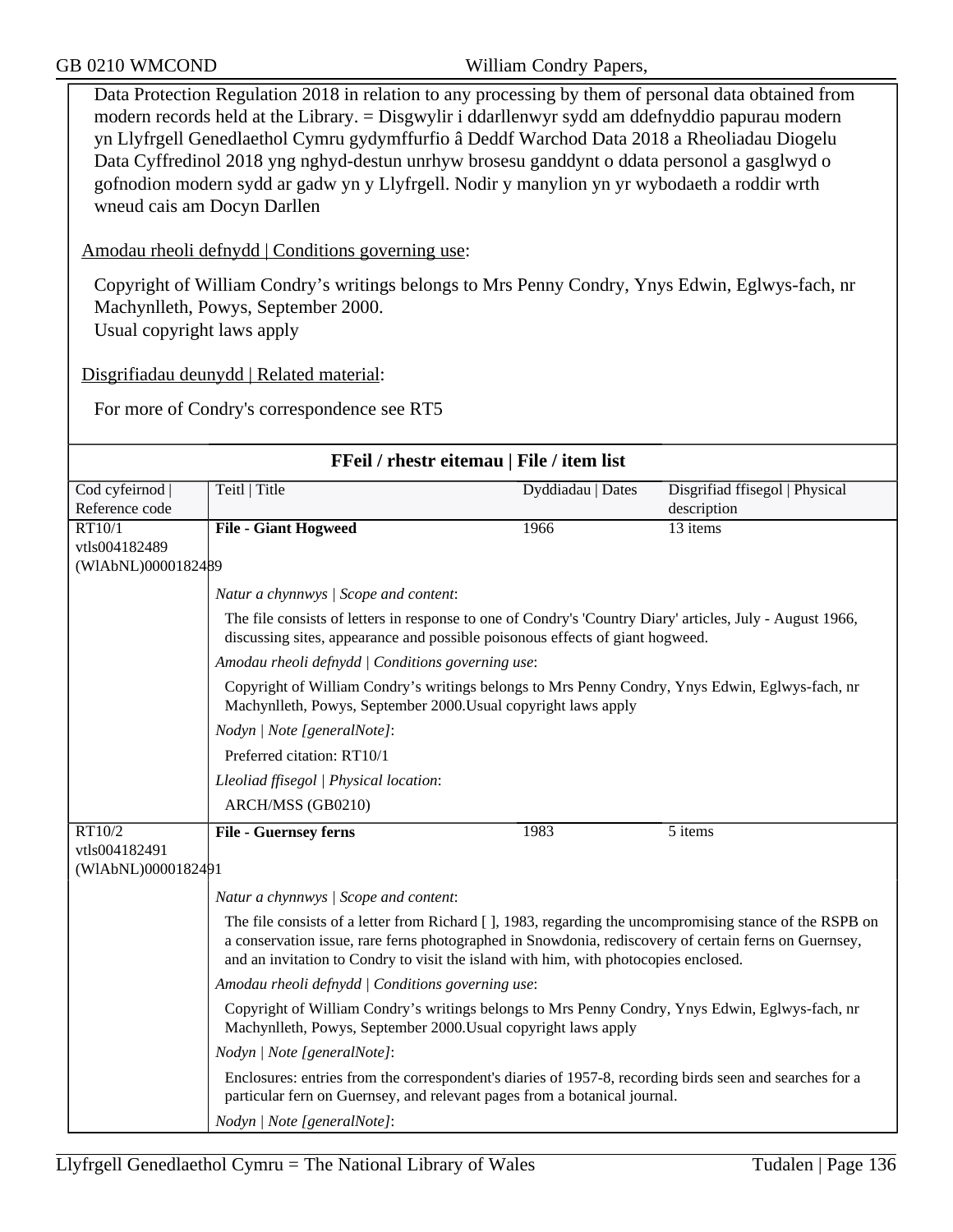Data Protection Regulation 2018 in relation to any processing by them of personal data obtained from modern records held at the Library. = Disgwylir i ddarllenwyr sydd am ddefnyddio papurau modern yn Llyfrgell Genedlaethol Cymru gydymffurfio â Deddf Warchod Data 2018 a Rheoliadau Diogelu Data Cyffredinol 2018 yng nghyd-destun unrhyw brosesu ganddynt o ddata personol a gasglwyd o gofnodion modern sydd ar gadw yn y Llyfrgell. Nodir y manylion yn yr wybodaeth a roddir wrth wneud cais am Docyn Darllen

Amodau rheoli defnydd | Conditions governing use:

Copyright of William Condry's writings belongs to Mrs Penny Condry, Ynys Edwin, Eglwys-fach, nr Machynlleth, Powys, September 2000.
Usual copyright laws apply

Disgrifiadau deunydd | Related material:

For more of Condry's correspondence see RT5

## FFeil / rhestr eitemau | File / item list

| Cod cyfeirnod \| Reference code | Teitl \| Title | Dyddiadau \| Dates | Disgrifiad ffisegol \| Physical description |
|---|---|---|---|
| RT10/1 vtls004182489 (WlAbNL)0000182489 | **File - Giant Hogweed** | 1966 | 13 items |

*Natur a chynnwys | Scope and content*:

The file consists of letters in response to one of Condry's 'Country Diary' articles, July - August 1966, discussing sites, appearance and possible poisonous effects of giant hogweed.

*Amodau rheoli defnydd | Conditions governing use*:

Copyright of William Condry's writings belongs to Mrs Penny Condry, Ynys Edwin, Eglwys-fach, nr Machynlleth, Powys, September 2000.Usual copyright laws apply

*Nodyn | Note [generalNote]*:

Preferred citation: RT10/1

*Lleoliad ffisegol | Physical location*:

ARCH/MSS (GB0210)

| Cod cyfeirnod \| Reference code | Teitl \| Title | Dyddiadau \| Dates | Disgrifiad ffisegol \| Physical description |
|---|---|---|---|
| RT10/2 vtls004182491 (WlAbNL)0000182491 | **File - Guernsey ferns** | 1983 | 5 items |

*Natur a chynnwys | Scope and content*:

The file consists of a letter from Richard [ ], 1983, regarding the uncompromising stance of the RSPB on a conservation issue, rare ferns photographed in Snowdonia, rediscovery of certain ferns on Guernsey, and an invitation to Condry to visit the island with him, with photocopies enclosed.

*Amodau rheoli defnydd | Conditions governing use*:

Copyright of William Condry's writings belongs to Mrs Penny Condry, Ynys Edwin, Eglwys-fach, nr Machynlleth, Powys, September 2000.Usual copyright laws apply

*Nodyn | Note [generalNote]*:

Enclosures: entries from the correspondent's diaries of 1957-8, recording birds seen and searches for a particular fern on Guernsey, and relevant pages from a botanical journal.

*Nodyn | Note [generalNote]*: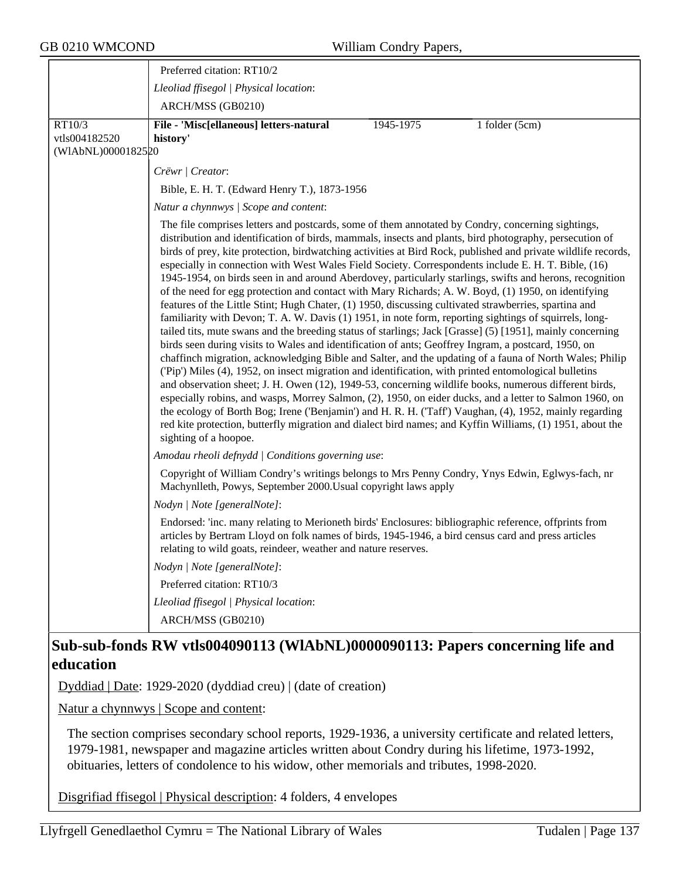| | |
|---|---|
| | Preferred citation: RT10/2 |
| | *Lleoliad ffisegol \| Physical location*: |
| | ARCH/MSS (GB0210) |
| RT10/3 vtls004182520 (WlAbNL)0000182520 | **File - 'Misc[ellaneous] letters-natural history'** 1945-1975 1 folder (5cm) |
| | *Crëwr \| Creator*: |
| | Bible, E. H. T. (Edward Henry T.), 1873-1956 |
| | *Natur a chynnwys \| Scope and content*: |
| | The file comprises letters and postcards, some of them annotated by Condry, concerning sightings, distribution and identification of birds, mammals, insects and plants, bird photography, persecution of birds of prey, kite protection, birdwatching activities at Bird Rock, published and private wildlife records, especially in connection with West Wales Field Society. Correspondents include E. H. T. Bible, (16) 1945-1954, on birds seen in and around Aberdovey, particularly starlings, swifts and herons, recognition of the need for egg protection and contact with Mary Richards; A. W. Boyd, (1) 1950, on identifying features of the Little Stint; Hugh Chater, (1) 1950, discussing cultivated strawberries, spartina and familiarity with Devon; T. A. W. Davis (1) 1951, in note form, reporting sightings of squirrels, long-tailed tits, mute swans and the breeding status of starlings; Jack [Grasse] (5) [1951], mainly concerning birds seen during visits to Wales and identification of ants; Geoffrey Ingram, a postcard, 1950, on chaffinch migration, acknowledging Bible and Salter, and the updating of a fauna of North Wales; Philip ('Pip') Miles (4), 1952, on insect migration and identification, with printed entomological bulletins and observation sheet; J. H. Owen (12), 1949-53, concerning wildlife books, numerous different birds, especially robins, and wasps, Morrey Salmon, (2), 1950, on eider ducks, and a letter to Salmon 1960, on the ecology of Borth Bog; Irene ('Benjamin') and H. R. H. ('Taff') Vaughan, (4), 1952, mainly regarding red kite protection, butterfly migration and dialect bird names; and Kyffin Williams, (1) 1951, about the sighting of a hoopoe. |
| | *Amodau rheoli defnydd \| Conditions governing use*: |
| | Copyright of William Condry's writings belongs to Mrs Penny Condry, Ynys Edwin, Eglwys-fach, nr Machynlleth, Powys, September 2000.Usual copyright laws apply |
| | *Nodyn \| Note [generalNote]*: |
| | Endorsed: 'inc. many relating to Merioneth birds' Enclosures: bibliographic reference, offprints from articles by Bertram Lloyd on folk names of birds, 1945-1946, a bird census card and press articles relating to wild goats, reindeer, weather and nature reserves. |
| | *Nodyn \| Note [generalNote]*: |
| | Preferred citation: RT10/3 |
| | *Lleoliad ffisegol \| Physical location*: |
| | ARCH/MSS (GB0210) |

## Sub-sub-fonds RW vtls004090113 (WlAbNL)0000090113: Papers concerning life and education

Dyddiad | Date: 1929-2020 (dyddiad creu) | (date of creation)

Natur a chynnwys | Scope and content:

The section comprises secondary school reports, 1929-1936, a university certificate and related letters, 1979-1981, newspaper and magazine articles written about Condry during his lifetime, 1973-1992, obituaries, letters of condolence to his widow, other memorials and tributes, 1998-2020.

Disgrifiad ffisegol | Physical description: 4 folders, 4 envelopes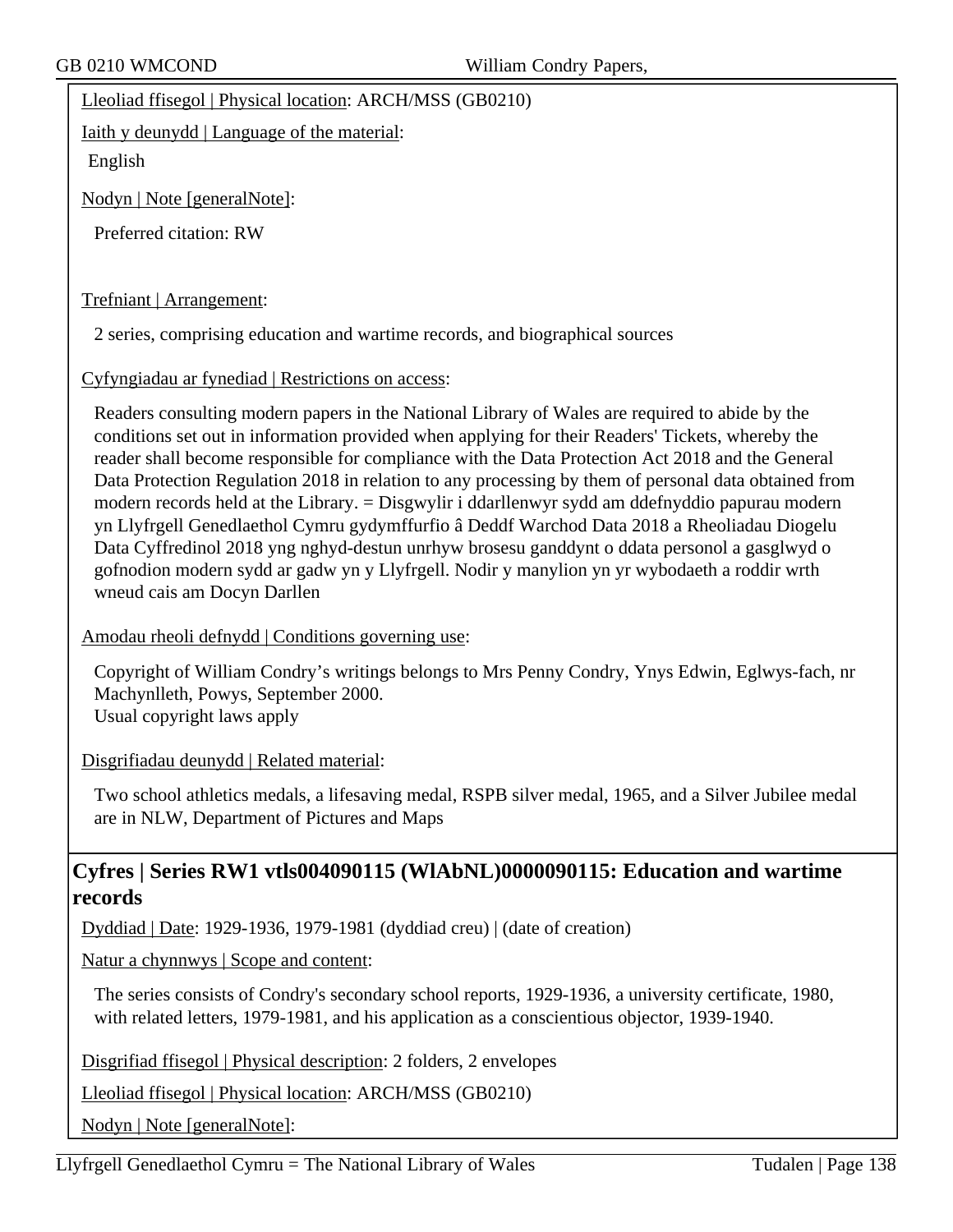Lleoliad ffisegol | Physical location: ARCH/MSS (GB0210)

Iaith y deunydd | Language of the material:

English

Nodyn | Note [generalNote]:

Preferred citation: RW

Trefniant | Arrangement:

2 series, comprising education and wartime records, and biographical sources

Cyfyngiadau ar fynediad | Restrictions on access:

Readers consulting modern papers in the National Library of Wales are required to abide by the conditions set out in information provided when applying for their Readers' Tickets, whereby the reader shall become responsible for compliance with the Data Protection Act 2018 and the General Data Protection Regulation 2018 in relation to any processing by them of personal data obtained from modern records held at the Library. = Disgwylir i ddarllenwyr sydd am ddefnyddio papurau modern yn Llyfrgell Genedlaethol Cymru gydymffurfio â Deddf Warchod Data 2018 a Rheoliadau Diogelu Data Cyffredinol 2018 yng nghyd-destun unrhyw brosesu ganddynt o ddata personol a gasglwyd o gofnodion modern sydd ar gadw yn y Llyfrgell. Nodir y manylion yn yr wybodaeth a roddir wrth wneud cais am Docyn Darllen

Amodau rheoli defnydd | Conditions governing use:

Copyright of William Condry's writings belongs to Mrs Penny Condry, Ynys Edwin, Eglwys-fach, nr Machynlleth, Powys, September 2000.
Usual copyright laws apply

Disgrifiadau deunydd | Related material:

Two school athletics medals, a lifesaving medal, RSPB silver medal, 1965, and a Silver Jubilee medal are in NLW, Department of Pictures and Maps

## Cyfres | Series RW1 vtls004090115 (WlAbNL)0000090115: Education and wartime records

Dyddiad | Date: 1929-1936, 1979-1981 (dyddiad creu) | (date of creation)

Natur a chynnwys | Scope and content:

The series consists of Condry's secondary school reports, 1929-1936, a university certificate, 1980, with related letters, 1979-1981, and his application as a conscientious objector, 1939-1940.

Disgrifiad ffisegol | Physical description: 2 folders, 2 envelopes

Lleoliad ffisegol | Physical location: ARCH/MSS (GB0210)

Nodyn | Note [generalNote]: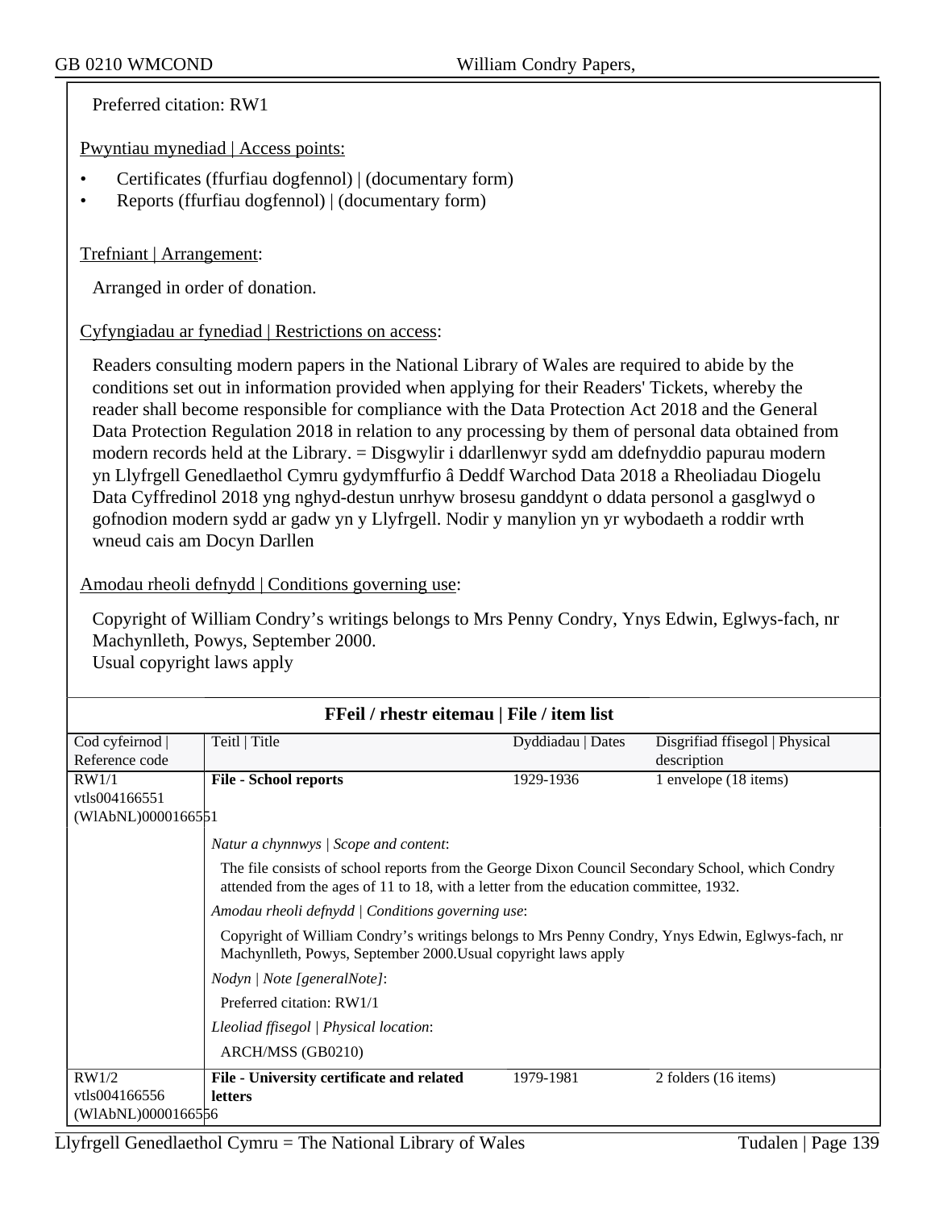Preferred citation: RW1

Pwyntiau mynediad | Access points:

- Certificates (ffurfiau dogfennol) | (documentary form)
- Reports (ffurfiau dogfennol) | (documentary form)

Trefniant | Arrangement:

Arranged in order of donation.

Cyfyngiadau ar fynediad | Restrictions on access:

Readers consulting modern papers in the National Library of Wales are required to abide by the conditions set out in information provided when applying for their Readers' Tickets, whereby the reader shall become responsible for compliance with the Data Protection Act 2018 and the General Data Protection Regulation 2018 in relation to any processing by them of personal data obtained from modern records held at the Library. = Disgwylir i ddarllenwyr sydd am ddefnyddio papurau modern yn Llyfrgell Genedlaethol Cymru gydymffurfio â Deddf Warchod Data 2018 a Rheoliadau Diogelu Data Cyffredinol 2018 yng nghyd-destun unrhyw brosesu ganddynt o ddata personol a gasglwyd o gofnodion modern sydd ar gadw yn y Llyfrgell. Nodir y manylion yn yr wybodaeth a roddir wrth wneud cais am Docyn Darllen

Amodau rheoli defnydd | Conditions governing use:

Copyright of William Condry's writings belongs to Mrs Penny Condry, Ynys Edwin, Eglwys-fach, nr Machynlleth, Powys, September 2000.
Usual copyright laws apply

**FFeil / rhestr eitemau | File / item list**

| Cod cyfeirnod \| Reference code | Teitl \| Title | Dyddiadau \| Dates | Disgrifiad ffisegol \| Physical description |
|---|---|---|---|
| RW1/1 vtls004166551 (WlAbNL)0000166551 | **File - School reports** | 1929-1936 | 1 envelope (18 items) |
| | *Natur a chynnwys \| Scope and content*: The file consists of school reports from the George Dixon Council Secondary School, which Condry attended from the ages of 11 to 18, with a letter from the education committee, 1932. *Amodau rheoli defnydd \| Conditions governing use*: Copyright of William Condry's writings belongs to Mrs Penny Condry, Ynys Edwin, Eglwys-fach, nr Machynlleth, Powys, September 2000.Usual copyright laws apply *Nodyn \| Note [generalNote]*: Preferred citation: RW1/1 *Lleoliad ffisegol \| Physical location*: ARCH/MSS (GB0210) | | |
| RW1/2 vtls004166556 (WlAbNL)0000166556 | **File - University certificate and related letters** | 1979-1981 | 2 folders (16 items) |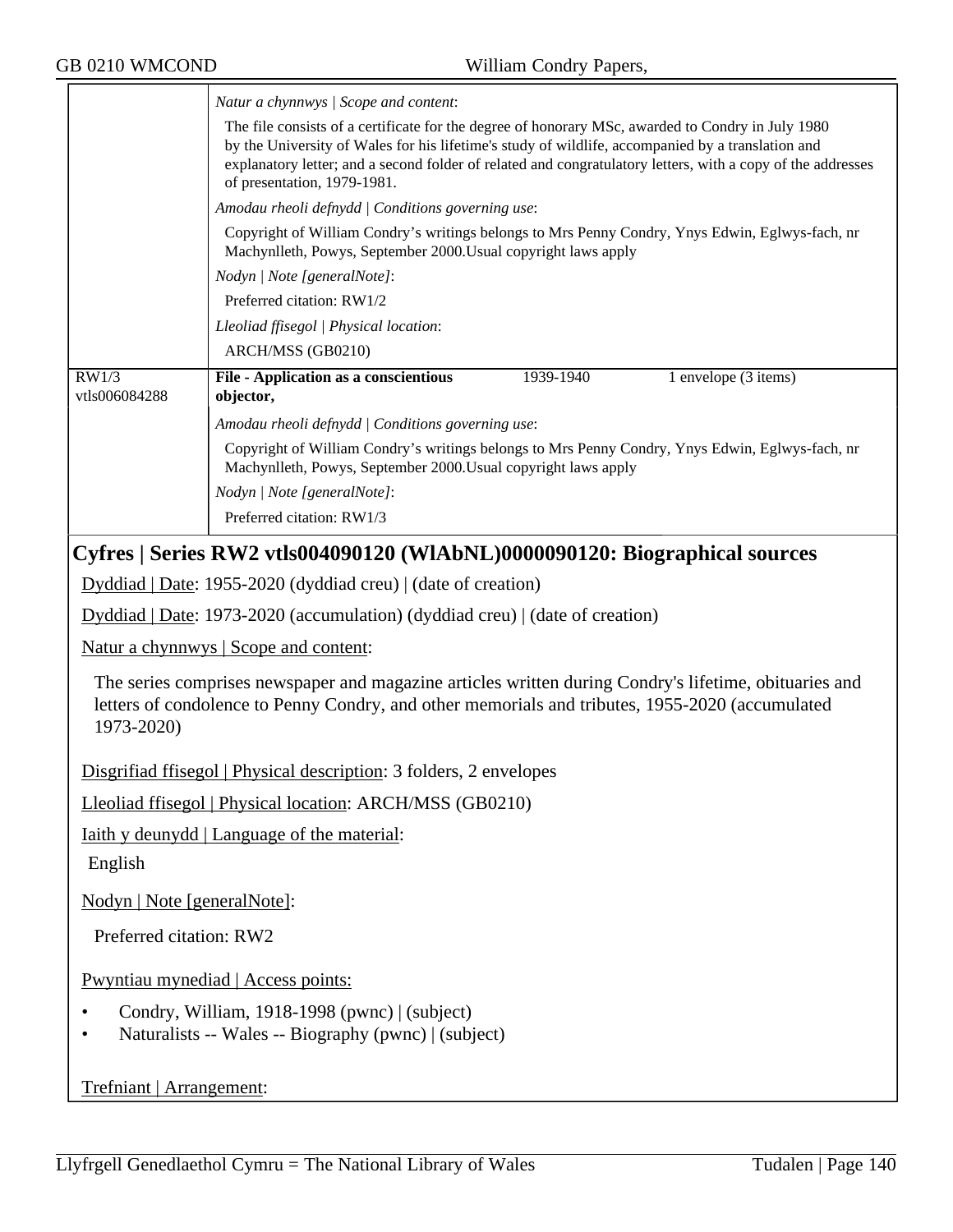*Natur a chynnwys | Scope and content*:

The file consists of a certificate for the degree of honorary MSc, awarded to Condry in July 1980 by the University of Wales for his lifetime's study of wildlife, accompanied by a translation and explanatory letter; and a second folder of related and congratulatory letters, with a copy of the addresses of presentation, 1979-1981.

*Amodau rheoli defnydd | Conditions governing use*:

Copyright of William Condry's writings belongs to Mrs Penny Condry, Ynys Edwin, Eglwys-fach, nr Machynlleth, Powys, September 2000.Usual copyright laws apply

*Nodyn | Note [generalNote]*:

Preferred citation: RW1/2

*Lleoliad ffisegol | Physical location*:

ARCH/MSS (GB0210)

| RW1/3 vtls006084288 | **File - Application as a conscientious objector,** | 1939-1940 | 1 envelope (3 items) |
|---|---|---|---|

*Amodau rheoli defnydd | Conditions governing use*:

Copyright of William Condry's writings belongs to Mrs Penny Condry, Ynys Edwin, Eglwys-fach, nr Machynlleth, Powys, September 2000.Usual copyright laws apply

*Nodyn | Note [generalNote]*:

Preferred citation: RW1/3

## Cyfres | Series RW2 vtls004090120 (WlAbNL)0000090120: Biographical sources

Dyddiad | Date: 1955-2020 (dyddiad creu) | (date of creation)

Dyddiad | Date: 1973-2020 (accumulation) (dyddiad creu) | (date of creation)

Natur a chynnwys | Scope and content:

The series comprises newspaper and magazine articles written during Condry's lifetime, obituaries and letters of condolence to Penny Condry, and other memorials and tributes, 1955-2020 (accumulated 1973-2020)

Disgrifiad ffisegol | Physical description: 3 folders, 2 envelopes

Lleoliad ffisegol | Physical location: ARCH/MSS (GB0210)

Iaith y deunydd | Language of the material:

English

Nodyn | Note [generalNote]:

Preferred citation: RW2

Pwyntiau mynediad | Access points:

- Condry, William, 1918-1998 (pwnc) | (subject)
- Naturalists -- Wales -- Biography (pwnc) | (subject)

Trefniant | Arrangement: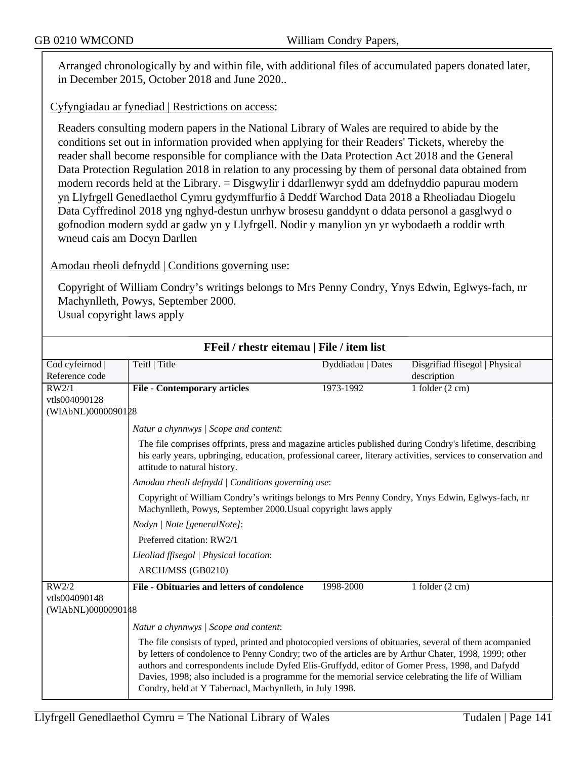Arranged chronologically by and within file, with additional files of accumulated papers donated later, in December 2015, October 2018 and June 2020..

Cyfyngiadau ar fynediad | Restrictions on access:

Readers consulting modern papers in the National Library of Wales are required to abide by the conditions set out in information provided when applying for their Readers' Tickets, whereby the reader shall become responsible for compliance with the Data Protection Act 2018 and the General Data Protection Regulation 2018 in relation to any processing by them of personal data obtained from modern records held at the Library. = Disgwylir i ddarllenwyr sydd am ddefnyddio papurau modern yn Llyfrgell Genedlaethol Cymru gydymffurfio â Deddf Warchod Data 2018 a Rheoliadau Diogelu Data Cyffredinol 2018 yng nghyd-destun unrhyw brosesu ganddynt o ddata personol a gasglwyd o gofnodion modern sydd ar gadw yn y Llyfrgell. Nodir y manylion yn yr wybodaeth a roddir wrth wneud cais am Docyn Darllen

Amodau rheoli defnydd | Conditions governing use:

Copyright of William Condry's writings belongs to Mrs Penny Condry, Ynys Edwin, Eglwys-fach, nr Machynlleth, Powys, September 2000.
Usual copyright laws apply

## FFeil / rhestr eitemau | File / item list

| Cod cyfeirnod \| Reference code | Teitl \| Title | Dyddiadau \| Dates | Disgrifiad ffisegol \| Physical description |
|---|---|---|---|
| RW2/1 vtls004090128 (WlAbNL)0000090128 | **File - Contemporary articles** | 1973-1992 | 1 folder (2 cm) |

*Natur a chynnwys | Scope and content*:

The file comprises offprints, press and magazine articles published during Condry's lifetime, describing his early years, upbringing, education, professional career, literary activities, services to conservation and attitude to natural history.

*Amodau rheoli defnydd | Conditions governing use*:

Copyright of William Condry's writings belongs to Mrs Penny Condry, Ynys Edwin, Eglwys-fach, nr Machynlleth, Powys, September 2000.Usual copyright laws apply

*Nodyn | Note [generalNote]*:

Preferred citation: RW2/1

*Lleoliad ffisegol | Physical location*:

ARCH/MSS (GB0210)

| Cod cyfeirnod \| Reference code | Teitl \| Title | Dyddiadau \| Dates | Disgrifiad ffisegol \| Physical description |
|---|---|---|---|
| RW2/2 vtls004090148 (WlAbNL)0000090148 | **File - Obituaries and letters of condolence** | 1998-2000 | 1 folder (2 cm) |

*Natur a chynnwys | Scope and content*:

The file consists of typed, printed and photocopied versions of obituaries, several of them acompanied by letters of condolence to Penny Condry; two of the articles are by Arthur Chater, 1998, 1999; other authors and correspondents include Dyfed Elis-Gruffydd, editor of Gomer Press, 1998, and Dafydd Davies, 1998; also included is a programme for the memorial service celebrating the life of William Condry, held at Y Tabernacl, Machynlleth, in July 1998.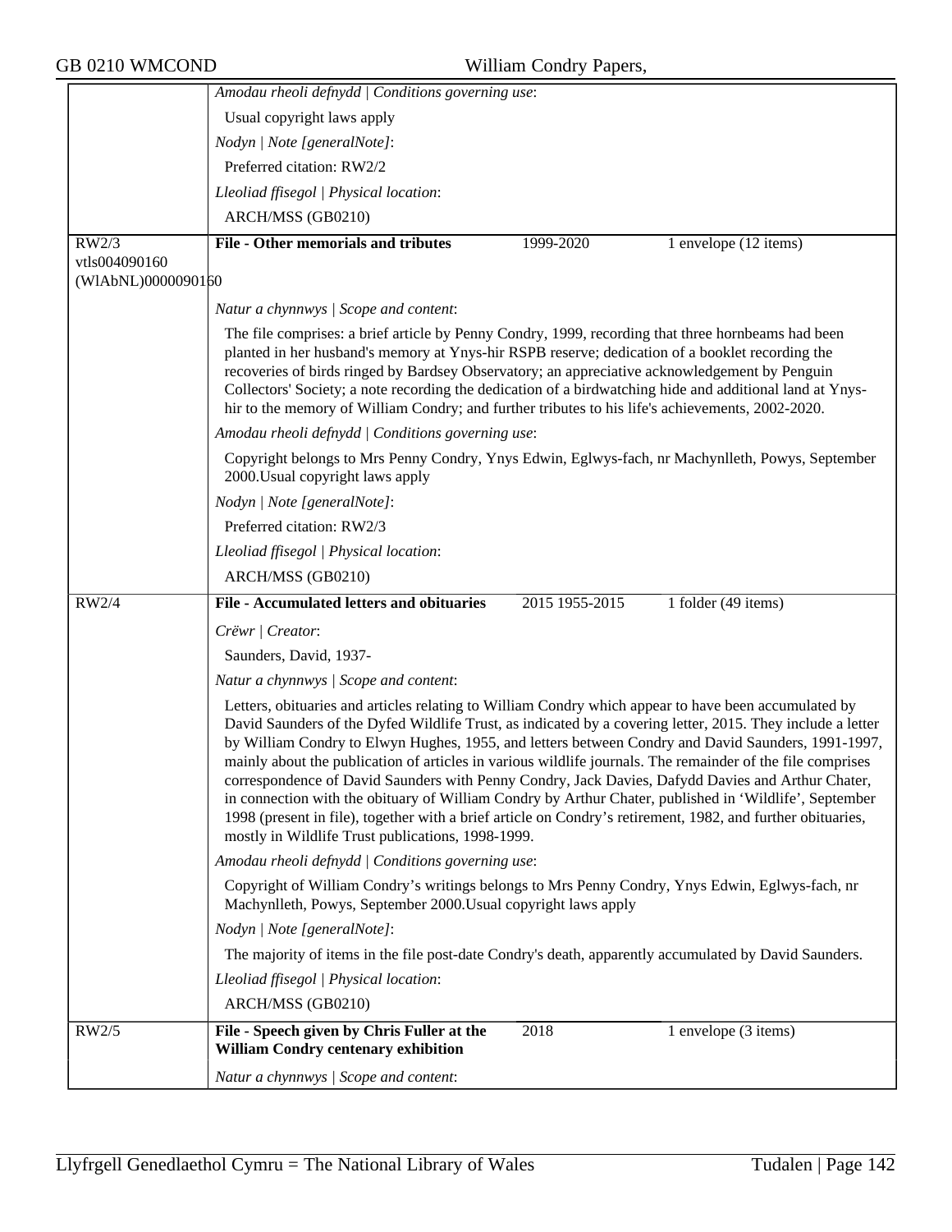Amodau rheoli defnydd | Conditions governing use:

Usual copyright laws apply

Nodyn | Note [generalNote]:

Preferred citation: RW2/2

Lleoliad ffisegol | Physical location:

ARCH/MSS (GB0210)

---

**RW2/3** | vtls004090160 | (WlAbNL)0000090160

**File - Other memorials and tributes** | 1999-2020 | 1 envelope (12 items)

*Natur a chynnwys | Scope and content*:

The file comprises: a brief article by Penny Condry, 1999, recording that three hornbeams had been planted in her husband's memory at Ynys-hir RSPB reserve; dedication of a booklet recording the recoveries of birds ringed by Bardsey Observatory; an appreciative acknowledgement by Penguin Collectors' Society; a note recording the dedication of a birdwatching hide and additional land at Ynys-hir to the memory of William Condry; and further tributes to his life's achievements, 2002-2020.

*Amodau rheoli defnydd | Conditions governing use*:

Copyright belongs to Mrs Penny Condry, Ynys Edwin, Eglwys-fach, nr Machynlleth, Powys, September 2000.Usual copyright laws apply

*Nodyn | Note [generalNote]*:

Preferred citation: RW2/3

*Lleoliad ffisegol | Physical location*:

ARCH/MSS (GB0210)

---

**RW2/4**

**File - Accumulated letters and obituaries** | 2015 1955-2015 | 1 folder (49 items)

*Crëwr | Creator*:

Saunders, David, 1937-

*Natur a chynnwys | Scope and content*:

Letters, obituaries and articles relating to William Condry which appear to have been accumulated by David Saunders of the Dyfed Wildlife Trust, as indicated by a covering letter, 2015. They include a letter by William Condry to Elwyn Hughes, 1955, and letters between Condry and David Saunders, 1991-1997, mainly about the publication of articles in various wildlife journals. The remainder of the file comprises correspondence of David Saunders with Penny Condry, Jack Davies, Dafydd Davies and Arthur Chater, in connection with the obituary of William Condry by Arthur Chater, published in 'Wildlife', September 1998 (present in file), together with a brief article on Condry's retirement, 1982, and further obituaries, mostly in Wildlife Trust publications, 1998-1999.

*Amodau rheoli defnydd | Conditions governing use*:

Copyright of William Condry's writings belongs to Mrs Penny Condry, Ynys Edwin, Eglwys-fach, nr Machynlleth, Powys, September 2000.Usual copyright laws apply

*Nodyn | Note [generalNote]*:

The majority of items in the file post-date Condry's death, apparently accumulated by David Saunders.

*Lleoliad ffisegol | Physical location*:

ARCH/MSS (GB0210)

---

**RW2/5**

**File - Speech given by Chris Fuller at the William Condry centenary exhibition** | 2018 | 1 envelope (3 items)

*Natur a chynnwys | Scope and content*: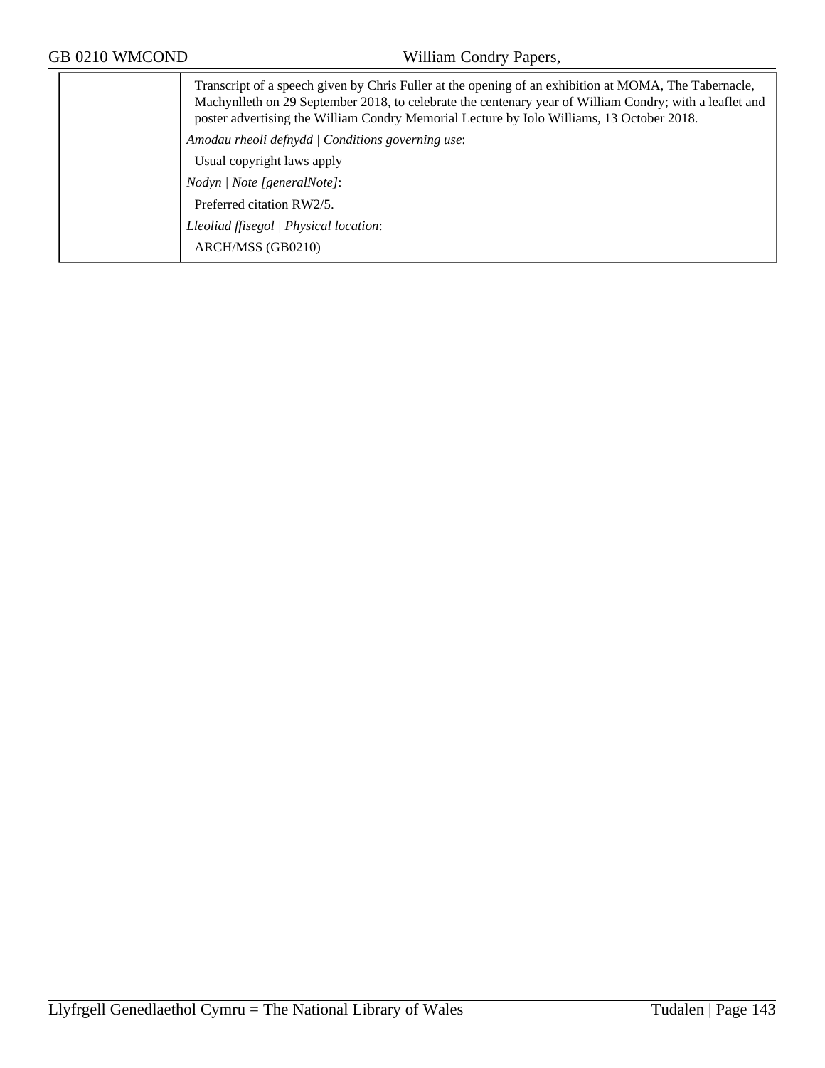Transcript of a speech given by Chris Fuller at the opening of an exhibition at MOMA, The Tabernacle, Machynlleth on 29 September 2018, to celebrate the centenary year of William Condry; with a leaflet and poster advertising the William Condry Memorial Lecture by Iolo Williams, 13 October 2018.

*Amodau rheoli defnydd | Conditions governing use*:

Usual copyright laws apply

*Nodyn | Note [generalNote]*:

Preferred citation RW2/5.

*Lleoliad ffisegol | Physical location*:

ARCH/MSS (GB0210)